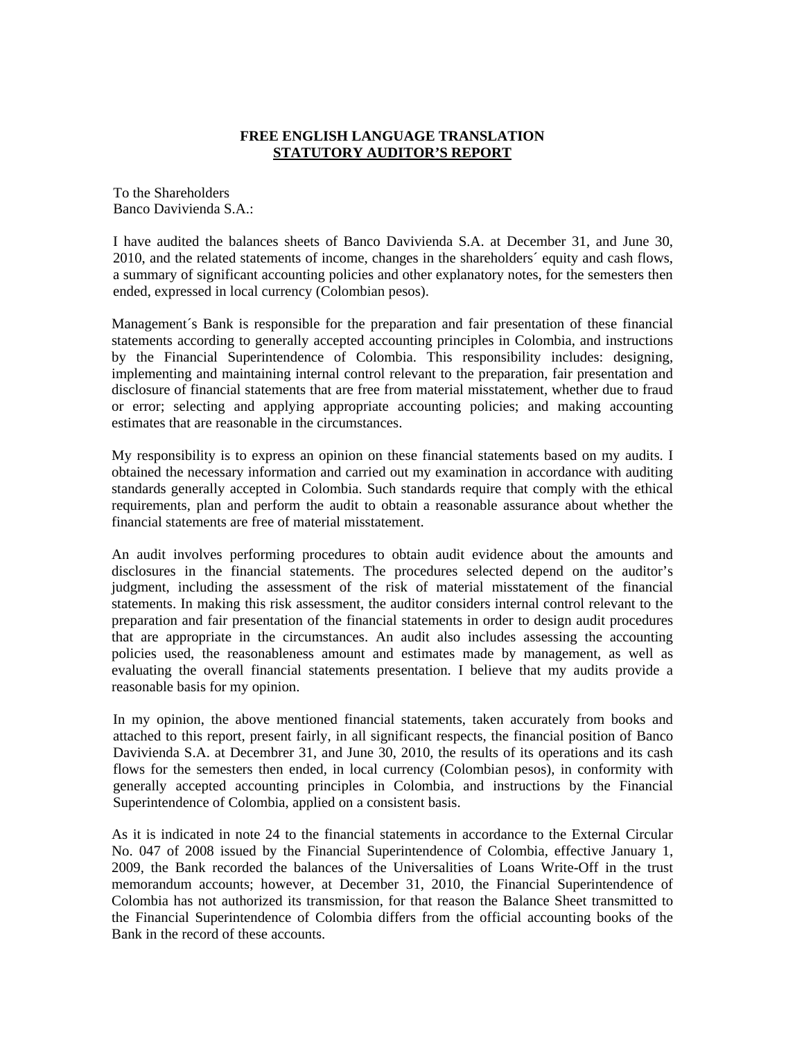**FREE ENGLISH LANGUAGE TRANSLATION**

**STATUTORY AUDITOR'S REPORT**

To the Shareholders
Banco Davivienda S.A.:

I have audited the balances sheets of Banco Davivienda S.A. at December 31, and June 30, 2010, and the related statements of income, changes in the shareholders´ equity and cash flows, a summary of significant accounting policies and other explanatory notes, for the semesters then ended, expressed in local currency (Colombian pesos).

Management´s Bank is responsible for the preparation and fair presentation of these financial statements according to generally accepted accounting principles in Colombia, and instructions by the Financial Superintendence of Colombia. This responsibility includes: designing, implementing and maintaining internal control relevant to the preparation, fair presentation and disclosure of financial statements that are free from material misstatement, whether due to fraud or error; selecting and applying appropriate accounting policies; and making accounting estimates that are reasonable in the circumstances.

My responsibility is to express an opinion on these financial statements based on my audits. I obtained the necessary information and carried out my examination in accordance with auditing standards generally accepted in Colombia. Such standards require that comply with the ethical requirements, plan and perform the audit to obtain a reasonable assurance about whether the financial statements are free of material misstatement.

An audit involves performing procedures to obtain audit evidence about the amounts and disclosures in the financial statements. The procedures selected depend on the auditor's judgment, including the assessment of the risk of material misstatement of the financial statements. In making this risk assessment, the auditor considers internal control relevant to the preparation and fair presentation of the financial statements in order to design audit procedures that are appropriate in the circumstances. An audit also includes assessing the accounting policies used, the reasonableness amount and estimates made by management, as well as evaluating the overall financial statements presentation. I believe that my audits provide a reasonable basis for my opinion.

In my opinion, the above mentioned financial statements, taken accurately from books and attached to this report, present fairly, in all significant respects, the financial position of Banco Davivienda S.A. at Decembrer 31, and June 30, 2010, the results of its operations and its cash flows for the semesters then ended, in local currency (Colombian pesos), in conformity with generally accepted accounting principles in Colombia, and instructions by the Financial Superintendence of Colombia, applied on a consistent basis.

As it is indicated in note 24 to the financial statements in accordance to the External Circular No. 047 of 2008 issued by the Financial Superintendence of Colombia, effective January 1, 2009, the Bank recorded the balances of the Universalities of Loans Write-Off in the trust memorandum accounts; however, at December 31, 2010, the Financial Superintendence of Colombia has not authorized its transmission, for that reason the Balance Sheet transmitted to the Financial Superintendence of Colombia differs from the official accounting books of the Bank in the record of these accounts.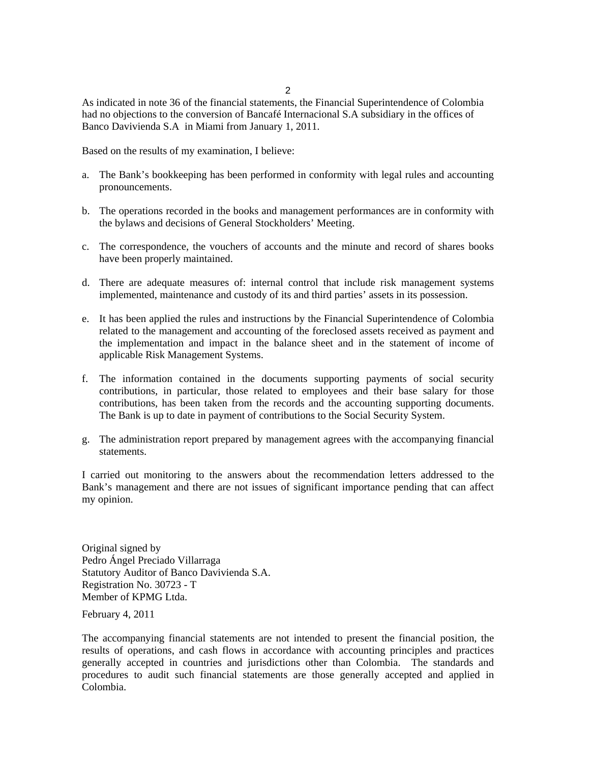As indicated in note 36 of the financial statements, the Financial Superintendence of Colombia had no objections to the conversion of Bancafé Internacional S.A subsidiary in the offices of Banco Davivienda S.A in Miami from January 1, 2011.

Based on the results of my examination, I believe:

a. The Bank's bookkeeping has been performed in conformity with legal rules and accounting pronouncements.

b. The operations recorded in the books and management performances are in conformity with the bylaws and decisions of General Stockholders' Meeting.

c. The correspondence, the vouchers of accounts and the minute and record of shares books have been properly maintained.

d. There are adequate measures of: internal control that include risk management systems implemented, maintenance and custody of its and third parties' assets in its possession.

e. It has been applied the rules and instructions by the Financial Superintendence of Colombia related to the management and accounting of the foreclosed assets received as payment and the implementation and impact in the balance sheet and in the statement of income of applicable Risk Management Systems.

f. The information contained in the documents supporting payments of social security contributions, in particular, those related to employees and their base salary for those contributions, has been taken from the records and the accounting supporting documents. The Bank is up to date in payment of contributions to the Social Security System.

g. The administration report prepared by management agrees with the accompanying financial statements.

I carried out monitoring to the answers about the recommendation letters addressed to the Bank's management and there are not issues of significant importance pending that can affect my opinion.

Original signed by
Pedro Ángel Preciado Villarraga
Statutory Auditor of Banco Davivienda S.A.
Registration No. 30723 - T
Member of KPMG Ltda.

February 4, 2011

The accompanying financial statements are not intended to present the financial position, the results of operations, and cash flows in accordance with accounting principles and practices generally accepted in countries and jurisdictions other than Colombia. The standards and procedures to audit such financial statements are those generally accepted and applied in Colombia.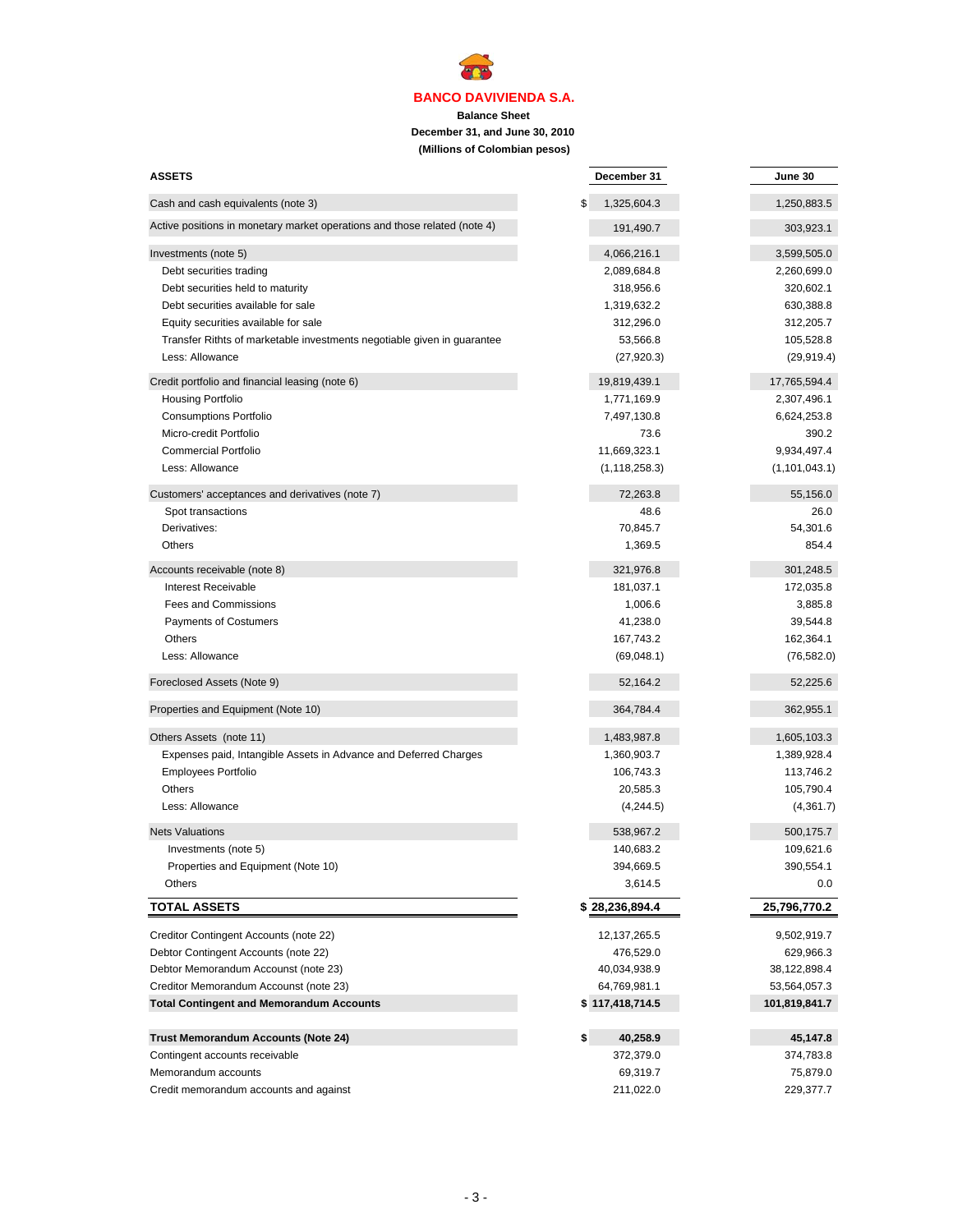# BANCO DAVIVIENDA S.A.

**Balance Sheet**
**December 31, and June 30, 2010**
**(Millions of Colombian pesos)**

| ASSETS | December 31 | June 30 |
|---|---|---|
| Cash and cash equivalents (note 3) | $ 1,325,604.3 | 1,250,883.5 |
| Active positions in monetary market operations and those related (note 4) | 191,490.7 | 303,923.1 |
| Investments (note 5) | 4,066,216.1 | 3,599,505.0 |
| Debt securities trading | 2,089,684.8 | 2,260,699.0 |
| Debt securities held to maturity | 318,956.6 | 320,602.1 |
| Debt securities available for sale | 1,319,632.2 | 630,388.8 |
| Equity securities available for sale | 312,296.0 | 312,205.7 |
| Transfer Rithts of marketable investments negotiable given in guarantee | 53,566.8 | 105,528.8 |
| Less: Allowance | (27,920.3) | (29,919.4) |
| Credit portfolio and financial leasing (note 6) | 19,819,439.1 | 17,765,594.4 |
| Housing Portfolio | 1,771,169.9 | 2,307,496.1 |
| Consumptions Portfolio | 7,497,130.8 | 6,624,253.8 |
| Micro-credit Portfolio | 73.6 | 390.2 |
| Commercial Portfolio | 11,669,323.1 | 9,934,497.4 |
| Less: Allowance | (1,118,258.3) | (1,101,043.1) |
| Customers' acceptances and derivatives (note 7) | 72,263.8 | 55,156.0 |
| Spot transactions | 48.6 | 26.0 |
| Derivatives: | 70,845.7 | 54,301.6 |
| Others | 1,369.5 | 854.4 |
| Accounts receivable (note 8) | 321,976.8 | 301,248.5 |
| Interest Receivable | 181,037.1 | 172,035.8 |
| Fees and Commissions | 1,006.6 | 3,885.8 |
| Payments of Costumers | 41,238.0 | 39,544.8 |
| Others | 167,743.2 | 162,364.1 |
| Less: Allowance | (69,048.1) | (76,582.0) |
| Foreclosed Assets (Note 9) | 52,164.2 | 52,225.6 |
| Properties and Equipment (Note 10) | 364,784.4 | 362,955.1 |
| Others Assets (note 11) | 1,483,987.8 | 1,605,103.3 |
| Expenses paid, Intangible Assets in Advance and Deferred Charges | 1,360,903.7 | 1,389,928.4 |
| Employees Portfolio | 106,743.3 | 113,746.2 |
| Others | 20,585.3 | 105,790.4 |
| Less: Allowance | (4,244.5) | (4,361.7) |
| Nets Valuations | 538,967.2 | 500,175.7 |
| Investments (note 5) | 140,683.2 | 109,621.6 |
| Properties and Equipment (Note 10) | 394,669.5 | 390,554.1 |
| Others | 3,614.5 | 0.0 |
| **TOTAL ASSETS** | **$ 28,236,894.4** | **25,796,770.2** |
| Creditor Contingent Accounts (note 22) | 12,137,265.5 | 9,502,919.7 |
| Debtor Contingent Accounts (note 22) | 476,529.0 | 629,966.3 |
| Debtor Memorandum Account (note 23) | 40,034,938.9 | 38,122,898.4 |
| Creditor Memorandum Account (note 23) | 64,769,981.1 | 53,564,057.3 |
| **Total Contingent and Memorandum Accounts** | **$ 117,418,714.5** | **101,819,841.7** |
| **Trust Memorandum Accounts (Note 24)** | **$ 40,258.9** | **45,147.8** |
| Contingent accounts receivable | 372,379.0 | 374,783.8 |
| Memorandum accounts | 69,319.7 | 75,879.0 |
| Credit memorandum accounts and against | 211,022.0 | 229,377.7 |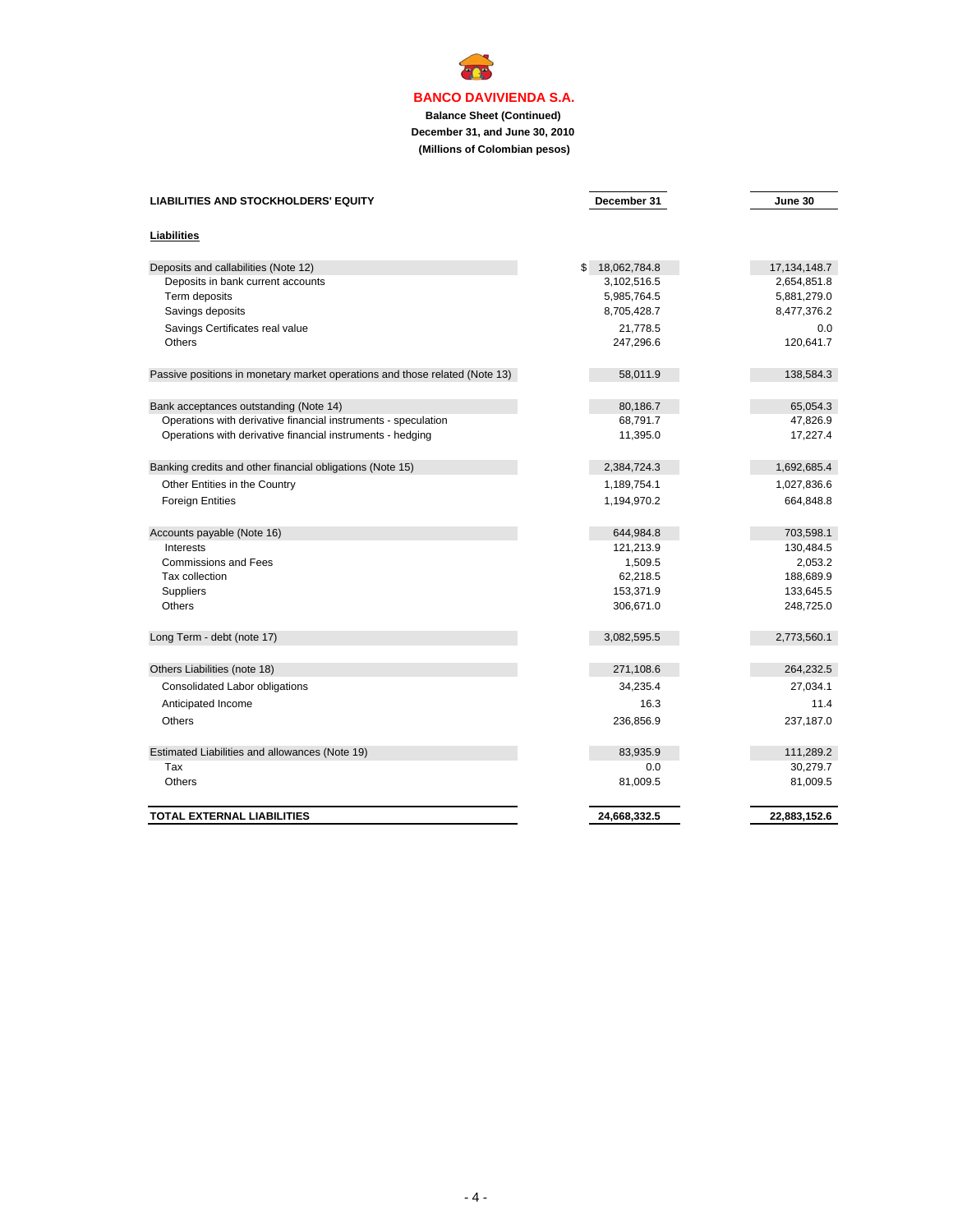# BANCO DAVIVIENDA S.A.

**Balance Sheet (Continued)**
**December 31, and June 30, 2010**
**(Millions of Colombian pesos)**

| LIABILITIES AND STOCKHOLDERS' EQUITY | December 31 | June 30 |
|---|---|---|
| **Liabilities** | | |
| Deposits and callabilities (Note 12) | $ 18,062,784.8 | 17,134,148.7 |
| Deposits in bank current accounts | 3,102,516.5 | 2,654,851.8 |
| Term deposits | 5,985,764.5 | 5,881,279.0 |
| Savings deposits | 8,705,428.7 | 8,477,376.2 |
| Savings Certificates real value | 21,778.5 | 0.0 |
| Others | 247,296.6 | 120,641.7 |
| Passive positions in monetary market operations and those related (Note 13) | 58,011.9 | 138,584.3 |
| Bank acceptances outstanding (Note 14) | 80,186.7 | 65,054.3 |
| Operations with derivative financial instruments - speculation | 68,791.7 | 47,826.9 |
| Operations with derivative financial instruments - hedging | 11,395.0 | 17,227.4 |
| Banking credits and other financial obligations (Note 15) | 2,384,724.3 | 1,692,685.4 |
| Other Entities in the Country | 1,189,754.1 | 1,027,836.6 |
| Foreign Entities | 1,194,970.2 | 664,848.8 |
| Accounts payable (Note 16) | 644,984.8 | 703,598.1 |
| Interests | 121,213.9 | 130,484.5 |
| Commissions and Fees | 1,509.5 | 2,053.2 |
| Tax collection | 62,218.5 | 188,689.9 |
| Suppliers | 153,371.9 | 133,645.5 |
| Others | 306,671.0 | 248,725.0 |
| Long Term - debt (note 17) | 3,082,595.5 | 2,773,560.1 |
| Others Liabilities (note 18) | 271,108.6 | 264,232.5 |
| Consolidated Labor obligations | 34,235.4 | 27,034.1 |
| Anticipated Income | 16.3 | 11.4 |
| Others | 236,856.9 | 237,187.0 |
| Estimated Liabilities and allowances (Note 19) | 83,935.9 | 111,289.2 |
| Tax | 0.0 | 30,279.7 |
| Others | 81,009.5 | 81,009.5 |
| **TOTAL EXTERNAL LIABILITIES** | **24,668,332.5** | **22,883,152.6** |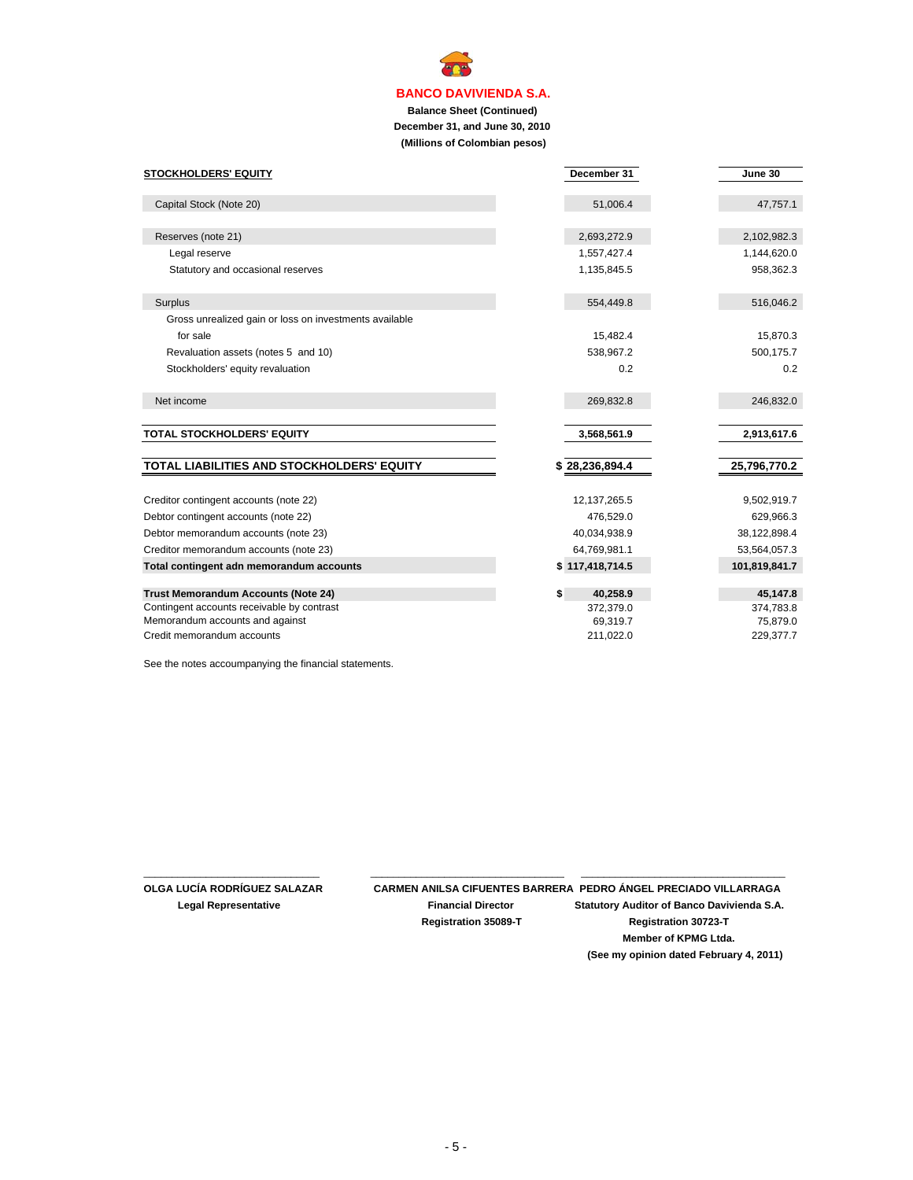**BANCO DAVIVIENDA S.A.**

**Balance Sheet (Continued)**

**December 31, and June 30, 2010**

**(Millions of Colombian pesos)**

| STOCKHOLDERS' EQUITY | December 31 | June 30 |
|---|---|---|
| Capital Stock (Note 20) | 51,006.4 | 47,757.1 |
| Reserves (note 21) | 2,693,272.9 | 2,102,982.3 |
| Legal reserve | 1,557,427.4 | 1,144,620.0 |
| Statutory and occasional reserves | 1,135,845.5 | 958,362.3 |
| Surplus | 554,449.8 | 516,046.2 |
| Gross unrealized gain or loss on investments available for sale | 15,482.4 | 15,870.3 |
| Revaluation assets (notes 5 and 10) | 538,967.2 | 500,175.7 |
| Stockholders' equity revaluation | 0.2 | 0.2 |
| Net income | 269,832.8 | 246,832.0 |
| **TOTAL STOCKHOLDERS' EQUITY** | **3,568,561.9** | **2,913,617.6** |
| **TOTAL LIABILITIES AND STOCKHOLDERS' EQUITY** | **$ 28,236,894.4** | **25,796,770.2** |
| Creditor contingent accounts (note 22) | 12,137,265.5 | 9,502,919.7 |
| Debtor contingent accounts (note 22) | 476,529.0 | 629,966.3 |
| Debtor memorandum accounts (note 23) | 40,034,938.9 | 38,122,898.4 |
| Creditor memorandum accounts (note 23) | 64,769,981.1 | 53,564,057.3 |
| **Total contingent adn memorandum accounts** | **$ 117,418,714.5** | **101,819,841.7** |
| **Trust Memorandum Accounts (Note 24)** | **$ 40,258.9** | **45,147.8** |
| Contingent accounts receivable by contrast | 372,379.0 | 374,783.8 |
| Memorandum accounts and against | 69,319.7 | 75,879.0 |
| Credit memorandum accounts | 211,022.0 | 229,377.7 |

See the notes accoumpanying the financial statements.

**OLGA LUCÍA RODRÍGUEZ SALAZAR**
**Legal Representative**

**CARMEN ANILSA CIFUENTES BARRERA**
**Financial Director**
**Registration 35089-T**

**PEDRO ÁNGEL PRECIADO VILLARRAGA**
**Statutory Auditor of Banco Davivienda S.A.**
**Registration 30723-T**
**Member of KPMG Ltda.**
**(See my opinion dated February 4, 2011)**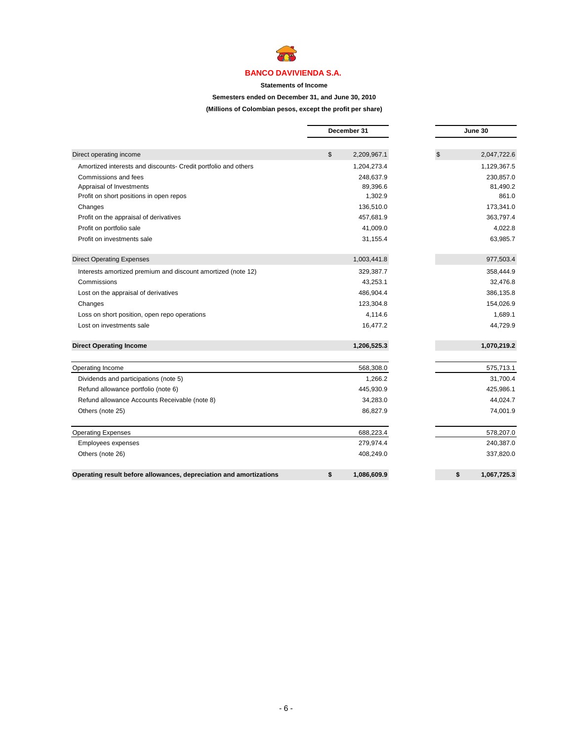**BANCO DAVIVIENDA S.A.**

**Statements of Income**

**Semesters ended on December 31, and June 30, 2010**

**(Millions of Colombian pesos, except the profit per share)**

| | December 31 | June 30 |
|---|---|---|
| Direct operating income | $ 2,209,967.1 | $ 2,047,722.6 |
| Amortized interests and discounts- Credit portfolio and others | 1,204,273.4 | 1,129,367.5 |
| Commissions and fees | 248,637.9 | 230,857.0 |
| Appraisal of Investments | 89,396.6 | 81,490.2 |
| Profit on short positions in open repos | 1,302.9 | 861.0 |
| Changes | 136,510.0 | 173,341.0 |
| Profit on the appraisal of derivatives | 457,681.9 | 363,797.4 |
| Profit on portfolio sale | 41,009.0 | 4,022.8 |
| Profit on investments sale | 31,155.4 | 63,985.7 |
| Direct Operating Expenses | 1,003,441.8 | 977,503.4 |
| Interests amortized premium and discount amortized (note 12) | 329,387.7 | 358,444.9 |
| Commissions | 43,253.1 | 32,476.8 |
| Lost on the appraisal of derivatives | 486,904.4 | 386,135.8 |
| Changes | 123,304.8 | 154,026.9 |
| Loss on short position, open repo operations | 4,114.6 | 1,689.1 |
| Lost on investments sale | 16,477.2 | 44,729.9 |
| **Direct Operating Income** | **1,206,525.3** | **1,070,219.2** |
| Operating Income | 568,308.0 | 575,713.1 |
| Dividends and participations (note 5) | 1,266.2 | 31,700.4 |
| Refund allowance portfolio (note 6) | 445,930.9 | 425,986.1 |
| Refund allowance Accounts Receivable (note 8) | 34,283.0 | 44,024.7 |
| Others (note 25) | 86,827.9 | 74,001.9 |
| Operating Expenses | 688,223.4 | 578,207.0 |
| Employees expenses | 279,974.4 | 240,387.0 |
| Others (note 26) | 408,249.0 | 337,820.0 |
| **Operating result before allowances, depreciation and amortizations** | **$ 1,086,609.9** | **$ 1,067,725.3** |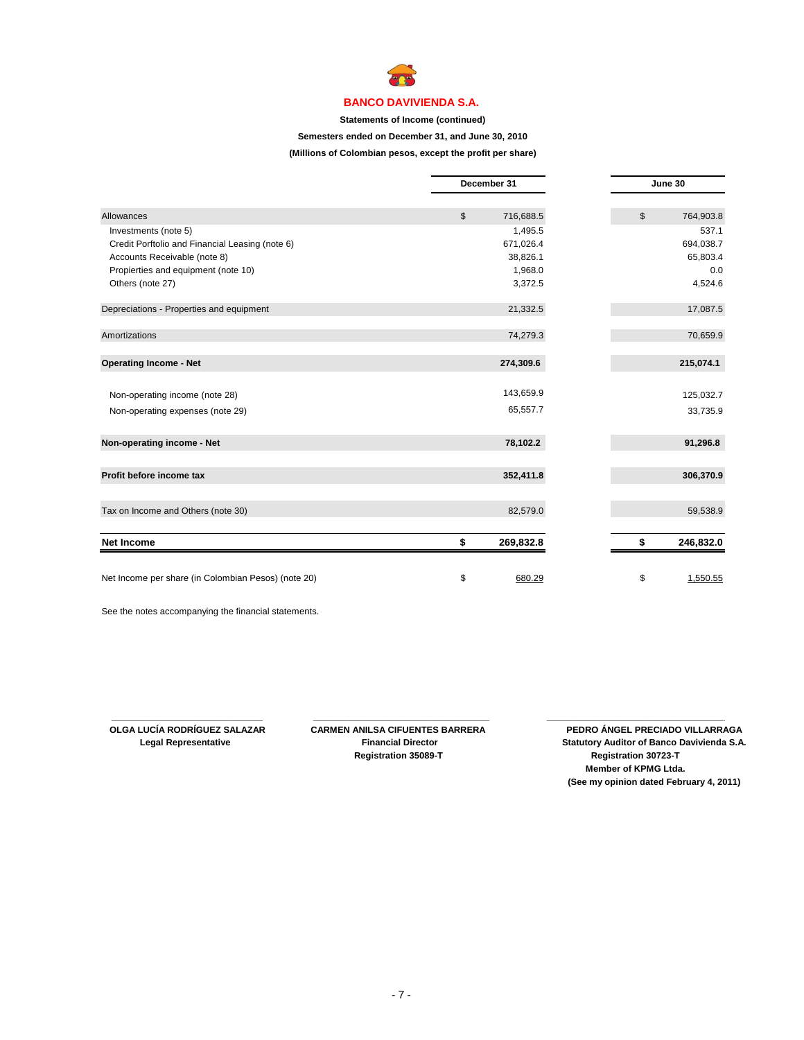**BANCO DAVIVIENDA S.A.**

**Statements of Income (continued)**

**Semesters ended on December 31, and June 30, 2010**

**(Millions of Colombian pesos, except the profit per share)**

| | December 31 | June 30 |
|---|---|---|
| Allowances | $ 716,688.5 | $ 764,903.8 |
| Investments (note 5) | 1,495.5 | 537.1 |
| Credit Porftolio and Financial Leasing (note 6) | 671,026.4 | 694,038.7 |
| Accounts Receivable (note 8) | 38,826.1 | 65,803.4 |
| Propierties and equipment (note 10) | 1,968.0 | 0.0 |
| Others (note 27) | 3,372.5 | 4,524.6 |
| Depreciations - Properties and equipment | 21,332.5 | 17,087.5 |
| Amortizations | 74,279.3 | 70,659.9 |
| **Operating Income - Net** | **274,309.6** | **215,074.1** |
| Non-operating income (note 28) | 143,659.9 | 125,032.7 |
| Non-operating expenses (note 29) | 65,557.7 | 33,735.9 |
| **Non-operating income - Net** | **78,102.2** | **91,296.8** |
| **Profit before income tax** | **352,411.8** | **306,370.9** |
| Tax on Income and Others (note 30) | 82,579.0 | 59,538.9 |
| **Net Income** | **$ 269,832.8** | **$ 246,832.0** |
| Net Income per share (in Colombian Pesos) (note 20) | $ 680.29 | $ 1,550.55 |

See the notes accompanying the financial statements.

**OLGA LUCÍA RODRÍGUEZ SALAZAR**
**Legal Representative**

**CARMEN ANILSA CIFUENTES BARRERA**
**Financial Director**
**Registration 35089-T**

**PEDRO ÁNGEL PRECIADO VILLARRAGA**
**Statutory Auditor of Banco Davivienda S.A.**
**Registration 30723-T**
**Member of KPMG Ltda.**
**(See my opinion dated February 4, 2011)**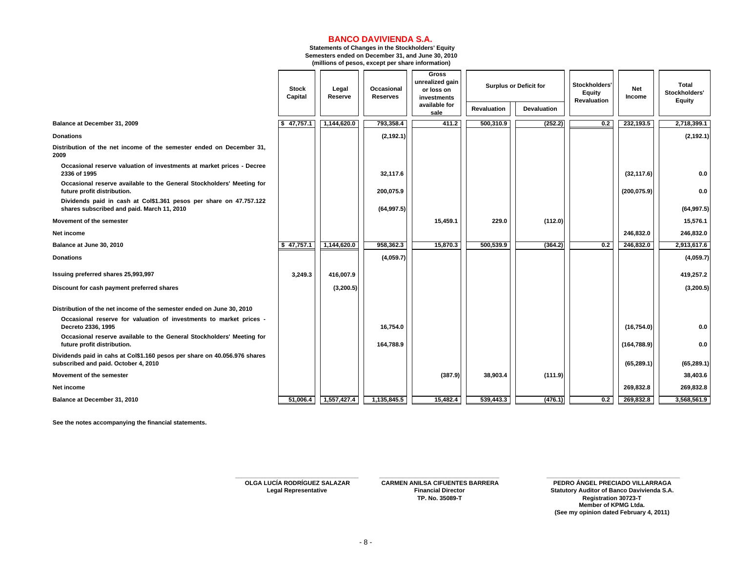# BANCO DAVIVIENDA S.A.

**Statements of Changes in the Stockholders' Equity**
**Semesters ended on December 31, and June 30, 2010**
**(millions of pesos, except per share information)**

| | Stock Capital | Legal Reserve | Occasional Reserves | Gross unrealized gain or loss on investments available for sale | Surplus or Deficit for | | Stockholders' Equity Revaluation | Net Income | Total Stockholders' Equity |
|---|---|---|---|---|---|---|---|---|---|
| | | | | | Revaluation | Devaluation | | | |
| **Balance at December 31, 2009** | $ 47,757.1 | 1,144,620.0 | 793,358.4 | 411.2 | 500,310.9 | (252.2) | 0.2 | 232,193.5 | 2,718,399.1 |
| **Donations** | | | (2,192.1) | | | | | | (2,192.1) |
| **Distribution of the net income of the semester ended on December 31, 2009** | | | | | | | | | |
| Occasional reserve valuation of investments at market prices - Decree 2336 of 1995 | | | 32,117.6 | | | | | (32,117.6) | 0.0 |
| Occasional reserve available to the General Stockholders' Meeting for future profit distribution. | | | 200,075.9 | | | | | (200,075.9) | 0.0 |
| Dividends paid in cash at Col$1.361 pesos per share on 47.757.122 shares subscribed and paid. March 11, 2010 | | | (64,997.5) | | | | | | (64,997.5) |
| **Movement of the semester** | | | | 15,459.1 | 229.0 | (112.0) | | | 15,576.1 |
| **Net income** | | | | | | | | 246,832.0 | 246,832.0 |
| **Balance at June 30, 2010** | $ 47,757.1 | 1,144,620.0 | 958,362.3 | 15,870.3 | 500,539.9 | (364.2) | 0.2 | 246,832.0 | 2,913,617.6 |
| **Donations** | | | (4,059.7) | | | | | | (4,059.7) |
| **Issuing preferred shares 25,993,997** | 3,249.3 | 416,007.9 | | | | | | | 419,257.2 |
| **Discount for cash payment preferred shares** | | (3,200.5) | | | | | | | (3,200.5) |
| **Distribution of the net income of the semester ended on June 30, 2010** | | | | | | | | | |
| Occasional reserve for valuation of investments to market prices - Decreto 2336, 1995 | | | 16,754.0 | | | | | (16,754.0) | 0.0 |
| Occasional reserve available to the General Stockholders' Meeting for future profit distribution. | | | 164,788.9 | | | | | (164,788.9) | 0.0 |
| **Dividends paid in cahs at Col$1.160 pesos per share on 40.056.976 shares subscribed and paid. October 4, 2010** | | | | | | | | (65,289.1) | (65,289.1) |
| **Movement of the semester** | | | | (387.9) | 38,903.4 | (111.9) | | | 38,403.6 |
| **Net income** | | | | | | | | 269,832.8 | 269,832.8 |
| **Balance at December 31, 2010** | 51,006.4 | 1,557,427.4 | 1,135,845.5 | 15,482.4 | 539,443.3 | (476.1) | 0.2 | 269,832.8 | 3,568,561.9 |

**See the notes accompanying the financial statements.**

**OLGA LUCÍA RODRÍGUEZ SALAZAR**
**Legal Representative**

**CARMEN ANILSA CIFUENTES BARRERA**
**Financial Director**
**TP. No. 35089-T**

**PEDRO ÁNGEL PRECIADO VILLARRAGA**
**Statutory Auditor of Banco Davivienda S.A.**
**Registration 30723-T**
**Member of KPMG Ltda.**
**(See my opinion dated February 4, 2011)**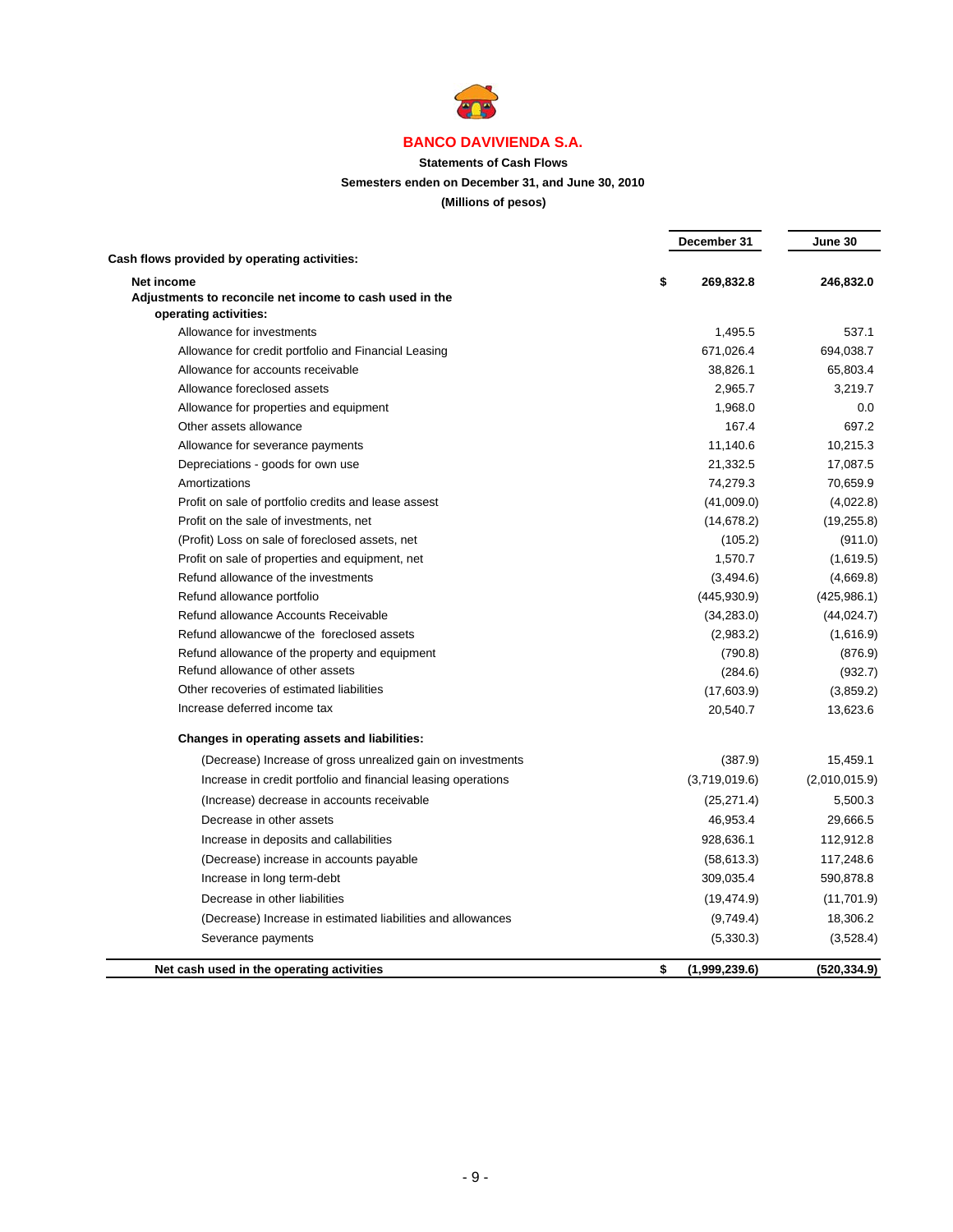# BANCO DAVIVIENDA S.A.

**Statements of Cash Flows**

**Semesters enden on December 31, and June 30, 2010**

**(Millions of pesos)**

| | | December 31 | June 30 |
|---|---|---|---|
| **Cash flows provided by operating activities:** | | | |
| **Net income** | $ | **269,832.8** | **246,832.0** |
| **Adjustments to reconcile net income to cash used in the operating activities:** | | | |
| Allowance for investments | | 1,495.5 | 537.1 |
| Allowance for credit portfolio and Financial Leasing | | 671,026.4 | 694,038.7 |
| Allowance for accounts receivable | | 38,826.1 | 65,803.4 |
| Allowance foreclosed assets | | 2,965.7 | 3,219.7 |
| Allowance for properties and equipment | | 1,968.0 | 0.0 |
| Other assets allowance | | 167.4 | 697.2 |
| Allowance for severance payments | | 11,140.6 | 10,215.3 |
| Depreciations - goods for own use | | 21,332.5 | 17,087.5 |
| Amortizations | | 74,279.3 | 70,659.9 |
| Profit on sale of portfolio credits and lease assest | | (41,009.0) | (4,022.8) |
| Profit on the sale of investments, net | | (14,678.2) | (19,255.8) |
| (Profit) Loss on sale of foreclosed assets, net | | (105.2) | (911.0) |
| Profit on sale of properties and equipment, net | | 1,570.7 | (1,619.5) |
| Refund allowance of the investments | | (3,494.6) | (4,669.8) |
| Refund allowance portfolio | | (445,930.9) | (425,986.1) |
| Refund allowance Accounts Receivable | | (34,283.0) | (44,024.7) |
| Refund allowancwe of the foreclosed assets | | (2,983.2) | (1,616.9) |
| Refund allowance of the property and equipment | | (790.8) | (876.9) |
| Refund allowance of other assets | | (284.6) | (932.7) |
| Other recoveries of estimated liabilities | | (17,603.9) | (3,859.2) |
| Increase deferred income tax | | 20,540.7 | 13,623.6 |
| **Changes in operating assets and liabilities:** | | | |
| (Decrease) Increase of gross unrealized gain on investments | | (387.9) | 15,459.1 |
| Increase in credit portfolio and financial leasing operations | | (3,719,019.6) | (2,010,015.9) |
| (Increase) decrease in accounts receivable | | (25,271.4) | 5,500.3 |
| Decrease in other assets | | 46,953.4 | 29,666.5 |
| Increase in deposits and callabilities | | 928,636.1 | 112,912.8 |
| (Decrease) increase in accounts payable | | (58,613.3) | 117,248.6 |
| Increase in long term-debt | | 309,035.4 | 590,878.8 |
| Decrease in other liabilities | | (19,474.9) | (11,701.9) |
| (Decrease) Increase in estimated liabilities and allowances | | (9,749.4) | 18,306.2 |
| Severance payments | | (5,330.3) | (3,528.4) |
| **Net cash used in the operating activities** | $ | **(1,999,239.6)** | **(520,334.9)** |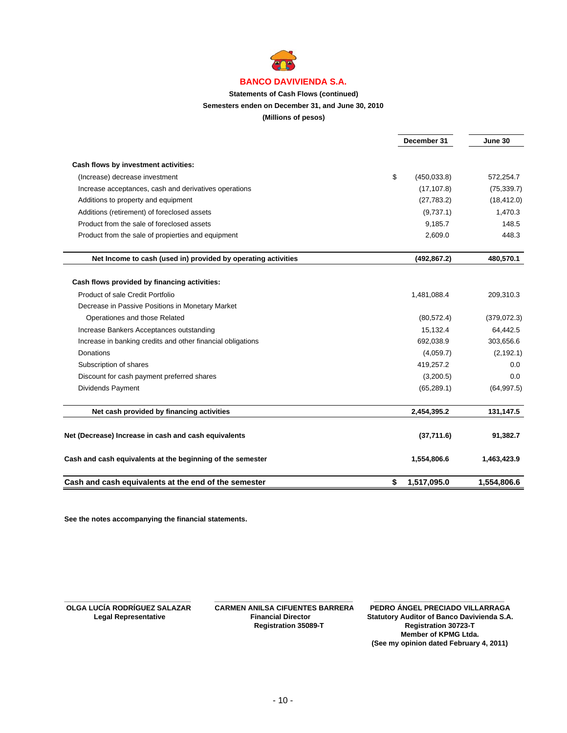**BANCO DAVIVIENDA S.A.**

**Statements of Cash Flows (continued)**

**Semesters enden on December 31, and June 30, 2010**

**(Millions of pesos)**

| | December 31 | June 30 |
|---|---|---|
| **Cash flows by investment activities:** | | |
| (Increase) decrease investment | $ (450,033.8) | 572,254.7 |
| Increase acceptances, cash and derivatives operations | (17,107.8) | (75,339.7) |
| Additions to property and equipment | (27,783.2) | (18,412.0) |
| Additions (retirement) of foreclosed assets | (9,737.1) | 1,470.3 |
| Product from the sale of foreclosed assets | 9,185.7 | 148.5 |
| Product from the sale of propierties and equipment | 2,609.0 | 448.3 |
| **Net Income to cash (used in) provided by operating activities** | **(492,867.2)** | **480,570.1** |
| **Cash flows provided by financing activities:** | | |
| Product of sale Credit Portfolio | 1,481,088.4 | 209,310.3 |
| Decrease in Passive Positions in Monetary Market Operationes and those Related | (80,572.4) | (379,072.3) |
| Increase Bankers Acceptances outstanding | 15,132.4 | 64,442.5 |
| Increase in banking credits and other financial obligations | 692,038.9 | 303,656.6 |
| Donations | (4,059.7) | (2,192.1) |
| Subscription of shares | 419,257.2 | 0.0 |
| Discount for cash payment preferred shares | (3,200.5) | 0.0 |
| Dividends Payment | (65,289.1) | (64,997.5) |
| **Net cash provided by financing activities** | **2,454,395.2** | **131,147.5** |
| **Net (Decrease) Increase in cash and cash equivalents** | **(37,711.6)** | **91,382.7** |
| **Cash and cash equivalents at the beginning of the semester** | **1,554,806.6** | **1,463,423.9** |
| **Cash and cash equivalents at the end of the semester** | **$ 1,517,095.0** | **1,554,806.6** |

**See the notes accompanying the financial statements.**

| | | |
|---|---|---|
| **OLGA LUCÍA RODRÍGUEZ SALAZAR**<br>**Legal Representative** | **CARMEN ANILSA CIFUENTES BARRERA**<br>**Financial Director**<br>**Registration 35089-T** | **PEDRO ÁNGEL PRECIADO VILLARRAGA**<br>**Statutory Auditor of Banco Davivienda S.A.**<br>**Registration 30723-T**<br>**Member of KPMG Ltda.**<br>**(See my opinion dated February 4, 2011)** |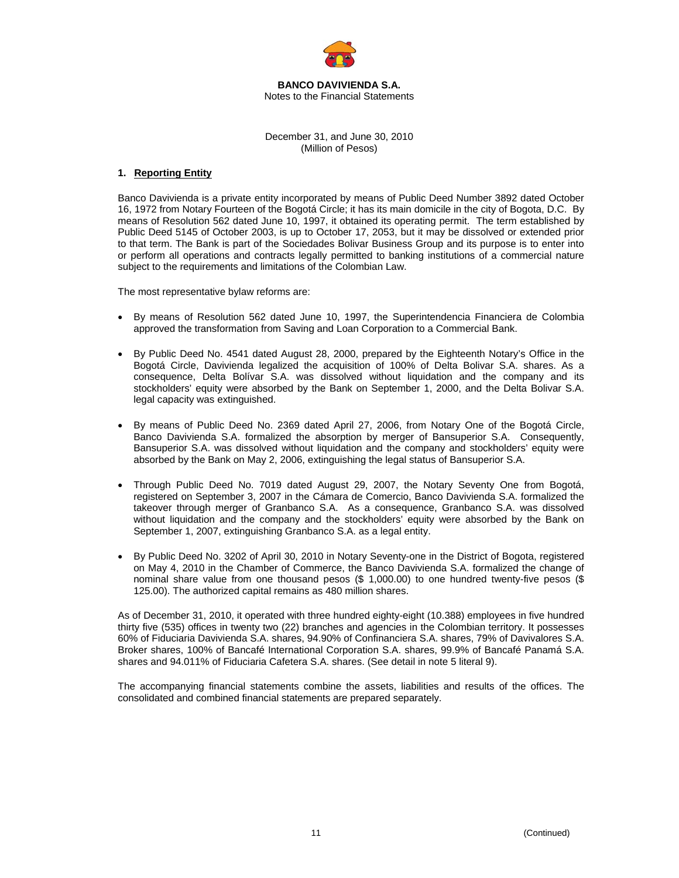**BANCO DAVIVIENDA S.A.**
Notes to the Financial Statements

December 31, and June 30, 2010
(Million of Pesos)

## 1. Reporting Entity

Banco Davivienda is a private entity incorporated by means of Public Deed Number 3892 dated October 16, 1972 from Notary Fourteen of the Bogotá Circle; it has its main domicile in the city of Bogota, D.C. By means of Resolution 562 dated June 10, 1997, it obtained its operating permit. The term established by Public Deed 5145 of October 2003, is up to October 17, 2053, but it may be dissolved or extended prior to that term. The Bank is part of the Sociedades Bolivar Business Group and its purpose is to enter into or perform all operations and contracts legally permitted to banking institutions of a commercial nature subject to the requirements and limitations of the Colombian Law.

The most representative bylaw reforms are:

- By means of Resolution 562 dated June 10, 1997, the Superintendencia Financiera de Colombia approved the transformation from Saving and Loan Corporation to a Commercial Bank.

- By Public Deed No. 4541 dated August 28, 2000, prepared by the Eighteenth Notary's Office in the Bogotá Circle, Davivienda legalized the acquisition of 100% of Delta Bolivar S.A. shares. As a consequence, Delta Bolívar S.A. was dissolved without liquidation and the company and its stockholders' equity were absorbed by the Bank on September 1, 2000, and the Delta Bolivar S.A. legal capacity was extinguished.

- By means of Public Deed No. 2369 dated April 27, 2006, from Notary One of the Bogotá Circle, Banco Davivienda S.A. formalized the absorption by merger of Bansuperior S.A. Consequently, Bansuperior S.A. was dissolved without liquidation and the company and stockholders' equity were absorbed by the Bank on May 2, 2006, extinguishing the legal status of Bansuperior S.A.

- Through Public Deed No. 7019 dated August 29, 2007, the Notary Seventy One from Bogotá, registered on September 3, 2007 in the Cámara de Comercio, Banco Davivienda S.A. formalized the takeover through merger of Granbanco S.A. As a consequence, Granbanco S.A. was dissolved without liquidation and the company and the stockholders' equity were absorbed by the Bank on September 1, 2007, extinguishing Granbanco S.A. as a legal entity.

- By Public Deed No. 3202 of April 30, 2010 in Notary Seventy-one in the District of Bogota, registered on May 4, 2010 in the Chamber of Commerce, the Banco Davivienda S.A. formalized the change of nominal share value from one thousand pesos ($ 1,000.00) to one hundred twenty-five pesos ($ 125.00). The authorized capital remains as 480 million shares.

As of December 31, 2010, it operated with three hundred eighty-eight (10.388) employees in five hundred thirty five (535) offices in twenty two (22) branches and agencies in the Colombian territory. It possesses 60% of Fiduciaria Davivienda S.A. shares, 94.90% of Confinanciera S.A. shares, 79% of Davivalores S.A. Broker shares, 100% of Bancafé International Corporation S.A. shares, 99.9% of Bancafé Panamá S.A. shares and 94.011% of Fiduciaria Cafetera S.A. shares. (See detail in note 5 literal 9).

The accompanying financial statements combine the assets, liabilities and results of the offices. The consolidated and combined financial statements are prepared separately.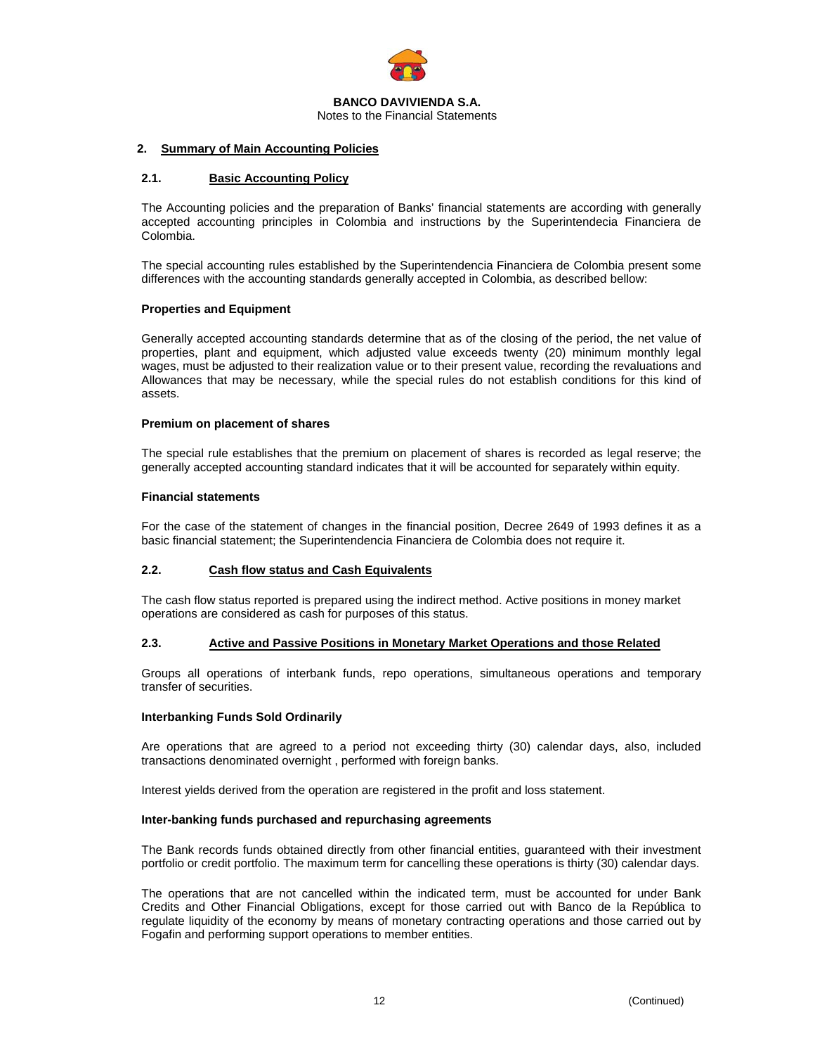## 2. Summary of Main Accounting Policies

### 2.1. Basic Accounting Policy

The Accounting policies and the preparation of Banks' financial statements are according with generally accepted accounting principles in Colombia and instructions by the Superintendecia Financiera de Colombia.

The special accounting rules established by the Superintendencia Financiera de Colombia present some differences with the accounting standards generally accepted in Colombia, as described bellow:

**Properties and Equipment**

Generally accepted accounting standards determine that as of the closing of the period, the net value of properties, plant and equipment, which adjusted value exceeds twenty (20) minimum monthly legal wages, must be adjusted to their realization value or to their present value, recording the revaluations and Allowances that may be necessary, while the special rules do not establish conditions for this kind of assets.

**Premium on placement of shares**

The special rule establishes that the premium on placement of shares is recorded as legal reserve; the generally accepted accounting standard indicates that it will be accounted for separately within equity.

**Financial statements**

For the case of the statement of changes in the financial position, Decree 2649 of 1993 defines it as a basic financial statement; the Superintendencia Financiera de Colombia does not require it.

### 2.2. Cash flow status and Cash Equivalents

The cash flow status reported is prepared using the indirect method. Active positions in money market operations are considered as cash for purposes of this status.

### 2.3. Active and Passive Positions in Monetary Market Operations and those Related

Groups all operations of interbank funds, repo operations, simultaneous operations and temporary transfer of securities.

**Interbanking Funds Sold Ordinarily**

Are operations that are agreed to a period not exceeding thirty (30) calendar days, also, included transactions denominated overnight , performed with foreign banks.

Interest yields derived from the operation are registered in the profit and loss statement.

**Inter-banking funds purchased and repurchasing agreements**

The Bank records funds obtained directly from other financial entities, guaranteed with their investment portfolio or credit portfolio. The maximum term for cancelling these operations is thirty (30) calendar days.

The operations that are not cancelled within the indicated term, must be accounted for under Bank Credits and Other Financial Obligations, except for those carried out with Banco de la República to regulate liquidity of the economy by means of monetary contracting operations and those carried out by Fogafin and performing support operations to member entities.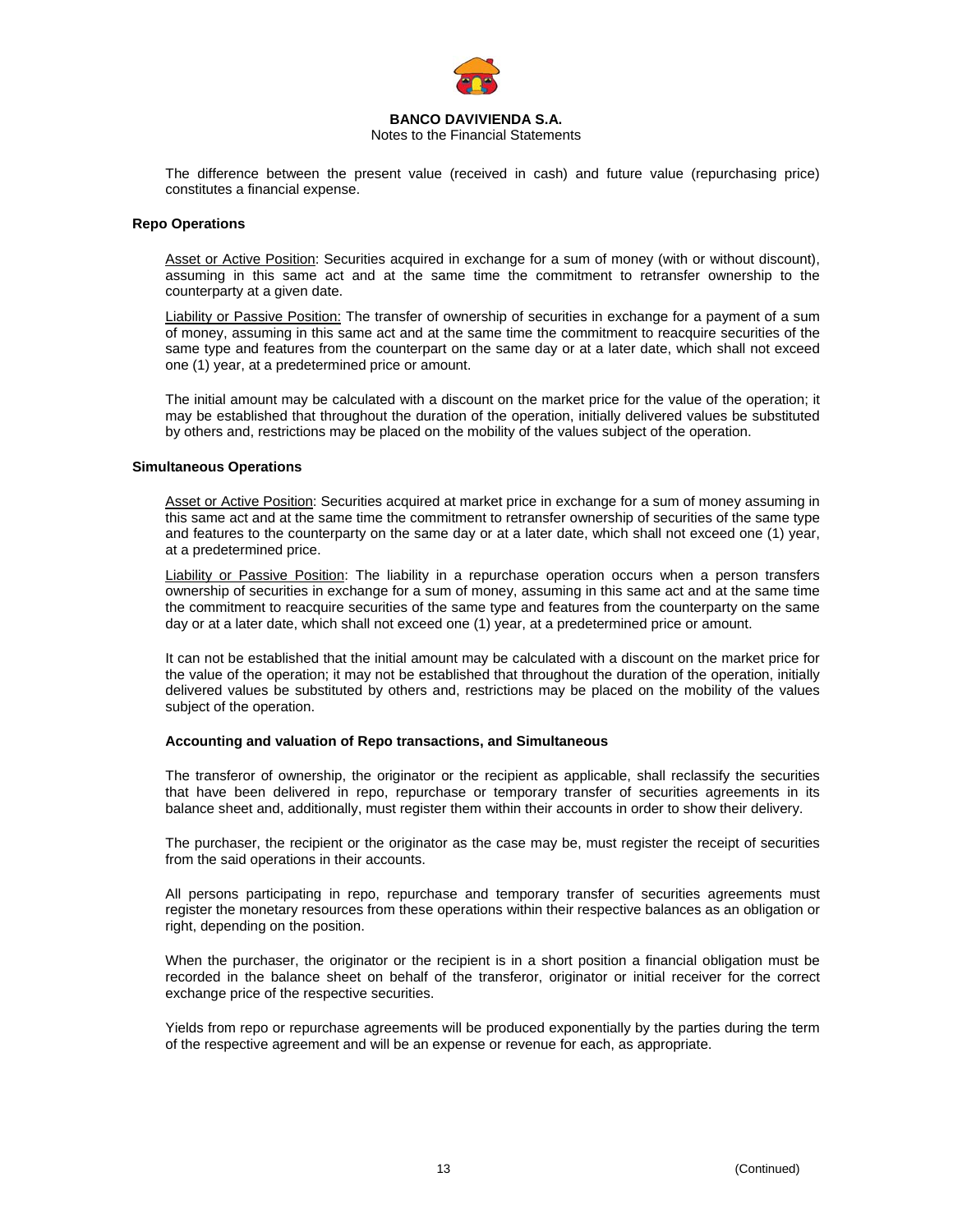The difference between the present value (received in cash) and future value (repurchasing price) constitutes a financial expense.

**Repo Operations**

Asset or Active Position: Securities acquired in exchange for a sum of money (with or without discount), assuming in this same act and at the same time the commitment to retransfer ownership to the counterparty at a given date.

Liability or Passive Position: The transfer of ownership of securities in exchange for a payment of a sum of money, assuming in this same act and at the same time the commitment to reacquire securities of the same type and features from the counterpart on the same day or at a later date, which shall not exceed one (1) year, at a predetermined price or amount.

The initial amount may be calculated with a discount on the market price for the value of the operation; it may be established that throughout the duration of the operation, initially delivered values be substituted by others and, restrictions may be placed on the mobility of the values subject of the operation.

**Simultaneous Operations**

Asset or Active Position: Securities acquired at market price in exchange for a sum of money assuming in this same act and at the same time the commitment to retransfer ownership of securities of the same type and features to the counterparty on the same day or at a later date, which shall not exceed one (1) year, at a predetermined price.

Liability or Passive Position: The liability in a repurchase operation occurs when a person transfers ownership of securities in exchange for a sum of money, assuming in this same act and at the same time the commitment to reacquire securities of the same type and features from the counterparty on the same day or at a later date, which shall not exceed one (1) year, at a predetermined price or amount.

It can not be established that the initial amount may be calculated with a discount on the market price for the value of the operation; it may not be established that throughout the duration of the operation, initially delivered values be substituted by others and, restrictions may be placed on the mobility of the values subject of the operation.

**Accounting and valuation of Repo transactions, and Simultaneous**

The transferor of ownership, the originator or the recipient as applicable, shall reclassify the securities that have been delivered in repo, repurchase or temporary transfer of securities agreements in its balance sheet and, additionally, must register them within their accounts in order to show their delivery.

The purchaser, the recipient or the originator as the case may be, must register the receipt of securities from the said operations in their accounts.

All persons participating in repo, repurchase and temporary transfer of securities agreements must register the monetary resources from these operations within their respective balances as an obligation or right, depending on the position.

When the purchaser, the originator or the recipient is in a short position a financial obligation must be recorded in the balance sheet on behalf of the transferor, originator or initial receiver for the correct exchange price of the respective securities.

Yields from repo or repurchase agreements will be produced exponentially by the parties during the term of the respective agreement and will be an expense or revenue for each, as appropriate.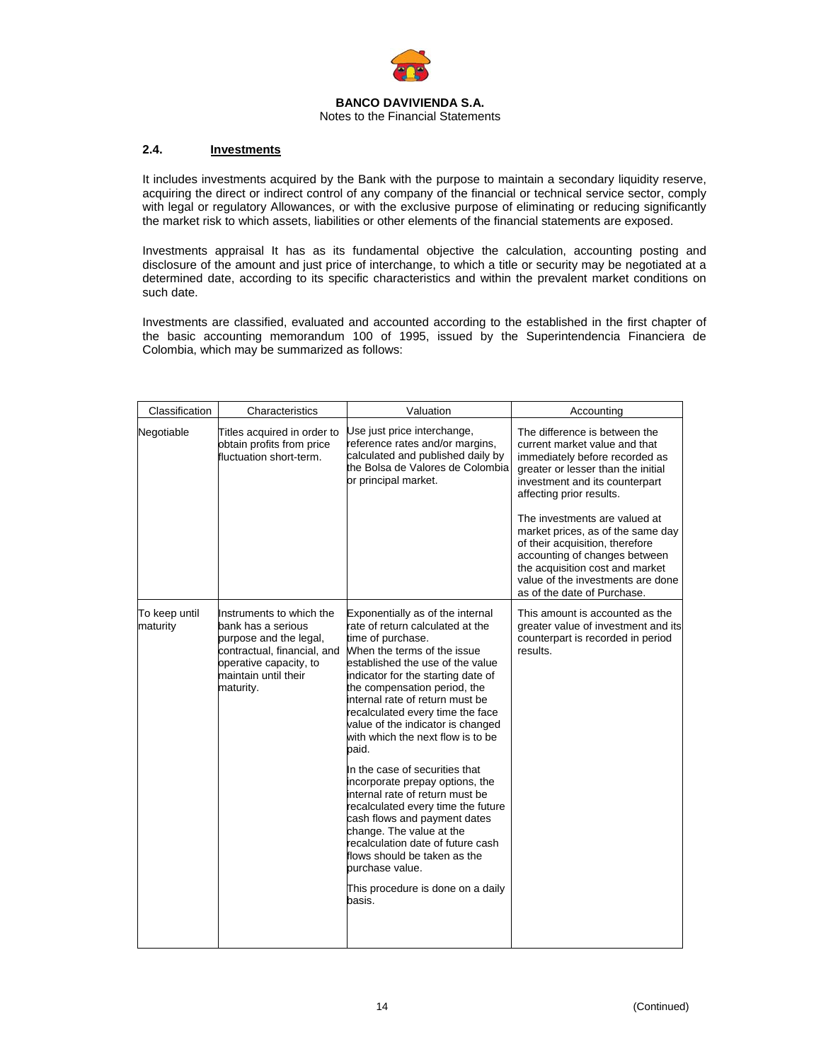**BANCO DAVIVIENDA S.A.**
Notes to the Financial Statements

## 2.4. Investments

It includes investments acquired by the Bank with the purpose to maintain a secondary liquidity reserve, acquiring the direct or indirect control of any company of the financial or technical service sector, comply with legal or regulatory Allowances, or with the exclusive purpose of eliminating or reducing significantly the market risk to which assets, liabilities or other elements of the financial statements are exposed.

Investments appraisal It has as its fundamental objective the calculation, accounting posting and disclosure of the amount and just price of interchange, to which a title or security may be negotiated at a determined date, according to its specific characteristics and within the prevalent market conditions on such date.

Investments are classified, evaluated and accounted according to the established in the first chapter of the basic accounting memorandum 100 of 1995, issued by the Superintendencia Financiera de Colombia, which may be summarized as follows:

| Classification | Characteristics | Valuation | Accounting |
|---|---|---|---|
| Negotiable | Titles acquired in order to obtain profits from price fluctuation short-term. | Use just price interchange, reference rates and/or margins, calculated and published daily by the Bolsa de Valores de Colombia or principal market. | The difference is between the current market value and that immediately before recorded as greater or lesser than the initial investment and its counterpart affecting prior results.<br><br>The investments are valued at market prices, as of the same day of their acquisition, therefore accounting of changes between the acquisition cost and market value of the investments are done as of the date of Purchase. |
| To keep until maturity | Instruments to which the bank has a serious purpose and the legal, contractual, financial, and operative capacity, to maintain until their maturity. | Exponentially as of the internal rate of return calculated at the time of purchase.<br>When the terms of the issue established the use of the value indicator for the starting date of the compensation period, the internal rate of return must be recalculated every time the face value of the indicator is changed with which the next flow is to be paid.<br><br>In the case of securities that incorporate prepay options, the internal rate of return must be recalculated every time the future cash flows and payment dates change. The value at the recalculation date of future cash flows should be taken as the purchase value.<br><br>This procedure is done on a daily basis. | This amount is accounted as the greater value of investment and its counterpart is recorded in period results. |

(Continued)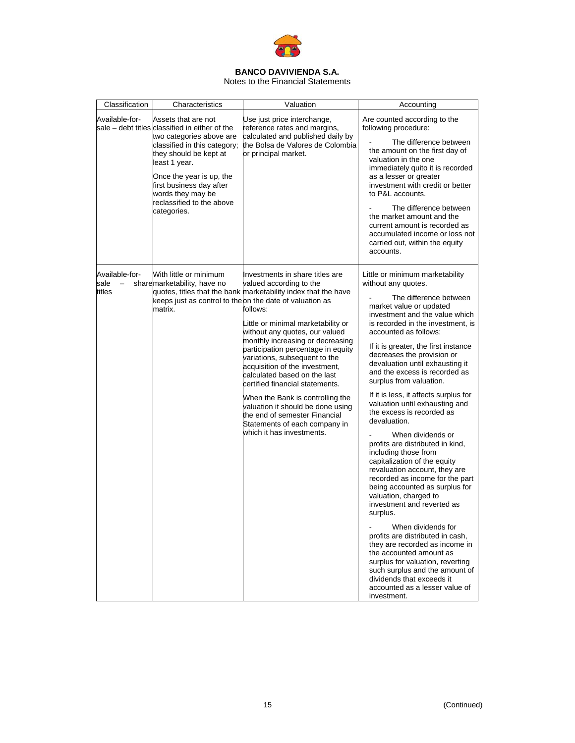**BANCO DAVIVIENDA S.A.**
Notes to the Financial Statements

| Classification | Characteristics | Valuation | Accounting |
|---|---|---|---|
| Available-for-sale – debt titles | Assets that are not classified in either of the two categories above are classified in this category; they should be kept at least 1 year.<br><br>Once the year is up, the first business day after words they may be reclassified to the above categories. | Use just price interchange, reference rates and margins, calculated and published daily by the Bolsa de Valores de Colombia or principal market. | Are counted according to the following procedure:<br><br>- The difference between the amount on the first day of valuation in the one immediately quito it is recorded as a lesser or greater investment with credit or better to P&L accounts.<br><br>- The difference between the market amount and the current amount is recorded as accumulated income or loss not carried out, within the equity accounts. |
| Available-for-sale – share titles | With little or minimum marketability, have no quotes, titles that the bank keeps just as control to the matrix. | Investments in share titles are valued according to the marketability index that the have on the date of valuation as follows:<br><br>Little or minimal marketability or without any quotes, our valued monthly increasing or decreasing participation percentage in equity variations, subsequent to the acquisition of the investment, calculated based on the last certified financial statements.<br><br>When the Bank is controlling the valuation it should be done using the end of semester Financial Statements of each company in which it has investments. | Little or minimum marketability without any quotes.<br><br>- The difference between market value or updated investment and the value which is recorded in the investment, is accounted as follows:<br><br>If it is greater, the first instance decreases the provision or devaluation until exhausting it and the excess is recorded as surplus from valuation.<br><br>If it is less, it affects surplus for valuation until exhausting and the excess is recorded as devaluation.<br><br>- When dividends or profits are distributed in kind, including those from capitalization of the equity revaluation account, they are recorded as income for the part being accounted as surplus for valuation, charged to investment and reverted as surplus.<br><br>- When dividends for profits are distributed in cash, they are recorded as income in the accounted amount as surplus for valuation, reverting such surplus and the amount of dividends that exceeds it accounted as a lesser value of investment. |

(Continued)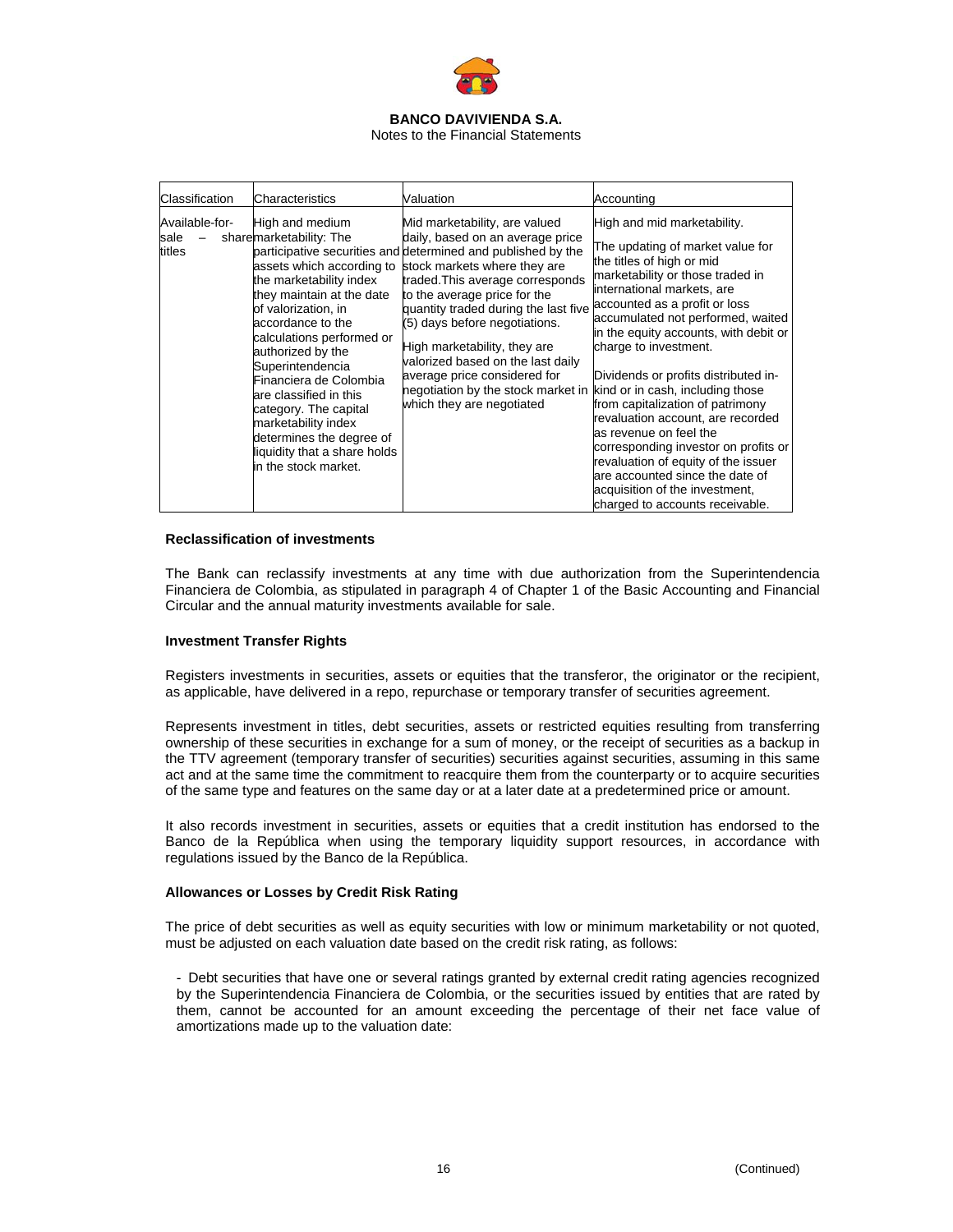| Classification | Characteristics | Valuation | Accounting |
|---|---|---|---|
| Available-for-sale – share titles | High and medium marketability: The participative securities and assets which according to the marketability index they maintain at the date of valorization, in accordance to the calculations performed or authorized by the Superintendencia Financiera de Colombia are classified in this category. The capital marketability index determines the degree of liquidity that a share holds in the stock market. | Mid marketability, are valued daily, based on an average price determined and published by the stock markets where they are traded.This average corresponds to the average price for the quantity traded during the last five (5) days before negotiations.<br><br>High marketability, they are valorized based on the last daily average price considered for negotiation by the stock market in which they are negotiated | High and mid marketability.<br><br>The updating of market value for the titles of high or mid marketability or those traded in international markets, are accounted as a profit or loss accumulated not performed, waited in the equity accounts, with debit or charge to investment.<br><br>Dividends or profits distributed in-kind or in cash, including those from capitalization of patrimony revaluation account, are recorded as revenue on feel the corresponding investor on profits or revaluation of equity of the issuer are accounted since the date of acquisition of the investment, charged to accounts receivable. |

**Reclassification of investments**

The Bank can reclassify investments at any time with due authorization from the Superintendencia Financiera de Colombia, as stipulated in paragraph 4 of Chapter 1 of the Basic Accounting and Financial Circular and the annual maturity investments available for sale.

**Investment Transfer Rights**

Registers investments in securities, assets or equities that the transferor, the originator or the recipient, as applicable, have delivered in a repo, repurchase or temporary transfer of securities agreement.

Represents investment in titles, debt securities, assets or restricted equities resulting from transferring ownership of these securities in exchange for a sum of money, or the receipt of securities as a backup in the TTV agreement (temporary transfer of securities) securities against securities, assuming in this same act and at the same time the commitment to reacquire them from the counterparty or to acquire securities of the same type and features on the same day or at a later date at a predetermined price or amount.

It also records investment in securities, assets or equities that a credit institution has endorsed to the Banco de la República when using the temporary liquidity support resources, in accordance with regulations issued by the Banco de la República.

**Allowances or Losses by Credit Risk Rating**

The price of debt securities as well as equity securities with low or minimum marketability or not quoted, must be adjusted on each valuation date based on the credit risk rating, as follows:

- Debt securities that have one or several ratings granted by external credit rating agencies recognized by the Superintendencia Financiera de Colombia, or the securities issued by entities that are rated by them, cannot be accounted for an amount exceeding the percentage of their net face value of amortizations made up to the valuation date: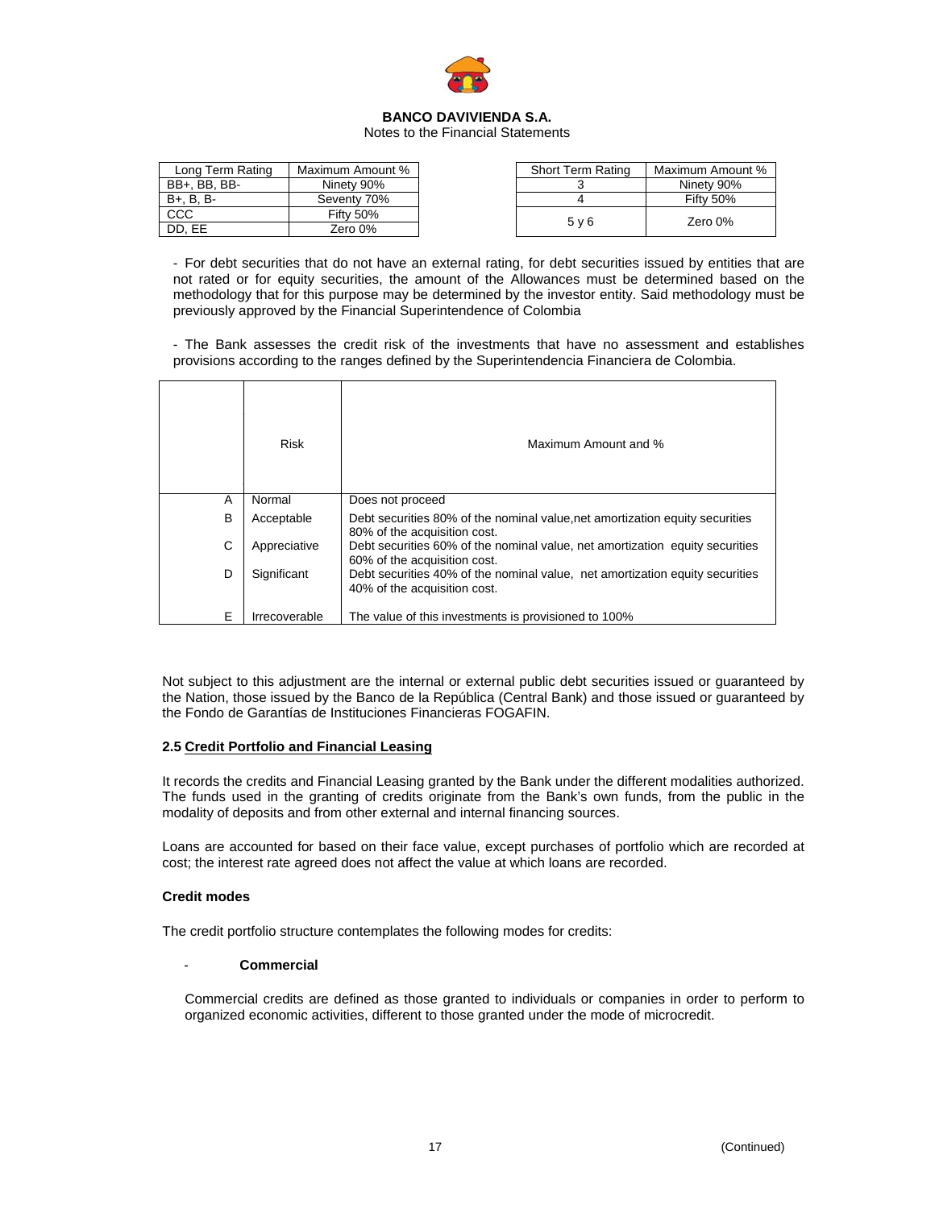| Long Term Rating | Maximum Amount % |
|---|---|
| BB+, BB, BB- | Ninety 90% |
| B+, B, B- | Seventy 70% |
| CCC | Fifty 50% |
| DD, EE | Zero 0% |

| Short Term Rating | Maximum Amount % |
|---|---|
| 3 | Ninety 90% |
| 4 | Fifty 50% |
| 5 y 6 | Zero 0% |

- For debt securities that do not have an external rating, for debt securities issued by entities that are not rated or for equity securities, the amount of the Allowances must be determined based on the methodology that for this purpose may be determined by the investor entity. Said methodology must be previously approved by the Financial Superintendence of Colombia

- The Bank assesses the credit risk of the investments that have no assessment and establishes provisions according to the ranges defined by the Superintendencia Financiera de Colombia.

| | Risk | Maximum Amount and % |
|---|---|---|
| A | Normal | Does not proceed |
| B | Acceptable | Debt securities 80% of the nominal value,net amortization equity securities 80% of the acquisition cost. |
| C | Appreciative | Debt securities 60% of the nominal value, net amortization equity securities 60% of the acquisition cost. |
| D | Significant | Debt securities 40% of the nominal value, net amortization equity securities 40% of the acquisition cost. |
| E | Irrecoverable | The value of this investments is provisioned to 100% |

Not subject to this adjustment are the internal or external public debt securities issued or guaranteed by the Nation, those issued by the Banco de la República (Central Bank) and those issued or guaranteed by the Fondo de Garantías de Instituciones Financieras FOGAFIN.

### 2.5 Credit Portfolio and Financial Leasing

It records the credits and Financial Leasing granted by the Bank under the different modalities authorized. The funds used in the granting of credits originate from the Bank's own funds, from the public in the modality of deposits and from other external and internal financing sources.

Loans are accounted for based on their face value, except purchases of portfolio which are recorded at cost; the interest rate agreed does not affect the value at which loans are recorded.

**Credit modes**

The credit portfolio structure contemplates the following modes for credits:

- **Commercial**

Commercial credits are defined as those granted to individuals or companies in order to perform to organized economic activities, different to those granted under the mode of microcredit.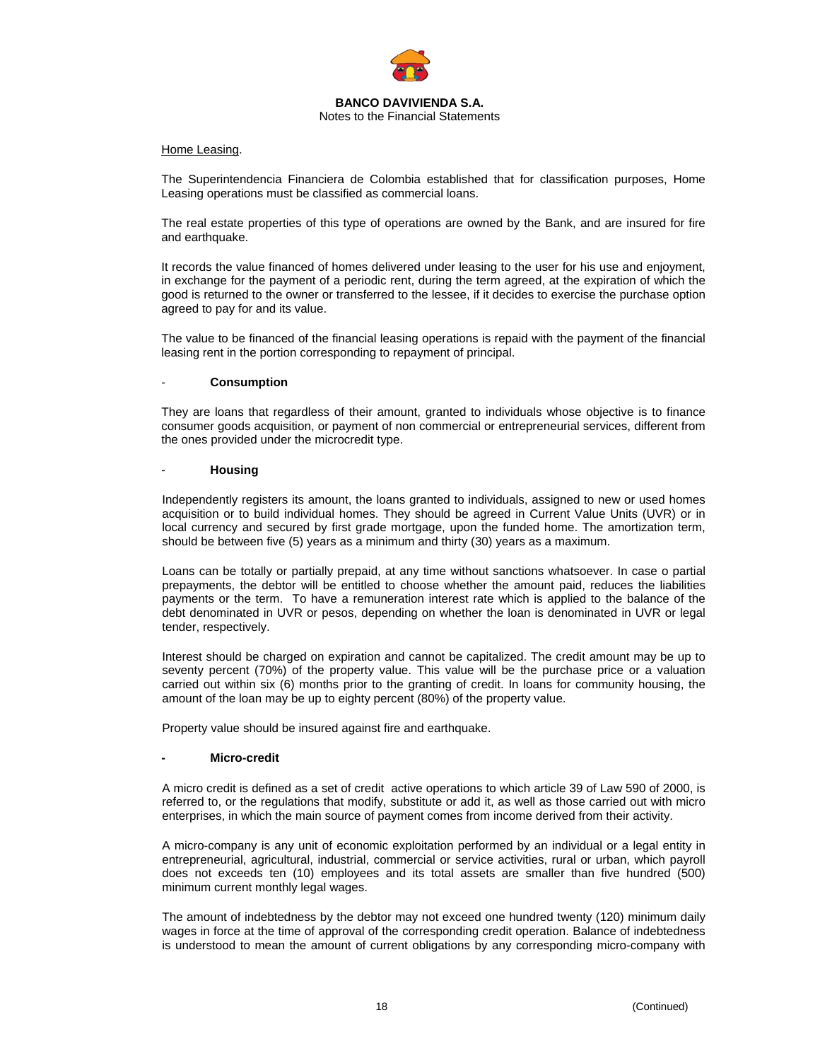Home Leasing.

The Superintendencia Financiera de Colombia established that for classification purposes, Home Leasing operations must be classified as commercial loans.

The real estate properties of this type of operations are owned by the Bank, and are insured for fire and earthquake.

It records the value financed of homes delivered under leasing to the user for his use and enjoyment, in exchange for the payment of a periodic rent, during the term agreed, at the expiration of which the good is returned to the owner or transferred to the lessee, if it decides to exercise the purchase option agreed to pay for and its value.

The value to be financed of the financial leasing operations is repaid with the payment of the financial leasing rent in the portion corresponding to repayment of principal.

- **Consumption**

They are loans that regardless of their amount, granted to individuals whose objective is to finance consumer goods acquisition, or payment of non commercial or entrepreneurial services, different from the ones provided under the microcredit type.

- **Housing**

Independently registers its amount, the loans granted to individuals, assigned to new or used homes acquisition or to build individual homes. They should be agreed in Current Value Units (UVR) or in local currency and secured by first grade mortgage, upon the funded home. The amortization term, should be between five (5) years as a minimum and thirty (30) years as a maximum.

Loans can be totally or partially prepaid, at any time without sanctions whatsoever. In case o partial prepayments, the debtor will be entitled to choose whether the amount paid, reduces the liabilities payments or the term. To have a remuneration interest rate which is applied to the balance of the debt denominated in UVR or pesos, depending on whether the loan is denominated in UVR or legal tender, respectively.

Interest should be charged on expiration and cannot be capitalized. The credit amount may be up to seventy percent (70%) of the property value. This value will be the purchase price or a valuation carried out within six (6) months prior to the granting of credit. In loans for community housing, the amount of the loan may be up to eighty percent (80%) of the property value.

Property value should be insured against fire and earthquake.

- **Micro-credit**

A micro credit is defined as a set of credit active operations to which article 39 of Law 590 of 2000, is referred to, or the regulations that modify, substitute or add it, as well as those carried out with micro enterprises, in which the main source of payment comes from income derived from their activity.

A micro-company is any unit of economic exploitation performed by an individual or a legal entity in entrepreneurial, agricultural, industrial, commercial or service activities, rural or urban, which payroll does not exceeds ten (10) employees and its total assets are smaller than five hundred (500) minimum current monthly legal wages.

The amount of indebtedness by the debtor may not exceed one hundred twenty (120) minimum daily wages in force at the time of approval of the corresponding credit operation. Balance of indebtedness is understood to mean the amount of current obligations by any corresponding micro-company with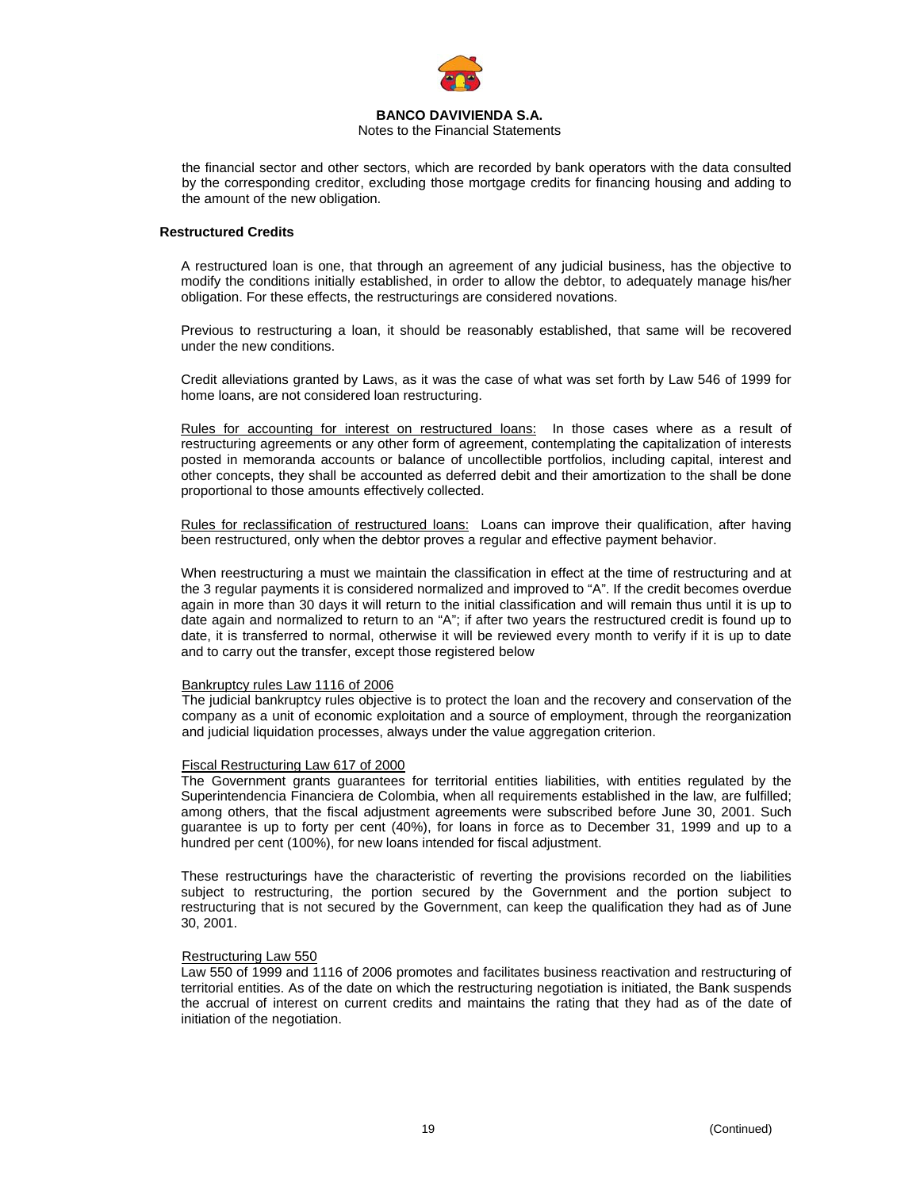the financial sector and other sectors, which are recorded by bank operators with the data consulted by the corresponding creditor, excluding those mortgage credits for financing housing and adding to the amount of the new obligation.

## Restructured Credits

A restructured loan is one, that through an agreement of any judicial business, has the objective to modify the conditions initially established, in order to allow the debtor, to adequately manage his/her obligation. For these effects, the restructurings are considered novations.

Previous to restructuring a loan, it should be reasonably established, that same will be recovered under the new conditions.

Credit alleviations granted by Laws, as it was the case of what was set forth by Law 546 of 1999 for home loans, are not considered loan restructuring.

Rules for accounting for interest on restructured loans: In those cases where as a result of restructuring agreements or any other form of agreement, contemplating the capitalization of interests posted in memoranda accounts or balance of uncollectible portfolios, including capital, interest and other concepts, they shall be accounted as deferred debit and their amortization to the shall be done proportional to those amounts effectively collected.

Rules for reclassification of restructured loans: Loans can improve their qualification, after having been restructured, only when the debtor proves a regular and effective payment behavior.

When reestructuring a must we maintain the classification in effect at the time of restructuring and at the 3 regular payments it is considered normalized and improved to "A". If the credit becomes overdue again in more than 30 days it will return to the initial classification and will remain thus until it is up to date again and normalized to return to an "A"; if after two years the restructured credit is found up to date, it is transferred to normal, otherwise it will be reviewed every month to verify if it is up to date and to carry out the transfer, except those registered below

Bankruptcy rules Law 1116 of 2006
The judicial bankruptcy rules objective is to protect the loan and the recovery and conservation of the company as a unit of economic exploitation and a source of employment, through the reorganization and judicial liquidation processes, always under the value aggregation criterion.

Fiscal Restructuring Law 617 of 2000
The Government grants guarantees for territorial entities liabilities, with entities regulated by the Superintendencia Financiera de Colombia, when all requirements established in the law, are fulfilled; among others, that the fiscal adjustment agreements were subscribed before June 30, 2001. Such guarantee is up to forty per cent (40%), for loans in force as to December 31, 1999 and up to a hundred per cent (100%), for new loans intended for fiscal adjustment.

These restructurings have the characteristic of reverting the provisions recorded on the liabilities subject to restructuring, the portion secured by the Government and the portion subject to restructuring that is not secured by the Government, can keep the qualification they had as of June 30, 2001.

Restructuring Law 550
Law 550 of 1999 and 1116 of 2006 promotes and facilitates business reactivation and restructuring of territorial entities. As of the date on which the restructuring negotiation is initiated, the Bank suspends the accrual of interest on current credits and maintains the rating that they had as of the date of initiation of the negotiation.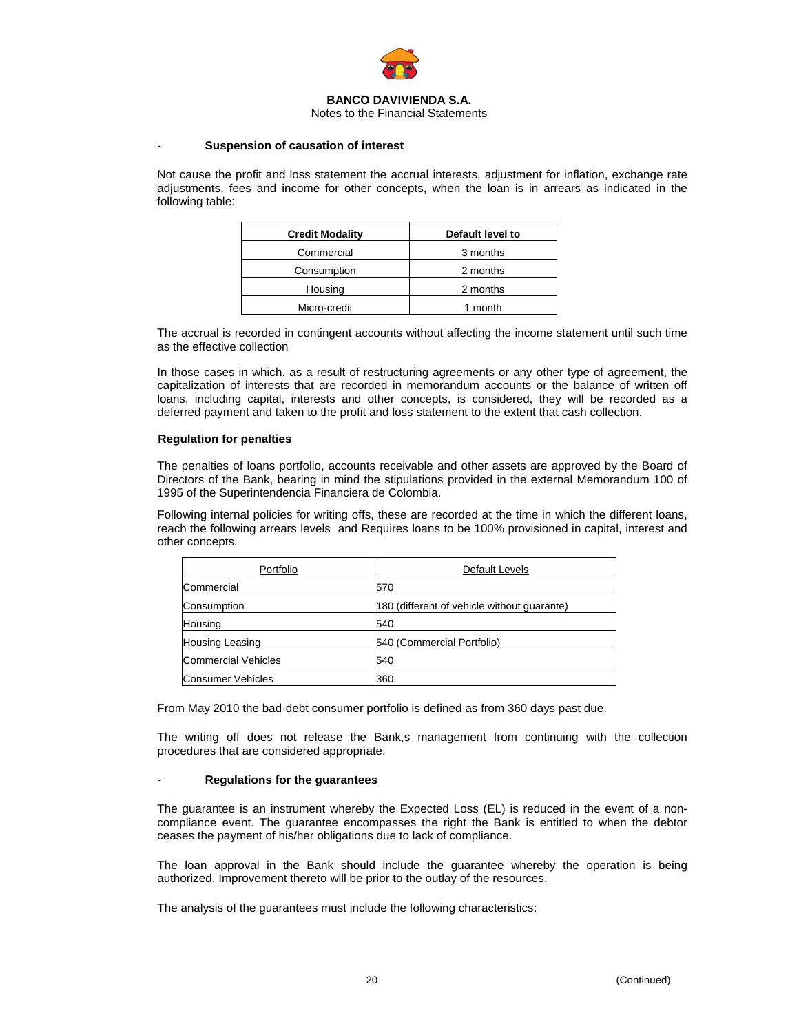- **Suspension of causation of interest**

Not cause the profit and loss statement the accrual interests, adjustment for inflation, exchange rate adjustments, fees and income for other concepts, when the loan is in arrears as indicated in the following table:

| Credit Modality | Default level to |
|---|---|
| Commercial | 3 months |
| Consumption | 2 months |
| Housing | 2 months |
| Micro-credit | 1 month |

The accrual is recorded in contingent accounts without affecting the income statement until such time as the effective collection

In those cases in which, as a result of restructuring agreements or any other type of agreement, the capitalization of interests that are recorded in memorandum accounts or the balance of written off loans, including capital, interests and other concepts, is considered, they will be recorded as a deferred payment and taken to the profit and loss statement to the extent that cash collection.

**Regulation for penalties**

The penalties of loans portfolio, accounts receivable and other assets are approved by the Board of Directors of the Bank, bearing in mind the stipulations provided in the external Memorandum 100 of 1995 of the Superintendencia Financiera de Colombia.

Following internal policies for writing offs, these are recorded at the time in which the different loans, reach the following arrears levels and Requires loans to be 100% provisioned in capital, interest and other concepts.

| Portfolio | Default Levels |
|---|---|
| Commercial | 570 |
| Consumption | 180 (different of vehicle without guarante) |
| Housing | 540 |
| Housing Leasing | 540 (Commercial Portfolio) |
| Commercial Vehicles | 540 |
| Consumer Vehicles | 360 |

From May 2010 the bad-debt consumer portfolio is defined as from 360 days past due.

The writing off does not release the Bank,s management from continuing with the collection procedures that are considered appropriate.

- **Regulations for the guarantees**

The guarantee is an instrument whereby the Expected Loss (EL) is reduced in the event of a non-compliance event. The guarantee encompasses the right the Bank is entitled to when the debtor ceases the payment of his/her obligations due to lack of compliance.

The loan approval in the Bank should include the guarantee whereby the operation is being authorized. Improvement thereto will be prior to the outlay of the resources.

The analysis of the guarantees must include the following characteristics: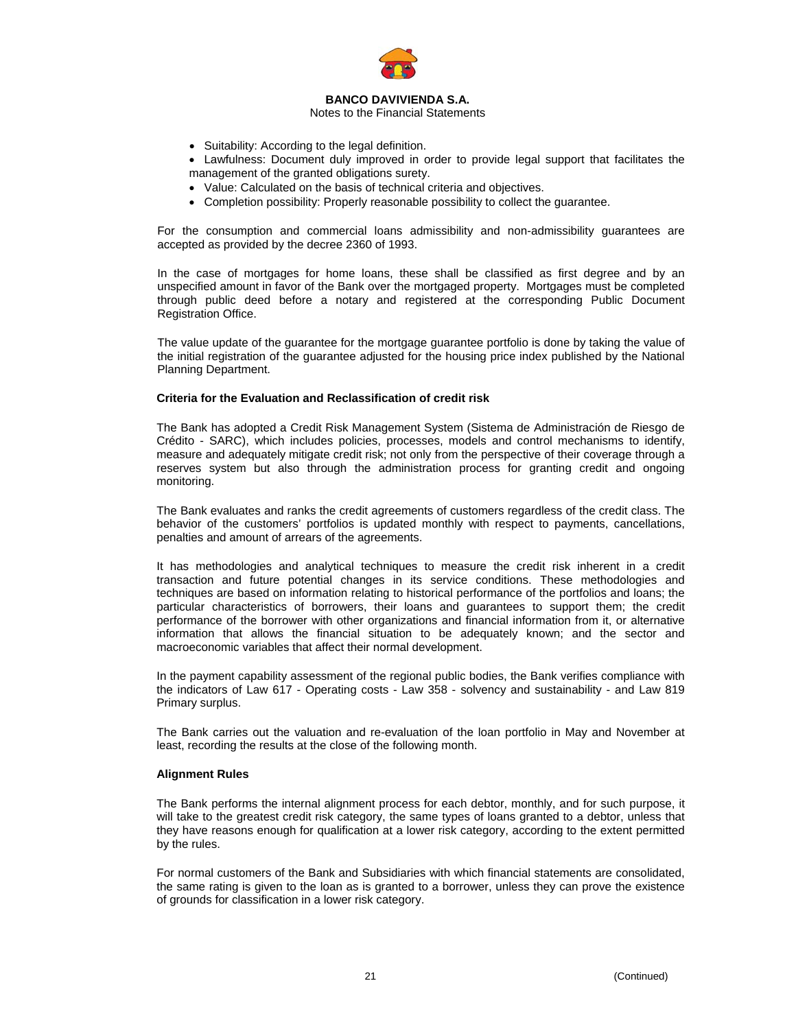- Suitability: According to the legal definition.
- Lawfulness: Document duly improved in order to provide legal support that facilitates the management of the granted obligations surety.
- Value: Calculated on the basis of technical criteria and objectives.
- Completion possibility: Properly reasonable possibility to collect the guarantee.

For the consumption and commercial loans admissibility and non-admissibility guarantees are accepted as provided by the decree 2360 of 1993.

In the case of mortgages for home loans, these shall be classified as first degree and by an unspecified amount in favor of the Bank over the mortgaged property. Mortgages must be completed through public deed before a notary and registered at the corresponding Public Document Registration Office.

The value update of the guarantee for the mortgage guarantee portfolio is done by taking the value of the initial registration of the guarantee adjusted for the housing price index published by the National Planning Department.

**Criteria for the Evaluation and Reclassification of credit risk**

The Bank has adopted a Credit Risk Management System (Sistema de Administración de Riesgo de Crédito - SARC), which includes policies, processes, models and control mechanisms to identify, measure and adequately mitigate credit risk; not only from the perspective of their coverage through a reserves system but also through the administration process for granting credit and ongoing monitoring.

The Bank evaluates and ranks the credit agreements of customers regardless of the credit class. The behavior of the customers' portfolios is updated monthly with respect to payments, cancellations, penalties and amount of arrears of the agreements.

It has methodologies and analytical techniques to measure the credit risk inherent in a credit transaction and future potential changes in its service conditions. These methodologies and techniques are based on information relating to historical performance of the portfolios and loans; the particular characteristics of borrowers, their loans and guarantees to support them; the credit performance of the borrower with other organizations and financial information from it, or alternative information that allows the financial situation to be adequately known; and the sector and macroeconomic variables that affect their normal development.

In the payment capability assessment of the regional public bodies, the Bank verifies compliance with the indicators of Law 617 - Operating costs - Law 358 - solvency and sustainability - and Law 819 Primary surplus.

The Bank carries out the valuation and re-evaluation of the loan portfolio in May and November at least, recording the results at the close of the following month.

**Alignment Rules**

The Bank performs the internal alignment process for each debtor, monthly, and for such purpose, it will take to the greatest credit risk category, the same types of loans granted to a debtor, unless that they have reasons enough for qualification at a lower risk category, according to the extent permitted by the rules.

For normal customers of the Bank and Subsidiaries with which financial statements are consolidated, the same rating is given to the loan as is granted to a borrower, unless they can prove the existence of grounds for classification in a lower risk category.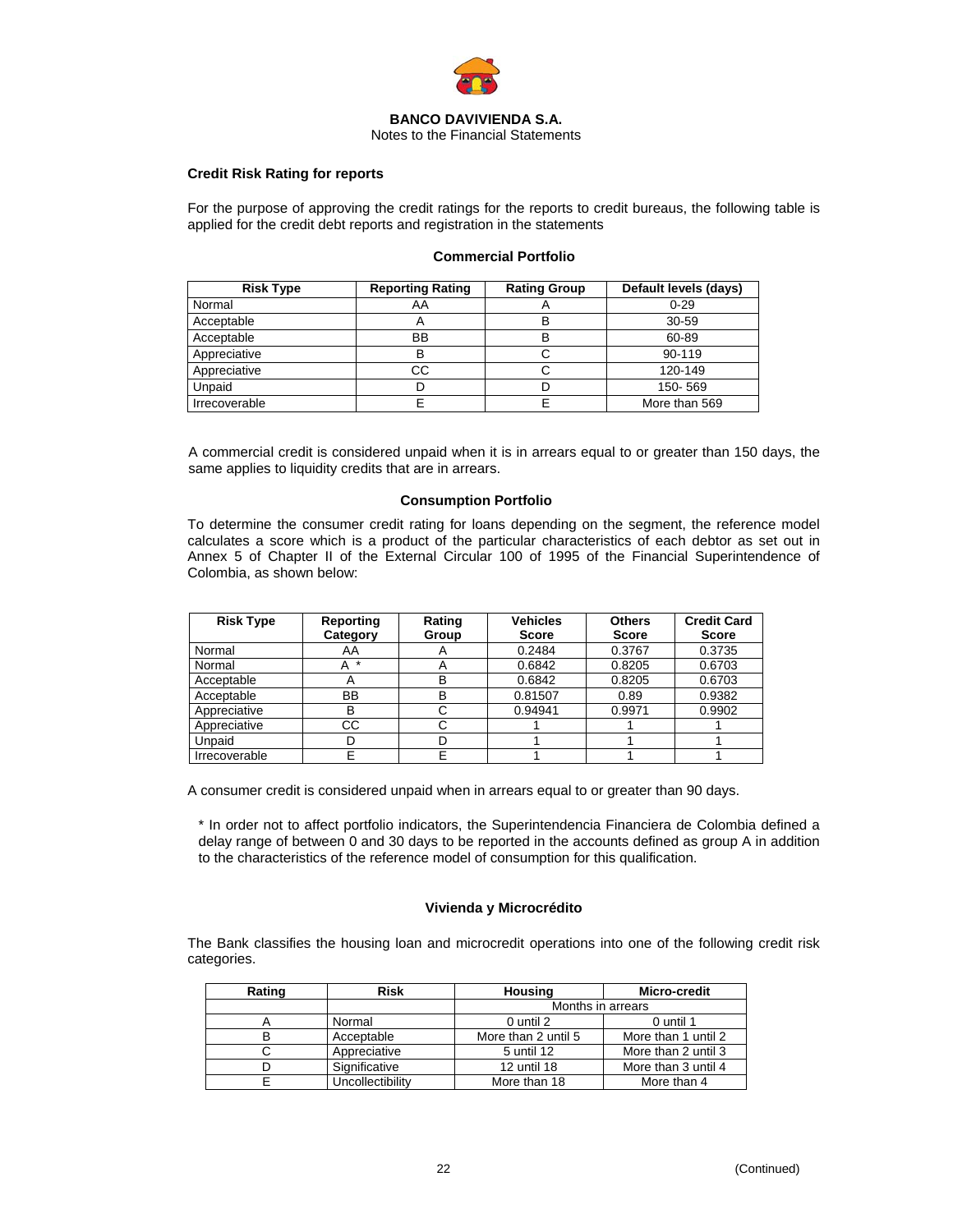**BANCO DAVIVIENDA S.A.**
Notes to the Financial Statements

### Credit Risk Rating for reports

For the purpose of approving the credit ratings for the reports to credit bureaus, the following table is applied for the credit debt reports and registration in the statements

**Commercial Portfolio**

| Risk Type | Reporting Rating | Rating Group | Default levels (days) |
|---|---|---|---|
| Normal | AA | A | 0-29 |
| Acceptable | A | B | 30-59 |
| Acceptable | BB | B | 60-89 |
| Appreciative | B | C | 90-119 |
| Appreciative | CC | C | 120-149 |
| Unpaid | D | D | 150- 569 |
| Irrecoverable | E | E | More than 569 |

A commercial credit is considered unpaid when it is in arrears equal to or greater than 150 days, the same applies to liquidity credits that are in arrears.

**Consumption Portfolio**

To determine the consumer credit rating for loans depending on the segment, the reference model calculates a score which is a product of the particular characteristics of each debtor as set out in Annex 5 of Chapter II of the External Circular 100 of 1995 of the Financial Superintendence of Colombia, as shown below:

| Risk Type | Reporting Category | Rating Group | Vehicles Score | Others Score | Credit Card Score |
|---|---|---|---|---|---|
| Normal | AA | A | 0.2484 | 0.3767 | 0.3735 |
| Normal | A * | A | 0.6842 | 0.8205 | 0.6703 |
| Acceptable | A | B | 0.6842 | 0.8205 | 0.6703 |
| Acceptable | BB | B | 0.81507 | 0.89 | 0.9382 |
| Appreciative | B | C | 0.94941 | 0.9971 | 0.9902 |
| Appreciative | CC | C | 1 | 1 | 1 |
| Unpaid | D | D | 1 | 1 | 1 |
| Irrecoverable | E | E | 1 | 1 | 1 |

A consumer credit is considered unpaid when in arrears equal to or greater than 90 days.

* In order not to affect portfolio indicators, the Superintendencia Financiera de Colombia defined a delay range of between 0 and 30 days to be reported in the accounts defined as group A in addition to the characteristics of the reference model of consumption for this qualification.

**Vivienda y Microcrédito**

The Bank classifies the housing loan and microcredit operations into one of the following credit risk categories.

| Rating | Risk | Housing | Micro-credit |
|---|---|---|---|
| | | Months in arrears | |
| A | Normal | 0 until 2 | 0 until 1 |
| B | Acceptable | More than 2 until 5 | More than 1 until 2 |
| C | Appreciative | 5 until 12 | More than 2 until 3 |
| D | Significative | 12 until 18 | More than 3 until 4 |
| E | Uncollectibility | More than 18 | More than 4 |

(Continued)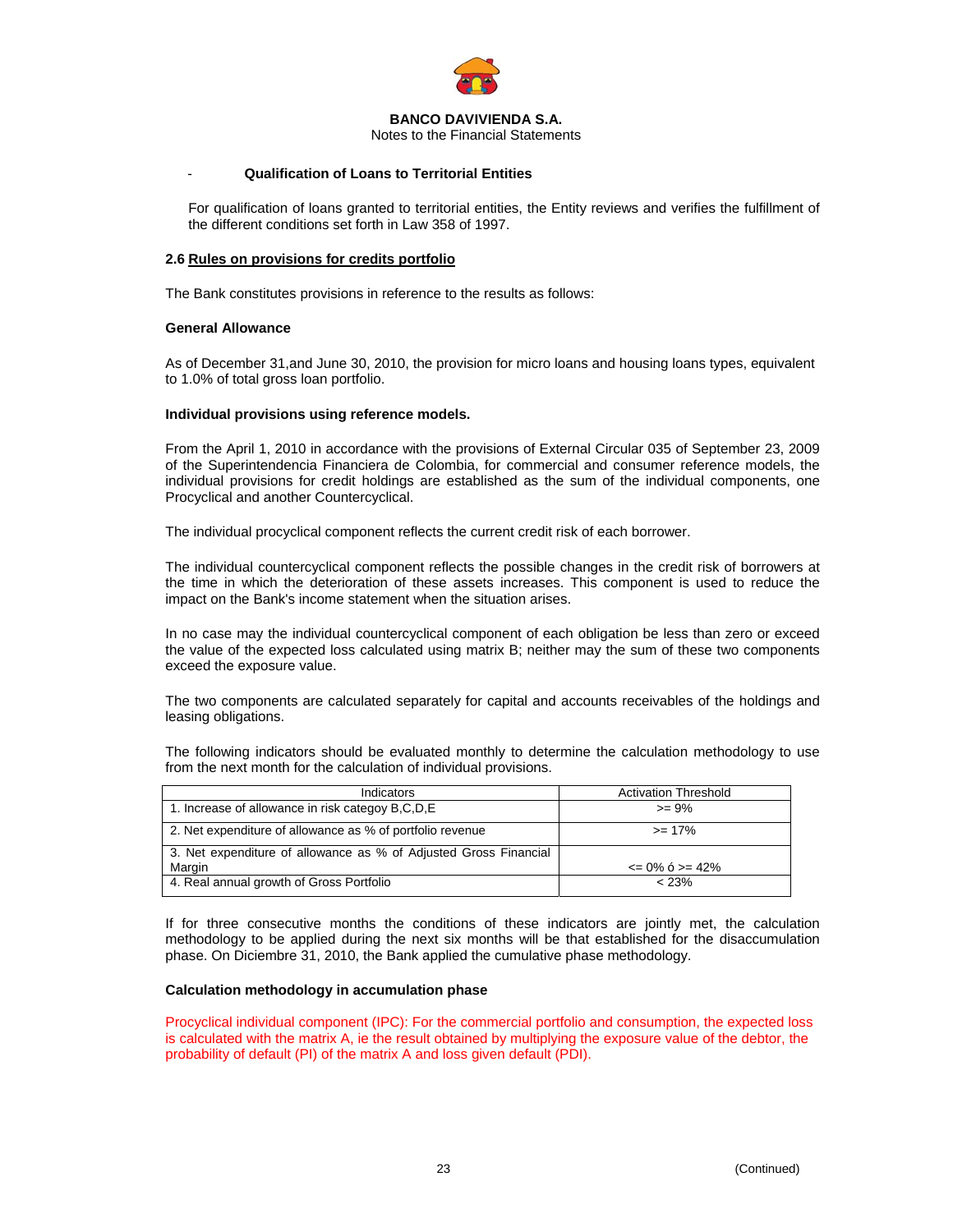- **Qualification of Loans to Territorial Entities**

For qualification of loans granted to territorial entities, the Entity reviews and verifies the fulfillment of the different conditions set forth in Law 358 of 1997.

**2.6 Rules on provisions for credits portfolio**

The Bank constitutes provisions in reference to the results as follows:

**General Allowance**

As of December 31,and June 30, 2010, the provision for micro loans and housing loans types, equivalent to 1.0% of total gross loan portfolio.

**Individual provisions using reference models.**

From the April 1, 2010 in accordance with the provisions of External Circular 035 of September 23, 2009 of the Superintendencia Financiera de Colombia, for commercial and consumer reference models, the individual provisions for credit holdings are established as the sum of the individual components, one Procyclical and another Countercyclical.

The individual procyclical component reflects the current credit risk of each borrower.

The individual countercyclical component reflects the possible changes in the credit risk of borrowers at the time in which the deterioration of these assets increases. This component is used to reduce the impact on the Bank's income statement when the situation arises.

In no case may the individual countercyclical component of each obligation be less than zero or exceed the value of the expected loss calculated using matrix B; neither may the sum of these two components exceed the exposure value.

The two components are calculated separately for capital and accounts receivables of the holdings and leasing obligations.

The following indicators should be evaluated monthly to determine the calculation methodology to use from the next month for the calculation of individual provisions.

| Indicators | Activation Threshold |
|---|---|
| 1. Increase of allowance in risk categoy B,C,D,E | >= 9% |
| 2. Net expenditure of allowance as % of portfolio revenue | >= 17% |
| 3. Net expenditure of allowance as % of Adjusted Gross Financial Margin | <= 0% ó >= 42% |
| 4. Real annual growth of Gross Portfolio | < 23% |

If for three consecutive months the conditions of these indicators are jointly met, the calculation methodology to be applied during the next six months will be that established for the disaccumulation phase. On Diciembre 31, 2010, the Bank applied the cumulative phase methodology.

**Calculation methodology in accumulation phase**

Procyclical individual component (IPC): For the commercial portfolio and consumption, the expected loss is calculated with the matrix A, ie the result obtained by multiplying the exposure value of the debtor, the probability of default (PI) of the matrix A and loss given default (PDI).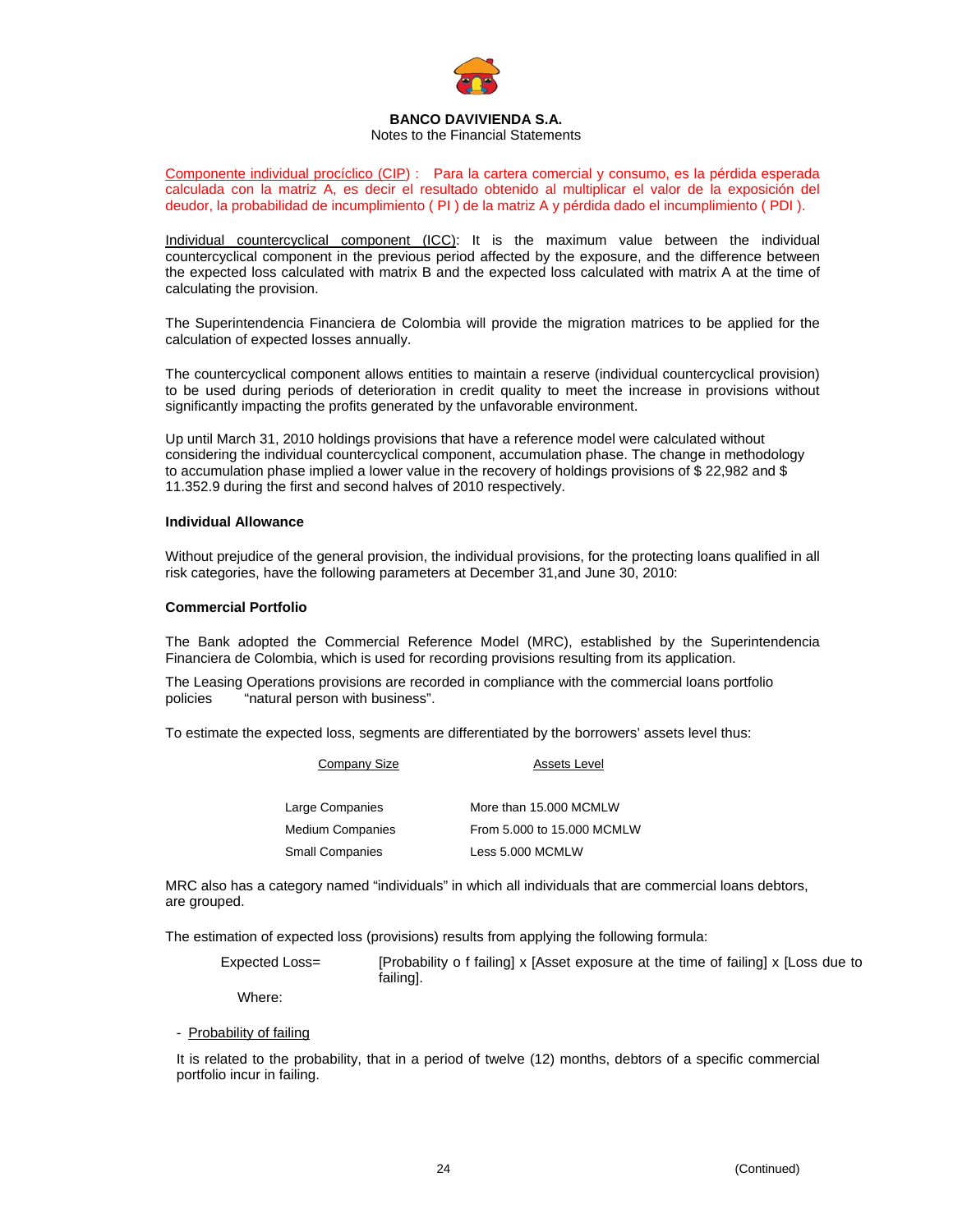Componente individual procíclico (CIP) : Para la cartera comercial y consumo, es la pérdida esperada calculada con la matriz A, es decir el resultado obtenido al multiplicar el valor de la exposición del deudor, la probabilidad de incumplimiento ( PI ) de la matriz A y pérdida dado el incumplimiento ( PDI ).

Individual countercyclical component (ICC): It is the maximum value between the individual countercyclical component in the previous period affected by the exposure, and the difference between the expected loss calculated with matrix B and the expected loss calculated with matrix A at the time of calculating the provision.

The Superintendencia Financiera de Colombia will provide the migration matrices to be applied for the calculation of expected losses annually.

The countercyclical component allows entities to maintain a reserve (individual countercyclical provision) to be used during periods of deterioration in credit quality to meet the increase in provisions without significantly impacting the profits generated by the unfavorable environment.

Up until March 31, 2010 holdings provisions that have a reference model were calculated without considering the individual countercyclical component, accumulation phase. The change in methodology to accumulation phase implied a lower value in the recovery of holdings provisions of $ 22,982 and $ 11.352.9 during the first and second halves of 2010 respectively.

**Individual Allowance**

Without prejudice of the general provision, the individual provisions, for the protecting loans qualified in all risk categories, have the following parameters at December 31,and June 30, 2010:

**Commercial Portfolio**

The Bank adopted the Commercial Reference Model (MRC), established by the Superintendencia Financiera de Colombia, which is used for recording provisions resulting from its application.

The Leasing Operations provisions are recorded in compliance with the commercial loans portfolio policies "natural person with business".

To estimate the expected loss, segments are differentiated by the borrowers' assets level thus:

| Company Size | Assets Level |
|---|---|
| Large Companies | More than 15.000 MCMLW |
| Medium Companies | From 5.000 to 15.000 MCMLW |
| Small Companies | Less 5.000 MCMLW |

MRC also has a category named "individuals" in which all individuals that are commercial loans debtors, are grouped.

The estimation of expected loss (provisions) results from applying the following formula:

Expected Loss= [Probability o f failing] x [Asset exposure at the time of failing] x [Loss due to failing].

Where:

- Probability of failing

  It is related to the probability, that in a period of twelve (12) months, debtors of a specific commercial portfolio incur in failing.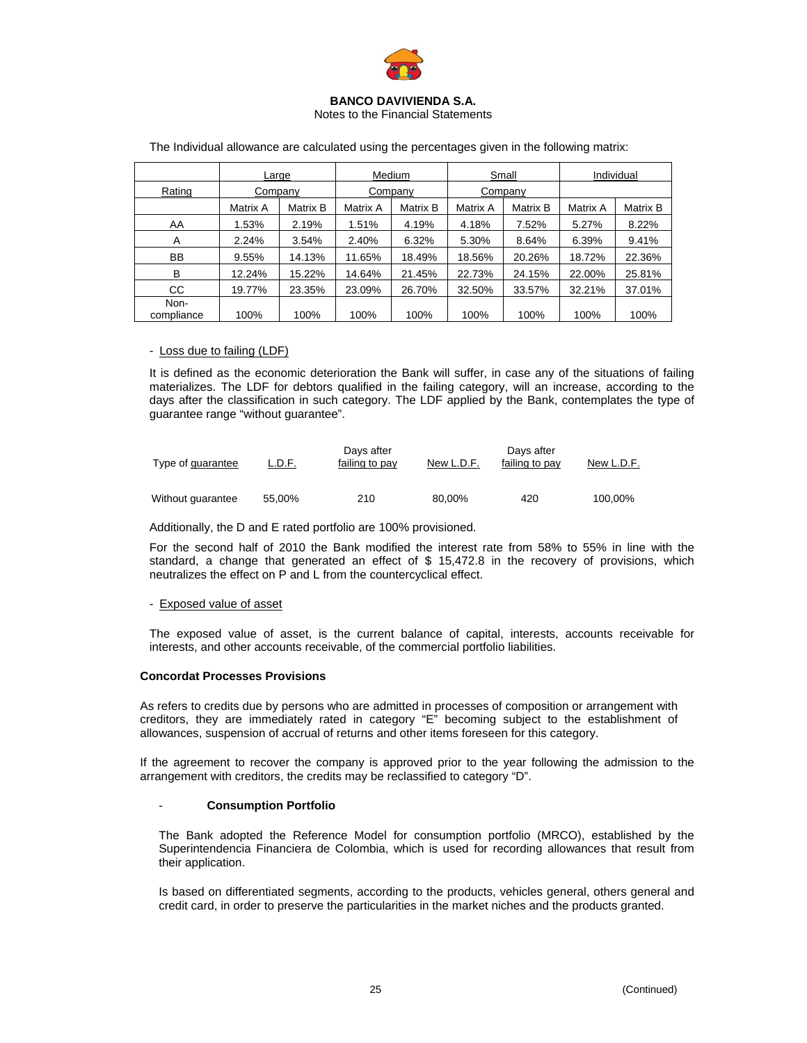**BANCO DAVIVIENDA S.A.**
Notes to the Financial Statements

The Individual allowance are calculated using the percentages given in the following matrix:

| Rating | Large Company | | Medium Company | | Small Company | | Individual | |
|---|---|---|---|---|---|---|---|---|
| | Matrix A | Matrix B | Matrix A | Matrix B | Matrix A | Matrix B | Matrix A | Matrix B |
| AA | 1.53% | 2.19% | 1.51% | 4.19% | 4.18% | 7.52% | 5.27% | 8.22% |
| A | 2.24% | 3.54% | 2.40% | 6.32% | 5.30% | 8.64% | 6.39% | 9.41% |
| BB | 9.55% | 14.13% | 11.65% | 18.49% | 18.56% | 20.26% | 18.72% | 22.36% |
| B | 12.24% | 15.22% | 14.64% | 21.45% | 22.73% | 24.15% | 22.00% | 25.81% |
| CC | 19.77% | 23.35% | 23.09% | 26.70% | 32.50% | 33.57% | 32.21% | 37.01% |
| Non-compliance | 100% | 100% | 100% | 100% | 100% | 100% | 100% | 100% |

- Loss due to failing (LDF)

It is defined as the economic deterioration the Bank will suffer, in case any of the situations of failing materializes. The LDF for debtors qualified in the failing category, will an increase, according to the days after the classification in such category. The LDF applied by the Bank, contemplates the type of guarantee range "without guarantee".

| Type of guarantee | L.D.F. | Days after failing to pay | New L.D.F. | Days after failing to pay | New L.D.F. |
|---|---|---|---|---|---|
| Without guarantee | 55,00% | 210 | 80,00% | 420 | 100,00% |

Additionally, the D and E rated portfolio are 100% provisioned.

For the second half of 2010 the Bank modified the interest rate from 58% to 55% in line with the standard, a change that generated an effect of $ 15,472.8 in the recovery of provisions, which neutralizes the effect on P and L from the countercyclical effect.

- Exposed value of asset

The exposed value of asset, is the current balance of capital, interests, accounts receivable for interests, and other accounts receivable, of the commercial portfolio liabilities.

**Concordat Processes Provisions**

As refers to credits due by persons who are admitted in processes of composition or arrangement with creditors, they are immediately rated in category "E" becoming subject to the establishment of allowances, suspension of accrual of returns and other items foreseen for this category.

If the agreement to recover the company is approved prior to the year following the admission to the arrangement with creditors, the credits may be reclassified to category "D".

- **Consumption Portfolio**

The Bank adopted the Reference Model for consumption portfolio (MRCO), established by the Superintendencia Financiera de Colombia, which is used for recording allowances that result from their application.

Is based on differentiated segments, according to the products, vehicles general, others general and credit card, in order to preserve the particularities in the market niches and the products granted.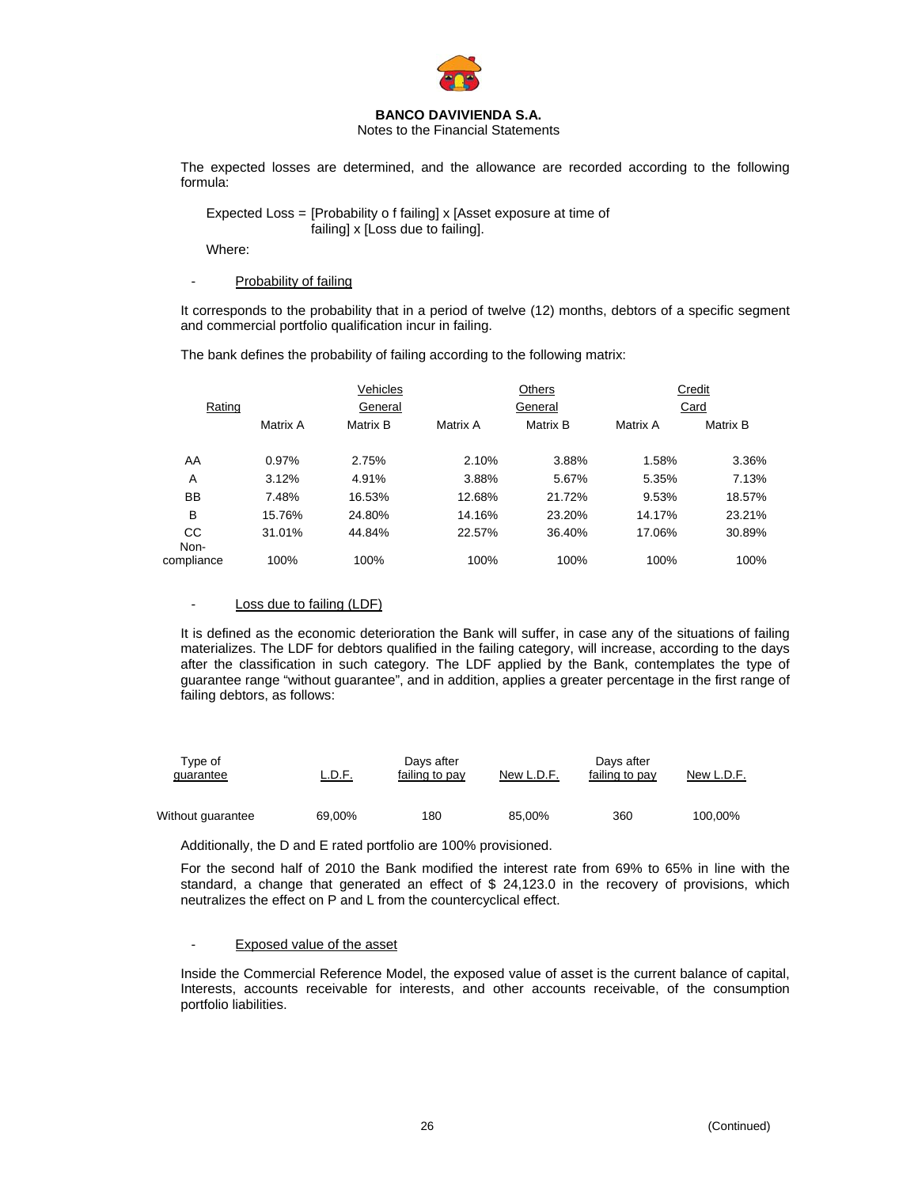**BANCO DAVIVIENDA S.A.**
Notes to the Financial Statements

The expected losses are determined, and the allowance are recorded according to the following formula:

Expected Loss = [Probability o f failing] x [Asset exposure at time of failing] x [Loss due to failing].

Where:

- Probability of failing

It corresponds to the probability that in a period of twelve (12) months, debtors of a specific segment and commercial portfolio qualification incur in failing.

The bank defines the probability of failing according to the following matrix:

| Rating | Vehicles General | | Others General | | Credit Card | |
|---|---|---|---|---|---|---|
| | Matrix A | Matrix B | Matrix A | Matrix B | Matrix A | Matrix B |
| AA | 0.97% | 2.75% | 2.10% | 3.88% | 1.58% | 3.36% |
| A | 3.12% | 4.91% | 3.88% | 5.67% | 5.35% | 7.13% |
| BB | 7.48% | 16.53% | 12.68% | 21.72% | 9.53% | 18.57% |
| B | 15.76% | 24.80% | 14.16% | 23.20% | 14.17% | 23.21% |
| CC | 31.01% | 44.84% | 22.57% | 36.40% | 17.06% | 30.89% |
| Non-compliance | 100% | 100% | 100% | 100% | 100% | 100% |

- Loss due to failing (LDF)

It is defined as the economic deterioration the Bank will suffer, in case any of the situations of failing materializes. The LDF for debtors qualified in the failing category, will increase, according to the days after the classification in such category. The LDF applied by the Bank, contemplates the type of guarantee range "without guarantee", and in addition, applies a greater percentage in the first range of failing debtors, as follows:

| Type of guarantee | L.D.F. | Days after failing to pay | New L.D.F. | Days after failing to pay | New L.D.F. |
|---|---|---|---|---|---|
| Without guarantee | 69,00% | 180 | 85,00% | 360 | 100,00% |

Additionally, the D and E rated portfolio are 100% provisioned.

For the second half of 2010 the Bank modified the interest rate from 69% to 65% in line with the standard, a change that generated an effect of $ 24,123.0 in the recovery of provisions, which neutralizes the effect on P and L from the countercyclical effect.

- Exposed value of the asset

Inside the Commercial Reference Model, the exposed value of asset is the current balance of capital, Interests, accounts receivable for interests, and other accounts receivable, of the consumption portfolio liabilities.

(Continued)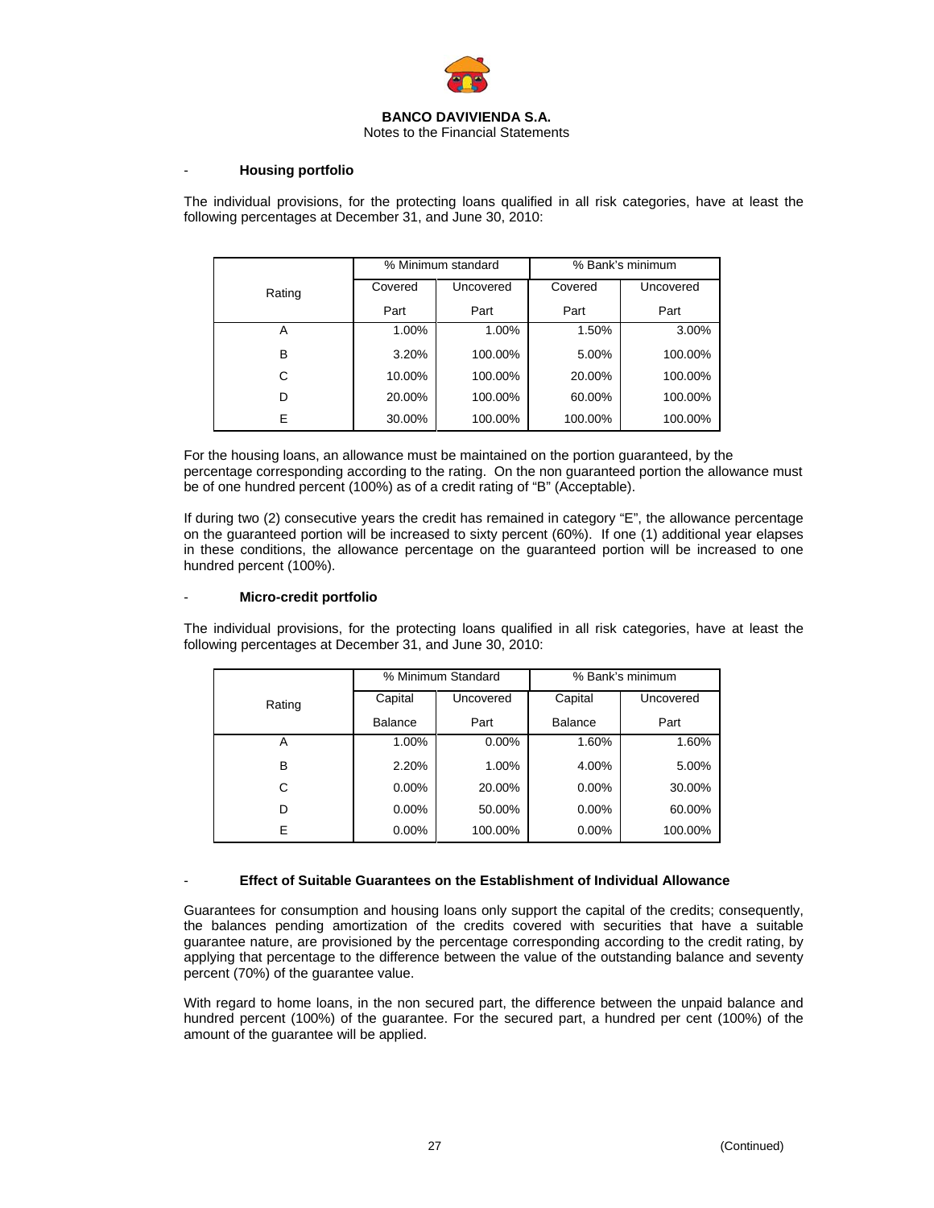- **Housing portfolio**

The individual provisions, for the protecting loans qualified in all risk categories, have at least the following percentages at December 31, and June 30, 2010:

| Rating | % Minimum standard | | % Bank's minimum | |
|---|---|---|---|---|
| | Covered Part | Uncovered Part | Covered Part | Uncovered Part |
| A | 1.00% | 1.00% | 1.50% | 3.00% |
| B | 3.20% | 100.00% | 5.00% | 100.00% |
| C | 10.00% | 100.00% | 20.00% | 100.00% |
| D | 20.00% | 100.00% | 60.00% | 100.00% |
| E | 30.00% | 100.00% | 100.00% | 100.00% |

For the housing loans, an allowance must be maintained on the portion guaranteed, by the percentage corresponding according to the rating. On the non guaranteed portion the allowance must be of one hundred percent (100%) as of a credit rating of "B" (Acceptable).

If during two (2) consecutive years the credit has remained in category "E", the allowance percentage on the guaranteed portion will be increased to sixty percent (60%). If one (1) additional year elapses in these conditions, the allowance percentage on the guaranteed portion will be increased to one hundred percent (100%).

- **Micro-credit portfolio**

The individual provisions, for the protecting loans qualified in all risk categories, have at least the following percentages at December 31, and June 30, 2010:

| Rating | % Minimum Standard | | % Bank's minimum | |
|---|---|---|---|---|
| | Capital Balance | Uncovered Part | Capital Balance | Uncovered Part |
| A | 1.00% | 0.00% | 1.60% | 1.60% |
| B | 2.20% | 1.00% | 4.00% | 5.00% |
| C | 0.00% | 20.00% | 0.00% | 30.00% |
| D | 0.00% | 50.00% | 0.00% | 60.00% |
| E | 0.00% | 100.00% | 0.00% | 100.00% |

- **Effect of Suitable Guarantees on the Establishment of Individual Allowance**

Guarantees for consumption and housing loans only support the capital of the credits; consequently, the balances pending amortization of the credits covered with securities that have a suitable guarantee nature, are provisioned by the percentage corresponding according to the credit rating, by applying that percentage to the difference between the value of the outstanding balance and seventy percent (70%) of the guarantee value.

With regard to home loans, in the non secured part, the difference between the unpaid balance and hundred percent (100%) of the guarantee. For the secured part, a hundred per cent (100%) of the amount of the guarantee will be applied.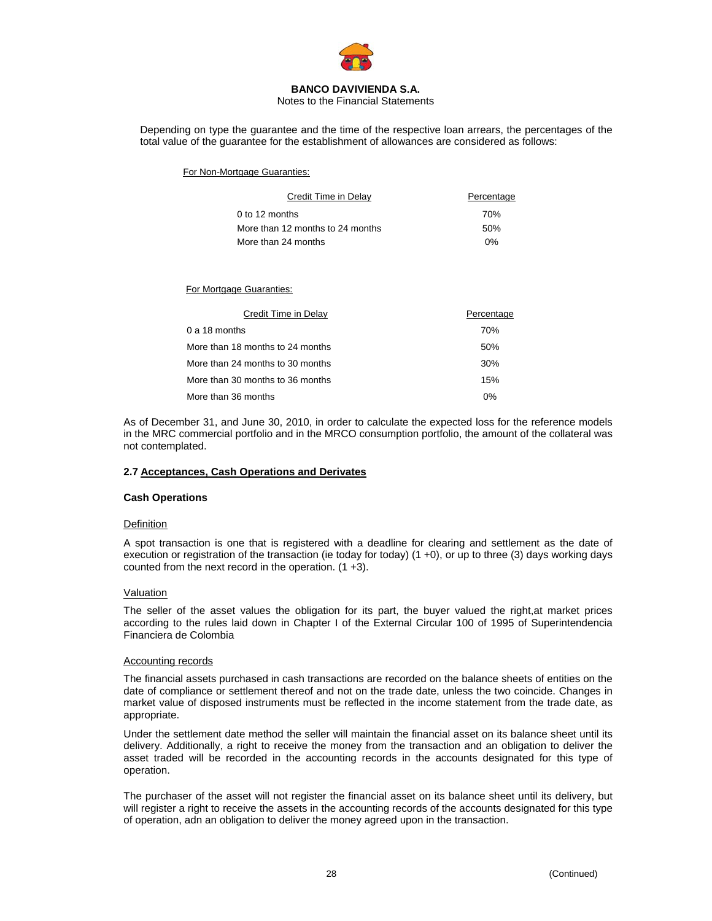Depending on type the guarantee and the time of the respective loan arrears, the percentages of the total value of the guarantee for the establishment of allowances are considered as follows:

For Non-Mortgage Guaranties:

| Credit Time in Delay | Percentage |
|---|---|
| 0 to 12 months | 70% |
| More than 12 months to 24 months | 50% |
| More than 24 months | 0% |

For Mortgage Guaranties:

| Credit Time in Delay | Percentage |
|---|---|
| 0 a 18 months | 70% |
| More than 18 months to 24 months | 50% |
| More than 24 months to 30 months | 30% |
| More than 30 months to 36 months | 15% |
| More than 36 months | 0% |

As of December 31, and June 30, 2010, in order to calculate the expected loss for the reference models in the MRC commercial portfolio and in the MRCO consumption portfolio, the amount of the collateral was not contemplated.

### 2.7 Acceptances, Cash Operations and Derivates

**Cash Operations**

Definition

A spot transaction is one that is registered with a deadline for clearing and settlement as the date of execution or registration of the transaction (ie today for today) (1 +0), or up to three (3) days working days counted from the next record in the operation. (1 +3).

Valuation

The seller of the asset values the obligation for its part, the buyer valued the right,at market prices according to the rules laid down in Chapter I of the External Circular 100 of 1995 of Superintendencia Financiera de Colombia

Accounting records

The financial assets purchased in cash transactions are recorded on the balance sheets of entities on the date of compliance or settlement thereof and not on the trade date, unless the two coincide. Changes in market value of disposed instruments must be reflected in the income statement from the trade date, as appropriate.

Under the settlement date method the seller will maintain the financial asset on its balance sheet until its delivery. Additionally, a right to receive the money from the transaction and an obligation to deliver the asset traded will be recorded in the accounting records in the accounts designated for this type of operation.

The purchaser of the asset will not register the financial asset on its balance sheet until its delivery, but will register a right to receive the assets in the accounting records of the accounts designated for this type of operation, adn an obligation to deliver the money agreed upon in the transaction.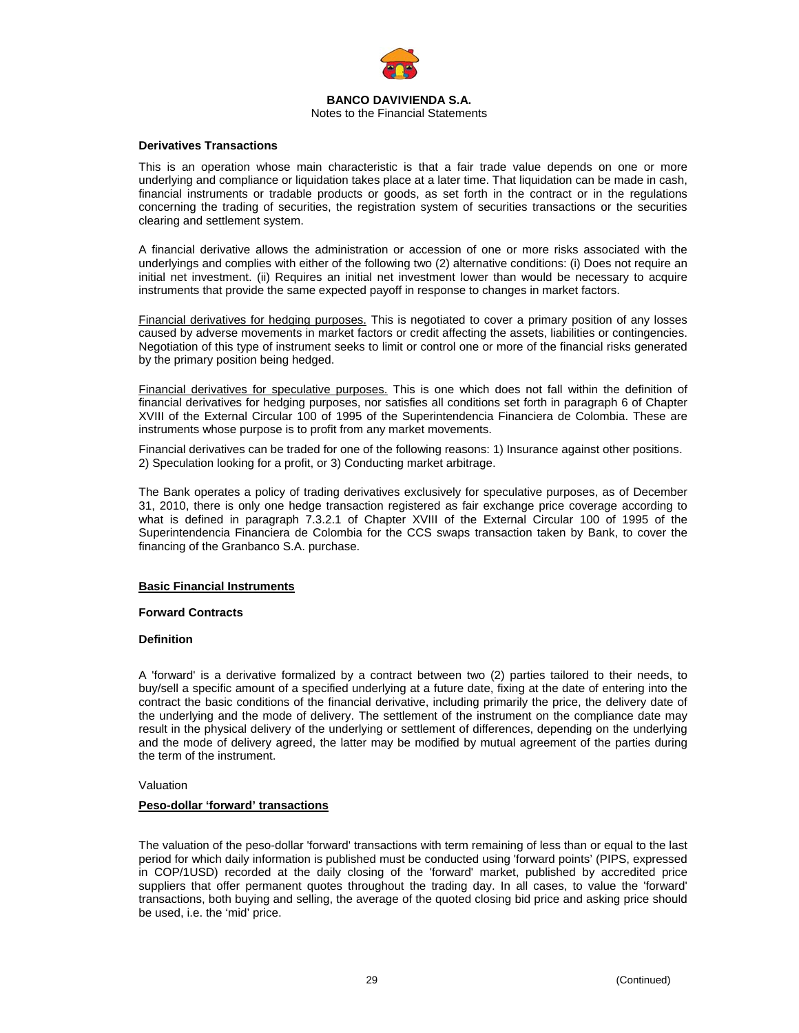**Derivatives Transactions**

This is an operation whose main characteristic is that a fair trade value depends on one or more underlying and compliance or liquidation takes place at a later time. That liquidation can be made in cash, financial instruments or tradable products or goods, as set forth in the contract or in the regulations concerning the trading of securities, the registration system of securities transactions or the securities clearing and settlement system.

A financial derivative allows the administration or accession of one or more risks associated with the underlyings and complies with either of the following two (2) alternative conditions: (i) Does not require an initial net investment. (ii) Requires an initial net investment lower than would be necessary to acquire instruments that provide the same expected payoff in response to changes in market factors.

Financial derivatives for hedging purposes. This is negotiated to cover a primary position of any losses caused by adverse movements in market factors or credit affecting the assets, liabilities or contingencies. Negotiation of this type of instrument seeks to limit or control one or more of the financial risks generated by the primary position being hedged.

Financial derivatives for speculative purposes. This is one which does not fall within the definition of financial derivatives for hedging purposes, nor satisfies all conditions set forth in paragraph 6 of Chapter XVIII of the External Circular 100 of 1995 of the Superintendencia Financiera de Colombia. These are instruments whose purpose is to profit from any market movements.

Financial derivatives can be traded for one of the following reasons: 1) Insurance against other positions. 2) Speculation looking for a profit, or 3) Conducting market arbitrage.

The Bank operates a policy of trading derivatives exclusively for speculative purposes, as of December 31, 2010, there is only one hedge transaction registered as fair exchange price coverage according to what is defined in paragraph 7.3.2.1 of Chapter XVIII of the External Circular 100 of 1995 of the Superintendencia Financiera de Colombia for the CCS swaps transaction taken by Bank, to cover the financing of the Granbanco S.A. purchase.

**Basic Financial Instruments**

**Forward Contracts**

**Definition**

A 'forward' is a derivative formalized by a contract between two (2) parties tailored to their needs, to buy/sell a specific amount of a specified underlying at a future date, fixing at the date of entering into the contract the basic conditions of the financial derivative, including primarily the price, the delivery date of the underlying and the mode of delivery. The settlement of the instrument on the compliance date may result in the physical delivery of the underlying or settlement of differences, depending on the underlying and the mode of delivery agreed, the latter may be modified by mutual agreement of the parties during the term of the instrument.

Valuation

**Peso-dollar 'forward' transactions**

The valuation of the peso-dollar 'forward' transactions with term remaining of less than or equal to the last period for which daily information is published must be conducted using 'forward points' (PIPS, expressed in COP/1USD) recorded at the daily closing of the 'forward' market, published by accredited price suppliers that offer permanent quotes throughout the trading day. In all cases, to value the 'forward' transactions, both buying and selling, the average of the quoted closing bid price and asking price should be used, i.e. the 'mid' price.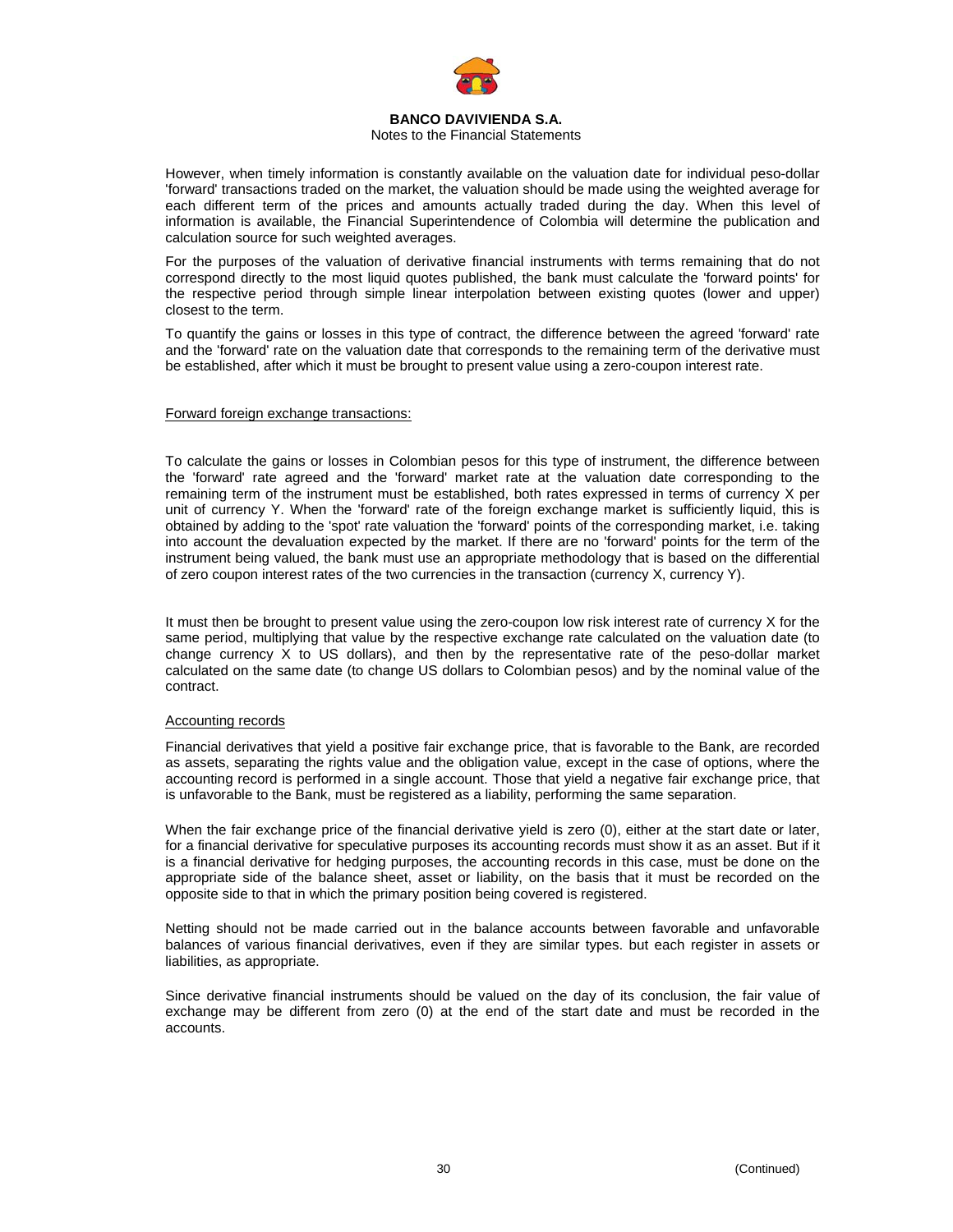However, when timely information is constantly available on the valuation date for individual peso-dollar 'forward' transactions traded on the market, the valuation should be made using the weighted average for each different term of the prices and amounts actually traded during the day. When this level of information is available, the Financial Superintendence of Colombia will determine the publication and calculation source for such weighted averages.

For the purposes of the valuation of derivative financial instruments with terms remaining that do not correspond directly to the most liquid quotes published, the bank must calculate the 'forward points' for the respective period through simple linear interpolation between existing quotes (lower and upper) closest to the term.

To quantify the gains or losses in this type of contract, the difference between the agreed 'forward' rate and the 'forward' rate on the valuation date that corresponds to the remaining term of the derivative must be established, after which it must be brought to present value using a zero-coupon interest rate.

<u>Forward foreign exchange transactions:</u>

To calculate the gains or losses in Colombian pesos for this type of instrument, the difference between the 'forward' rate agreed and the 'forward' market rate at the valuation date corresponding to the remaining term of the instrument must be established, both rates expressed in terms of currency X per unit of currency Y. When the 'forward' rate of the foreign exchange market is sufficiently liquid, this is obtained by adding to the 'spot' rate valuation the 'forward' points of the corresponding market, i.e. taking into account the devaluation expected by the market. If there are no 'forward' points for the term of the instrument being valued, the bank must use an appropriate methodology that is based on the differential of zero coupon interest rates of the two currencies in the transaction (currency X, currency Y).

It must then be brought to present value using the zero-coupon low risk interest rate of currency X for the same period, multiplying that value by the respective exchange rate calculated on the valuation date (to change currency X to US dollars), and then by the representative rate of the peso-dollar market calculated on the same date (to change US dollars to Colombian pesos) and by the nominal value of the contract.

<u>Accounting records</u>

Financial derivatives that yield a positive fair exchange price, that is favorable to the Bank, are recorded as assets, separating the rights value and the obligation value, except in the case of options, where the accounting record is performed in a single account. Those that yield a negative fair exchange price, that is unfavorable to the Bank, must be registered as a liability, performing the same separation.

When the fair exchange price of the financial derivative yield is zero (0), either at the start date or later, for a financial derivative for speculative purposes its accounting records must show it as an asset. But if it is a financial derivative for hedging purposes, the accounting records in this case, must be done on the appropriate side of the balance sheet, asset or liability, on the basis that it must be recorded on the opposite side to that in which the primary position being covered is registered.

Netting should not be made carried out in the balance accounts between favorable and unfavorable balances of various financial derivatives, even if they are similar types. but each register in assets or liabilities, as appropriate.

Since derivative financial instruments should be valued on the day of its conclusion, the fair value of exchange may be different from zero (0) at the end of the start date and must be recorded in the accounts.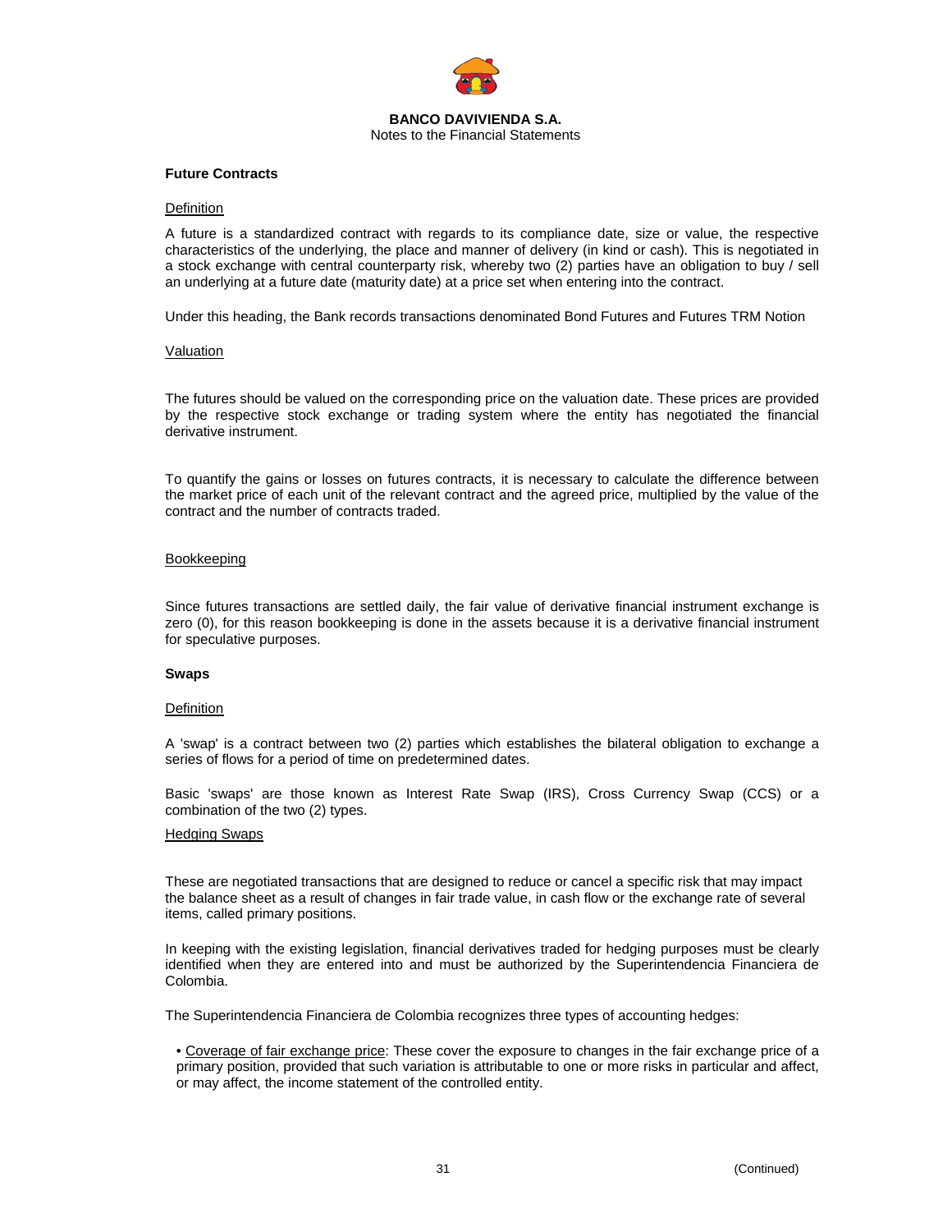**Future Contracts**

Definition

A future is a standardized contract with regards to its compliance date, size or value, the respective characteristics of the underlying, the place and manner of delivery (in kind or cash). This is negotiated in a stock exchange with central counterparty risk, whereby two (2) parties have an obligation to buy / sell an underlying at a future date (maturity date) at a price set when entering into the contract.

Under this heading, the Bank records transactions denominated Bond Futures and Futures TRM Notion

Valuation

The futures should be valued on the corresponding price on the valuation date. These prices are provided by the respective stock exchange or trading system where the entity has negotiated the financial derivative instrument.

To quantify the gains or losses on futures contracts, it is necessary to calculate the difference between the market price of each unit of the relevant contract and the agreed price, multiplied by the value of the contract and the number of contracts traded.

Bookkeeping

Since futures transactions are settled daily, the fair value of derivative financial instrument exchange is zero (0), for this reason bookkeeping is done in the assets because it is a derivative financial instrument for speculative purposes.

**Swaps**

Definition

A 'swap' is a contract between two (2) parties which establishes the bilateral obligation to exchange a series of flows for a period of time on predetermined dates.

Basic 'swaps' are those known as Interest Rate Swap (IRS), Cross Currency Swap (CCS) or a combination of the two (2) types.

Hedging Swaps

These are negotiated transactions that are designed to reduce or cancel a specific risk that may impact the balance sheet as a result of changes in fair trade value, in cash flow or the exchange rate of several items, called primary positions.

In keeping with the existing legislation, financial derivatives traded for hedging purposes must be clearly identified when they are entered into and must be authorized by the Superintendencia Financiera de Colombia.

The Superintendencia Financiera de Colombia recognizes three types of accounting hedges:

- Coverage of fair exchange price: These cover the exposure to changes in the fair exchange price of a primary position, provided that such variation is attributable to one or more risks in particular and affect, or may affect, the income statement of the controlled entity.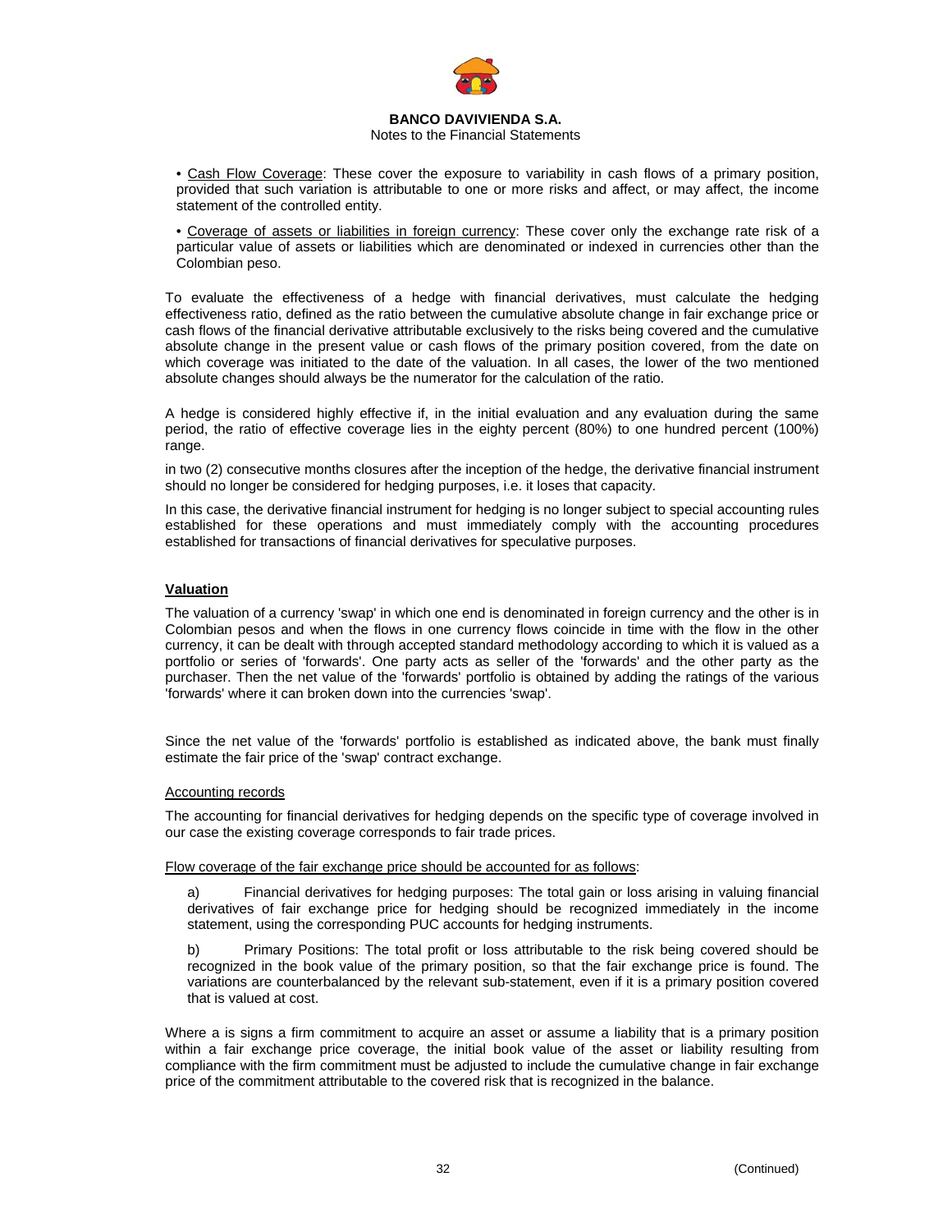• <u>Cash Flow Coverage</u>: These cover the exposure to variability in cash flows of a primary position, provided that such variation is attributable to one or more risks and affect, or may affect, the income statement of the controlled entity.

• <u>Coverage of assets or liabilities in foreign currency</u>: These cover only the exchange rate risk of a particular value of assets or liabilities which are denominated or indexed in currencies other than the Colombian peso.

To evaluate the effectiveness of a hedge with financial derivatives, must calculate the hedging effectiveness ratio, defined as the ratio between the cumulative absolute change in fair exchange price or cash flows of the financial derivative attributable exclusively to the risks being covered and the cumulative absolute change in the present value or cash flows of the primary position covered, from the date on which coverage was initiated to the date of the valuation. In all cases, the lower of the two mentioned absolute changes should always be the numerator for the calculation of the ratio.

A hedge is considered highly effective if, in the initial evaluation and any evaluation during the same period, the ratio of effective coverage lies in the eighty percent (80%) to one hundred percent (100%) range.

in two (2) consecutive months closures after the inception of the hedge, the derivative financial instrument should no longer be considered for hedging purposes, i.e. it loses that capacity.

In this case, the derivative financial instrument for hedging is no longer subject to special accounting rules established for these operations and must immediately comply with the accounting procedures established for transactions of financial derivatives for speculative purposes.

**<u>Valuation</u>**

The valuation of a currency 'swap' in which one end is denominated in foreign currency and the other is in Colombian pesos and when the flows in one currency flows coincide in time with the flow in the other currency, it can be dealt with through accepted standard methodology according to which it is valued as a portfolio or series of 'forwards'. One party acts as seller of the 'forwards' and the other party as the purchaser. Then the net value of the 'forwards' portfolio is obtained by adding the ratings of the various 'forwards' where it can broken down into the currencies 'swap'.

Since the net value of the 'forwards' portfolio is established as indicated above, the bank must finally estimate the fair price of the 'swap' contract exchange.

<u>Accounting records</u>

The accounting for financial derivatives for hedging depends on the specific type of coverage involved in our case the existing coverage corresponds to fair trade prices.

<u>Flow coverage of the fair exchange price should be accounted for as follows</u>:

a) Financial derivatives for hedging purposes: The total gain or loss arising in valuing financial derivatives of fair exchange price for hedging should be recognized immediately in the income statement, using the corresponding PUC accounts for hedging instruments.

b) Primary Positions: The total profit or loss attributable to the risk being covered should be recognized in the book value of the primary position, so that the fair exchange price is found. The variations are counterbalanced by the relevant sub-statement, even if it is a primary position covered that is valued at cost.

Where a is signs a firm commitment to acquire an asset or assume a liability that is a primary position within a fair exchange price coverage, the initial book value of the asset or liability resulting from compliance with the firm commitment must be adjusted to include the cumulative change in fair exchange price of the commitment attributable to the covered risk that is recognized in the balance.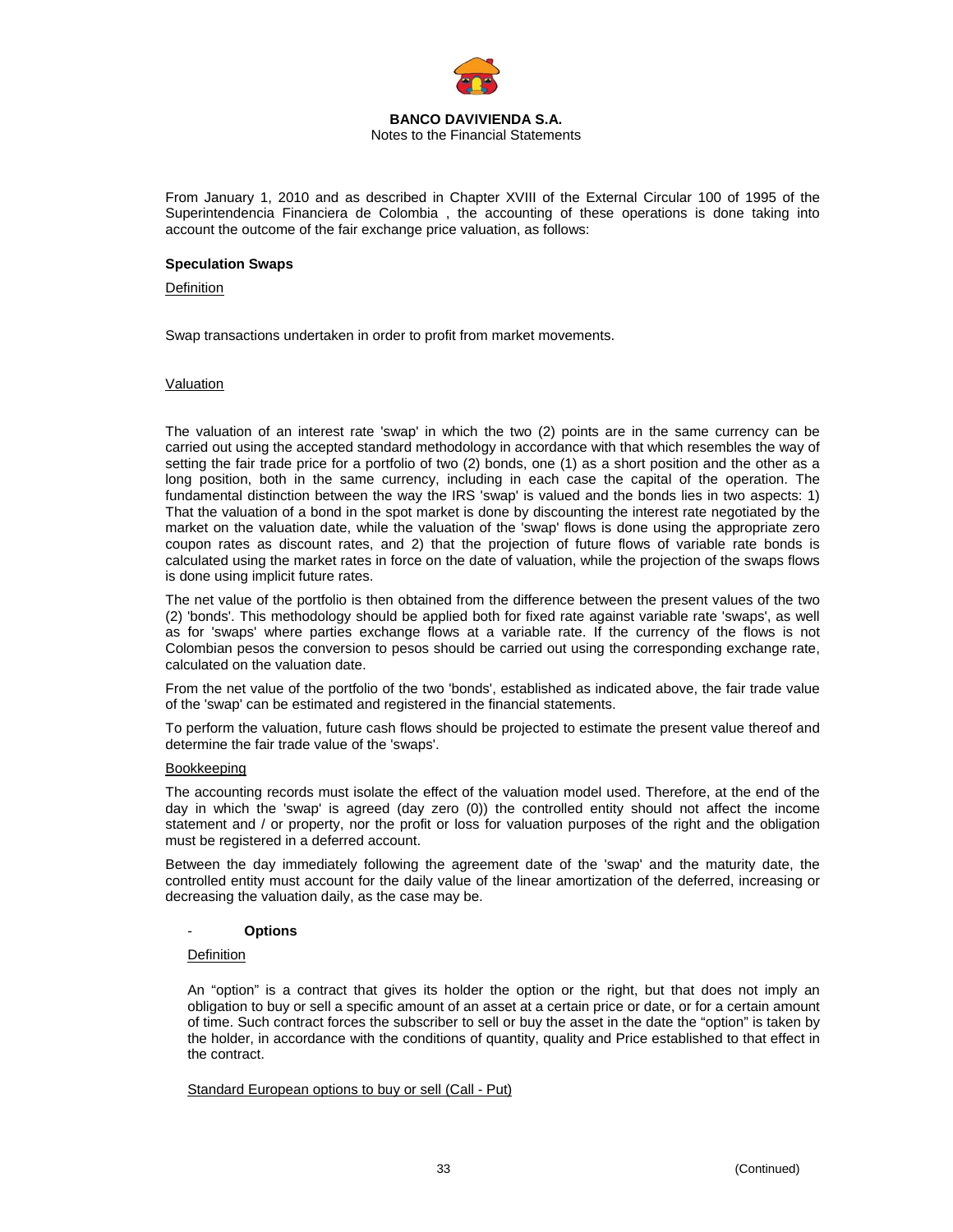From January 1, 2010 and as described in Chapter XVIII of the External Circular 100 of 1995 of the Superintendencia Financiera de Colombia , the accounting of these operations is done taking into account the outcome of the fair exchange price valuation, as follows:

**Speculation Swaps**

Definition

Swap transactions undertaken in order to profit from market movements.

Valuation

The valuation of an interest rate 'swap' in which the two (2) points are in the same currency can be carried out using the accepted standard methodology in accordance with that which resembles the way of setting the fair trade price for a portfolio of two (2) bonds, one (1) as a short position and the other as a long position, both in the same currency, including in each case the capital of the operation. The fundamental distinction between the way the IRS 'swap' is valued and the bonds lies in two aspects: 1) That the valuation of a bond in the spot market is done by discounting the interest rate negotiated by the market on the valuation date, while the valuation of the 'swap' flows is done using the appropriate zero coupon rates as discount rates, and 2) that the projection of future flows of variable rate bonds is calculated using the market rates in force on the date of valuation, while the projection of the swaps flows is done using implicit future rates.

The net value of the portfolio is then obtained from the difference between the present values of the two (2) 'bonds'. This methodology should be applied both for fixed rate against variable rate 'swaps', as well as for 'swaps' where parties exchange flows at a variable rate. If the currency of the flows is not Colombian pesos the conversion to pesos should be carried out using the corresponding exchange rate, calculated on the valuation date.

From the net value of the portfolio of the two 'bonds', established as indicated above, the fair trade value of the 'swap' can be estimated and registered in the financial statements.

To perform the valuation, future cash flows should be projected to estimate the present value thereof and determine the fair trade value of the 'swaps'.

Bookkeeping

The accounting records must isolate the effect of the valuation model used. Therefore, at the end of the day in which the 'swap' is agreed (day zero (0)) the controlled entity should not affect the income statement and / or property, nor the profit or loss for valuation purposes of the right and the obligation must be registered in a deferred account.

Between the day immediately following the agreement date of the 'swap' and the maturity date, the controlled entity must account for the daily value of the linear amortization of the deferred, increasing or decreasing the valuation daily, as the case may be.

- **Options**

Definition

An "option" is a contract that gives its holder the option or the right, but that does not imply an obligation to buy or sell a specific amount of an asset at a certain price or date, or for a certain amount of time. Such contract forces the subscriber to sell or buy the asset in the date the "option" is taken by the holder, in accordance with the conditions of quantity, quality and Price established to that effect in the contract.

Standard European options to buy or sell (Call - Put)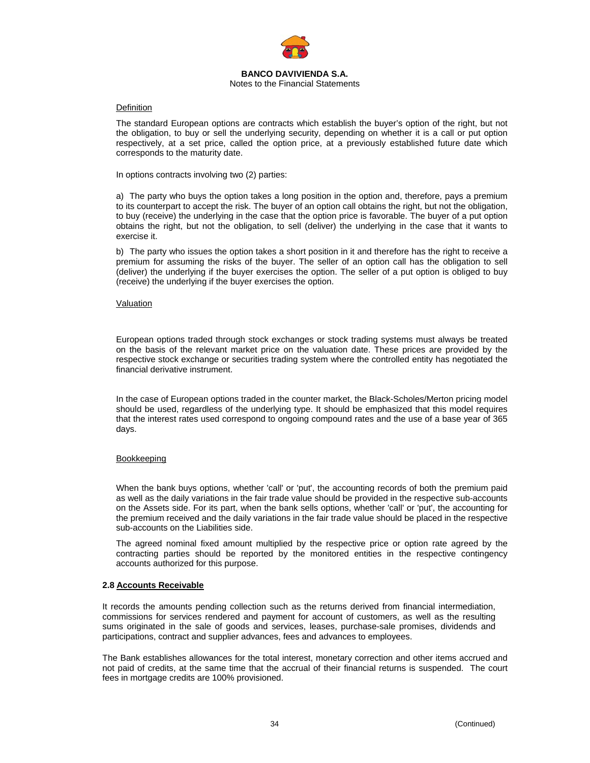Definition

The standard European options are contracts which establish the buyer's option of the right, but not the obligation, to buy or sell the underlying security, depending on whether it is a call or put option respectively, at a set price, called the option price, at a previously established future date which corresponds to the maturity date.

In options contracts involving two (2) parties:

a) The party who buys the option takes a long position in the option and, therefore, pays a premium to its counterpart to accept the risk. The buyer of an option call obtains the right, but not the obligation, to buy (receive) the underlying in the case that the option price is favorable. The buyer of a put option obtains the right, but not the obligation, to sell (deliver) the underlying in the case that it wants to exercise it.

b) The party who issues the option takes a short position in it and therefore has the right to receive a premium for assuming the risks of the buyer. The seller of an option call has the obligation to sell (deliver) the underlying if the buyer exercises the option. The seller of a put option is obliged to buy (receive) the underlying if the buyer exercises the option.

Valuation

European options traded through stock exchanges or stock trading systems must always be treated on the basis of the relevant market price on the valuation date. These prices are provided by the respective stock exchange or securities trading system where the controlled entity has negotiated the financial derivative instrument.

In the case of European options traded in the counter market, the Black-Scholes/Merton pricing model should be used, regardless of the underlying type. It should be emphasized that this model requires that the interest rates used correspond to ongoing compound rates and the use of a base year of 365 days.

Bookkeeping

When the bank buys options, whether 'call' or 'put', the accounting records of both the premium paid as well as the daily variations in the fair trade value should be provided in the respective sub-accounts on the Assets side. For its part, when the bank sells options, whether 'call' or 'put', the accounting for the premium received and the daily variations in the fair trade value should be placed in the respective sub-accounts on the Liabilities side.

The agreed nominal fixed amount multiplied by the respective price or option rate agreed by the contracting parties should be reported by the monitored entities in the respective contingency accounts authorized for this purpose.

## 2.8 Accounts Receivable

It records the amounts pending collection such as the returns derived from financial intermediation, commissions for services rendered and payment for account of customers, as well as the resulting sums originated in the sale of goods and services, leases, purchase-sale promises, dividends and participations, contract and supplier advances, fees and advances to employees.

The Bank establishes allowances for the total interest, monetary correction and other items accrued and not paid of credits, at the same time that the accrual of their financial returns is suspended. The court fees in mortgage credits are 100% provisioned.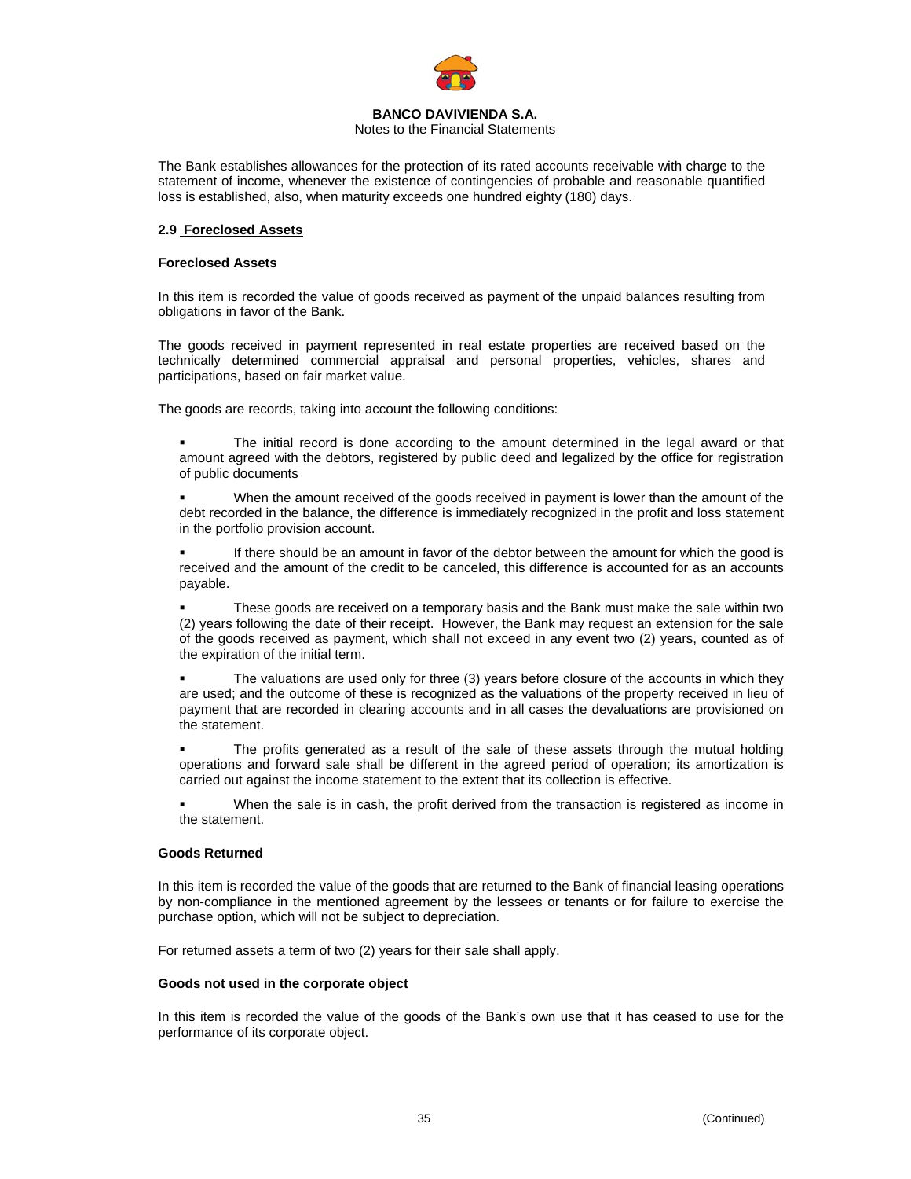The Bank establishes allowances for the protection of its rated accounts receivable with charge to the statement of income, whenever the existence of contingencies of probable and reasonable quantified loss is established, also, when maturity exceeds one hundred eighty (180) days.

### 2.9 Foreclosed Assets

**Foreclosed Assets**

In this item is recorded the value of goods received as payment of the unpaid balances resulting from obligations in favor of the Bank.

The goods received in payment represented in real estate properties are received based on the technically determined commercial appraisal and personal properties, vehicles, shares and participations, based on fair market value.

The goods are records, taking into account the following conditions:

- The initial record is done according to the amount determined in the legal award or that amount agreed with the debtors, registered by public deed and legalized by the office for registration of public documents
- When the amount received of the goods received in payment is lower than the amount of the debt recorded in the balance, the difference is immediately recognized in the profit and loss statement in the portfolio provision account.
- If there should be an amount in favor of the debtor between the amount for which the good is received and the amount of the credit to be canceled, this difference is accounted for as an accounts payable.
- These goods are received on a temporary basis and the Bank must make the sale within two (2) years following the date of their receipt. However, the Bank may request an extension for the sale of the goods received as payment, which shall not exceed in any event two (2) years, counted as of the expiration of the initial term.
- The valuations are used only for three (3) years before closure of the accounts in which they are used; and the outcome of these is recognized as the valuations of the property received in lieu of payment that are recorded in clearing accounts and in all cases the devaluations are provisioned on the statement.
- The profits generated as a result of the sale of these assets through the mutual holding operations and forward sale shall be different in the agreed period of operation; its amortization is carried out against the income statement to the extent that its collection is effective.
- When the sale is in cash, the profit derived from the transaction is registered as income in the statement.

**Goods Returned**

In this item is recorded the value of the goods that are returned to the Bank of financial leasing operations by non-compliance in the mentioned agreement by the lessees or tenants or for failure to exercise the purchase option, which will not be subject to depreciation.

For returned assets a term of two (2) years for their sale shall apply.

**Goods not used in the corporate object**

In this item is recorded the value of the goods of the Bank's own use that it has ceased to use for the performance of its corporate object.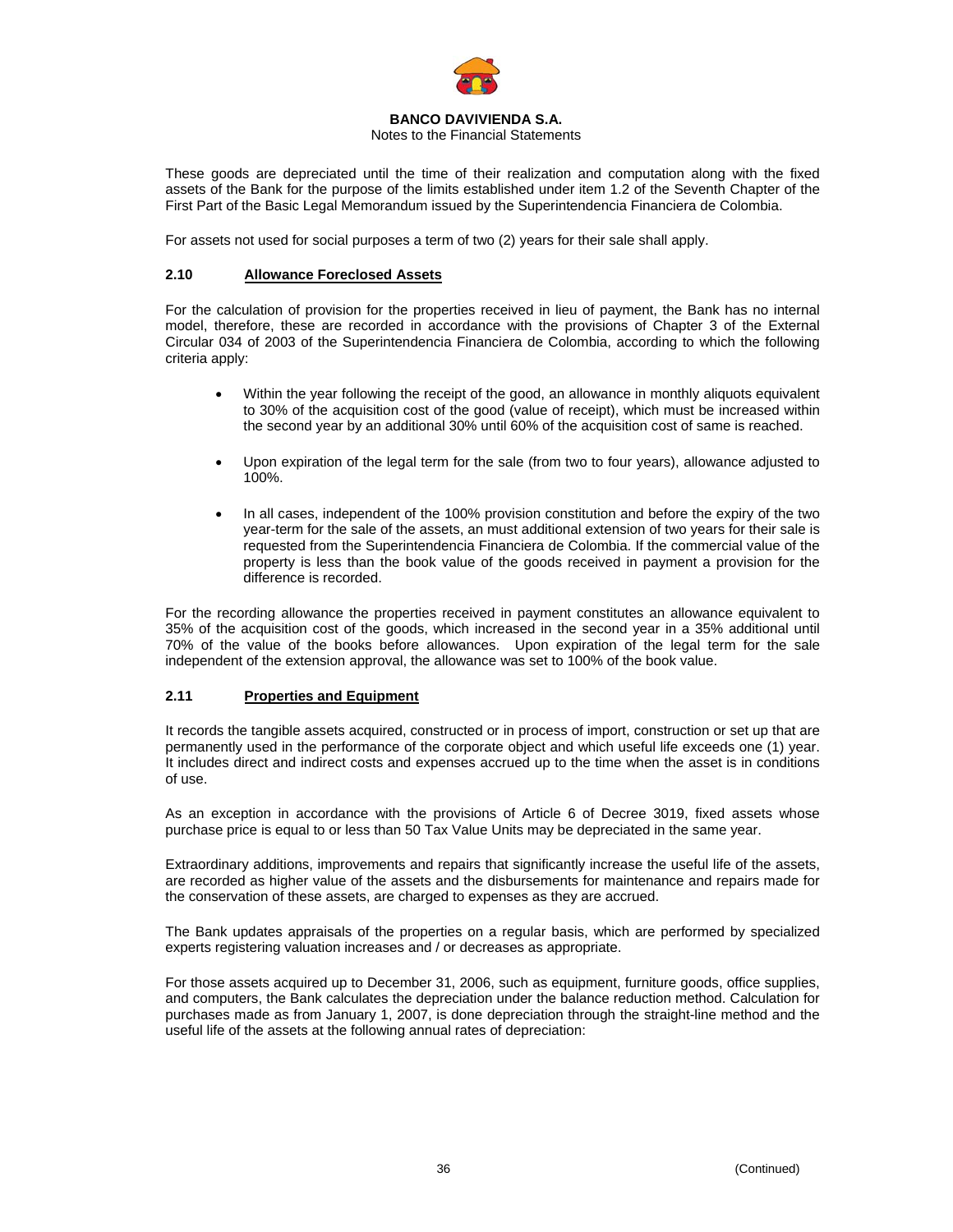These goods are depreciated until the time of their realization and computation along with the fixed assets of the Bank for the purpose of the limits established under item 1.2 of the Seventh Chapter of the First Part of the Basic Legal Memorandum issued by the Superintendencia Financiera de Colombia.

For assets not used for social purposes a term of two (2) years for their sale shall apply.

### 2.10 Allowance Foreclosed Assets

For the calculation of provision for the properties received in lieu of payment, the Bank has no internal model, therefore, these are recorded in accordance with the provisions of Chapter 3 of the External Circular 034 of 2003 of the Superintendencia Financiera de Colombia, according to which the following criteria apply:

- Within the year following the receipt of the good, an allowance in monthly aliquots equivalent to 30% of the acquisition cost of the good (value of receipt), which must be increased within the second year by an additional 30% until 60% of the acquisition cost of same is reached.

- Upon expiration of the legal term for the sale (from two to four years), allowance adjusted to 100%.

- In all cases, independent of the 100% provision constitution and before the expiry of the two year-term for the sale of the assets, an must additional extension of two years for their sale is requested from the Superintendencia Financiera de Colombia. If the commercial value of the property is less than the book value of the goods received in payment a provision for the difference is recorded.

For the recording allowance the properties received in payment constitutes an allowance equivalent to 35% of the acquisition cost of the goods, which increased in the second year in a 35% additional until 70% of the value of the books before allowances. Upon expiration of the legal term for the sale independent of the extension approval, the allowance was set to 100% of the book value.

### 2.11 Properties and Equipment

It records the tangible assets acquired, constructed or in process of import, construction or set up that are permanently used in the performance of the corporate object and which useful life exceeds one (1) year. It includes direct and indirect costs and expenses accrued up to the time when the asset is in conditions of use.

As an exception in accordance with the provisions of Article 6 of Decree 3019, fixed assets whose purchase price is equal to or less than 50 Tax Value Units may be depreciated in the same year.

Extraordinary additions, improvements and repairs that significantly increase the useful life of the assets, are recorded as higher value of the assets and the disbursements for maintenance and repairs made for the conservation of these assets, are charged to expenses as they are accrued.

The Bank updates appraisals of the properties on a regular basis, which are performed by specialized experts registering valuation increases and / or decreases as appropriate.

For those assets acquired up to December 31, 2006, such as equipment, furniture goods, office supplies, and computers, the Bank calculates the depreciation under the balance reduction method. Calculation for purchases made as from January 1, 2007, is done depreciation through the straight-line method and the useful life of the assets at the following annual rates of depreciation: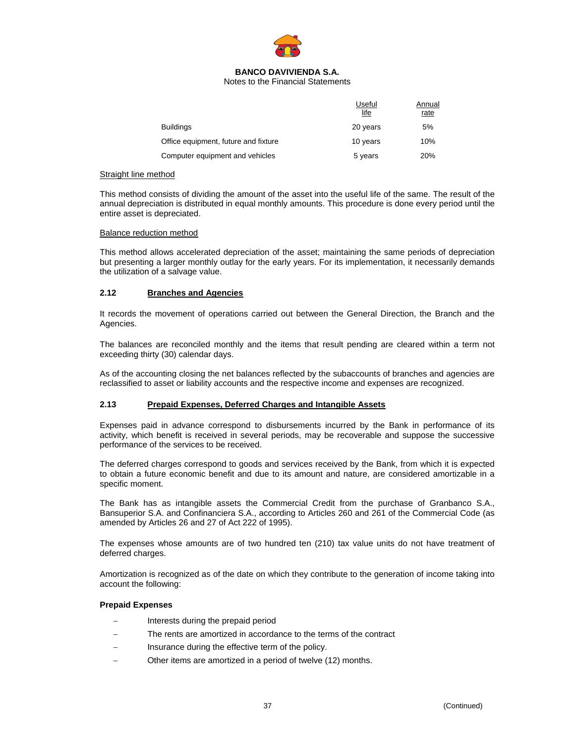| | Useful life | Annual rate |
|---|---|---|
| Buildings | 20 years | 5% |
| Office equipment, future and fixture | 10 years | 10% |
| Computer equipment and vehicles | 5 years | 20% |

Straight line method

This method consists of dividing the amount of the asset into the useful life of the same. The result of the annual depreciation is distributed in equal monthly amounts. This procedure is done every period until the entire asset is depreciated.

Balance reduction method

This method allows accelerated depreciation of the asset; maintaining the same periods of depreciation but presenting a larger monthly outlay for the early years. For its implementation, it necessarily demands the utilization of a salvage value.

### 2.12 Branches and Agencies

It records the movement of operations carried out between the General Direction, the Branch and the Agencies.

The balances are reconciled monthly and the items that result pending are cleared within a term not exceeding thirty (30) calendar days.

As of the accounting closing the net balances reflected by the subaccounts of branches and agencies are reclassified to asset or liability accounts and the respective income and expenses are recognized.

### 2.13 Prepaid Expenses, Deferred Charges and Intangible Assets

Expenses paid in advance correspond to disbursements incurred by the Bank in performance of its activity, which benefit is received in several periods, may be recoverable and suppose the successive performance of the services to be received.

The deferred charges correspond to goods and services received by the Bank, from which it is expected to obtain a future economic benefit and due to its amount and nature, are considered amortizable in a specific moment.

The Bank has as intangible assets the Commercial Credit from the purchase of Granbanco S.A., Bansuperior S.A. and Confinanciera S.A., according to Articles 260 and 261 of the Commercial Code (as amended by Articles 26 and 27 of Act 222 of 1995).

The expenses whose amounts are of two hundred ten (210) tax value units do not have treatment of deferred charges.

Amortization is recognized as of the date on which they contribute to the generation of income taking into account the following:

**Prepaid Expenses**

- Interests during the prepaid period
- The rents are amortized in accordance to the terms of the contract
- Insurance during the effective term of the policy.
- Other items are amortized in a period of twelve (12) months.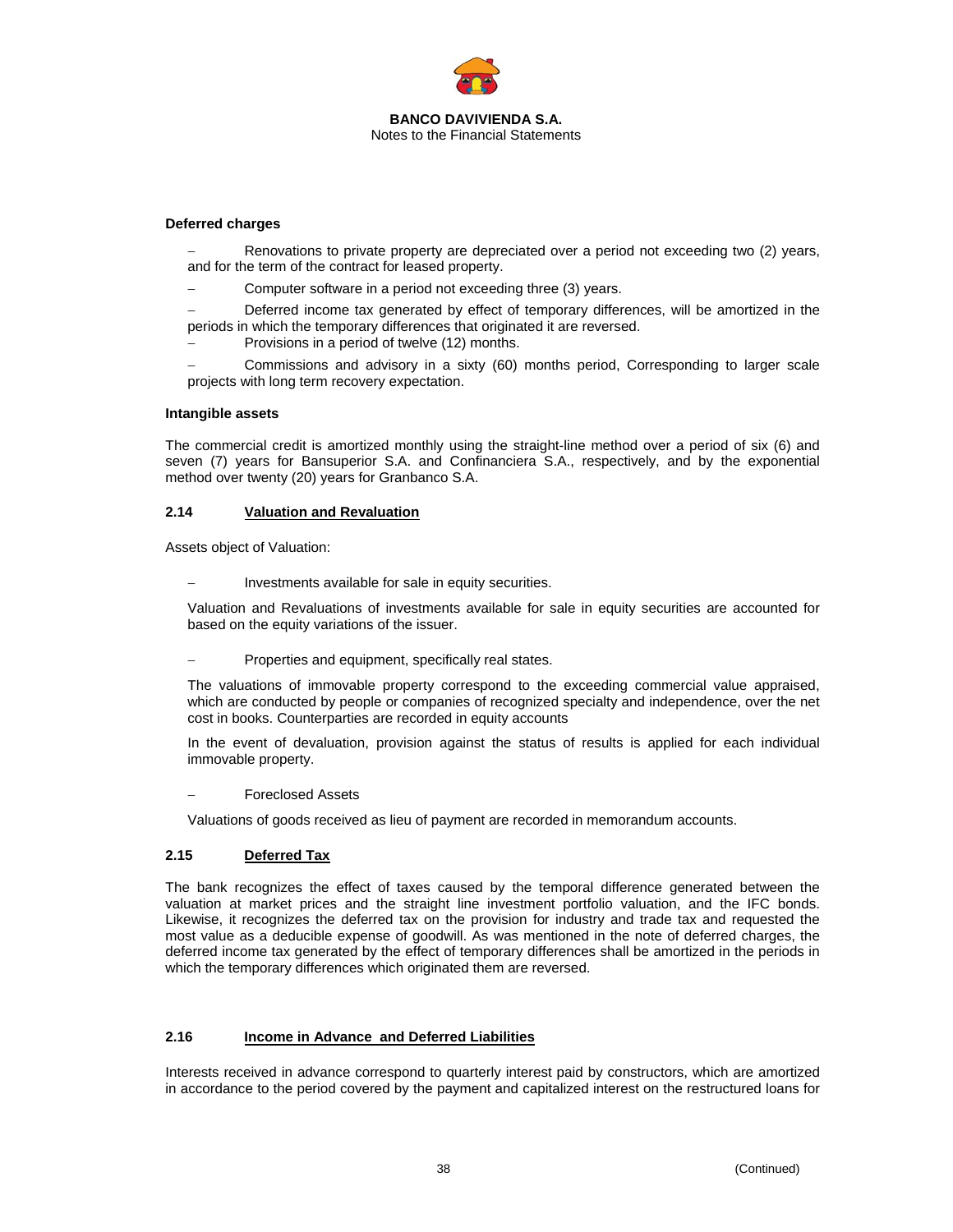**Deferred charges**

- Renovations to private property are depreciated over a period not exceeding two (2) years, and for the term of the contract for leased property.
- Computer software in a period not exceeding three (3) years.
- Deferred income tax generated by effect of temporary differences, will be amortized in the periods in which the temporary differences that originated it are reversed.
- Provisions in a period of twelve (12) months.
- Commissions and advisory in a sixty (60) months period, Corresponding to larger scale projects with long term recovery expectation.

**Intangible assets**

The commercial credit is amortized monthly using the straight-line method over a period of six (6) and seven (7) years for Bansuperior S.A. and Confinanciera S.A., respectively, and by the exponential method over twenty (20) years for Granbanco S.A.

## 2.14 Valuation and Revaluation

Assets object of Valuation:

- Investments available for sale in equity securities.

  Valuation and Revaluations of investments available for sale in equity securities are accounted for based on the equity variations of the issuer.

- Properties and equipment, specifically real states.

  The valuations of immovable property correspond to the exceeding commercial value appraised, which are conducted by people or companies of recognized specialty and independence, over the net cost in books. Counterparties are recorded in equity accounts

  In the event of devaluation, provision against the status of results is applied for each individual immovable property.

- Foreclosed Assets

  Valuations of goods received as lieu of payment are recorded in memorandum accounts.

## 2.15 Deferred Tax

The bank recognizes the effect of taxes caused by the temporal difference generated between the valuation at market prices and the straight line investment portfolio valuation, and the IFC bonds. Likewise, it recognizes the deferred tax on the provision for industry and trade tax and requested the most value as a deducible expense of goodwill. As was mentioned in the note of deferred charges, the deferred income tax generated by the effect of temporary differences shall be amortized in the periods in which the temporary differences which originated them are reversed.

## 2.16 Income in Advance and Deferred Liabilities

Interests received in advance correspond to quarterly interest paid by constructors, which are amortized in accordance to the period covered by the payment and capitalized interest on the restructured loans for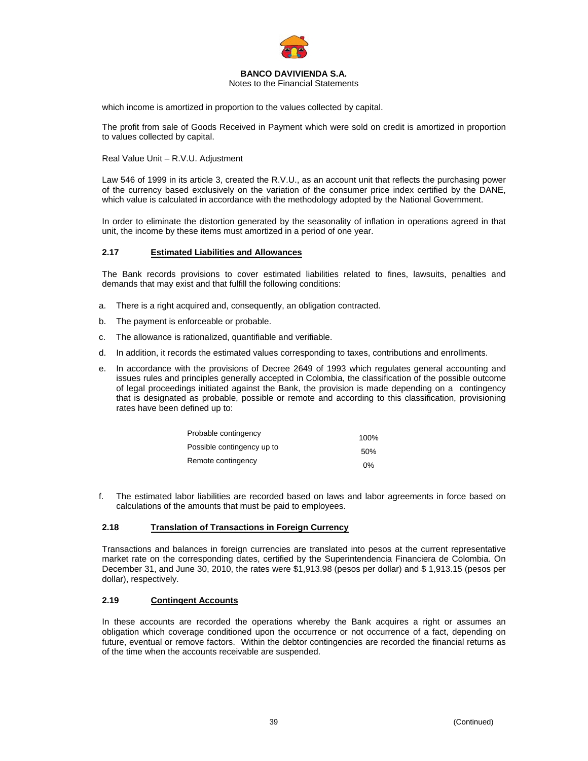which income is amortized in proportion to the values collected by capital.

The profit from sale of Goods Received in Payment which were sold on credit is amortized in proportion to values collected by capital.

Real Value Unit – R.V.U. Adjustment

Law 546 of 1999 in its article 3, created the R.V.U., as an account unit that reflects the purchasing power of the currency based exclusively on the variation of the consumer price index certified by the DANE, which value is calculated in accordance with the methodology adopted by the National Government.

In order to eliminate the distortion generated by the seasonality of inflation in operations agreed in that unit, the income by these items must amortized in a period of one year.

### 2.17 Estimated Liabilities and Allowances

The Bank records provisions to cover estimated liabilities related to fines, lawsuits, penalties and demands that may exist and that fulfill the following conditions:

a. There is a right acquired and, consequently, an obligation contracted.

b. The payment is enforceable or probable.

c. The allowance is rationalized, quantifiable and verifiable.

d. In addition, it records the estimated values corresponding to taxes, contributions and enrollments.

e. In accordance with the provisions of Decree 2649 of 1993 which regulates general accounting and issues rules and principles generally accepted in Colombia, the classification of the possible outcome of legal proceedings initiated against the Bank, the provision is made depending on a contingency that is designated as probable, possible or remote and according to this classification, provisioning rates have been defined up to:

| | |
|---|---|
| Probable contingency | 100% |
| Possible contingency up to | 50% |
| Remote contingency | 0% |

f. The estimated labor liabilities are recorded based on laws and labor agreements in force based on calculations of the amounts that must be paid to employees.

### 2.18 Translation of Transactions in Foreign Currency

Transactions and balances in foreign currencies are translated into pesos at the current representative market rate on the corresponding dates, certified by the Superintendencia Financiera de Colombia. On December 31, and June 30, 2010, the rates were $1,913.98 (pesos per dollar) and $ 1,913.15 (pesos per dollar), respectively.

### 2.19 Contingent Accounts

In these accounts are recorded the operations whereby the Bank acquires a right or assumes an obligation which coverage conditioned upon the occurrence or not occurrence of a fact, depending on future, eventual or remove factors. Within the debtor contingencies are recorded the financial returns as of the time when the accounts receivable are suspended.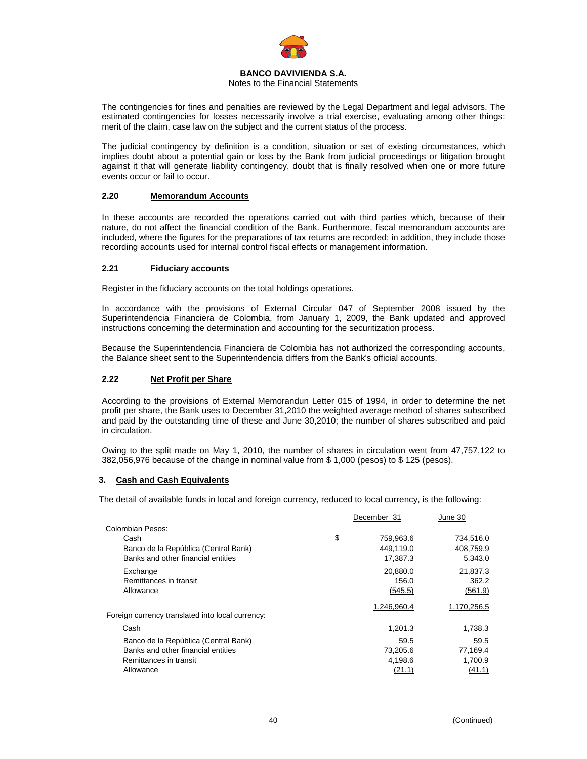The contingencies for fines and penalties are reviewed by the Legal Department and legal advisors. The estimated contingencies for losses necessarily involve a trial exercise, evaluating among other things: merit of the claim, case law on the subject and the current status of the process.

The judicial contingency by definition is a condition, situation or set of existing circumstances, which implies doubt about a potential gain or loss by the Bank from judicial proceedings or litigation brought against it that will generate liability contingency, doubt that is finally resolved when one or more future events occur or fail to occur.

### 2.20 Memorandum Accounts

In these accounts are recorded the operations carried out with third parties which, because of their nature, do not affect the financial condition of the Bank. Furthermore, fiscal memorandum accounts are included, where the figures for the preparations of tax returns are recorded; in addition, they include those recording accounts used for internal control fiscal effects or management information.

### 2.21 Fiduciary accounts

Register in the fiduciary accounts on the total holdings operations.

In accordance with the provisions of External Circular 047 of September 2008 issued by the Superintendencia Financiera de Colombia, from January 1, 2009, the Bank updated and approved instructions concerning the determination and accounting for the securitization process.

Because the Superintendencia Financiera de Colombia has not authorized the corresponding accounts, the Balance sheet sent to the Superintendencia differs from the Bank's official accounts.

### 2.22 Net Profit per Share

According to the provisions of External Memorandun Letter 015 of 1994, in order to determine the net profit per share, the Bank uses to December 31,2010 the weighted average method of shares subscribed and paid by the outstanding time of these and June 30,2010; the number of shares subscribed and paid in circulation.

Owing to the split made on May 1, 2010, the number of shares in circulation went from 47,757,122 to 382,056,976 because of the change in nominal value from $ 1,000 (pesos) to $ 125 (pesos).

## 3. Cash and Cash Equivalents

The detail of available funds in local and foreign currency, reduced to local currency, is the following:

| | | December 31 | June 30 |
|---|---|---|---|
| Colombian Pesos: | | | |
| Cash | $ | 759,963.6 | 734,516.0 |
| Banco de la República (Central Bank) | | 449,119.0 | 408,759.9 |
| Banks and other financial entities | | 17,387.3 | 5,343.0 |
| Exchange | | 20,880.0 | 21,837.3 |
| Remittances in transit | | 156.0 | 362.2 |
| Allowance | | (545.5) | (561.9) |
| | | 1,246,960.4 | 1,170,256.5 |
| Foreign currency translated into local currency: | | | |
| Cash | | 1,201.3 | 1,738.3 |
| Banco de la República (Central Bank) | | 59.5 | 59.5 |
| Banks and other financial entities | | 73,205.6 | 77,169.4 |
| Remittances in transit | | 4,198.6 | 1,700.9 |
| Allowance | | (21.1) | (41.1) |

(Continued)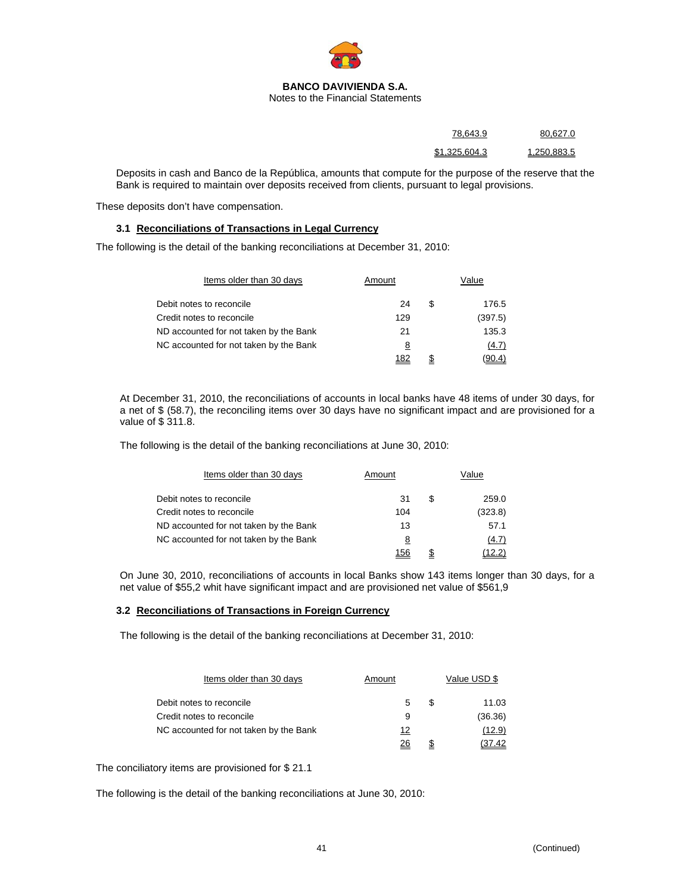**BANCO DAVIVIENDA S.A.**
Notes to the Financial Statements

| | | |
|---|---|---|
| | 78,643.9 | 80,627.0 |
| | $1,325,604.3 | 1,250,883.5 |

Deposits in cash and Banco de la República, amounts that compute for the purpose of the reserve that the Bank is required to maintain over deposits received from clients, pursuant to legal provisions.

These deposits don't have compensation.

### 3.1 Reconciliations of Transactions in Legal Currency

The following is the detail of the banking reconciliations at December 31, 2010:

| Items older than 30 days | Amount | | Value |
|---|---|---|---|
| Debit notes to reconcile | 24 | $ | 176.5 |
| Credit notes to reconcile | 129 | | (397.5) |
| ND accounted for not taken by the Bank | 21 | | 135.3 |
| NC accounted for not taken by the Bank | 8 | | (4.7) |
| | 182 | $ | (90.4) |

At December 31, 2010, the reconciliations of accounts in local banks have 48 items of under 30 days, for a net of $ (58.7), the reconciling items over 30 days have no significant impact and are provisioned for a value of $ 311.8.

The following is the detail of the banking reconciliations at June 30, 2010:

| Items older than 30 days | Amount | | Value |
|---|---|---|---|
| Debit notes to reconcile | 31 | $ | 259.0 |
| Credit notes to reconcile | 104 | | (323.8) |
| ND accounted for not taken by the Bank | 13 | | 57.1 |
| NC accounted for not taken by the Bank | 8 | | (4.7) |
| | 156 | $ | (12.2) |

On June 30, 2010, reconciliations of accounts in local Banks show 143 items longer than 30 days, for a net value of $55,2 whit have significant impact and are provisioned net value of $561,9

### 3.2 Reconciliations of Transactions in Foreign Currency

The following is the detail of the banking reconciliations at December 31, 2010:

| Items older than 30 days | Amount | | Value USD $ |
|---|---|---|---|
| Debit notes to reconcile | 5 | $ | 11.03 |
| Credit notes to reconcile | 9 | | (36.36) |
| NC accounted for not taken by the Bank | 12 | | (12.9) |
| | 26 | $ | (37.42 |

The conciliatory items are provisioned for $ 21.1

The following is the detail of the banking reconciliations at June 30, 2010: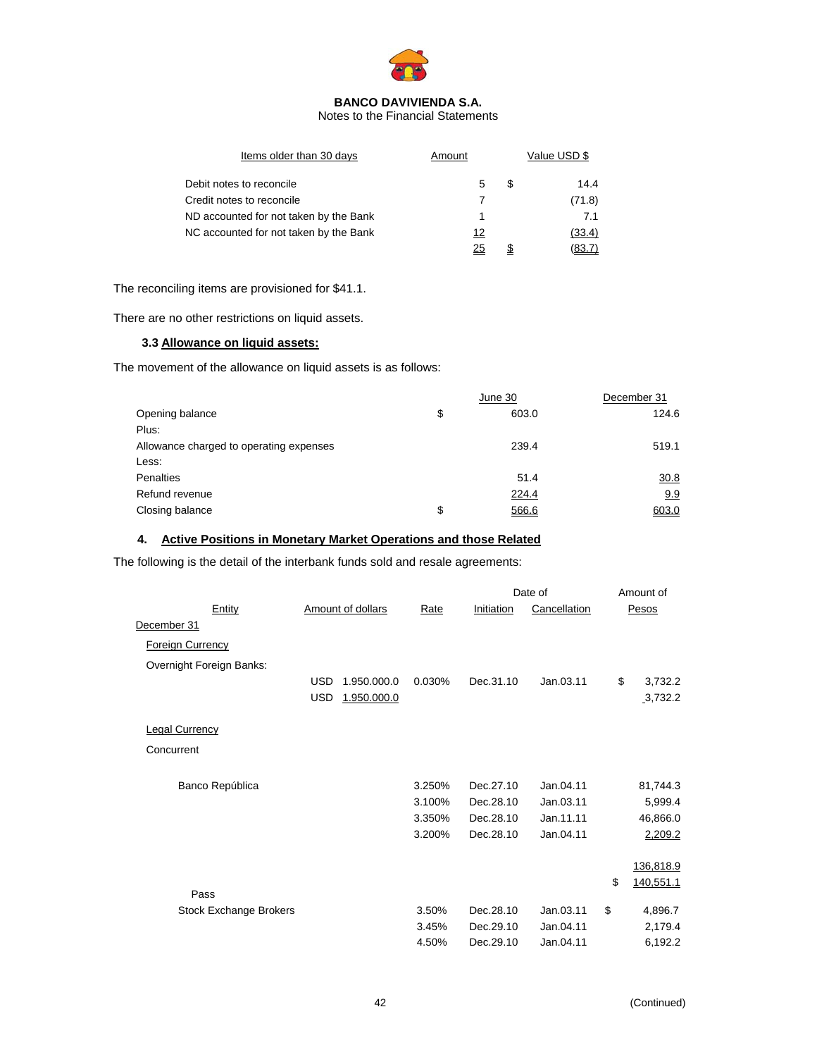**BANCO DAVIVIENDA S.A.**
Notes to the Financial Statements

| Items older than 30 days | Amount | | Value USD $ |
|---|---|---|---|
| Debit notes to reconcile | 5 | $ | 14.4 |
| Credit notes to reconcile | 7 | | (71.8) |
| ND accounted for not taken by the Bank | 1 | | 7.1 |
| NC accounted for not taken by the Bank | 12 | | (33.4) |
| | 25 | $ | (83.7) |

The reconciling items are provisioned for $41.1.

There are no other restrictions on liquid assets.

### 3.3 Allowance on liquid assets:

The movement of the allowance on liquid assets is as follows:

| | | June 30 | December 31 |
|---|---|---|---|
| Opening balance | $ | 603.0 | 124.6 |
| Plus: | | | |
| Allowance charged to operating expenses | | 239.4 | 519.1 |
| Less: | | | |
| Penalties | | 51.4 | 30.8 |
| Refund revenue | | 224.4 | 9.9 |
| Closing balance | $ | 566.6 | 603.0 |

## 4. Active Positions in Monetary Market Operations and those Related

The following is the detail of the interbank funds sold and resale agreements:

| Entity | Amount of dollars | Rate | Date of Initiation | Date of Cancellation | | Amount of Pesos |
|---|---|---|---|---|---|---|
| December 31 | | | | | | |
| Foreign Currency | | | | | | |
| Overnight Foreign Banks: | | | | | | |
| | USD 1.950.000.0 | 0.030% | Dec.31.10 | Jan.03.11 | $ | 3,732.2 |
| | USD 1.950.000.0 | | | | | 3,732.2 |
| Legal Currency | | | | | | |
| Concurrent | | | | | | |
| Banco República | | 3.250% | Dec.27.10 | Jan.04.11 | | 81,744.3 |
| | | 3.100% | Dec.28.10 | Jan.03.11 | | 5,999.4 |
| | | 3.350% | Dec.28.10 | Jan.11.11 | | 46,866.0 |
| | | 3.200% | Dec.28.10 | Jan.04.11 | | 2,209.2 |
| | | | | | | 136,818.9 |
| | | | | | $ | 140,551.1 |
| Pass | | | | | | |
| Stock Exchange Brokers | | 3.50% | Dec.28.10 | Jan.03.11 | $ | 4,896.7 |
| | | 3.45% | Dec.29.10 | Jan.04.11 | | 2,179.4 |
| | | 4.50% | Dec.29.10 | Jan.04.11 | | 6,192.2 |

(Continued)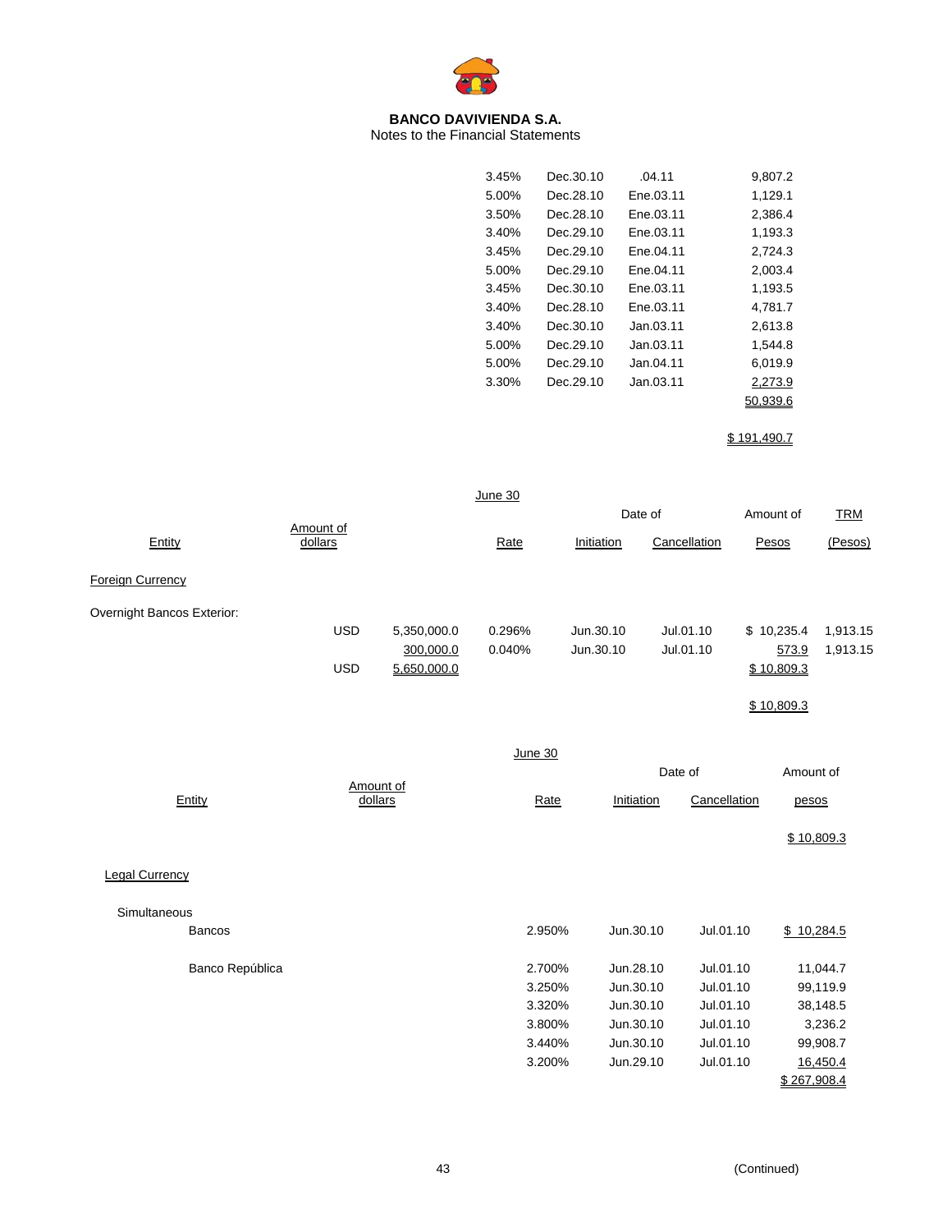**BANCO DAVIVIENDA S.A.**
Notes to the Financial Statements

| Rate | Initiation | Cancellation | Amount |
|---|---|---|---|
| 3.45% | Dec.30.10 | .04.11 | 9,807.2 |
| 5.00% | Dec.28.10 | Ene.03.11 | 1,129.1 |
| 3.50% | Dec.28.10 | Ene.03.11 | 2,386.4 |
| 3.40% | Dec.29.10 | Ene.03.11 | 1,193.3 |
| 3.45% | Dec.29.10 | Ene.04.11 | 2,724.3 |
| 5.00% | Dec.29.10 | Ene.04.11 | 2,003.4 |
| 3.45% | Dec.30.10 | Ene.03.11 | 1,193.5 |
| 3.40% | Dec.28.10 | Ene.03.11 | 4,781.7 |
| 3.40% | Dec.30.10 | Jan.03.11 | 2,613.8 |
| 5.00% | Dec.29.10 | Jan.03.11 | 1,544.8 |
| 5.00% | Dec.29.10 | Jan.04.11 | 6,019.9 |
| 3.30% | Dec.29.10 | Jan.03.11 | 2,273.9 |
| | | | 50,939.6 |
| | | | $ 191,490.7 |

June 30

| Entity | | Amount of dollars | Rate | Date of Initiation | Date of Cancellation | Amount of Pesos | TRM (Pesos) |
|---|---|---|---|---|---|---|---|
| Foreign Currency | | | | | | | |
| Overnight Bancos Exterior: | | | | | | | |
| | USD | 5,350,000.0 | 0.296% | Jun.30.10 | Jul.01.10 | $ 10,235.4 | 1,913.15 |
| | | 300,000.0 | 0.040% | Jun.30.10 | Jul.01.10 | 573.9 | 1,913.15 |
| | USD | 5,650,000.0 | | | | $ 10,809.3 | |
| | | | | | | $ 10,809.3 | |

June 30

| Entity | Amount of dollars | Rate | Date of Initiation | Date of Cancellation | Amount of pesos |
|---|---|---|---|---|---|
| | | | | | $ 10,809.3 |
| Legal Currency | | | | | |
| Simultaneous | | | | | |
| Bancos | | 2.950% | Jun.30.10 | Jul.01.10 | $ 10,284.5 |
| Banco República | | 2.700% | Jun.28.10 | Jul.01.10 | 11,044.7 |
| | | 3.250% | Jun.30.10 | Jul.01.10 | 99,119.9 |
| | | 3.320% | Jun.30.10 | Jul.01.10 | 38,148.5 |
| | | 3.800% | Jun.30.10 | Jul.01.10 | 3,236.2 |
| | | 3.440% | Jun.30.10 | Jul.01.10 | 99,908.7 |
| | | 3.200% | Jun.29.10 | Jul.01.10 | 16,450.4 |
| | | | | | $ 267,908.4 |

(Continued)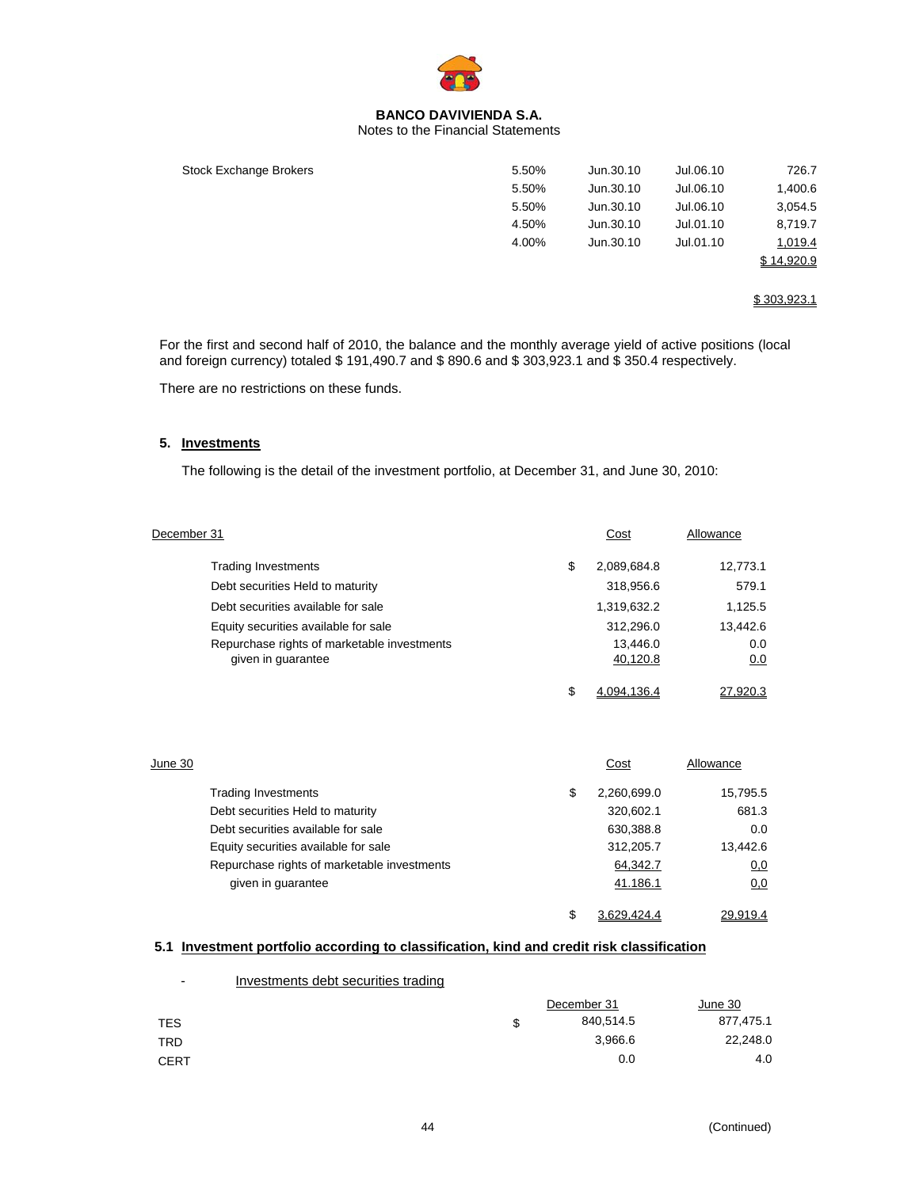| | | | | |
|---|---|---|---|---|
| Stock Exchange Brokers | 5.50% | Jun.30.10 | Jul.06.10 | 726.7 |
| | 5.50% | Jun.30.10 | Jul.06.10 | 1,400.6 |
| | 5.50% | Jun.30.10 | Jul.06.10 | 3,054.5 |
| | 4.50% | Jun.30.10 | Jul.01.10 | 8,719.7 |
| | 4.00% | Jun.30.10 | Jul.01.10 | 1,019.4 |
| | | | | $ 14,920.9 |
| | | | | |
| | | | | $ 303,923.1 |

For the first and second half of 2010, the balance and the monthly average yield of active positions (local and foreign currency) totaled $ 191,490.7 and $ 890.6 and $ 303,923.1 and $ 350.4 respectively.

There are no restrictions on these funds.

## 5. Investments

The following is the detail of the investment portfolio, at December 31, and June 30, 2010:

| December 31 | | Cost | Allowance |
|---|---|---|---|
| Trading Investments | $ | 2,089,684.8 | 12,773.1 |
| Debt securities Held to maturity | | 318,956.6 | 579.1 |
| Debt securities available for sale | | 1,319,632.2 | 1,125.5 |
| Equity securities available for sale | | 312,296.0 | 13,442.6 |
| Repurchase rights of marketable investments | | 13,446.0 | 0.0 |
| given in guarantee | | 40,120.8 | 0.0 |
| | $ | 4,094,136.4 | 27,920.3 |

| June 30 | | Cost | Allowance |
|---|---|---|---|
| Trading Investments | $ | 2,260,699.0 | 15,795.5 |
| Debt securities Held to maturity | | 320,602.1 | 681.3 |
| Debt securities available for sale | | 630,388.8 | 0.0 |
| Equity securities available for sale | | 312,205.7 | 13,442.6 |
| Repurchase rights of marketable investments | | 64,342.7 | 0,0 |
| given in guarantee | | 41.186.1 | 0,0 |
| | $ | 3,629,424.4 | 29,919.4 |

### 5.1 Investment portfolio according to classification, kind and credit risk classification

- Investments debt securities trading

| | | December 31 | June 30 |
|---|---|---|---|
| TES | $ | 840,514.5 | 877,475.1 |
| TRD | | 3,966.6 | 22,248.0 |
| CERT | | 0.0 | 4.0 |

(Continued)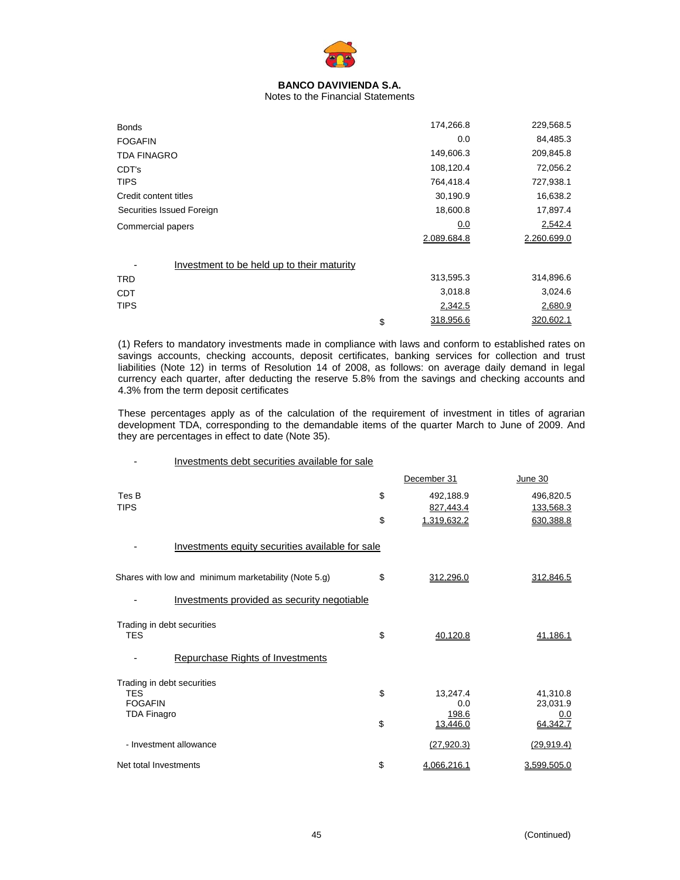**BANCO DAVIVIENDA S.A.**
Notes to the Financial Statements

| | | | |
|---|---|---|---|
| Bonds | | 174,266.8 | 229,568.5 |
| FOGAFIN | | 0.0 | 84,485.3 |
| TDA FINAGRO | | 149,606.3 | 209,845.8 |
| CDT's | | 108,120.4 | 72,056.2 |
| TIPS | | 764,418.4 | 727,938.1 |
| Credit content titles | | 30,190.9 | 16,638.2 |
| Securities Issued Foreign | | 18,600.8 | 17,897.4 |
| Commercial papers | | 0.0 | 2,542.4 |
| | | 2.089.684.8 | 2.260.699.0 |

- Investment to be held up to their maturity

| | | | |
|---|---|---|---|
| TRD | | 313,595.3 | 314,896.6 |
| CDT | | 3,018.8 | 3,024.6 |
| TIPS | | 2,342.5 | 2,680.9 |
| | $ | 318,956.6 | 320,602.1 |

(1) Refers to mandatory investments made in compliance with laws and conform to established rates on savings accounts, checking accounts, deposit certificates, banking services for collection and trust liabilities (Note 12) in terms of Resolution 14 of 2008, as follows: on average daily demand in legal currency each quarter, after deducting the reserve 5.8% from the savings and checking accounts and 4.3% from the term deposit certificates

These percentages apply as of the calculation of the requirement of investment in titles of agrarian development TDA, corresponding to the demandable items of the quarter March to June of 2009. And they are percentages in effect to date (Note 35).

- Investments debt securities available for sale

| | | December 31 | June 30 |
|---|---|---|---|
| Tes B | $ | 492,188.9 | 496,820.5 |
| TIPS | | 827,443.4 | 133,568.3 |
| | $ | 1,319,632.2 | 630,388.8 |

- Investments equity securities available for sale

| | | | |
|---|---|---|---|
| Shares with low and minimum marketability (Note 5.g) | $ | 312,296.0 | 312,846.5 |

- Investments provided as security negotiable

| | | | |
|---|---|---|---|
| Trading in debt securities | | | |
| TES | $ | 40,120.8 | 41,186.1 |

- Repurchase Rights of Investments

| | | | |
|---|---|---|---|
| Trading in debt securities | | | |
| TES | $ | 13,247.4 | 41,310.8 |
| FOGAFIN | | 0.0 | 23,031.9 |
| TDA Finagro | | 198.6 | 0.0 |
| | $ | 13,446.0 | 64,342.7 |
| - Investment allowance | | (27,920.3) | (29,919.4) |
| Net total Investments | $ | 4,066,216.1 | 3,599,505.0 |

(Continued)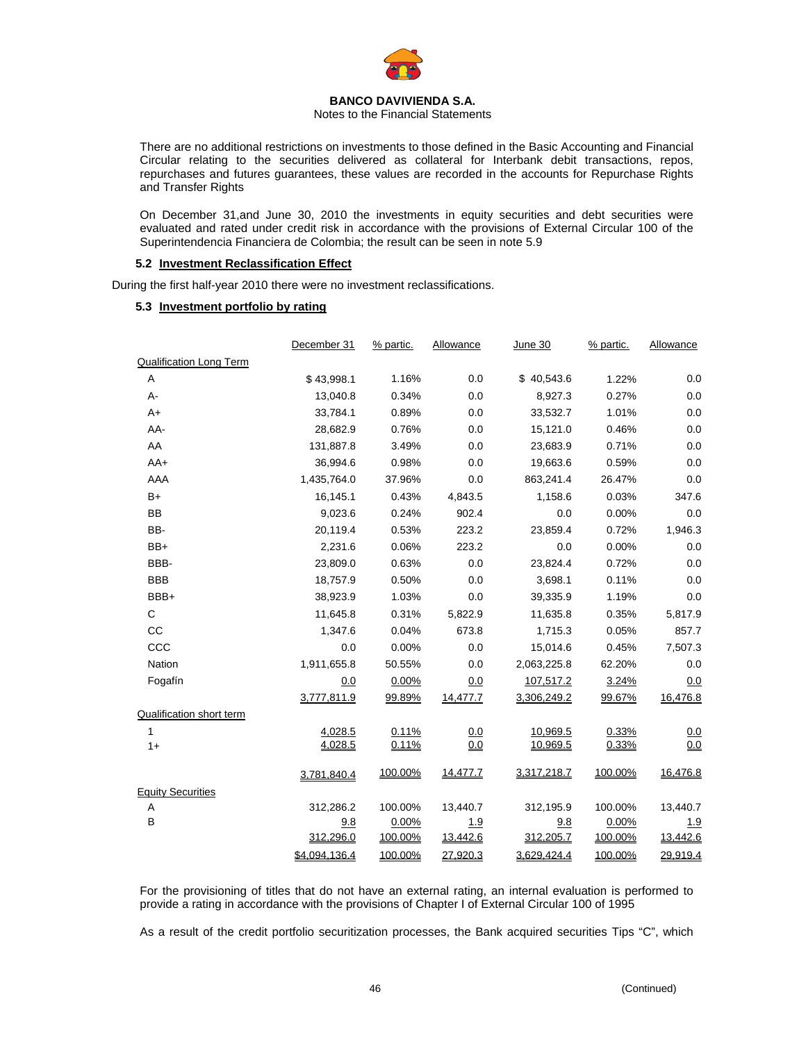**BANCO DAVIVIENDA S.A.**
Notes to the Financial Statements

There are no additional restrictions on investments to those defined in the Basic Accounting and Financial Circular relating to the securities delivered as collateral for Interbank debit transactions, repos, repurchases and futures guarantees, these values are recorded in the accounts for Repurchase Rights and Transfer Rights

On December 31,and June 30, 2010 the investments in equity securities and debt securities were evaluated and rated under credit risk in accordance with the provisions of External Circular 100 of the Superintendencia Financiera de Colombia; the result can be seen in note 5.9

### 5.2 Investment Reclassification Effect

During the first half-year 2010 there were no investment reclassifications.

### 5.3 Investment portfolio by rating

| | December 31 | % partic. | Allowance | June 30 | % partic. | Allowance |
|---|---|---|---|---|---|---|
| Qualification Long Term | | | | | | |
| A | $ 43,998.1 | 1.16% | 0.0 | $ 40,543.6 | 1.22% | 0.0 |
| A- | 13,040.8 | 0.34% | 0.0 | 8,927.3 | 0.27% | 0.0 |
| A+ | 33,784.1 | 0.89% | 0.0 | 33,532.7 | 1.01% | 0.0 |
| AA- | 28,682.9 | 0.76% | 0.0 | 15,121.0 | 0.46% | 0.0 |
| AA | 131,887.8 | 3.49% | 0.0 | 23,683.9 | 0.71% | 0.0 |
| AA+ | 36,994.6 | 0.98% | 0.0 | 19,663.6 | 0.59% | 0.0 |
| AAA | 1,435,764.0 | 37.96% | 0.0 | 863,241.4 | 26.47% | 0.0 |
| B+ | 16,145.1 | 0.43% | 4,843.5 | 1,158.6 | 0.03% | 347.6 |
| BB | 9,023.6 | 0.24% | 902.4 | 0.0 | 0.00% | 0.0 |
| BB- | 20,119.4 | 0.53% | 223.2 | 23,859.4 | 0.72% | 1,946.3 |
| BB+ | 2,231.6 | 0.06% | 223.2 | 0.0 | 0.00% | 0.0 |
| BBB- | 23,809.0 | 0.63% | 0.0 | 23,824.4 | 0.72% | 0.0 |
| BBB | 18,757.9 | 0.50% | 0.0 | 3,698.1 | 0.11% | 0.0 |
| BBB+ | 38,923.9 | 1.03% | 0.0 | 39,335.9 | 1.19% | 0.0 |
| C | 11,645.8 | 0.31% | 5,822.9 | 11,635.8 | 0.35% | 5,817.9 |
| CC | 1,347.6 | 0.04% | 673.8 | 1,715.3 | 0.05% | 857.7 |
| CCC | 0.0 | 0.00% | 0.0 | 15,014.6 | 0.45% | 7,507.3 |
| Nation | 1,911,655.8 | 50.55% | 0.0 | 2,063,225.8 | 62.20% | 0.0 |
| Fogafín | 0.0 | 0.00% | 0.0 | 107,517.2 | 3.24% | 0.0 |
| | 3,777,811.9 | 99.89% | 14,477.7 | 3,306,249.2 | 99.67% | 16,476.8 |
| Qualification short term | | | | | | |
| 1 | 4,028.5 | 0.11% | 0.0 | 10,969.5 | 0.33% | 0.0 |
| 1+ | 4,028.5 | 0.11% | 0.0 | 10,969.5 | 0.33% | 0.0 |
| | 3,781,840.4 | 100.00% | 14,477.7 | 3,317,218.7 | 100.00% | 16,476.8 |
| Equity Securities | | | | | | |
| A | 312,286.2 | 100.00% | 13,440.7 | 312,195.9 | 100.00% | 13,440.7 |
| B | 9.8 | 0.00% | 1.9 | 9.8 | 0.00% | 1.9 |
| | 312,296.0 | 100.00% | 13,442.6 | 312,205.7 | 100.00% | 13,442.6 |
| | $4,094,136.4 | 100.00% | 27,920.3 | 3,629,424.4 | 100.00% | 29,919.4 |

For the provisioning of titles that do not have an external rating, an internal evaluation is performed to provide a rating in accordance with the provisions of Chapter I of External Circular 100 of 1995

As a result of the credit portfolio securitization processes, the Bank acquired securities Tips "C", which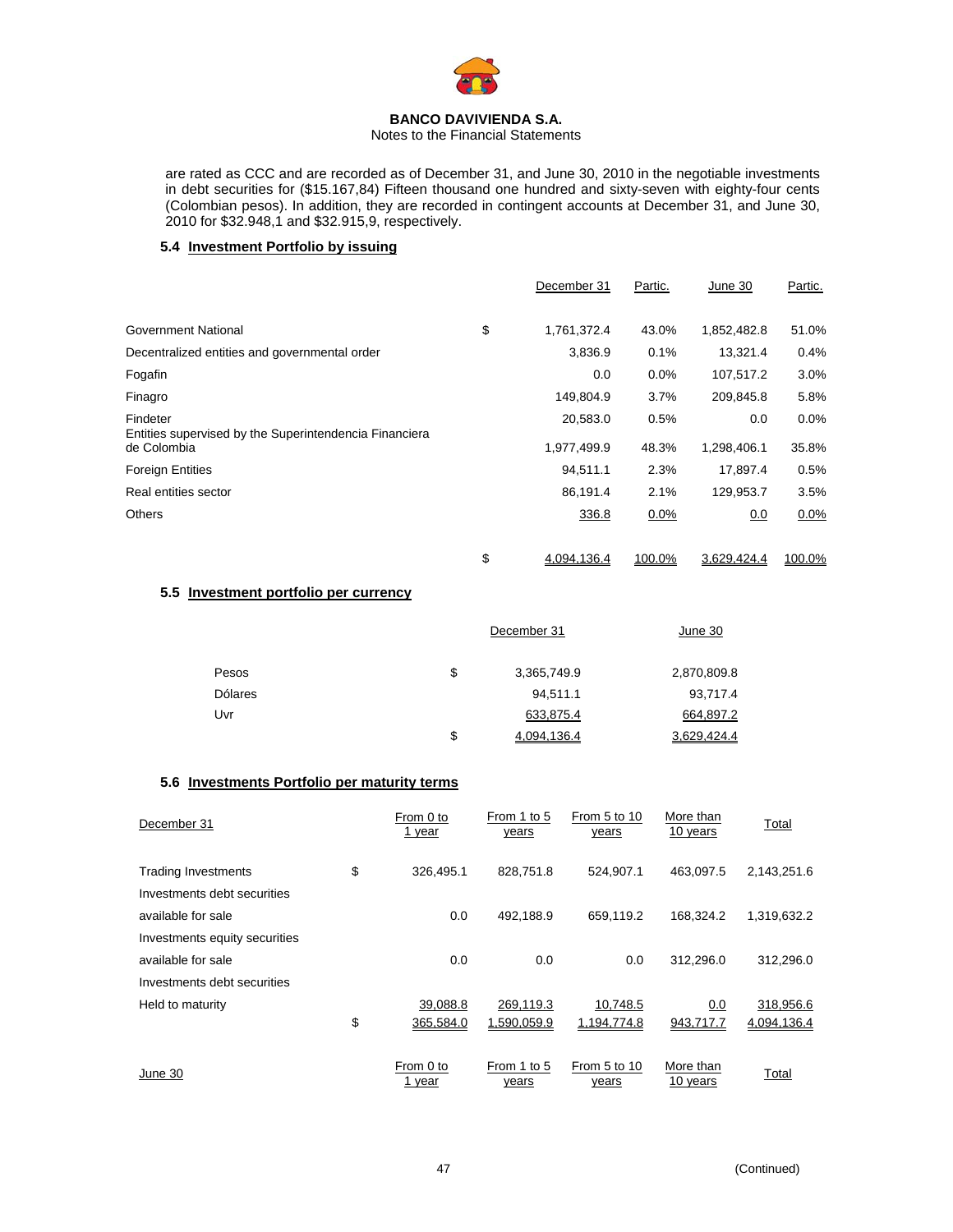**BANCO DAVIVIENDA S.A.**
Notes to the Financial Statements

are rated as CCC and are recorded as of December 31, and June 30, 2010 in the negotiable investments in debt securities for ($15.167,84) Fifteen thousand one hundred and sixty-seven with eighty-four cents (Colombian pesos). In addition, they are recorded in contingent accounts at December 31, and June 30, 2010 for $32.948,1 and $32.915,9, respectively.

### 5.4 Investment Portfolio by issuing

| | | December 31 | Partic. | June 30 | Partic. |
|---|---|---|---|---|---|
| Government National | $ | 1,761,372.4 | 43.0% | 1,852,482.8 | 51.0% |
| Decentralized entities and governmental order | | 3,836.9 | 0.1% | 13,321.4 | 0.4% |
| Fogafin | | 0.0 | 0.0% | 107,517.2 | 3.0% |
| Finagro | | 149,804.9 | 3.7% | 209,845.8 | 5.8% |
| Findeter | | 20,583.0 | 0.5% | 0.0 | 0.0% |
| Entities supervised by the Superintendencia Financiera de Colombia | | 1,977,499.9 | 48.3% | 1,298,406.1 | 35.8% |
| Foreign Entities | | 94,511.1 | 2.3% | 17,897.4 | 0.5% |
| Real entities sector | | 86,191.4 | 2.1% | 129,953.7 | 3.5% |
| Others | | 336.8 | 0.0% | 0.0 | 0.0% |
| | $ | 4,094,136.4 | 100.0% | 3,629,424.4 | 100.0% |

### 5.5 Investment portfolio per currency

| | | December 31 | June 30 |
|---|---|---|---|
| Pesos | $ | 3,365,749.9 | 2,870,809.8 |
| Dólares | | 94,511.1 | 93,717.4 |
| Uvr | | 633,875.4 | 664,897.2 |
| | $ | 4,094,136.4 | 3,629,424.4 |

### 5.6 Investments Portfolio per maturity terms

| December 31 | | From 0 to 1 year | From 1 to 5 years | From 5 to 10 years | More than 10 years | Total |
|---|---|---|---|---|---|---|
| Trading Investments | $ | 326,495.1 | 828,751.8 | 524,907.1 | 463,097.5 | 2,143,251.6 |
| Investments debt securities available for sale | | 0.0 | 492,188.9 | 659,119.2 | 168,324.2 | 1,319,632.2 |
| Investments equity securities available for sale | | 0.0 | 0.0 | 0.0 | 312,296.0 | 312,296.0 |
| Investments debt securities Held to maturity | | 39,088.8 | 269,119.3 | 10,748.5 | 0.0 | 318,956.6 |
| | $ | 365,584.0 | 1,590,059.9 | 1,194,774.8 | 943,717.7 | 4,094,136.4 |

| June 30 | | From 0 to 1 year | From 1 to 5 years | From 5 to 10 years | More than 10 years | Total |
|---|---|---|---|---|---|---|

(Continued)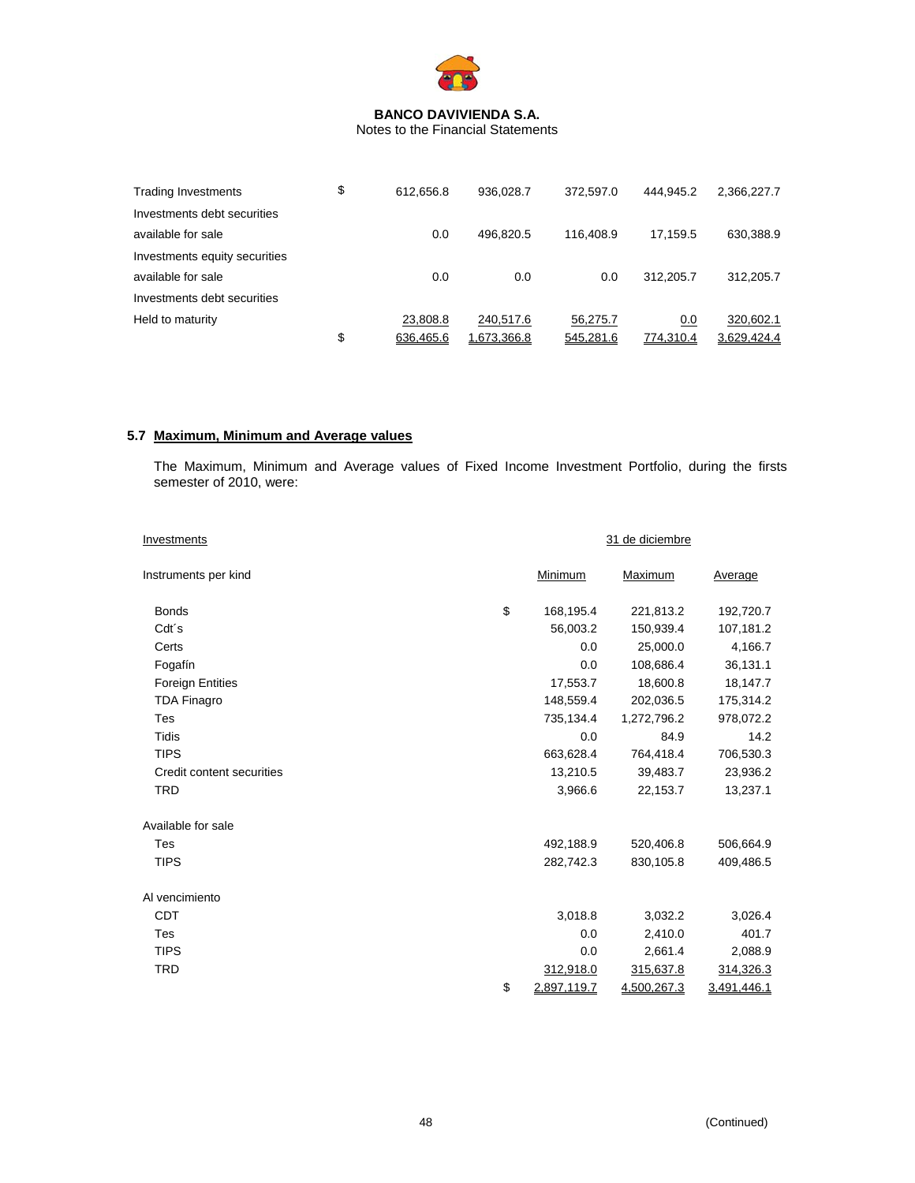| | | | | | |
|---|---|---|---|---|---|
| Trading Investments | $ 612,656.8 | 936,028.7 | 372,597.0 | 444,945.2 | 2,366,227.7 |
| Investments debt securities available for sale | 0.0 | 496,820.5 | 116,408.9 | 17,159.5 | 630,388.9 |
| Investments equity securities available for sale | 0.0 | 0.0 | 0.0 | 312,205.7 | 312,205.7 |
| Investments debt securities Held to maturity | 23,808.8 | 240,517.6 | 56,275.7 | 0.0 | 320,602.1 |
| | $ 636,465.6 | 1,673,366.8 | 545,281.6 | 774,310.4 | 3,629,424.4 |

## 5.7 Maximum, Minimum and Average values

The Maximum, Minimum and Average values of Fixed Income Investment Portfolio, during the firsts semester of 2010, were:

| Investments | 31 de diciembre | | |
|---|---|---|---|
| Instruments per kind | Minimum | Maximum | Average |
| Bonds | $ 168,195.4 | 221,813.2 | 192,720.7 |
| Cdt´s | 56,003.2 | 150,939.4 | 107,181.2 |
| Certs | 0.0 | 25,000.0 | 4,166.7 |
| Fogafín | 0.0 | 108,686.4 | 36,131.1 |
| Foreign Entities | 17,553.7 | 18,600.8 | 18,147.7 |
| TDA Finagro | 148,559.4 | 202,036.5 | 175,314.2 |
| Tes | 735,134.4 | 1,272,796.2 | 978,072.2 |
| Tidis | 0.0 | 84.9 | 14.2 |
| TIPS | 663,628.4 | 764,418.4 | 706,530.3 |
| Credit content securities | 13,210.5 | 39,483.7 | 23,936.2 |
| TRD | 3,966.6 | 22,153.7 | 13,237.1 |
| **Available for sale** | | | |
| Tes | 492,188.9 | 520,406.8 | 506,664.9 |
| TIPS | 282,742.3 | 830,105.8 | 409,486.5 |
| **Al vencimiento** | | | |
| CDT | 3,018.8 | 3,032.2 | 3,026.4 |
| Tes | 0.0 | 2,410.0 | 401.7 |
| TIPS | 0.0 | 2,661.4 | 2,088.9 |
| TRD | 312,918.0 | 315,637.8 | 314,326.3 |
| | $ 2,897,119.7 | 4,500,267.3 | 3,491,446.1 |

(Continued)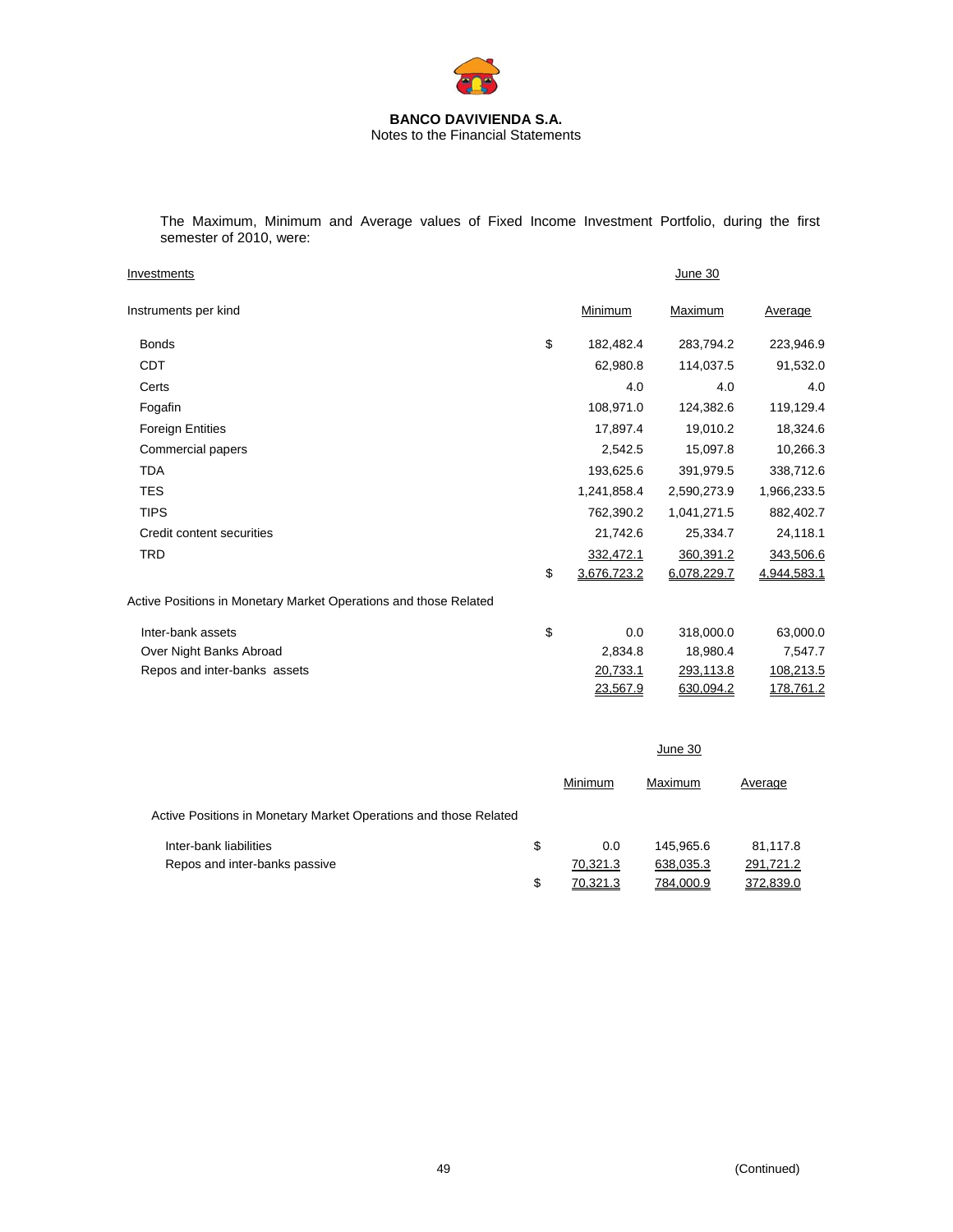The Maximum, Minimum and Average values of Fixed Income Investment Portfolio, during the first semester of 2010, were:

| Investments | | June 30 | | |
|---|---|---|---|---|
| Instruments per kind | | Minimum | Maximum | Average |
| Bonds | $ | 182,482.4 | 283,794.2 | 223,946.9 |
| CDT | | 62,980.8 | 114,037.5 | 91,532.0 |
| Certs | | 4.0 | 4.0 | 4.0 |
| Fogafin | | 108,971.0 | 124,382.6 | 119,129.4 |
| Foreign Entities | | 17,897.4 | 19,010.2 | 18,324.6 |
| Commercial papers | | 2,542.5 | 15,097.8 | 10,266.3 |
| TDA | | 193,625.6 | 391,979.5 | 338,712.6 |
| TES | | 1,241,858.4 | 2,590,273.9 | 1,966,233.5 |
| TIPS | | 762,390.2 | 1,041,271.5 | 882,402.7 |
| Credit content securities | | 21,742.6 | 25,334.7 | 24,118.1 |
| TRD | | 332,472.1 | 360,391.2 | 343,506.6 |
| | $ | 3,676,723.2 | 6,078,229.7 | 4,944,583.1 |
| Active Positions in Monetary Market Operations and those Related | | | | |
| Inter-bank assets | $ | 0.0 | 318,000.0 | 63,000.0 |
| Over Night Banks Abroad | | 2,834.8 | 18,980.4 | 7,547.7 |
| Repos and inter-banks assets | | 20,733.1 | 293,113.8 | 108,213.5 |
| | | 23,567.9 | 630,094.2 | 178,761.2 |

| | | June 30 | | |
|---|---|---|---|---|
| | | Minimum | Maximum | Average |
| Active Positions in Monetary Market Operations and those Related | | | | |
| Inter-bank liabilities | $ | 0.0 | 145,965.6 | 81,117.8 |
| Repos and inter-banks passive | | 70,321.3 | 638,035.3 | 291,721.2 |
| | $ | 70,321.3 | 784,000.9 | 372,839.0 |

(Continued)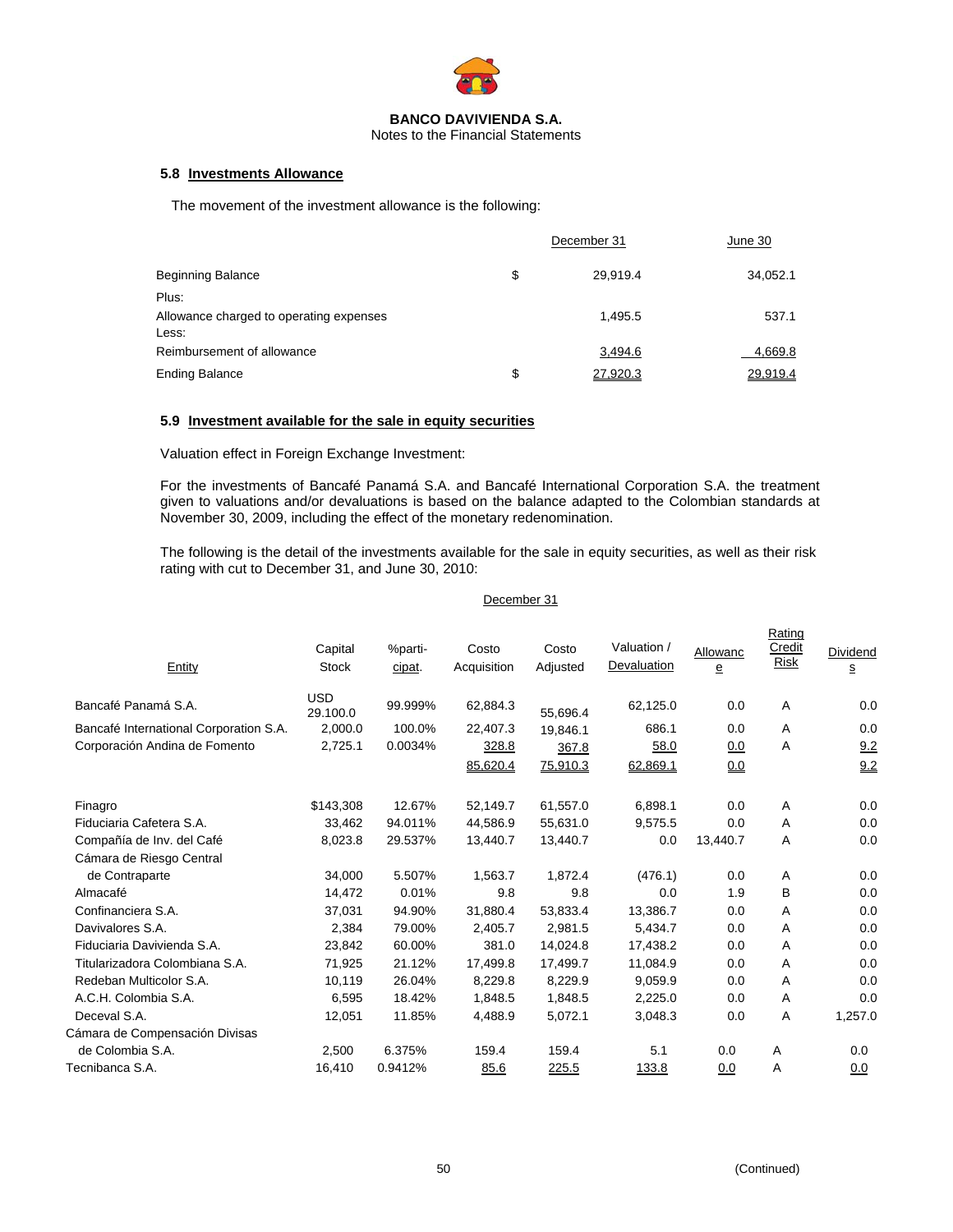**BANCO DAVIVIENDA S.A.**
Notes to the Financial Statements

### 5.8 Investments Allowance

The movement of the investment allowance is the following:

| | | December 31 | June 30 |
|---|---|---|---|
| Beginning Balance | $ | 29,919.4 | 34,052.1 |
| Plus: | | | |
| Allowance charged to operating expenses | | 1,495.5 | 537.1 |
| Less: | | | |
| Reimbursement of allowance | | 3,494.6 | 4,669.8 |
| Ending Balance | $ | 27,920.3 | 29,919.4 |

### 5.9 Investment available for the sale in equity securities

Valuation effect in Foreign Exchange Investment:

For the investments of Bancafé Panamá S.A. and Bancafé International Corporation S.A. the treatment given to valuations and/or devaluations is based on the balance adapted to the Colombian standards at November 30, 2009, including the effect of the monetary redenomination.

The following is the detail of the investments available for the sale in equity securities, as well as their risk rating with cut to December 31, and June 30, 2010:

December 31

| Entity | Capital Stock | %parti-cipat. | Costo Acquisition | Costo Adjusted | Valuation / Devaluation | Allowance | Rating Credit Risk | Dividends |
|---|---|---|---|---|---|---|---|---|
| Bancafé Panamá S.A. | USD 29.100.0 | 99.999% | 62,884.3 | 55,696.4 | 62,125.0 | 0.0 | A | 0.0 |
| Bancafé International Corporation S.A. | 2,000.0 | 100.0% | 22,407.3 | 19,846.1 | 686.1 | 0.0 | A | 0.0 |
| Corporación Andina de Fomento | 2,725.1 | 0.0034% | 328.8 | 367.8 | 58.0 | 0.0 | A | 9.2 |
| | | | 85,620.4 | 75,910.3 | 62,869.1 | 0.0 | | 9.2 |
| Finagro | $143,308 | 12.67% | 52,149.7 | 61,557.0 | 6,898.1 | 0.0 | A | 0.0 |
| Fiduciaria Cafetera S.A. | 33,462 | 94.011% | 44,586.9 | 55,631.0 | 9,575.5 | 0.0 | A | 0.0 |
| Compañía de Inv. del Café | 8,023.8 | 29.537% | 13,440.7 | 13,440.7 | 0.0 | 13,440.7 | A | 0.0 |
| Cámara de Riesgo Central de Contraparte | 34,000 | 5.507% | 1,563.7 | 1,872.4 | (476.1) | 0.0 | A | 0.0 |
| Almacafé | 14,472 | 0.01% | 9.8 | 9.8 | 0.0 | 1.9 | B | 0.0 |
| Confinanciera S.A. | 37,031 | 94.90% | 31,880.4 | 53,833.4 | 13,386.7 | 0.0 | A | 0.0 |
| Davivalores S.A. | 2,384 | 79.00% | 2,405.7 | 2,981.5 | 5,434.7 | 0.0 | A | 0.0 |
| Fiduciaria Davivienda S.A. | 23,842 | 60.00% | 381.0 | 14,024.8 | 17,438.2 | 0.0 | A | 0.0 |
| Titularizadora Colombiana S.A. | 71,925 | 21.12% | 17,499.8 | 17,499.7 | 11,084.9 | 0.0 | A | 0.0 |
| Redeban Multicolor S.A. | 10,119 | 26.04% | 8,229.8 | 8,229.9 | 9,059.9 | 0.0 | A | 0.0 |
| A.C.H. Colombia S.A. | 6,595 | 18.42% | 1,848.5 | 1,848.5 | 2,225.0 | 0.0 | A | 0.0 |
| Deceval S.A. | 12,051 | 11.85% | 4,488.9 | 5,072.1 | 3,048.3 | 0.0 | A | 1,257.0 |
| Cámara de Compensación Divisas de Colombia S.A. | 2,500 | 6.375% | 159.4 | 159.4 | 5.1 | 0.0 | A | 0.0 |
| Tecnibanca S.A. | 16,410 | 0.9412% | 85.6 | 225.5 | 133.8 | 0.0 | A | 0.0 |

(Continued)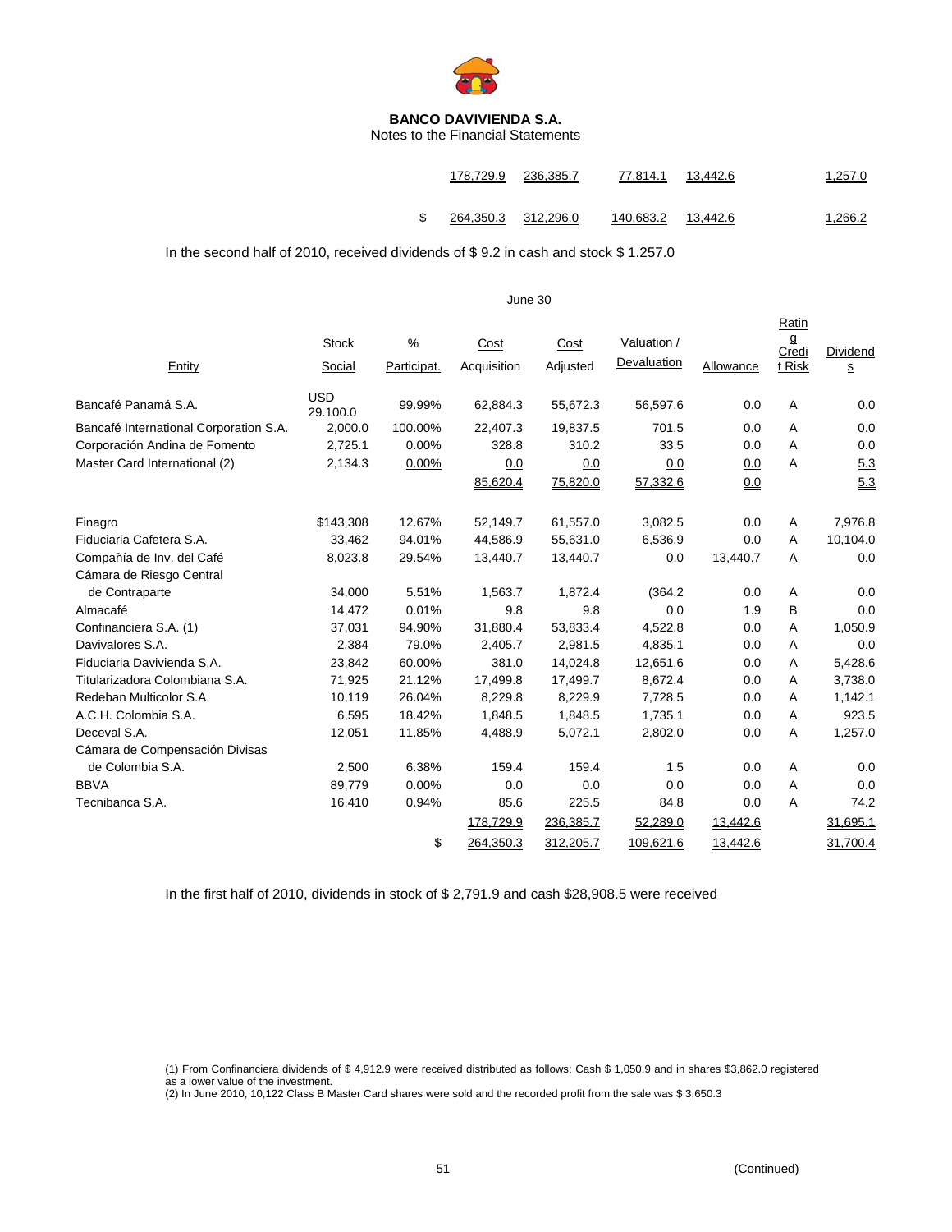**BANCO DAVIVIENDA S.A.**
Notes to the Financial Statements

| | | | | | |
|---|---|---|---|---|---|
| | 178,729.9 | 236,385.7 | 77,814.1 | 13,442.6 | 1,257.0 |
| $ | 264,350.3 | 312,296.0 | 140,683.2 | 13,442.6 | 1,266.2 |

In the second half of 2010, received dividends of $ 9.2 in cash and stock $ 1.257.0

June 30

| Entity | Stock Social | % Participat. | Cost Acquisition | Cost Adjusted | Valuation / Devaluation | Allowance | Rating Credit Risk | Dividends |
|---|---|---|---|---|---|---|---|---|
| Bancafé Panamá S.A. | USD 29.100.0 | 99.99% | 62,884.3 | 55,672.3 | 56,597.6 | 0.0 | A | 0.0 |
| Bancafé International Corporation S.A. | 2,000.0 | 100.00% | 22,407.3 | 19,837.5 | 701.5 | 0.0 | A | 0.0 |
| Corporación Andina de Fomento | 2,725.1 | 0.00% | 328.8 | 310.2 | 33.5 | 0.0 | A | 0.0 |
| Master Card International (2) | 2,134.3 | 0.00% | 0.0 | 0.0 | 0.0 | 0.0 | A | 5.3 |
| | | | 85,620.4 | 75,820.0 | 57,332.6 | 0.0 | | 5.3 |
| Finagro | $143,308 | 12.67% | 52,149.7 | 61,557.0 | 3,082.5 | 0.0 | A | 7,976.8 |
| Fiduciaria Cafetera S.A. | 33,462 | 94.01% | 44,586.9 | 55,631.0 | 6,536.9 | 0.0 | A | 10,104.0 |
| Compañía de Inv. del Café | 8,023.8 | 29.54% | 13,440.7 | 13,440.7 | 0.0 | 13,440.7 | A | 0.0 |
| Cámara de Riesgo Central de Contraparte | 34,000 | 5.51% | 1,563.7 | 1,872.4 | (364.2 | 0.0 | A | 0.0 |
| Almacafé | 14,472 | 0.01% | 9.8 | 9.8 | 0.0 | 1.9 | B | 0.0 |
| Confinanciera S.A. (1) | 37,031 | 94.90% | 31,880.4 | 53,833.4 | 4,522.8 | 0.0 | A | 1,050.9 |
| Davivalores S.A. | 2,384 | 79.0% | 2,405.7 | 2,981.5 | 4,835.1 | 0.0 | A | 0.0 |
| Fiduciaria Davivienda S.A. | 23,842 | 60.00% | 381.0 | 14,024.8 | 12,651.6 | 0.0 | A | 5,428.6 |
| Titularizadora Colombiana S.A. | 71,925 | 21.12% | 17,499.8 | 17,499.7 | 8,672.4 | 0.0 | A | 3,738.0 |
| Redeban Multicolor S.A. | 10,119 | 26.04% | 8,229.8 | 8,229.9 | 7,728.5 | 0.0 | A | 1,142.1 |
| A.C.H. Colombia S.A. | 6,595 | 18.42% | 1,848.5 | 1,848.5 | 1,735.1 | 0.0 | A | 923.5 |
| Deceval S.A. | 12,051 | 11.85% | 4,488.9 | 5,072.1 | 2,802.0 | 0.0 | A | 1,257.0 |
| Cámara de Compensación Divisas de Colombia S.A. | 2,500 | 6.38% | 159.4 | 159.4 | 1.5 | 0.0 | A | 0.0 |
| BBVA | 89,779 | 0.00% | 0.0 | 0.0 | 0.0 | 0.0 | A | 0.0 |
| Tecnibanca S.A. | 16,410 | 0.94% | 85.6 | 225.5 | 84.8 | 0.0 | A | 74.2 |
| | | | 178,729.9 | 236,385.7 | 52,289.0 | 13,442.6 | | 31,695.1 |
| | | $ | 264,350.3 | 312,205.7 | 109,621.6 | 13,442.6 | | 31,700.4 |

In the first half of 2010, dividends in stock of $ 2,791.9 and cash $28,908.5 were received

(1) From Confinanciera dividends of $ 4,912.9 were received distributed as follows: Cash $ 1,050.9 and in shares $3,862.0 registered as a lower value of the investment.
(2) In June 2010, 10,122 Class B Master Card shares were sold and the recorded profit from the sale was $ 3,650.3

(Continued)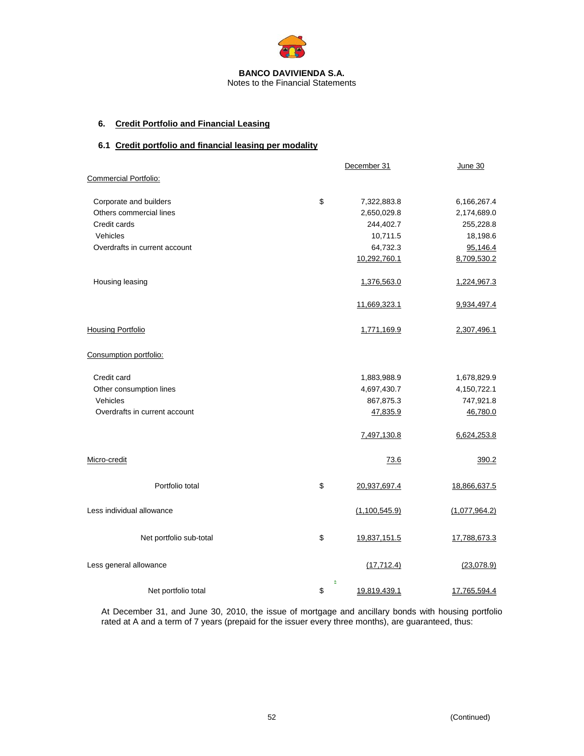**BANCO DAVIVIENDA S.A.**
Notes to the Financial Statements

## 6. Credit Portfolio and Financial Leasing

### 6.1 Credit portfolio and financial leasing per modality

| | | December 31 | June 30 |
|---|---|---|---|
| Commercial Portfolio: | | | |
| Corporate and builders | $ | 7,322,883.8 | 6,166,267.4 |
| Others commercial lines | | 2,650,029.8 | 2,174,689.0 |
| Credit cards | | 244,402.7 | 255,228.8 |
| Vehicles | | 10,711.5 | 18,198.6 |
| Overdrafts in current account | | 64,732.3 | 95,146.4 |
| | | 10,292,760.1 | 8,709,530.2 |
| Housing leasing | | 1,376,563.0 | 1,224,967.3 |
| | | 11,669,323.1 | 9,934,497.4 |
| Housing Portfolio | | 1,771,169.9 | 2,307,496.1 |
| Consumption portfolio: | | | |
| Credit card | | 1,883,988.9 | 1,678,829.9 |
| Other consumption lines | | 4,697,430.7 | 4,150,722.1 |
| Vehicles | | 867,875.3 | 747,921.8 |
| Overdrafts in current account | | 47,835.9 | 46,780.0 |
| | | 7,497,130.8 | 6,624,253.8 |
| Micro-credit | | 73.6 | 390.2 |
| Portfolio total | $ | 20,937,697.4 | 18,866,637.5 |
| Less individual allowance | | (1,100,545.9) | (1,077,964.2) |
| Net portfolio sub-total | $ | 19,837,151.5 | 17,788,673.3 |
| Less general allowance | | (17,712.4) | (23,078.9) |
| Net portfolio total | $ | 19,819,439.1 | 17,765,594.4 |

At December 31, and June 30, 2010, the issue of mortgage and ancillary bonds with housing portfolio rated at A and a term of 7 years (prepaid for the issuer every three months), are guaranteed, thus:

(Continued)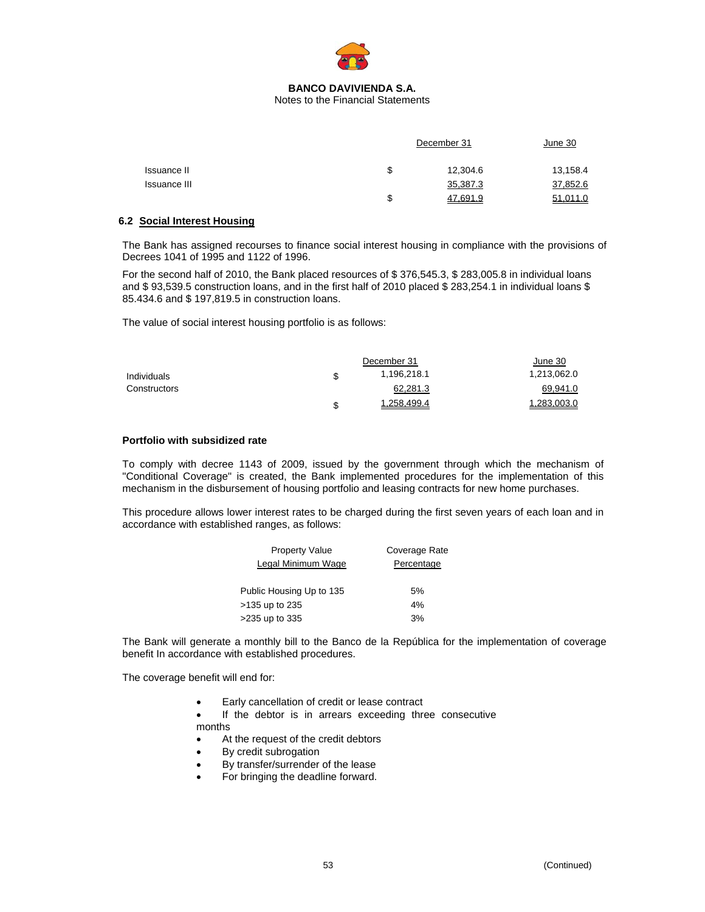BANCO DAVIVIENDA S.A.
Notes to the Financial Statements

| | | December 31 | June 30 |
|---|---|---|---|
| Issuance II | $ | 12,304.6 | 13,158.4 |
| Issuance III | | 35,387.3 | 37,852.6 |
| | $ | 47,691.9 | 51,011.0 |

### 6.2 Social Interest Housing

The Bank has assigned recourses to finance social interest housing in compliance with the provisions of Decrees 1041 of 1995 and 1122 of 1996.

For the second half of 2010, the Bank placed resources of $ 376,545.3, $ 283,005.8 in individual loans and $ 93,539.5 construction loans, and in the first half of 2010 placed $ 283,254.1 in individual loans $ 85.434.6 and $ 197,819.5 in construction loans.

The value of social interest housing portfolio is as follows:

| | | December 31 | June 30 |
|---|---|---|---|
| Individuals | $ | 1,196,218.1 | 1,213,062.0 |
| Constructors | | 62,281.3 | 69,941.0 |
| | $ | 1,258,499.4 | 1,283,003.0 |

**Portfolio with subsidized rate**

To comply with decree 1143 of 2009, issued by the government through which the mechanism of "Conditional Coverage" is created, the Bank implemented procedures for the implementation of this mechanism in the disbursement of housing portfolio and leasing contracts for new home purchases.

This procedure allows lower interest rates to be charged during the first seven years of each loan and in accordance with established ranges, as follows:

| Property Value Legal Minimum Wage | Coverage Rate Percentage |
|---|---|
| Public Housing Up to 135 | 5% |
| >135 up to 235 | 4% |
| >235 up to 335 | 3% |

The Bank will generate a monthly bill to the Banco de la República for the implementation of coverage benefit In accordance with established procedures.

The coverage benefit will end for:

- Early cancellation of credit or lease contract
- If the debtor is in arrears exceeding three consecutive months
- At the request of the credit debtors
- By credit subrogation
- By transfer/surrender of the lease
- For bringing the deadline forward.

(Continued)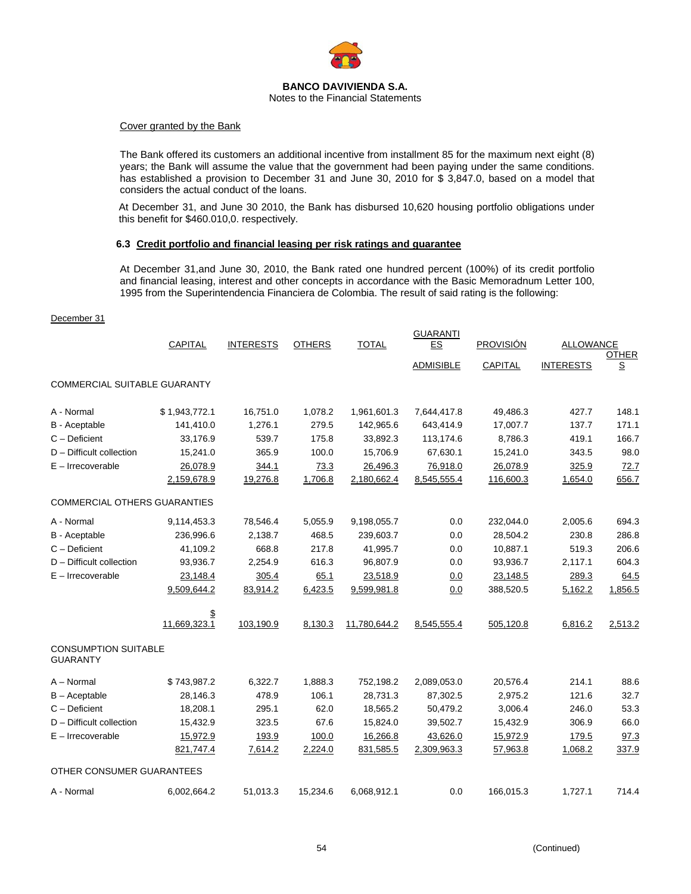**BANCO DAVIVIENDA S.A.**
Notes to the Financial Statements

Cover granted by the Bank

The Bank offered its customers an additional incentive from installment 85 for the maximum next eight (8) years; the Bank will assume the value that the government had been paying under the same conditions. has established a provision to December 31 and June 30, 2010 for $ 3,847.0, based on a model that considers the actual conduct of the loans.

At December 31, and June 30 2010, the Bank has disbursed 10,620 housing portfolio obligations under this benefit for $460.010,0. respectively.

### 6.3 Credit portfolio and financial leasing per risk ratings and guarantee

At December 31,and June 30, 2010, the Bank rated one hundred percent (100%) of its credit portfolio and financial leasing, interest and other concepts in accordance with the Basic Memoradnum Letter 100, 1995 from the Superintendencia Financiera de Colombia. The result of said rating is the following:

December 31

| | CAPITAL | INTERESTS | OTHERS | TOTAL | GUARANTIES | PROVISIÓN | ALLOWANCE | |
|---|---|---|---|---|---|---|---|---|
| | | | | | ADMISIBLE | CAPITAL | INTERESTS | OTHERS |
| COMMERCIAL SUITABLE GUARANTY | | | | | | | | |
| A - Normal | $ 1,943,772.1 | 16,751.0 | 1,078.2 | 1,961,601.3 | 7,644,417.8 | 49,486.3 | 427.7 | 148.1 |
| B - Aceptable | 141,410.0 | 1,276.1 | 279.5 | 142,965.6 | 643,414.9 | 17,007.7 | 137.7 | 171.1 |
| C – Deficient | 33,176.9 | 539.7 | 175.8 | 33,892.3 | 113,174.6 | 8,786.3 | 419.1 | 166.7 |
| D – Difficult collection | 15,241.0 | 365.9 | 100.0 | 15,706.9 | 67,630.1 | 15,241.0 | 343.5 | 98.0 |
| E – Irrecoverable | 26,078.9 | 344.1 | 73.3 | 26,496.3 | 76,918.0 | 26,078.9 | 325.9 | 72.7 |
| | 2,159,678.9 | 19,276.8 | 1,706.8 | 2,180,662.4 | 8,545,555.4 | 116,600.3 | 1,654.0 | 656.7 |
| COMMERCIAL OTHERS GUARANTIES | | | | | | | | |
| A - Normal | 9,114,453.3 | 78,546.4 | 5,055.9 | 9,198,055.7 | 0.0 | 232,044.0 | 2,005.6 | 694.3 |
| B - Aceptable | 236,996.6 | 2,138.7 | 468.5 | 239,603.7 | 0.0 | 28,504.2 | 230.8 | 286.8 |
| C – Deficient | 41,109.2 | 668.8 | 217.8 | 41,995.7 | 0.0 | 10,887.1 | 519.3 | 206.6 |
| D – Difficult collection | 93,936.7 | 2,254.9 | 616.3 | 96,807.9 | 0.0 | 93,936.7 | 2,117.1 | 604.3 |
| E – Irrecoverable | 23,148.4 | 305.4 | 65.1 | 23,518.9 | 0.0 | 23,148.5 | 289.3 | 64.5 |
| | 9,509,644.2 | 83,914.2 | 6,423.5 | 9,599,981.8 | 0.0 | 388,520.5 | 5,162.2 | 1,856.5 |
| | $ 11,669,323.1 | 103,190.9 | 8,130.3 | 11,780,644.2 | 8,545,555.4 | 505,120.8 | 6,816.2 | 2,513.2 |
| CONSUMPTION SUITABLE GUARANTY | | | | | | | | |
| A – Normal | $ 743,987.2 | 6,322.7 | 1,888.3 | 752,198.2 | 2,089,053.0 | 20,576.4 | 214.1 | 88.6 |
| B – Aceptable | 28,146.3 | 478.9 | 106.1 | 28,731.3 | 87,302.5 | 2,975.2 | 121.6 | 32.7 |
| C – Deficient | 18,208.1 | 295.1 | 62.0 | 18,565.2 | 50,479.2 | 3,006.4 | 246.0 | 53.3 |
| D – Difficult collection | 15,432.9 | 323.5 | 67.6 | 15,824.0 | 39,502.7 | 15,432.9 | 306.9 | 66.0 |
| E – Irrecoverable | 15,972.9 | 193.9 | 100.0 | 16,266.8 | 43,626.0 | 15,972.9 | 179.5 | 97.3 |
| | 821,747.4 | 7,614.2 | 2,224.0 | 831,585.5 | 2,309,963.3 | 57,963.8 | 1,068.2 | 337.9 |
| OTHER CONSUMER GUARANTEES | | | | | | | | |
| A - Normal | 6,002,664.2 | 51,013.3 | 15,234.6 | 6,068,912.1 | 0.0 | 166,015.3 | 1,727.1 | 714.4 |

(Continued)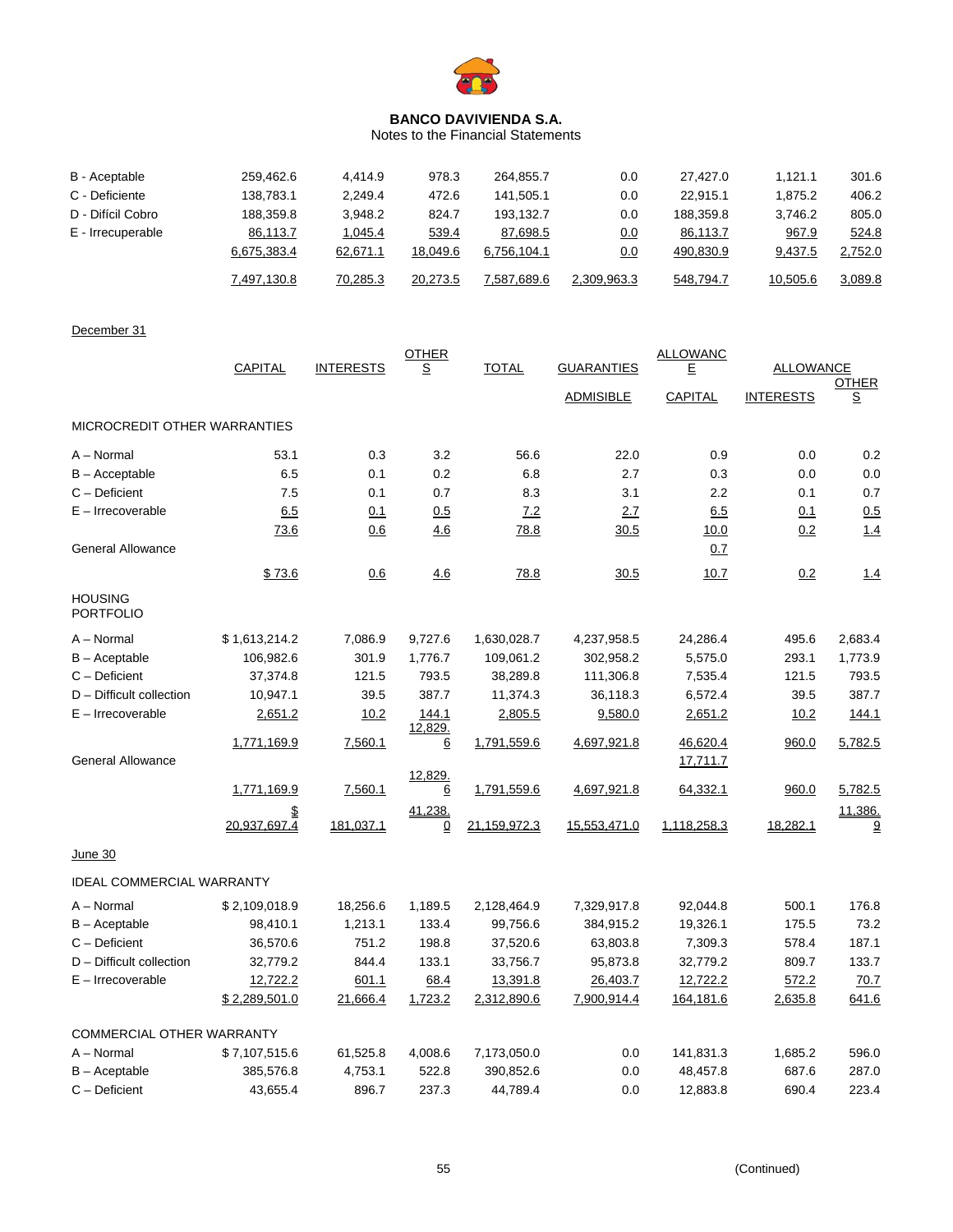**BANCO DAVIVIENDA S.A.**
Notes to the Financial Statements

| | | | | | | | | |
|---|---|---|---|---|---|---|---|---|
| B - Aceptable | 259,462.6 | 4,414.9 | 978.3 | 264,855.7 | 0.0 | 27,427.0 | 1,121.1 | 301.6 |
| C - Deficiente | 138,783.1 | 2,249.4 | 472.6 | 141,505.1 | 0.0 | 22,915.1 | 1,875.2 | 406.2 |
| D - Difícil Cobro | 188,359.8 | 3,948.2 | 824.7 | 193,132.7 | 0.0 | 188,359.8 | 3,746.2 | 805.0 |
| E - Irrecuperable | 86,113.7 | 1,045.4 | 539.4 | 87,698.5 | 0.0 | 86,113.7 | 967.9 | 524.8 |
| | 6,675,383.4 | 62,671.1 | 18,049.6 | 6,756,104.1 | 0.0 | 490,830.9 | 9,437.5 | 2,752.0 |
| | 7,497,130.8 | 70,285.3 | 20,273.5 | 7,587,689.6 | 2,309,963.3 | 548,794.7 | 10,505.6 | 3,089.8 |

December 31

| | CAPITAL | INTERESTS | OTHERS | TOTAL | GUARANTIES ADMISIBLE | ALLOWANCE CAPITAL | ALLOWANCE INTERESTS | ALLOWANCE OTHERS |
|---|---|---|---|---|---|---|---|---|
| MICROCREDIT OTHER WARRANTIES | | | | | | | | |
| A – Normal | 53.1 | 0.3 | 3.2 | 56.6 | 22.0 | 0.9 | 0.0 | 0.2 |
| B – Acceptable | 6.5 | 0.1 | 0.2 | 6.8 | 2.7 | 0.3 | 0.0 | 0.0 |
| C – Deficient | 7.5 | 0.1 | 0.7 | 8.3 | 3.1 | 2.2 | 0.1 | 0.7 |
| E – Irrecoverable | 6.5 | 0.1 | 0.5 | 7.2 | 2.7 | 6.5 | 0.1 | 0.5 |
| | 73.6 | 0.6 | 4.6 | 78.8 | 30.5 | 10.0 | 0.2 | 1.4 |
| General Allowance | | | | | | 0.7 | | |
| | $ 73.6 | 0.6 | 4.6 | 78.8 | 30.5 | 10.7 | 0.2 | 1.4 |
| HOUSING PORTFOLIO | | | | | | | | |
| A – Normal | $ 1,613,214.2 | 7,086.9 | 9,727.6 | 1,630,028.7 | 4,237,958.5 | 24,286.4 | 495.6 | 2,683.4 |
| B – Acceptable | 106,982.6 | 301.9 | 1,776.7 | 109,061.2 | 302,958.2 | 5,575.0 | 293.1 | 1,773.9 |
| C – Deficient | 37,374.8 | 121.5 | 793.5 | 38,289.8 | 111,306.8 | 7,535.4 | 121.5 | 793.5 |
| D – Difficult collection | 10,947.1 | 39.5 | 387.7 | 11,374.3 | 36,118.3 | 6,572.4 | 39.5 | 387.7 |
| E – Irrecoverable | 2,651.2 | 10.2 | 144.1 | 2,805.5 | 9,580.0 | 2,651.2 | 10.2 | 144.1 |
| | 1,771,169.9 | 7,560.1 | 12,829.6 | 1,791,559.6 | 4,697,921.8 | 46,620.4 | 960.0 | 5,782.5 |
| General Allowance | | | | | | 17,711.7 | | |
| | 1,771,169.9 | 7,560.1 | 12,829.6 | 1,791,559.6 | 4,697,921.8 | 64,332.1 | 960.0 | 5,782.5 |
| | $ 20,937,697.4 | 181,037.1 | 41,238.0 | 21,159,972.3 | 15,553,471.0 | 1,118,258.3 | 18,282.1 | 11,386.9 |

June 30

| | CAPITAL | INTERESTS | OTHERS | TOTAL | GUARANTIES ADMISIBLE | ALLOWANCE CAPITAL | ALLOWANCE INTERESTS | ALLOWANCE OTHERS |
|---|---|---|---|---|---|---|---|---|
| IDEAL COMMERCIAL WARRANTY | | | | | | | | |
| A – Normal | $ 2,109,018.9 | 18,256.6 | 1,189.5 | 2,128,464.9 | 7,329,917.8 | 92,044.8 | 500.1 | 176.8 |
| B – Acceptable | 98,410.1 | 1,213.1 | 133.4 | 99,756.6 | 384,915.2 | 19,326.1 | 175.5 | 73.2 |
| C – Deficient | 36,570.6 | 751.2 | 198.8 | 37,520.6 | 63,803.8 | 7,309.3 | 578.4 | 187.1 |
| D – Difficult collection | 32,779.2 | 844.4 | 133.1 | 33,756.7 | 95,873.8 | 32,779.2 | 809.7 | 133.7 |
| E – Irrecoverable | 12,722.2 | 601.1 | 68.4 | 13,391.8 | 26,403.7 | 12,722.2 | 572.2 | 70.7 |
| | $ 2,289,501.0 | 21,666.4 | 1,723.2 | 2,312,890.6 | 7,900,914.4 | 164,181.6 | 2,635.8 | 641.6 |
| COMMERCIAL OTHER WARRANTY | | | | | | | | |
| A – Normal | $ 7,107,515.6 | 61,525.8 | 4,008.6 | 7,173,050.0 | 0.0 | 141,831.3 | 1,685.2 | 596.0 |
| B – Aceptable | 385,576.8 | 4,753.1 | 522.8 | 390,852.6 | 0.0 | 48,457.8 | 687.6 | 287.0 |
| C – Deficient | 43,655.4 | 896.7 | 237.3 | 44,789.4 | 0.0 | 12,883.8 | 690.4 | 223.4 |

(Continued)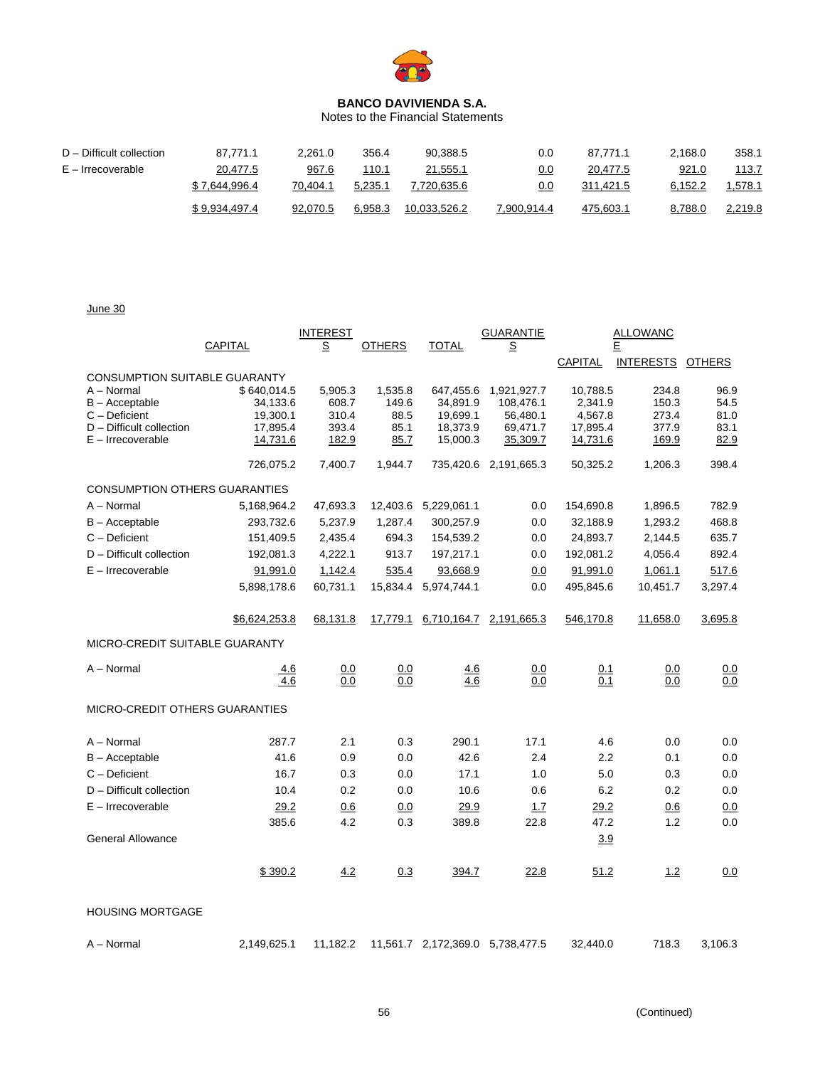**BANCO DAVIVIENDA S.A.**
Notes to the Financial Statements

| | | | | | | | | |
|---|---|---|---|---|---|---|---|---|
| D – Difficult collection | 87,771.1 | 2,261.0 | 356.4 | 90,388.5 | 0.0 | 87,771.1 | 2,168.0 | 358.1 |
| E – Irrecoverable | 20,477.5 | 967.6 | 110.1 | 21,555.1 | 0.0 | 20,477.5 | 921.0 | 113.7 |
| | $ 7,644,996.4 | 70,404.1 | 5,235.1 | 7,720,635.6 | 0.0 | 311,421.5 | 6,152.2 | 1,578.1 |
| | $ 9,934,497.4 | 92,070.5 | 6,958.3 | 10,033,526.2 | 7,900,914.4 | 475,603.1 | 8,788.0 | 2,219.8 |

June 30

| | CAPITAL | INTERESTS | OTHERS | TOTAL | GUARANTIES | ALLOWANCE CAPITAL | INTERESTS | OTHERS |
|---|---|---|---|---|---|---|---|---|
| CONSUMPTION SUITABLE GUARANTY | | | | | | | | |
| A – Normal | $ 640,014.5 | 5,905.3 | 1,535.8 | 647,455.6 | 1,921,927.7 | 10,788.5 | 234.8 | 96.9 |
| B – Acceptable | 34,133.6 | 608.7 | 149.6 | 34,891.9 | 108,476.1 | 2,341.9 | 150.3 | 54.5 |
| C – Deficient | 19,300.1 | 310.4 | 88.5 | 19,699.1 | 56,480.1 | 4,567.8 | 273.4 | 81.0 |
| D – Difficult collection | 17,895.4 | 393.4 | 85.1 | 18,373.9 | 69,471.7 | 17,895.4 | 377.9 | 83.1 |
| E – Irrecoverable | 14,731.6 | 182.9 | 85.7 | 15,000.3 | 35,309.7 | 14,731.6 | 169.9 | 82.9 |
| | 726,075.2 | 7,400.7 | 1,944.7 | 735,420.6 | 2,191,665.3 | 50,325.2 | 1,206.3 | 398.4 |
| CONSUMPTION OTHERS GUARANTIES | | | | | | | | |
| A – Normal | 5,168,964.2 | 47,693.3 | 12,403.6 | 5,229,061.1 | 0.0 | 154,690.8 | 1,896.5 | 782.9 |
| B – Acceptable | 293,732.6 | 5,237.9 | 1,287.4 | 300,257.9 | 0.0 | 32,188.9 | 1,293.2 | 468.8 |
| C – Deficient | 151,409.5 | 2,435.4 | 694.3 | 154,539.2 | 0.0 | 24,893.7 | 2,144.5 | 635.7 |
| D – Difficult collection | 192,081.3 | 4,222.1 | 913.7 | 197,217.1 | 0.0 | 192,081.2 | 4,056.4 | 892.4 |
| E – Irrecoverable | 91,991.0 | 1,142.4 | 535.4 | 93,668.9 | 0.0 | 91,991.0 | 1,061.1 | 517.6 |
| | 5,898,178.6 | 60,731.1 | 15,834.4 | 5,974,744.1 | 0.0 | 495,845.6 | 10,451.7 | 3,297.4 |
| | $6,624,253.8 | 68,131.8 | 17,779.1 | 6,710,164.7 | 2,191,665.3 | 546,170.8 | 11,658.0 | 3,695.8 |
| MICRO-CREDIT SUITABLE GUARANTY | | | | | | | | |
| A – Normal | 4.6 | 0.0 | 0.0 | 4.6 | 0.0 | 0.1 | 0.0 | 0.0 |
| | 4.6 | 0.0 | 0.0 | 4.6 | 0.0 | 0.1 | 0.0 | 0.0 |
| MICRO-CREDIT OTHERS GUARANTIES | | | | | | | | |
| A – Normal | 287.7 | 2.1 | 0.3 | 290.1 | 17.1 | 4.6 | 0.0 | 0.0 |
| B – Acceptable | 41.6 | 0.9 | 0.0 | 42.6 | 2.4 | 2.2 | 0.1 | 0.0 |
| C – Deficient | 16.7 | 0.3 | 0.0 | 17.1 | 1.0 | 5.0 | 0.3 | 0.0 |
| D – Difficult collection | 10.4 | 0.2 | 0.0 | 10.6 | 0.6 | 6.2 | 0.2 | 0.0 |
| E – Irrecoverable | 29.2 | 0.6 | 0.0 | 29.9 | 1.7 | 29.2 | 0.6 | 0.0 |
| | 385.6 | 4.2 | 0.3 | 389.8 | 22.8 | 47.2 | 1.2 | 0.0 |
| General Allowance | | | | | | 3.9 | | |
| | $ 390.2 | 4.2 | 0.3 | 394.7 | 22.8 | 51.2 | 1.2 | 0.0 |
| HOUSING MORTGAGE | | | | | | | | |
| A – Normal | 2,149,625.1 | 11,182.2 | 11,561.7 | 2,172,369.0 | 5,738,477.5 | 32,440.0 | 718.3 | 3,106.3 |

(Continued)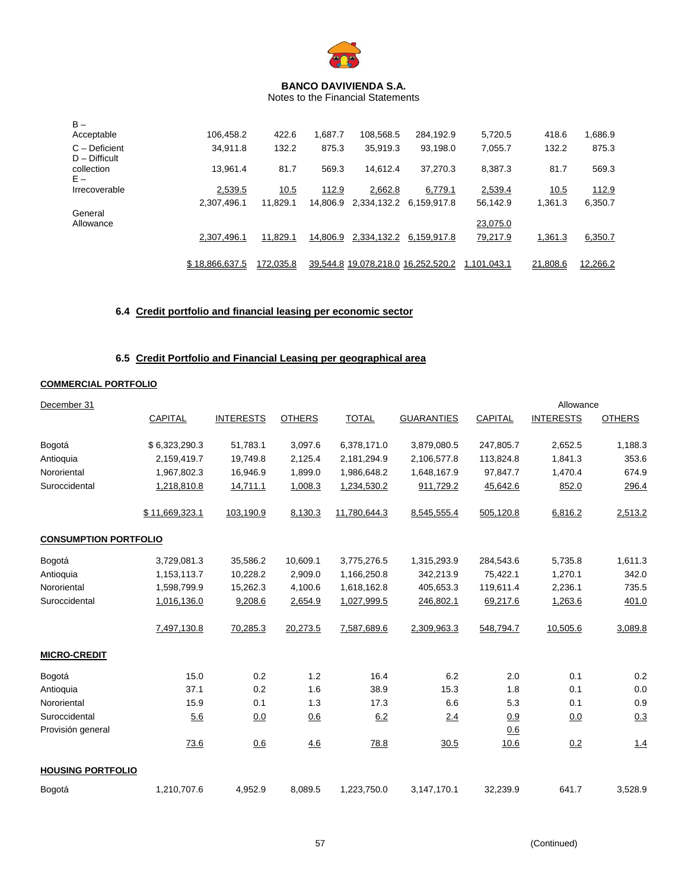**BANCO DAVIVIENDA S.A.**
Notes to the Financial Statements

| | | | | | | | | |
|---|---|---|---|---|---|---|---|---|
| B – Acceptable | 106,458.2 | 422.6 | 1,687.7 | 108,568.5 | 284,192.9 | 5,720.5 | 418.6 | 1,686.9 |
| C – Deficient | 34,911.8 | 132.2 | 875.3 | 35,919.3 | 93,198.0 | 7,055.7 | 132.2 | 875.3 |
| D – Difficult collection | 13,961.4 | 81.7 | 569.3 | 14,612.4 | 37,270.3 | 8,387.3 | 81.7 | 569.3 |
| E – Irrecoverable | 2,539.5 | 10.5 | 112.9 | 2,662.8 | 6,779.1 | 2,539.4 | 10.5 | 112.9 |
| | 2,307,496.1 | 11,829.1 | 14,806.9 | 2,334,132.2 | 6,159,917.8 | 56,142.9 | 1,361.3 | 6,350.7 |
| General Allowance | | | | | | 23,075.0 | | |
| | 2,307,496.1 | 11,829.1 | 14,806.9 | 2,334,132.2 | 6,159,917.8 | 79,217.9 | 1,361.3 | 6,350.7 |
| | $ 18,866,637.5 | 172,035.8 | 39,544.8 | 19,078,218.0 | 16,252,520.2 | 1,101,043.1 | 21,808.6 | 12,266.2 |

### 6.4 Credit portfolio and financial leasing per economic sector

### 6.5 Credit Portfolio and Financial Leasing per geographical area

**COMMERCIAL PORTFOLIO**

| December 31 | | | | | | Allowance | | |
|---|---|---|---|---|---|---|---|---|
| | CAPITAL | INTERESTS | OTHERS | TOTAL | GUARANTIES | CAPITAL | INTERESTS | OTHERS |
| Bogotá | $ 6,323,290.3 | 51,783.1 | 3,097.6 | 6,378,171.0 | 3,879,080.5 | 247,805.7 | 2,652.5 | 1,188.3 |
| Antioquia | 2,159,419.7 | 19,749.8 | 2,125.4 | 2,181,294.9 | 2,106,577.8 | 113,824.8 | 1,841.3 | 353.6 |
| Nororiental | 1,967,802.3 | 16,946.9 | 1,899.0 | 1,986,648.2 | 1,648,167.9 | 97,847.7 | 1,470.4 | 674.9 |
| Suroccidental | 1,218,810.8 | 14,711.1 | 1,008.3 | 1,234,530.2 | 911,729.2 | 45,642.6 | 852.0 | 296.4 |
| | $ 11,669,323.1 | 103,190.9 | 8,130.3 | 11,780,644.3 | 8,545,555.4 | 505,120.8 | 6,816.2 | 2,513.2 |
| **CONSUMPTION PORTFOLIO** | | | | | | | | |
| Bogotá | 3,729,081.3 | 35,586.2 | 10,609.1 | 3,775,276.5 | 1,315,293.9 | 284,543.6 | 5,735.8 | 1,611.3 |
| Antioquia | 1,153,113.7 | 10,228.2 | 2,909.0 | 1,166,250.8 | 342,213.9 | 75,422.1 | 1,270.1 | 342.0 |
| Nororiental | 1,598,799.9 | 15,262.3 | 4,100.6 | 1,618,162.8 | 405,653.3 | 119,611.4 | 2,236.1 | 735.5 |
| Suroccidental | 1,016,136.0 | 9,208.6 | 2,654.9 | 1,027,999.5 | 246,802.1 | 69,217.6 | 1,263.6 | 401.0 |
| | 7,497,130.8 | 70,285.3 | 20,273.5 | 7,587,689.6 | 2,309,963.3 | 548,794.7 | 10,505.6 | 3,089.8 |
| **MICRO-CREDIT** | | | | | | | | |
| Bogotá | 15.0 | 0.2 | 1.2 | 16.4 | 6.2 | 2.0 | 0.1 | 0.2 |
| Antioquia | 37.1 | 0.2 | 1.6 | 38.9 | 15.3 | 1.8 | 0.1 | 0.0 |
| Nororiental | 15.9 | 0.1 | 1.3 | 17.3 | 6.6 | 5.3 | 0.1 | 0.9 |
| Suroccidental | 5.6 | 0.0 | 0.6 | 6.2 | 2.4 | 0.9 | 0.0 | 0.3 |
| Provisión general | | | | | | 0.6 | | |
| | 73.6 | 0.6 | 4.6 | 78.8 | 30.5 | 10.6 | 0.2 | 1.4 |
| **HOUSING PORTFOLIO** | | | | | | | | |
| Bogotá | 1,210,707.6 | 4,952.9 | 8,089.5 | 1,223,750.0 | 3,147,170.1 | 32,239.9 | 641.7 | 3,528.9 |

(Continued)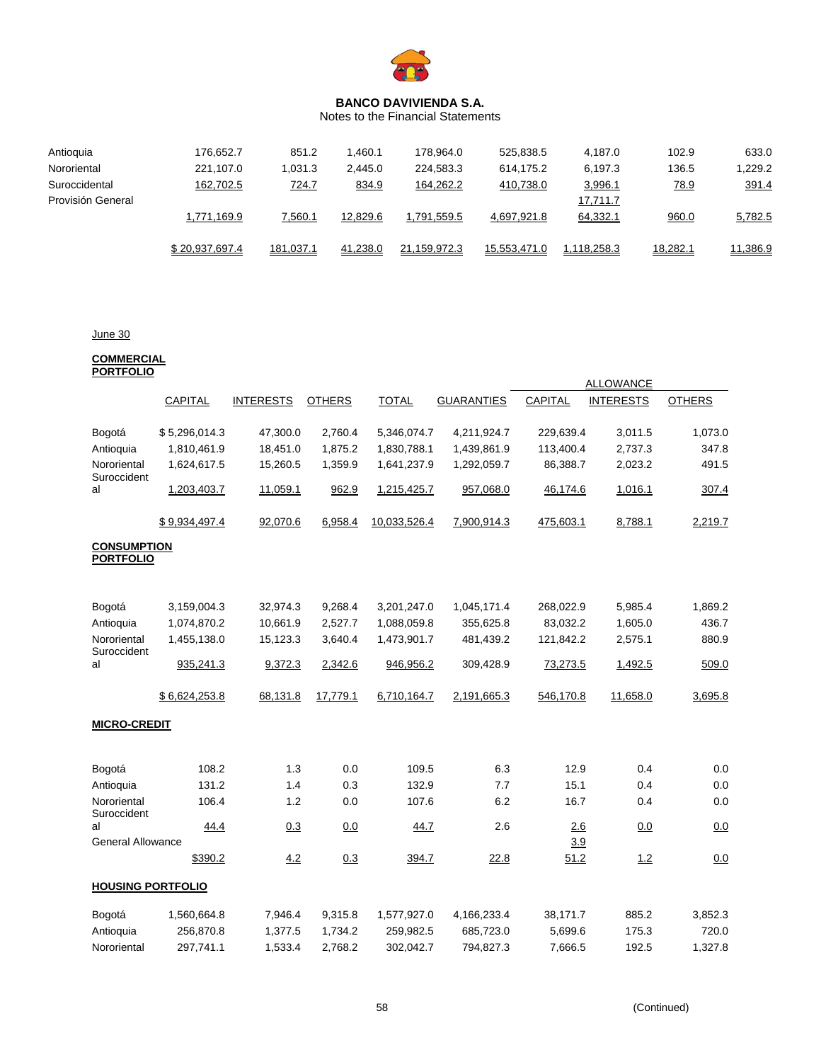**BANCO DAVIVIENDA S.A.**

Notes to the Financial Statements

| | | | | | | | | |
|---|---|---|---|---|---|---|---|---|
| Antioquia | 176,652.7 | 851.2 | 1,460.1 | 178,964.0 | 525,838.5 | 4,187.0 | 102.9 | 633.0 |
| Nororiental | 221,107.0 | 1,031.3 | 2,445.0 | 224,583.3 | 614,175.2 | 6,197.3 | 136.5 | 1,229.2 |
| Suroccidental | 162,702.5 | 724.7 | 834.9 | 164,262.2 | 410,738.0 | 3,996.1 | 78.9 | 391.4 |
| Provisión General | | | | | | 17,711.7 | | |
| | 1,771,169.9 | 7,560.1 | 12,829.6 | 1,791,559.5 | 4,697,921.8 | 64,332.1 | 960.0 | 5,782.5 |
| | $ 20,937,697.4 | 181,037.1 | 41,238.0 | 21,159,972.3 | 15,553,471.0 | 1,118,258.3 | 18,282.1 | 11,386.9 |

June 30

| | | | | | | ALLOWANCE | | |
|---|---|---|---|---|---|---|---|---|
| | CAPITAL | INTERESTS | OTHERS | TOTAL | GUARANTIES | CAPITAL | INTERESTS | OTHERS |
| **COMMERCIAL PORTFOLIO** | | | | | | | | |
| Bogotá | $ 5,296,014.3 | 47,300.0 | 2,760.4 | 5,346,074.7 | 4,211,924.7 | 229,639.4 | 3,011.5 | 1,073.0 |
| Antioquia | 1,810,461.9 | 18,451.0 | 1,875.2 | 1,830,788.1 | 1,439,861.9 | 113,400.4 | 2,737.3 | 347.8 |
| Nororiental | 1,624,617.5 | 15,260.5 | 1,359.9 | 1,641,237.9 | 1,292,059.7 | 86,388.7 | 2,023.2 | 491.5 |
| Suroccidental | 1,203,403.7 | 11,059.1 | 962.9 | 1,215,425.7 | 957,068.0 | 46,174.6 | 1,016.1 | 307.4 |
| | $ 9,934,497.4 | 92,070.6 | 6,958.4 | 10,033,526.4 | 7,900,914.3 | 475,603.1 | 8,788.1 | 2,219.7 |
| **CONSUMPTION PORTFOLIO** | | | | | | | | |
| Bogotá | 3,159,004.3 | 32,974.3 | 9,268.4 | 3,201,247.0 | 1,045,171.4 | 268,022.9 | 5,985.4 | 1,869.2 |
| Antioquia | 1,074,870.2 | 10,661.9 | 2,527.7 | 1,088,059.8 | 355,625.8 | 83,032.2 | 1,605.0 | 436.7 |
| Nororiental | 1,455,138.0 | 15,123.3 | 3,640.4 | 1,473,901.7 | 481,439.2 | 121,842.2 | 2,575.1 | 880.9 |
| Suroccidental | 935,241.3 | 9,372.3 | 2,342.6 | 946,956.2 | 309,428.9 | 73,273.5 | 1,492.5 | 509.0 |
| | $ 6,624,253.8 | 68,131.8 | 17,779.1 | 6,710,164.7 | 2,191,665.3 | 546,170.8 | 11,658.0 | 3,695.8 |
| **MICRO-CREDIT** | | | | | | | | |
| Bogotá | 108.2 | 1.3 | 0.0 | 109.5 | 6.3 | 12.9 | 0.4 | 0.0 |
| Antioquia | 131.2 | 1.4 | 0.3 | 132.9 | 7.7 | 15.1 | 0.4 | 0.0 |
| Nororiental | 106.4 | 1.2 | 0.0 | 107.6 | 6.2 | 16.7 | 0.4 | 0.0 |
| Suroccidental | 44.4 | 0.3 | 0.0 | 44.7 | 2.6 | 2.6 | 0.0 | 0.0 |
| General Allowance | | | | | | 3.9 | | |
| | $390.2 | 4.2 | 0.3 | 394.7 | 22.8 | 51.2 | 1.2 | 0.0 |
| **HOUSING PORTFOLIO** | | | | | | | | |
| Bogotá | 1,560,664.8 | 7,946.4 | 9,315.8 | 1,577,927.0 | 4,166,233.4 | 38,171.7 | 885.2 | 3,852.3 |
| Antioquia | 256,870.8 | 1,377.5 | 1,734.2 | 259,982.5 | 685,723.0 | 5,699.6 | 175.3 | 720.0 |
| Nororiental | 297,741.1 | 1,533.4 | 2,768.2 | 302,042.7 | 794,827.3 | 7,666.5 | 192.5 | 1,327.8 |

(Continued)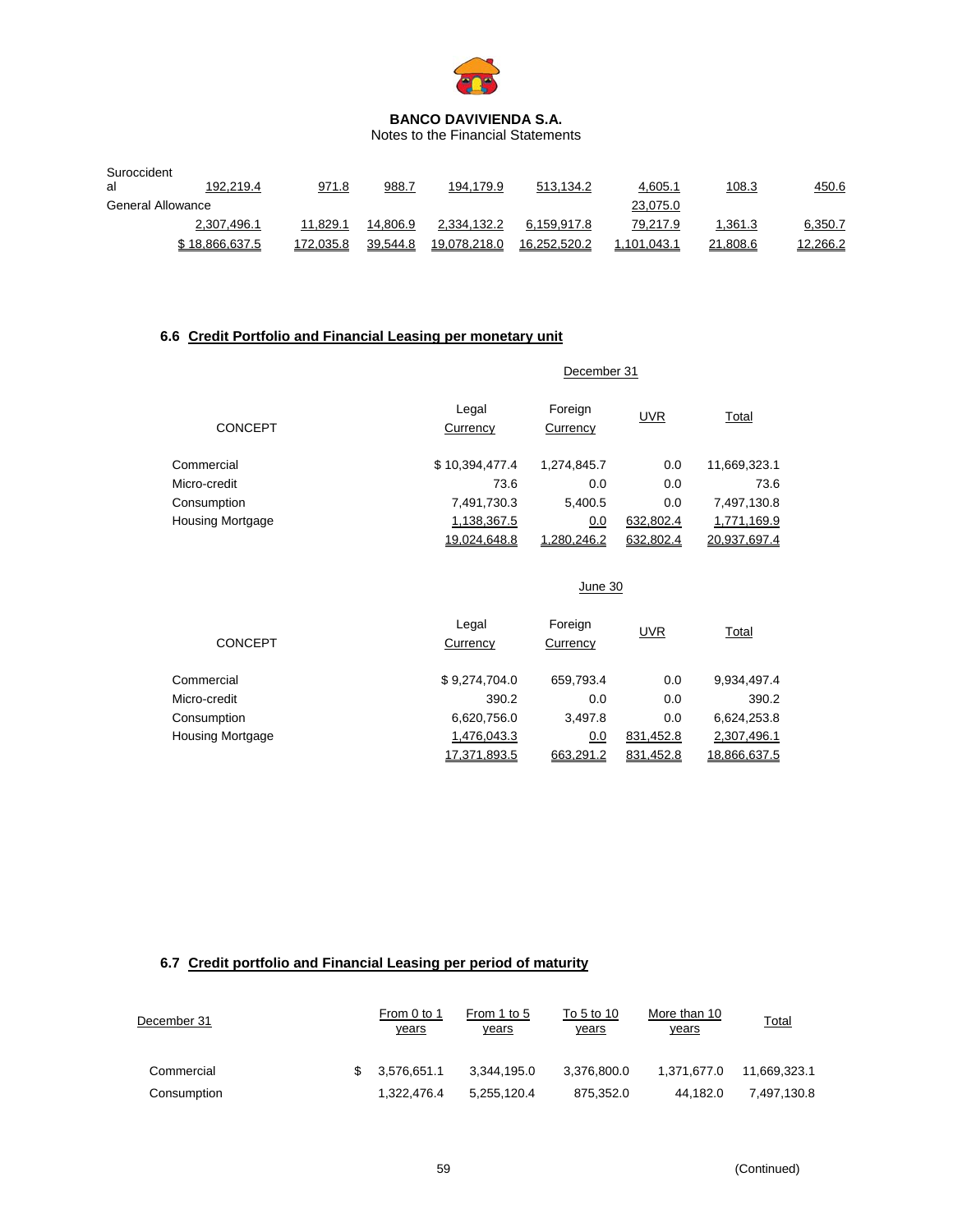| | | | | | | | |
|---|---|---|---|---|---|---|---|
| Suroccidental | 192,219.4 | 971.8 | 988.7 | 194,179.9 | 513,134.2 | 4,605.1 | 108.3 | 450.6 |
| General Allowance | | | | | | 23,075.0 | | |
| | 2,307,496.1 | 11,829.1 | 14,806.9 | 2,334,132.2 | 6,159,917.8 | 79,217.9 | 1,361.3 | 6,350.7 |
| | $ 18,866,637.5 | 172,035.8 | 39,544.8 | 19,078,218.0 | 16,252,520.2 | 1,101,043.1 | 21,808.6 | 12,266.2 |

## 6.6 Credit Portfolio and Financial Leasing per monetary unit

| CONCEPT | December 31 | | | |
|---|---|---|---|---|
| | Legal Currency | Foreign Currency | UVR | Total |
| Commercial | $ 10,394,477.4 | 1,274,845.7 | 0.0 | 11,669,323.1 |
| Micro-credit | 73.6 | 0.0 | 0.0 | 73.6 |
| Consumption | 7,491,730.3 | 5,400.5 | 0.0 | 7,497,130.8 |
| Housing Mortgage | 1,138,367.5 | 0.0 | 632,802.4 | 1,771,169.9 |
| | 19,024,648.8 | 1,280,246.2 | 632,802.4 | 20,937,697.4 |

| CONCEPT | June 30 | | | |
|---|---|---|---|---|
| | Legal Currency | Foreign Currency | UVR | Total |
| Commercial | $ 9,274,704.0 | 659,793.4 | 0.0 | 9,934,497.4 |
| Micro-credit | 390.2 | 0.0 | 0.0 | 390.2 |
| Consumption | 6,620,756.0 | 3,497.8 | 0.0 | 6,624,253.8 |
| Housing Mortgage | 1,476,043.3 | 0.0 | 831,452.8 | 2,307,496.1 |
| | 17,371,893.5 | 663,291.2 | 831,452.8 | 18,866,637.5 |

## 6.7 Credit portfolio and Financial Leasing per period of maturity

| December 31 | From 0 to 1 years | From 1 to 5 years | To 5 to 10 years | More than 10 years | Total |
|---|---|---|---|---|---|
| Commercial | $ 3,576,651.1 | 3,344,195.0 | 3,376,800.0 | 1,371,677.0 | 11,669,323.1 |
| Consumption | 1,322,476.4 | 5,255,120.4 | 875,352.0 | 44,182.0 | 7,497,130.8 |

(Continued)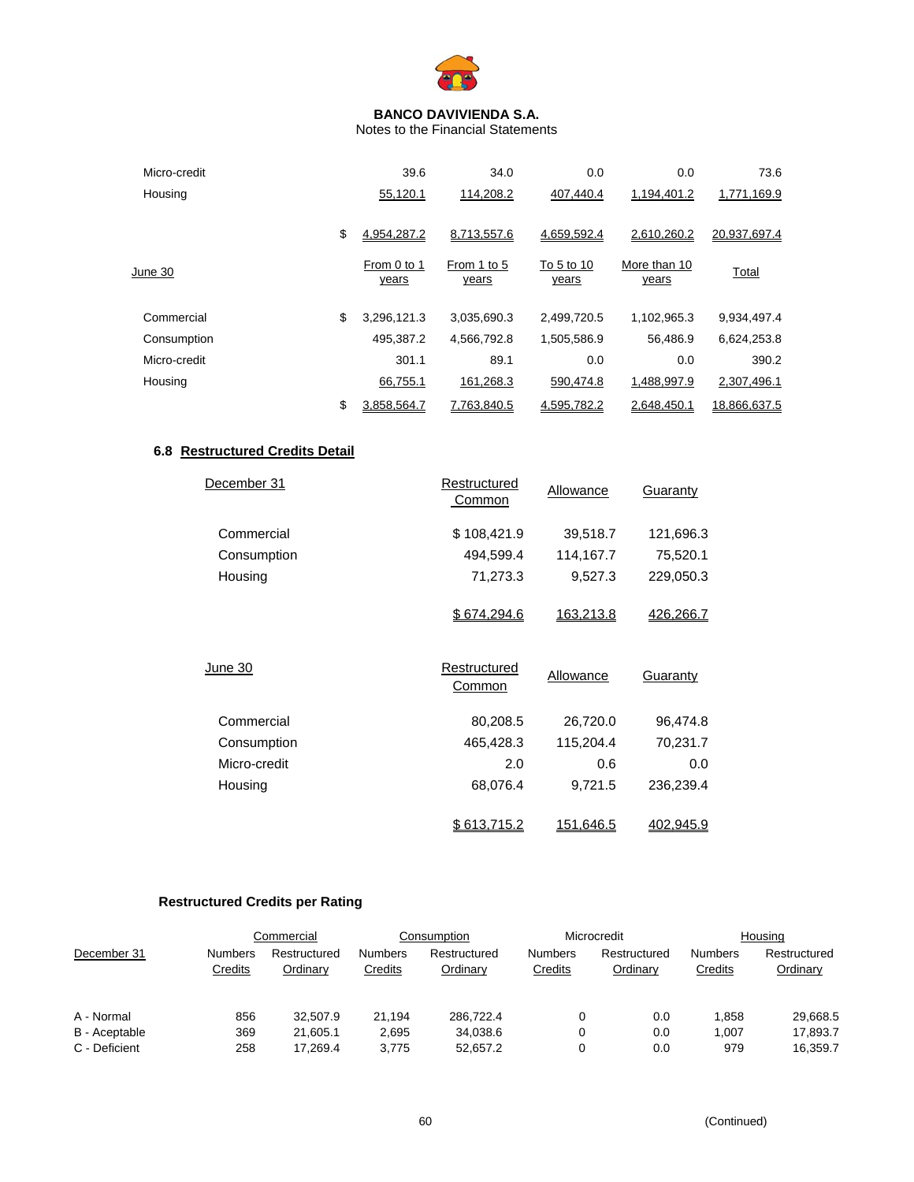**BANCO DAVIVIENDA S.A.**
Notes to the Financial Statements

| | From 0 to 1 years | From 1 to 5 years | To 5 to 10 years | More than 10 years | Total |
|---|---|---|---|---|---|
| Micro-credit | 39.6 | 34.0 | 0.0 | 0.0 | 73.6 |
| Housing | 55,120.1 | 114,208.2 | 407,440.4 | 1,194,401.2 | 1,771,169.9 |
| | $ 4,954,287.2 | 8,713,557.6 | 4,659,592.4 | 2,610,260.2 | 20,937,697.4 |

| June 30 | From 0 to 1 years | From 1 to 5 years | To 5 to 10 years | More than 10 years | Total |
|---|---|---|---|---|---|
| Commercial | $ 3,296,121.3 | 3,035,690.3 | 2,499,720.5 | 1,102,965.3 | 9,934,497.4 |
| Consumption | 495,387.2 | 4,566,792.8 | 1,505,586.9 | 56,486.9 | 6,624,253.8 |
| Micro-credit | 301.1 | 89.1 | 0.0 | 0.0 | 390.2 |
| Housing | 66,755.1 | 161,268.3 | 590,474.8 | 1,488,997.9 | 2,307,496.1 |
| | $ 3,858,564.7 | 7,763,840.5 | 4,595,782.2 | 2,648,450.1 | 18,866,637.5 |

## 6.8 Restructured Credits Detail

| December 31 | Restructured Common | Allowance | Guaranty |
|---|---|---|---|
| Commercial | $ 108,421.9 | 39,518.7 | 121,696.3 |
| Consumption | 494,599.4 | 114,167.7 | 75,520.1 |
| Housing | 71,273.3 | 9,527.3 | 229,050.3 |
| | $ 674,294.6 | 163,213.8 | 426,266.7 |

| June 30 | Restructured Common | Allowance | Guaranty |
|---|---|---|---|
| Commercial | 80,208.5 | 26,720.0 | 96,474.8 |
| Consumption | 465,428.3 | 115,204.4 | 70,231.7 |
| Micro-credit | 2.0 | 0.6 | 0.0 |
| Housing | 68,076.4 | 9,721.5 | 236,239.4 |
| | $ 613,715.2 | 151,646.5 | 402,945.9 |

### Restructured Credits per Rating

| | Commercial | | Consumption | | Microcredit | | Housing | |
|---|---|---|---|---|---|---|---|---|
| December 31 | Numbers Credits | Restructured Ordinary | Numbers Credits | Restructured Ordinary | Numbers Credits | Restructured Ordinary | Numbers Credits | Restructured Ordinary |
| A - Normal | 856 | 32,507.9 | 21,194 | 286,722.4 | 0 | 0.0 | 1,858 | 29,668.5 |
| B - Aceptable | 369 | 21,605.1 | 2,695 | 34,038.6 | 0 | 0.0 | 1,007 | 17,893.7 |
| C - Deficient | 258 | 17,269.4 | 3,775 | 52,657.2 | 0 | 0.0 | 979 | 16,359.7 |

(Continued)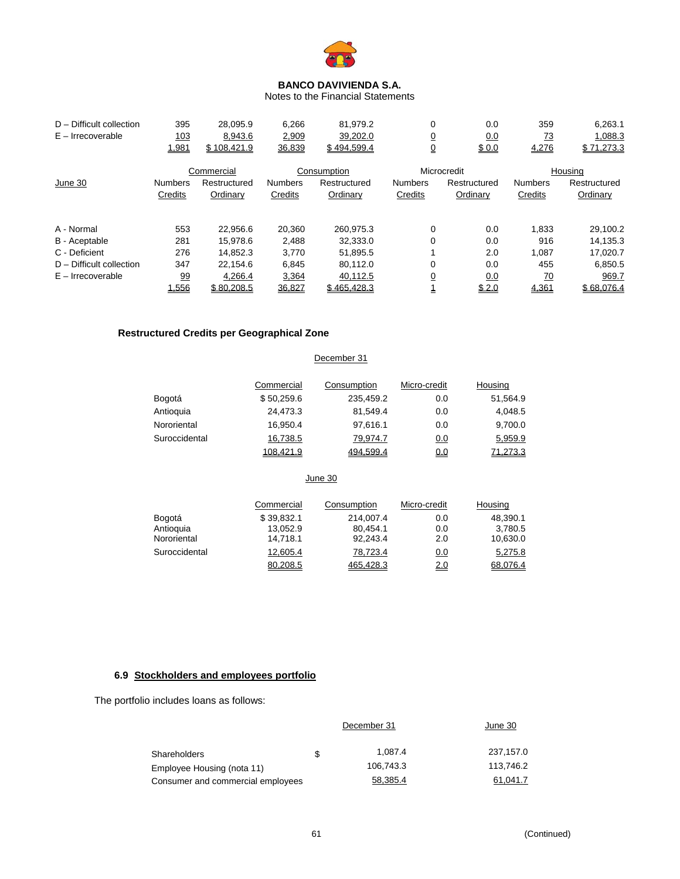**BANCO DAVIVIENDA S.A.**
Notes to the Financial Statements

| | Commercial | | Consumption | | Microcredit | | Housing | |
|---|---|---|---|---|---|---|---|---|
| | Numbers Credits | Restructured Ordinary | Numbers Credits | Restructured Ordinary | Numbers Credits | Restructured Ordinary | Numbers Credits | Restructured Ordinary |
| D – Difficult collection | 395 | 28,095.9 | 6,266 | 81,979.2 | 0 | 0.0 | 359 | 6,263.1 |
| E – Irrecoverable | 103 | 8,943.6 | 2,909 | 39,202.0 | 0 | 0.0 | 73 | 1,088.3 |
| | 1,981 | $ 108,421.9 | 36,839 | $ 494,599.4 | 0 | $ 0.0 | 4,276 | $ 71,273.3 |

| June 30 | Commercial | | Consumption | | Microcredit | | Housing | |
|---|---|---|---|---|---|---|---|---|
| | Numbers Credits | Restructured Ordinary | Numbers Credits | Restructured Ordinary | Numbers Credits | Restructured Ordinary | Numbers Credits | Restructured Ordinary |
| A - Normal | 553 | 22,956.6 | 20,360 | 260,975.3 | 0 | 0.0 | 1,833 | 29,100.2 |
| B - Aceptable | 281 | 15,978.6 | 2,488 | 32,333.0 | 0 | 0.0 | 916 | 14,135.3 |
| C - Deficient | 276 | 14,852.3 | 3,770 | 51,895.5 | 1 | 2.0 | 1,087 | 17,020.7 |
| D – Difficult collection | 347 | 22,154.6 | 6,845 | 80,112.0 | 0 | 0.0 | 455 | 6,850.5 |
| E – Irrecoverable | 99 | 4,266.4 | 3,364 | 40,112.5 | 0 | 0.0 | 70 | 969.7 |
| | 1,556 | $ 80,208.5 | 36,827 | $ 465,428.3 | 1 | $ 2.0 | 4,361 | $ 68,076.4 |

**Restructured Credits per Geographical Zone**

December 31

| | Commercial | Consumption | Micro-credit | Housing |
|---|---|---|---|---|
| Bogotá | $ 50,259.6 | 235,459.2 | 0.0 | 51,564.9 |
| Antioquia | 24,473.3 | 81,549.4 | 0.0 | 4,048.5 |
| Nororiental | 16,950.4 | 97,616.1 | 0.0 | 9,700.0 |
| Suroccidental | 16,738.5 | 79,974.7 | 0.0 | 5,959.9 |
| | 108,421.9 | 494,599.4 | 0.0 | 71,273.3 |

June 30

| | Commercial | Consumption | Micro-credit | Housing |
|---|---|---|---|---|
| Bogotá | $ 39,832.1 | 214,007.4 | 0.0 | 48,390.1 |
| Antioquia | 13,052.9 | 80,454.1 | 0.0 | 3,780.5 |
| Nororiental | 14,718.1 | 92,243.4 | 2.0 | 10,630.0 |
| Suroccidental | 12,605.4 | 78,723.4 | 0.0 | 5,275.8 |
| | 80,208.5 | 465,428.3 | 2.0 | 68,076.4 |

### 6.9 Stockholders and employees portfolio

The portfolio includes loans as follows:

| | December 31 | June 30 |
|---|---|---|
| Shareholders | $ 1,087.4 | 237,157.0 |
| Employee Housing (nota 11) | 106,743.3 | 113,746.2 |
| Consumer and commercial employees | 58,385.4 | 61,041.7 |

(Continued)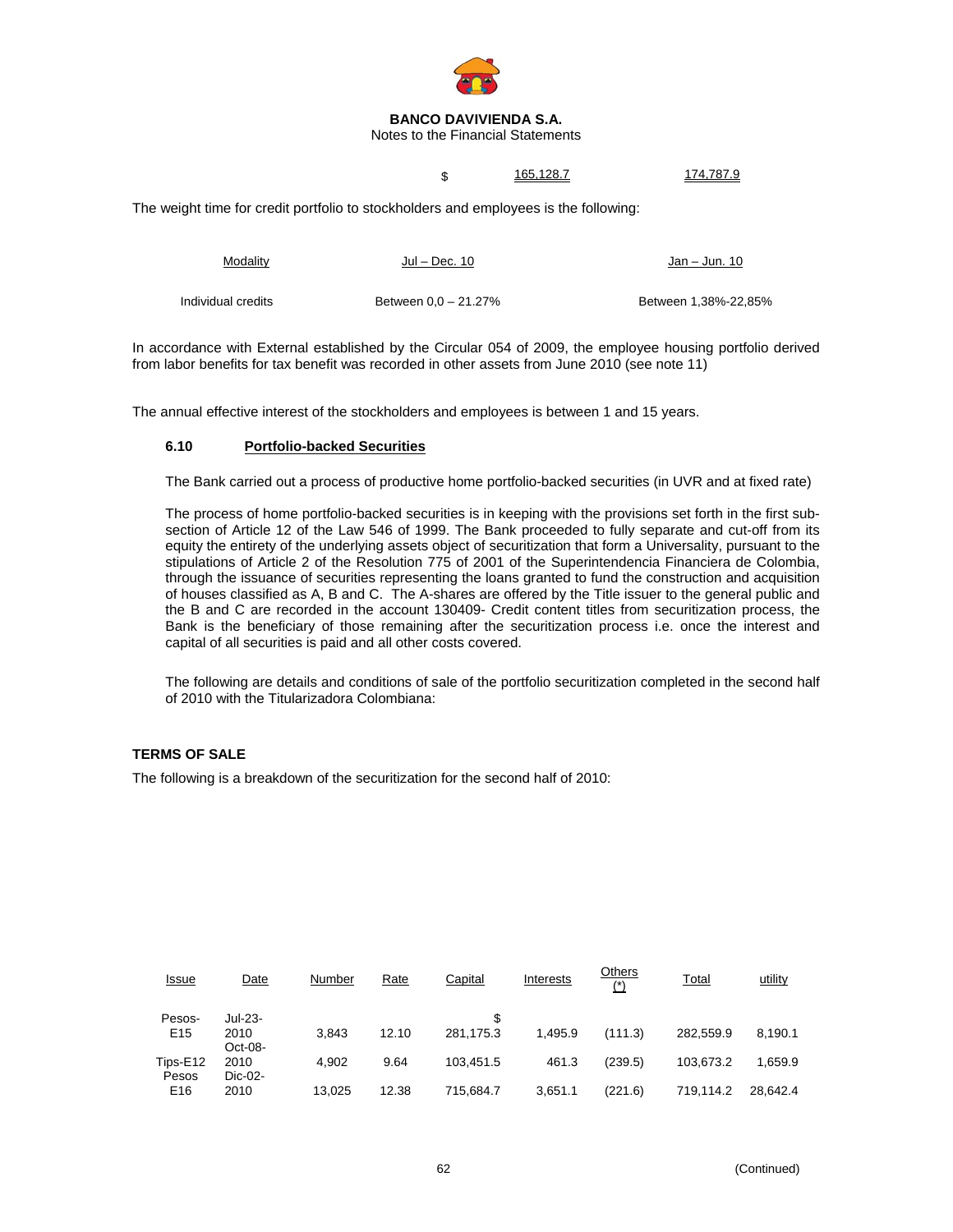**BANCO DAVIVIENDA S.A.**
Notes to the Financial Statements

| | | | |
|---|---|---|---|
| | $ | 165,128.7 | 174,787.9 |

The weight time for credit portfolio to stockholders and employees is the following:

| Modality | Jul – Dec. 10 | Jan – Jun. 10 |
|---|---|---|
| Individual credits | Between 0,0 – 21.27% | Between 1,38%-22,85% |

In accordance with External established by the Circular 054 of 2009, the employee housing portfolio derived from labor benefits for tax benefit was recorded in other assets from June 2010 (see note 11)

The annual effective interest of the stockholders and employees is between 1 and 15 years.

### 6.10 Portfolio-backed Securities

The Bank carried out a process of productive home portfolio-backed securities (in UVR and at fixed rate)

The process of home portfolio-backed securities is in keeping with the provisions set forth in the first sub-section of Article 12 of the Law 546 of 1999. The Bank proceeded to fully separate and cut-off from its equity the entirety of the underlying assets object of securitization that form a Universality, pursuant to the stipulations of Article 2 of the Resolution 775 of 2001 of the Superintendencia Financiera de Colombia, through the issuance of securities representing the loans granted to fund the construction and acquisition of houses classified as A, B and C. The A-shares are offered by the Title issuer to the general public and the B and C are recorded in the account 130409- Credit content titles from securitization process, the Bank is the beneficiary of those remaining after the securitization process i.e. once the interest and capital of all securities is paid and all other costs covered.

The following are details and conditions of sale of the portfolio securitization completed in the second half of 2010 with the Titularizadora Colombiana:

**TERMS OF SALE**

The following is a breakdown of the securitization for the second half of 2010:

| Issue | Date | Number | Rate | Capital | Interests | Others (*) | Total | utility |
|---|---|---|---|---|---|---|---|---|
| Pesos-E15 | Jul-23-2010 | 3,843 | 12.10 | $ 281,175.3 | 1,495.9 | (111.3) | 282,559.9 | 8,190.1 |
| Tips-E12 | Oct-08-2010 | 4,902 | 9.64 | 103,451.5 | 461.3 | (239.5) | 103,673.2 | 1,659.9 |
| Pesos E16 | Dic-02-2010 | 13,025 | 12.38 | 715,684.7 | 3,651.1 | (221.6) | 719,114.2 | 28,642.4 |

(Continued)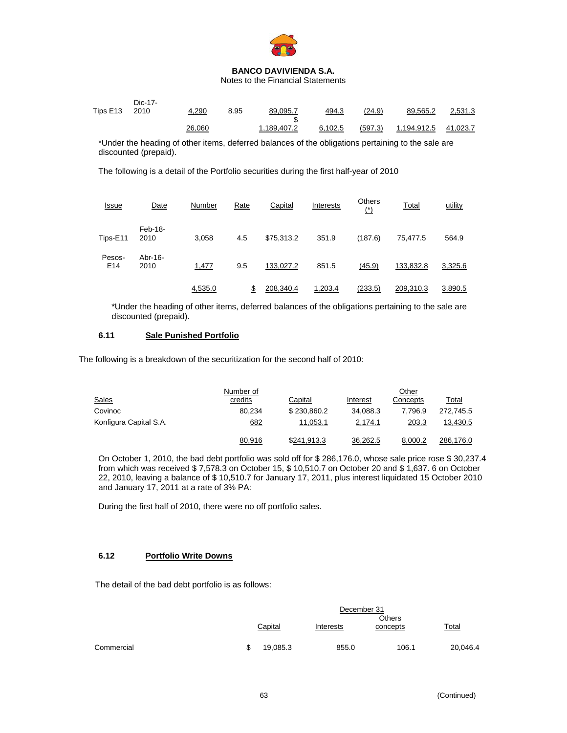**BANCO DAVIVIENDA S.A.**
Notes to the Financial Statements

| | | | | | | | | |
|---|---|---|---|---|---|---|---|---|
| Tips E13 | Dic-17-2010 | 4,290 | 8.95 | 89,095.7 | 494.3 | (24.9) | 89,565.2 | 2,531.3 |
| | | 26,060 | | $ 1,189,407.2 | 6,102.5 | (597.3) | 1,194,912.5 | 41,023.7 |

*Under the heading of other items, deferred balances of the obligations pertaining to the sale are discounted (prepaid).

The following is a detail of the Portfolio securities during the first half-year of 2010

| Issue | Date | Number | Rate | Capital | Interests | Others (*) | Total | utility |
|---|---|---|---|---|---|---|---|---|
| Tips-E11 | Feb-18-2010 | 3,058 | 4.5 | $75,313.2 | 351.9 | (187.6) | 75,477.5 | 564.9 |
| Pesos-E14 | Abr-16-2010 | 1,477 | 9.5 | 133,027.2 | 851.5 | (45.9) | 133,832.8 | 3,325.6 |
| | | 4,535.0 | $ | 208,340.4 | 1,203.4 | (233.5) | 209,310.3 | 3,890.5 |

*Under the heading of other items, deferred balances of the obligations pertaining to the sale are discounted (prepaid).

### 6.11 Sale Punished Portfolio

The following is a breakdown of the securitization for the second half of 2010:

| Sales | Number of credits | Capital | Interest | Other Concepts | Total |
|---|---|---|---|---|---|
| Covinoc | 80,234 | $ 230,860.2 | 34,088.3 | 7,796.9 | 272,745.5 |
| Konfigura Capital S.A. | 682 | 11,053.1 | 2,174.1 | 203.3 | 13,430.5 |
| | 80,916 | $241,913.3 | 36,262.5 | 8,000.2 | 286,176.0 |

On October 1, 2010, the bad debt portfolio was sold off for $ 286,176.0, whose sale price rose $ 30,237.4 from which was received $ 7,578.3 on October 15, $ 10,510.7 on October 20 and $ 1,637. 6 on October 22, 2010, leaving a balance of $ 10,510.7 for January 17, 2011, plus interest liquidated 15 October 2010 and January 17, 2011 at a rate of 3% PA:

During the first half of 2010, there were no off portfolio sales.

### 6.12 Portfolio Write Downs

The detail of the bad debt portfolio is as follows:

| | December 31 | | | |
|---|---|---|---|---|
| | Capital | Interests | Others concepts | Total |
| Commercial | $ 19,085.3 | 855.0 | 106.1 | 20,046.4 |

(Continued)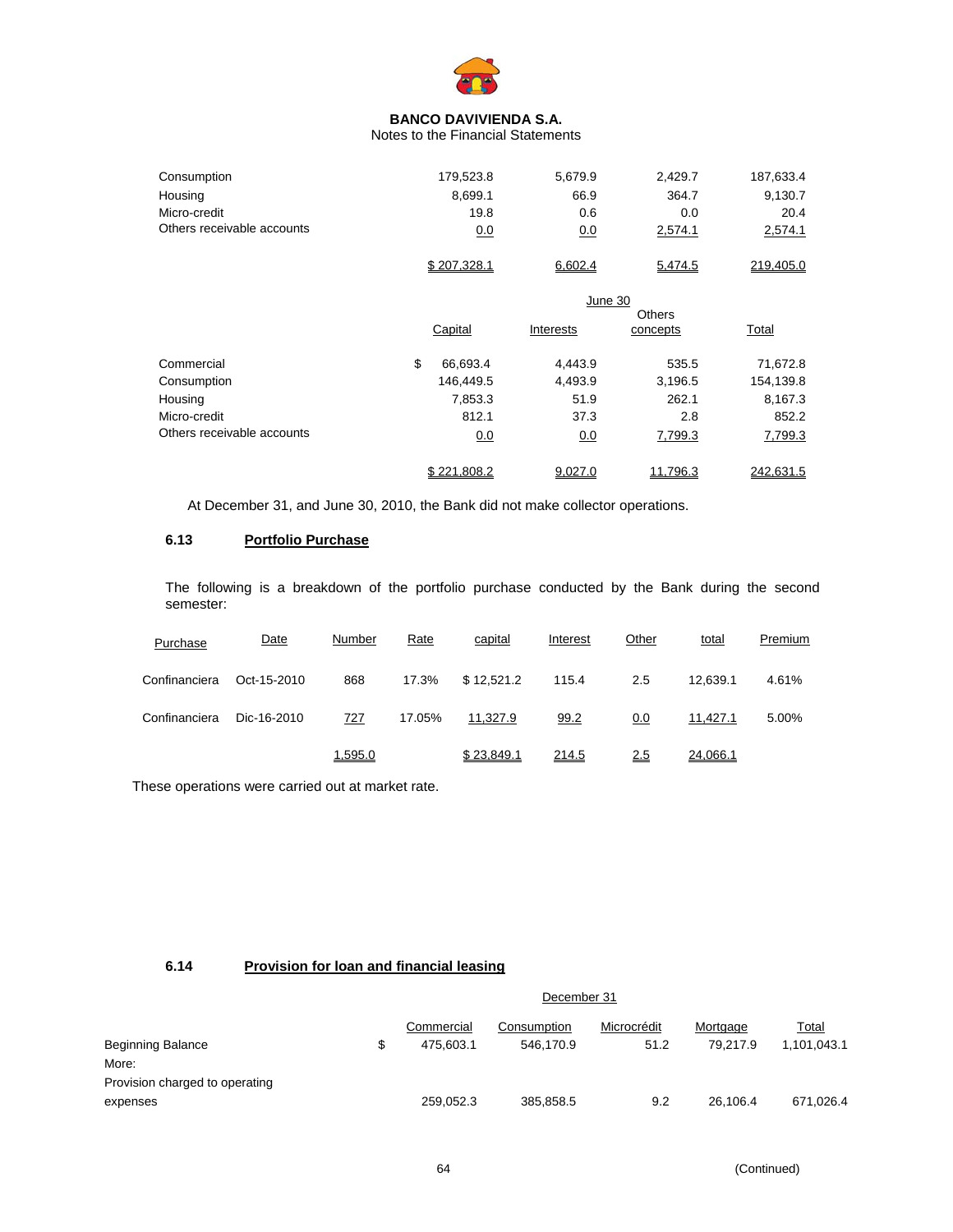| | Capital | Interests | Others concepts | Total |
|---|---|---|---|---|
| Consumption | 179,523.8 | 5,679.9 | 2,429.7 | 187,633.4 |
| Housing | 8,699.1 | 66.9 | 364.7 | 9,130.7 |
| Micro-credit | 19.8 | 0.6 | 0.0 | 20.4 |
| Others receivable accounts | 0.0 | 0.0 | 2,574.1 | 2,574.1 |
| | $ 207,328.1 | 6,602.4 | 5,474.5 | 219,405.0 |

| | June 30 | | | |
|---|---|---|---|---|
| | Capital | Interests | Others concepts | Total |
| Commercial | $ 66,693.4 | 4,443.9 | 535.5 | 71,672.8 |
| Consumption | 146,449.5 | 4,493.9 | 3,196.5 | 154,139.8 |
| Housing | 7,853.3 | 51.9 | 262.1 | 8,167.3 |
| Micro-credit | 812.1 | 37.3 | 2.8 | 852.2 |
| Others receivable accounts | 0.0 | 0.0 | 7,799.3 | 7,799.3 |
| | $ 221,808.2 | 9,027.0 | 11,796.3 | 242,631.5 |

At December 31, and June 30, 2010, the Bank did not make collector operations.

### 6.13 Portfolio Purchase

The following is a breakdown of the portfolio purchase conducted by the Bank during the second semester:

| Purchase | Date | Number | Rate | capital | Interest | Other | total | Premium |
|---|---|---|---|---|---|---|---|---|
| Confinanciera | Oct-15-2010 | 868 | 17.3% | $ 12,521.2 | 115.4 | 2.5 | 12,639.1 | 4.61% |
| Confinanciera | Dic-16-2010 | 727 | 17.05% | 11,327.9 | 99.2 | 0.0 | 11,427.1 | 5.00% |
| | | 1,595.0 | | $ 23,849.1 | 214.5 | 2.5 | 24,066.1 | |

These operations were carried out at market rate.

### 6.14 Provision for loan and financial leasing

| | December 31 | | | | |
|---|---|---|---|---|---|
| | Commercial | Consumption | Microcrédit | Mortgage | Total |
| Beginning Balance | $ 475,603.1 | 546,170.9 | 51.2 | 79,217.9 | 1,101,043.1 |
| More: | | | | | |
| Provision charged to operating expenses | 259,052.3 | 385,858.5 | 9.2 | 26,106.4 | 671,026.4 |

(Continued)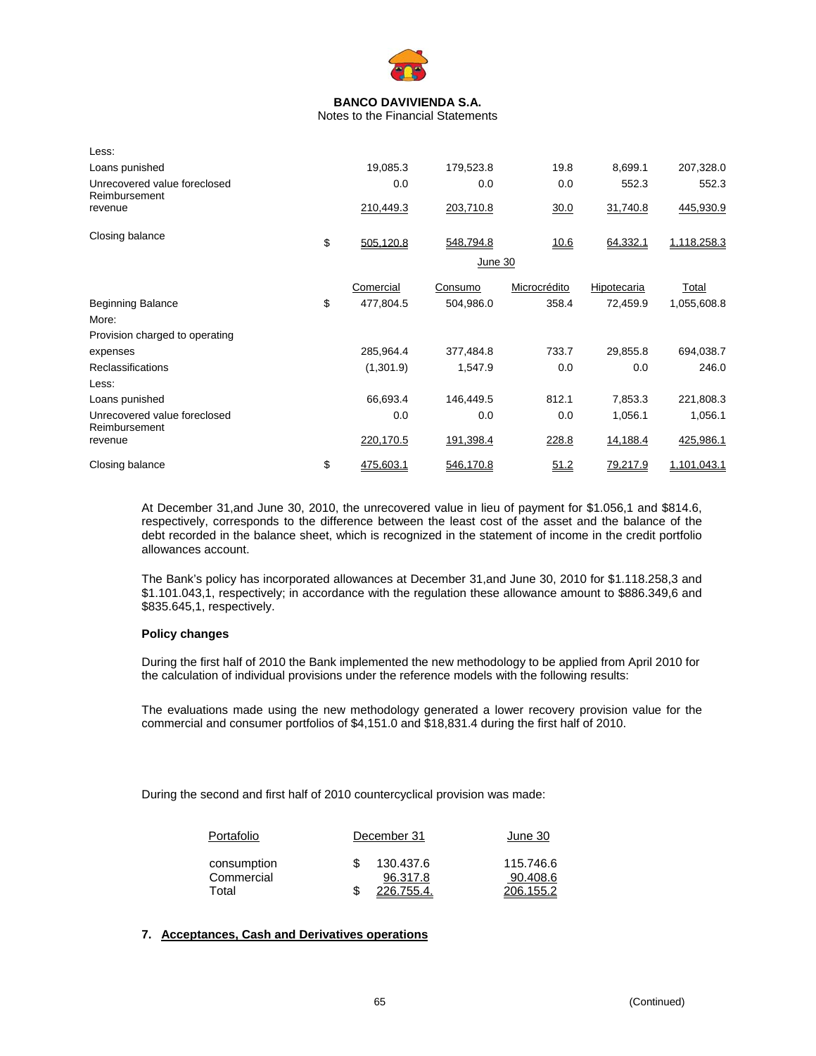| | | | | | | |
|---|---|---|---|---|---|---|
| Less: | | | | | | |
| Loans punished | | 19,085.3 | 179,523.8 | 19.8 | 8,699.1 | 207,328.0 |
| Unrecovered value foreclosed | | 0.0 | 0.0 | 0.0 | 552.3 | 552.3 |
| Reimbursement revenue | | 210,449.3 | 203,710.8 | 30.0 | 31,740.8 | 445,930.9 |
| Closing balance | $ | 505,120.8 | 548,794.8 | 10.6 | 64,332.1 | 1,118,258.3 |

| | | June 30 | | | | |
|---|---|---|---|---|---|---|
| | | Comercial | Consumo | Microcrédito | Hipotecaria | Total |
| Beginning Balance | $ | 477,804.5 | 504,986.0 | 358.4 | 72,459.9 | 1,055,608.8 |
| More: | | | | | | |
| Provision charged to operating expenses | | 285,964.4 | 377,484.8 | 733.7 | 29,855.8 | 694,038.7 |
| Reclassifications | | (1,301.9) | 1,547.9 | 0.0 | 0.0 | 246.0 |
| Less: | | | | | | |
| Loans punished | | 66,693.4 | 146,449.5 | 812.1 | 7,853.3 | 221,808.3 |
| Unrecovered value foreclosed | | 0.0 | 0.0 | 0.0 | 1,056.1 | 1,056.1 |
| Reimbursement revenue | | 220,170.5 | 191,398.4 | 228.8 | 14,188.4 | 425,986.1 |
| Closing balance | $ | 475,603.1 | 546,170.8 | 51.2 | 79,217.9 | 1,101,043.1 |

At December 31,and June 30, 2010, the unrecovered value in lieu of payment for $1.056,1 and $814.6, respectively, corresponds to the difference between the least cost of the asset and the balance of the debt recorded in the balance sheet, which is recognized in the statement of income in the credit portfolio allowances account.

The Bank's policy has incorporated allowances at December 31,and June 30, 2010 for $1.118.258,3 and $1.101.043,1, respectively; in accordance with the regulation these allowance amount to $886.349,6 and $835.645,1, respectively.

**Policy changes**

During the first half of 2010 the Bank implemented the new methodology to be applied from April 2010 for the calculation of individual provisions under the reference models with the following results:

The evaluations made using the new methodology generated a lower recovery provision value for the commercial and consumer portfolios of $4,151.0 and $18,831.4 during the first half of 2010.

During the second and first half of 2010 countercyclical provision was made:

| Portafolio | | December 31 | June 30 |
|---|---|---|---|
| consumption | $ | 130.437.6 | 115.746.6 |
| Commercial | | 96.317.8 | 90.408.6 |
| Total | $ | 226.755.4. | 206.155.2 |

**7. Acceptances, Cash and Derivatives operations**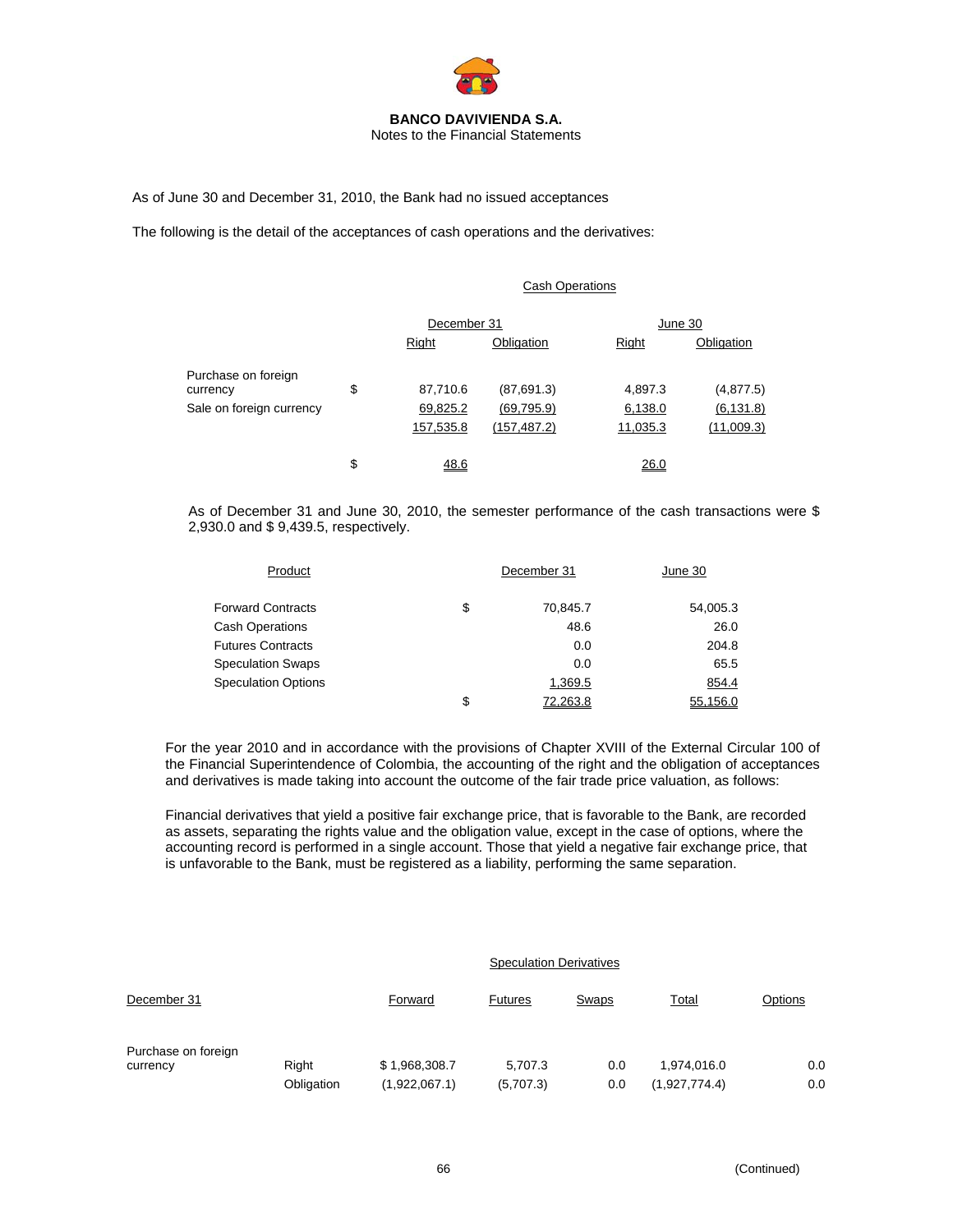As of June 30 and December 31, 2010, the Bank had no issued acceptances

The following is the detail of the acceptances of cash operations and the derivatives:

| | | Cash Operations | | | |
|---|---|---|---|---|---|
| | | December 31 | | June 30 | |
| | | Right | Obligation | Right | Obligation |
| Purchase on foreign currency | $ | 87,710.6 | (87,691.3) | 4,897.3 | (4,877.5) |
| Sale on foreign currency | | 69,825.2 | (69,795.9) | 6,138.0 | (6,131.8) |
| | | 157,535.8 | (157,487.2) | 11,035.3 | (11,009.3) |
| | $ | 48.6 | | 26.0 | |

As of December 31 and June 30, 2010, the semester performance of the cash transactions were $ 2,930.0 and $ 9,439.5, respectively.

| Product | | December 31 | June 30 |
|---|---|---|---|
| Forward Contracts | $ | 70,845.7 | 54,005.3 |
| Cash Operations | | 48.6 | 26.0 |
| Futures Contracts | | 0.0 | 204.8 |
| Speculation Swaps | | 0.0 | 65.5 |
| Speculation Options | | 1,369.5 | 854.4 |
| | $ | 72,263.8 | 55,156.0 |

For the year 2010 and in accordance with the provisions of Chapter XVIII of the External Circular 100 of the Financial Superintendence of Colombia, the accounting of the right and the obligation of acceptances and derivatives is made taking into account the outcome of the fair trade price valuation, as follows:

Financial derivatives that yield a positive fair exchange price, that is favorable to the Bank, are recorded as assets, separating the rights value and the obligation value, except in the case of options, where the accounting record is performed in a single account. Those that yield a negative fair exchange price, that is unfavorable to the Bank, must be registered as a liability, performing the same separation.

| | | Speculation Derivatives | | | | |
|---|---|---|---|---|---|---|
| December 31 | | Forward | Futures | Swaps | Total | Options |
| Purchase on foreign currency | Right | $ 1,968,308.7 | 5,707.3 | 0.0 | 1,974,016.0 | 0.0 |
| | Obligation | (1,922,067.1) | (5,707.3) | 0.0 | (1,927,774.4) | 0.0 |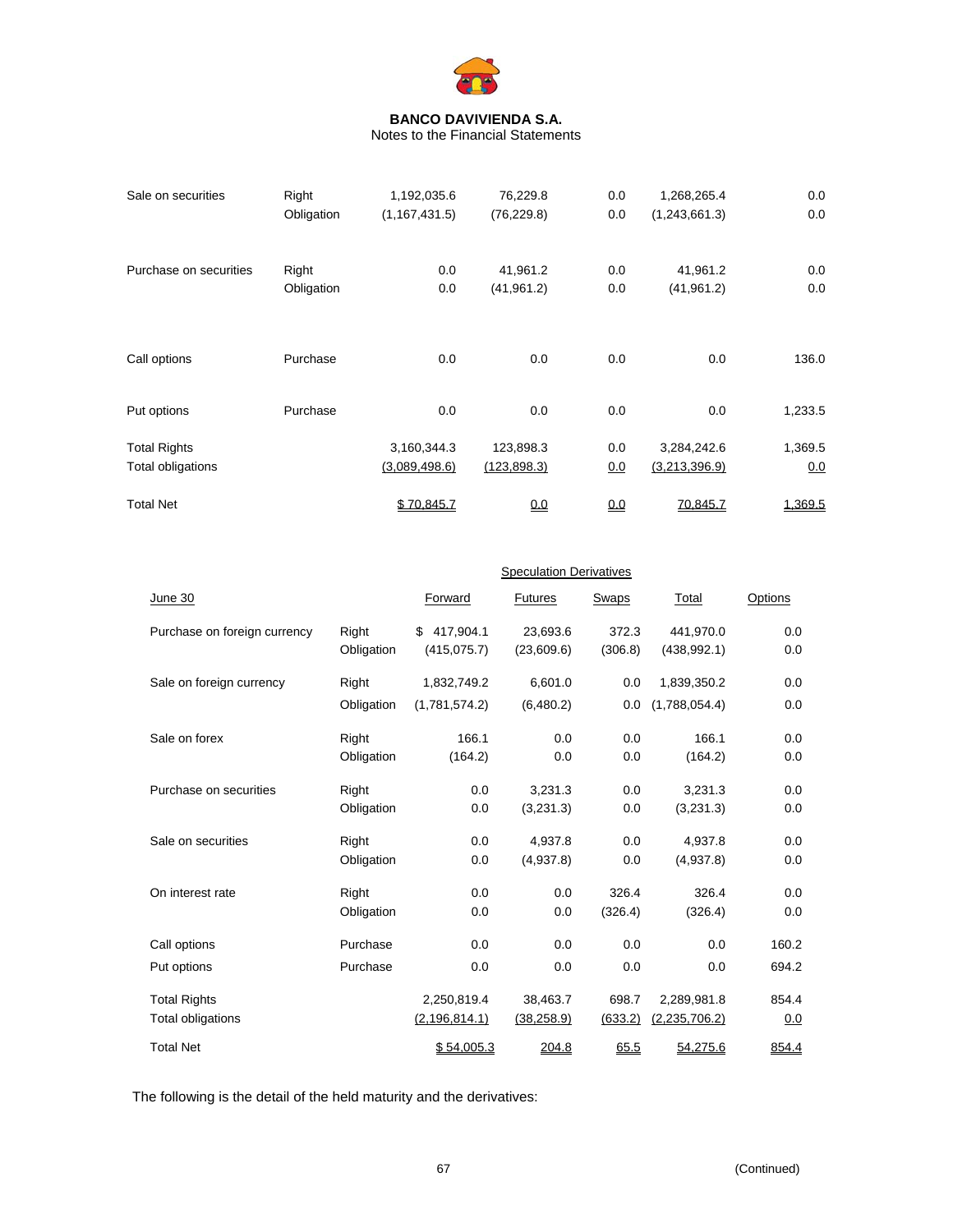**BANCO DAVIVIENDA S.A.**
Notes to the Financial Statements

| | | | | | | |
|---|---|---|---|---|---|---|
| Sale on securities | Right | 1,192,035.6 | 76,229.8 | 0.0 | 1,268,265.4 | 0.0 |
| | Obligation | (1,167,431.5) | (76,229.8) | 0.0 | (1,243,661.3) | 0.0 |
| Purchase on securities | Right | 0.0 | 41,961.2 | 0.0 | 41,961.2 | 0.0 |
| | Obligation | 0.0 | (41,961.2) | 0.0 | (41,961.2) | 0.0 |
| Call options | Purchase | 0.0 | 0.0 | 0.0 | 0.0 | 136.0 |
| Put options | Purchase | 0.0 | 0.0 | 0.0 | 0.0 | 1,233.5 |
| Total Rights | | 3,160,344.3 | 123,898.3 | 0.0 | 3,284,242.6 | 1,369.5 |
| Total obligations | | (3,089,498.6) | (123,898.3) | 0.0 | (3,213,396.9) | 0.0 |
| Total Net | | $ 70,845.7 | 0.0 | 0.0 | 70,845.7 | 1,369.5 |

| | | Speculation Derivatives | | | | |
|---|---|---|---|---|---|---|
| June 30 | | Forward | Futures | Swaps | Total | Options |
| Purchase on foreign currency | Right | $ 417,904.1 | 23,693.6 | 372.3 | 441,970.0 | 0.0 |
| | Obligation | (415,075.7) | (23,609.6) | (306.8) | (438,992.1) | 0.0 |
| Sale on foreign currency | Right | 1,832,749.2 | 6,601.0 | 0.0 | 1,839,350.2 | 0.0 |
| | Obligation | (1,781,574.2) | (6,480.2) | 0.0 | (1,788,054.4) | 0.0 |
| Sale on forex | Right | 166.1 | 0.0 | 0.0 | 166.1 | 0.0 |
| | Obligation | (164.2) | 0.0 | 0.0 | (164.2) | 0.0 |
| Purchase on securities | Right | 0.0 | 3,231.3 | 0.0 | 3,231.3 | 0.0 |
| | Obligation | 0.0 | (3,231.3) | 0.0 | (3,231.3) | 0.0 |
| Sale on securities | Right | 0.0 | 4,937.8 | 0.0 | 4,937.8 | 0.0 |
| | Obligation | 0.0 | (4,937.8) | 0.0 | (4,937.8) | 0.0 |
| On interest rate | Right | 0.0 | 0.0 | 326.4 | 326.4 | 0.0 |
| | Obligation | 0.0 | 0.0 | (326.4) | (326.4) | 0.0 |
| Call options | Purchase | 0.0 | 0.0 | 0.0 | 0.0 | 160.2 |
| Put options | Purchase | 0.0 | 0.0 | 0.0 | 0.0 | 694.2 |
| Total Rights | | 2,250,819.4 | 38,463.7 | 698.7 | 2,289,981.8 | 854.4 |
| Total obligations | | (2,196,814.1) | (38,258.9) | (633.2) | (2,235,706.2) | 0.0 |
| Total Net | | $ 54,005.3 | 204.8 | 65.5 | 54,275.6 | 854.4 |

The following is the detail of the held maturity and the derivatives: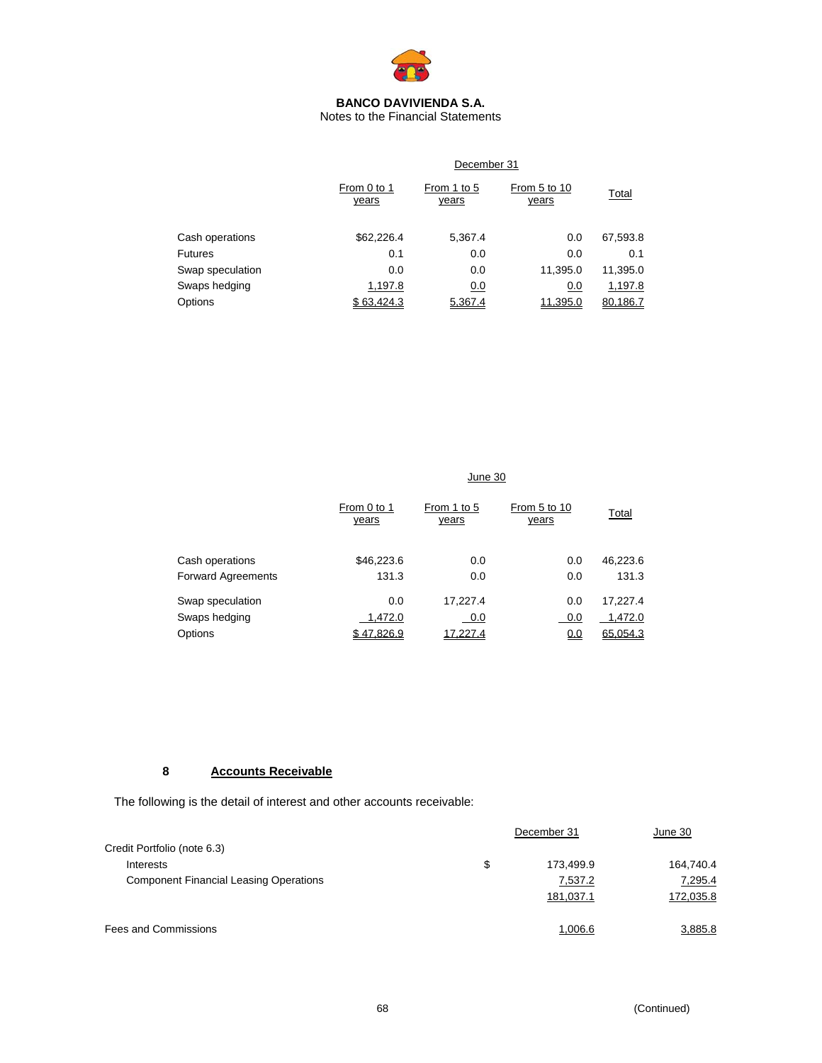**BANCO DAVIVIENDA S.A.**
Notes to the Financial Statements

| | December 31 | | | |
|---|---|---|---|---|
| | From 0 to 1 years | From 1 to 5 years | From 5 to 10 years | Total |
| Cash operations | $62,226.4 | 5,367.4 | 0.0 | 67,593.8 |
| Futures | 0.1 | 0.0 | 0.0 | 0.1 |
| Swap speculation | 0.0 | 0.0 | 11,395.0 | 11,395.0 |
| Swaps hedging | 1,197.8 | 0.0 | 0.0 | 1,197.8 |
| Options | $ 63,424.3 | 5,367.4 | 11,395.0 | 80,186.7 |

| | June 30 | | | |
|---|---|---|---|---|
| | From 0 to 1 years | From 1 to 5 years | From 5 to 10 years | Total |
| Cash operations | $46,223.6 | 0.0 | 0.0 | 46,223.6 |
| Forward Agreements | 131.3 | 0.0 | 0.0 | 131.3 |
| Swap speculation | 0.0 | 17,227.4 | 0.0 | 17,227.4 |
| Swaps hedging | 1,472.0 | 0.0 | 0.0 | 1,472.0 |
| Options | $ 47,826.9 | 17,227.4 | 0.0 | 65,054.3 |

## 8 Accounts Receivable

The following is the detail of interest and other accounts receivable:

| | | December 31 | June 30 |
|---|---|---|---|
| Credit Portfolio (note 6.3) | | | |
| Interests | $ | 173,499.9 | 164,740.4 |
| Component Financial Leasing Operations | | 7,537.2 | 7,295.4 |
| | | 181,037.1 | 172,035.8 |
| Fees and Commissions | | 1,006.6 | 3,885.8 |

(Continued)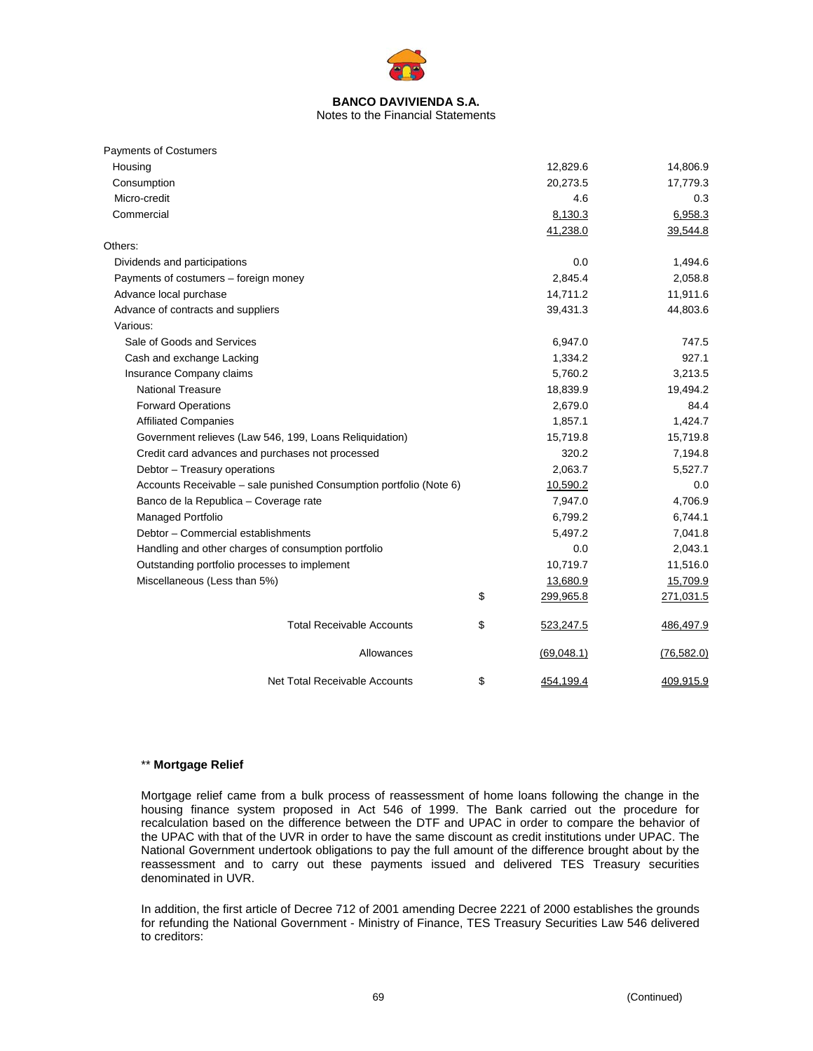**BANCO DAVIVIENDA S.A.**
Notes to the Financial Statements

| | | | |
|---|---|---|---|
| Payments of Costumers | | | |
| Housing | | 12,829.6 | 14,806.9 |
| Consumption | | 20,273.5 | 17,779.3 |
| Micro-credit | | 4.6 | 0.3 |
| Commercial | | 8,130.3 | 6,958.3 |
| | | 41,238.0 | 39,544.8 |
| Others: | | | |
| Dividends and participations | | 0.0 | 1,494.6 |
| Payments of costumers – foreign money | | 2,845.4 | 2,058.8 |
| Advance local purchase | | 14,711.2 | 11,911.6 |
| Advance of contracts and suppliers | | 39,431.3 | 44,803.6 |
| Various: | | | |
| Sale of Goods and Services | | 6,947.0 | 747.5 |
| Cash and exchange Lacking | | 1,334.2 | 927.1 |
| Insurance Company claims | | 5,760.2 | 3,213.5 |
| National Treasure | | 18,839.9 | 19,494.2 |
| Forward Operations | | 2,679.0 | 84.4 |
| Affiliated Companies | | 1,857.1 | 1,424.7 |
| Government relieves (Law 546, 199, Loans Reliquidation) | | 15,719.8 | 15,719.8 |
| Credit card advances and purchases not processed | | 320.2 | 7,194.8 |
| Debtor – Treasury operations | | 2,063.7 | 5,527.7 |
| Accounts Receivable – sale punished Consumption portfolio (Note 6) | | 10,590.2 | 0.0 |
| Banco de la Republica – Coverage rate | | 7,947.0 | 4,706.9 |
| Managed Portfolio | | 6,799.2 | 6,744.1 |
| Debtor – Commercial establishments | | 5,497.2 | 7,041.8 |
| Handling and other charges of consumption portfolio | | 0.0 | 2,043.1 |
| Outstanding portfolio processes to implement | | 10,719.7 | 11,516.0 |
| Miscellaneous (Less than 5%) | | 13,680.9 | 15,709.9 |
| | $ | 299,965.8 | 271,031.5 |
| Total Receivable Accounts | $ | 523,247.5 | 486,497.9 |
| Allowances | | (69,048.1) | (76,582.0) |
| Net Total Receivable Accounts | $ | 454,199.4 | 409,915.9 |

** **Mortgage Relief**

Mortgage relief came from a bulk process of reassessment of home loans following the change in the housing finance system proposed in Act 546 of 1999. The Bank carried out the procedure for recalculation based on the difference between the DTF and UPAC in order to compare the behavior of the UPAC with that of the UVR in order to have the same discount as credit institutions under UPAC. The National Government undertook obligations to pay the full amount of the difference brought about by the reassessment and to carry out these payments issued and delivered TES Treasury securities denominated in UVR.

In addition, the first article of Decree 712 of 2001 amending Decree 2221 of 2000 establishes the grounds for refunding the National Government - Ministry of Finance, TES Treasury Securities Law 546 delivered to creditors: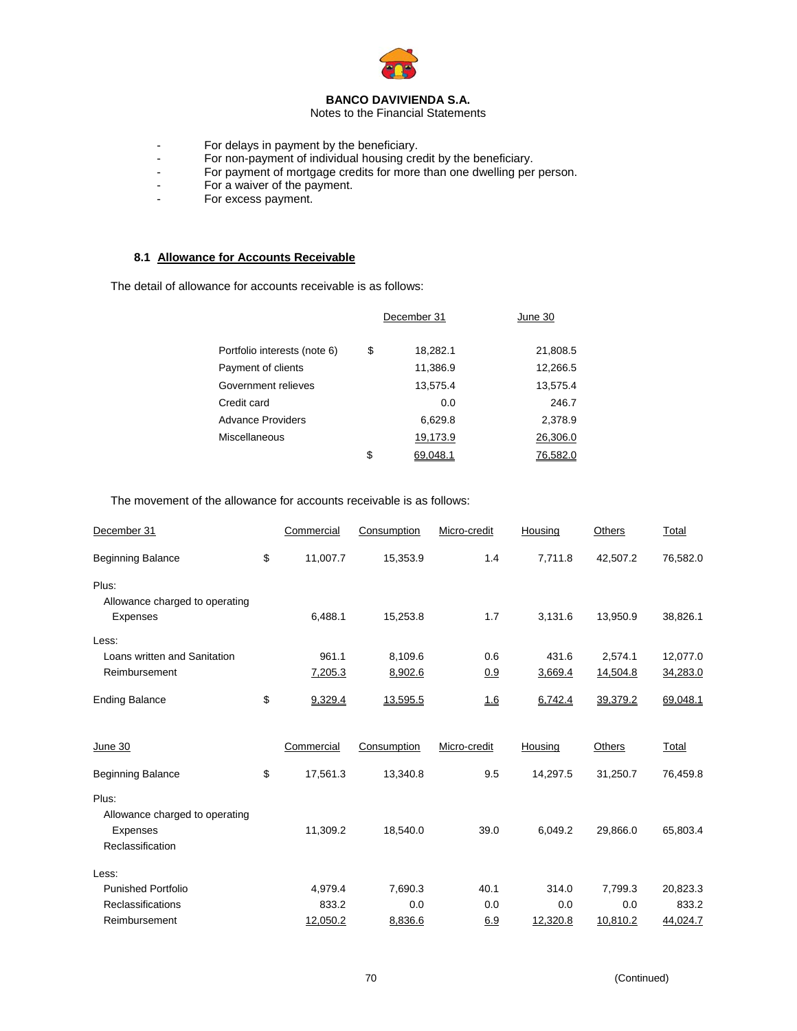- For delays in payment by the beneficiary.
- For non-payment of individual housing credit by the beneficiary.
- For payment of mortgage credits for more than one dwelling per person.
- For a waiver of the payment.
- For excess payment.

### 8.1 Allowance for Accounts Receivable

The detail of allowance for accounts receivable is as follows:

| | | December 31 | June 30 |
|---|---|---|---|
| Portfolio interests (note 6) | $ | 18,282.1 | 21,808.5 |
| Payment of clients | | 11,386.9 | 12,266.5 |
| Government relieves | | 13,575.4 | 13,575.4 |
| Credit card | | 0.0 | 246.7 |
| Advance Providers | | 6,629.8 | 2,378.9 |
| Miscellaneous | | 19,173.9 | 26,306.0 |
| | $ | 69,048.1 | 76,582.0 |

The movement of the allowance for accounts receivable is as follows:

| December 31 | | Commercial | Consumption | Micro-credit | Housing | Others | Total |
|---|---|---|---|---|---|---|---|
| Beginning Balance | $ | 11,007.7 | 15,353.9 | 1.4 | 7,711.8 | 42,507.2 | 76,582.0 |
| Plus: | | | | | | | |
| Allowance charged to operating Expenses | | 6,488.1 | 15,253.8 | 1.7 | 3,131.6 | 13,950.9 | 38,826.1 |
| Less: | | | | | | | |
| Loans written and Sanitation | | 961.1 | 8,109.6 | 0.6 | 431.6 | 2,574.1 | 12,077.0 |
| Reimbursement | | 7,205.3 | 8,902.6 | 0.9 | 3,669.4 | 14,504.8 | 34,283.0 |
| Ending Balance | $ | 9,329.4 | 13,595.5 | 1.6 | 6,742.4 | 39,379.2 | 69,048.1 |

| June 30 | | Commercial | Consumption | Micro-credit | Housing | Others | Total |
|---|---|---|---|---|---|---|---|
| Beginning Balance | $ | 17,561.3 | 13,340.8 | 9.5 | 14,297.5 | 31,250.7 | 76,459.8 |
| Plus: | | | | | | | |
| Allowance charged to operating Expenses | | 11,309.2 | 18,540.0 | 39.0 | 6,049.2 | 29,866.0 | 65,803.4 |
| Reclassification | | | | | | | |
| Less: | | | | | | | |
| Punished Portfolio | | 4,979.4 | 7,690.3 | 40.1 | 314.0 | 7,799.3 | 20,823.3 |
| Reclassifications | | 833.2 | 0.0 | 0.0 | 0.0 | 0.0 | 833.2 |
| Reimbursement | | 12,050.2 | 8,836.6 | 6.9 | 12,320.8 | 10,810.2 | 44,024.7 |

(Continued)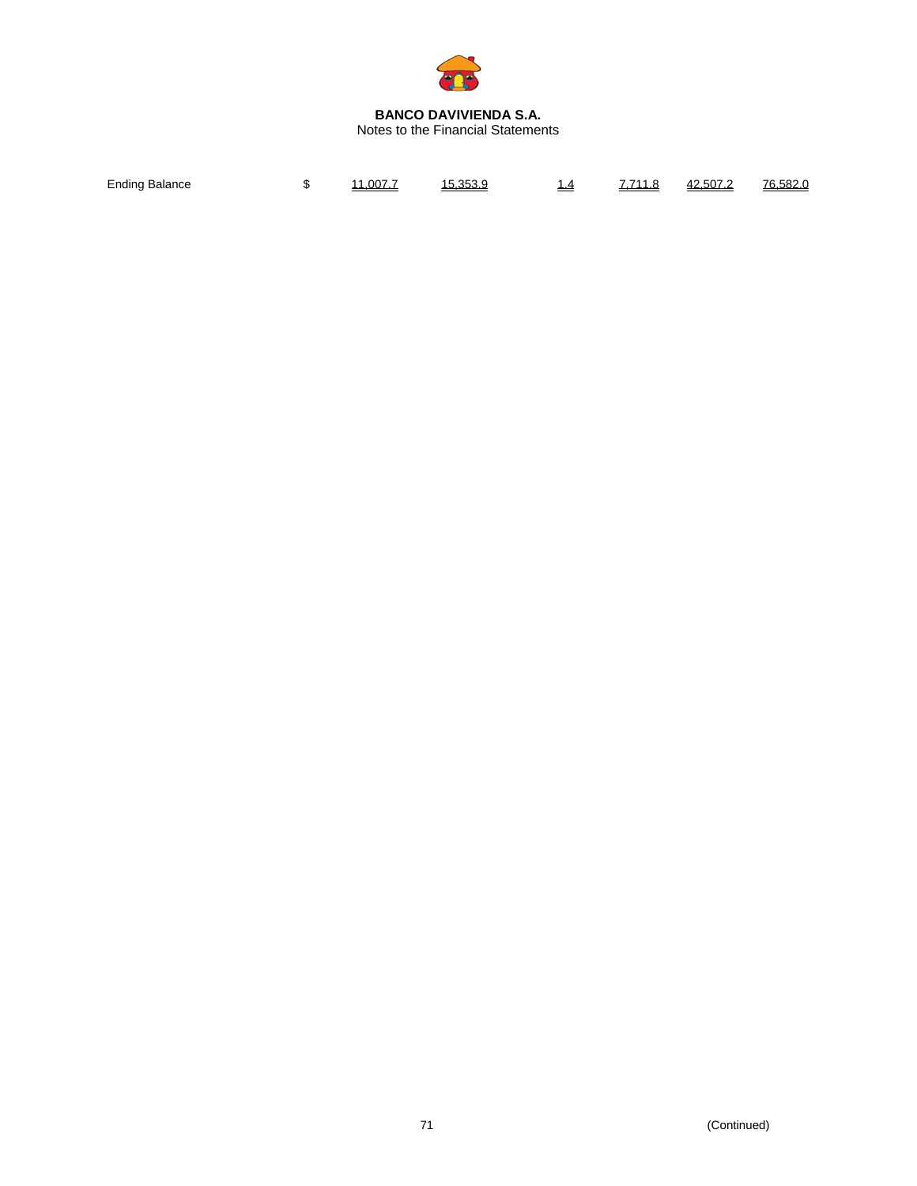| | | | | | | | |
|---|---|---|---|---|---|---|---|
| Ending Balance | $ | 11,007.7 | 15,353.9 | 1.4 | 7,711.8 | 42,507.2 | 76,582.0 |

(Continued)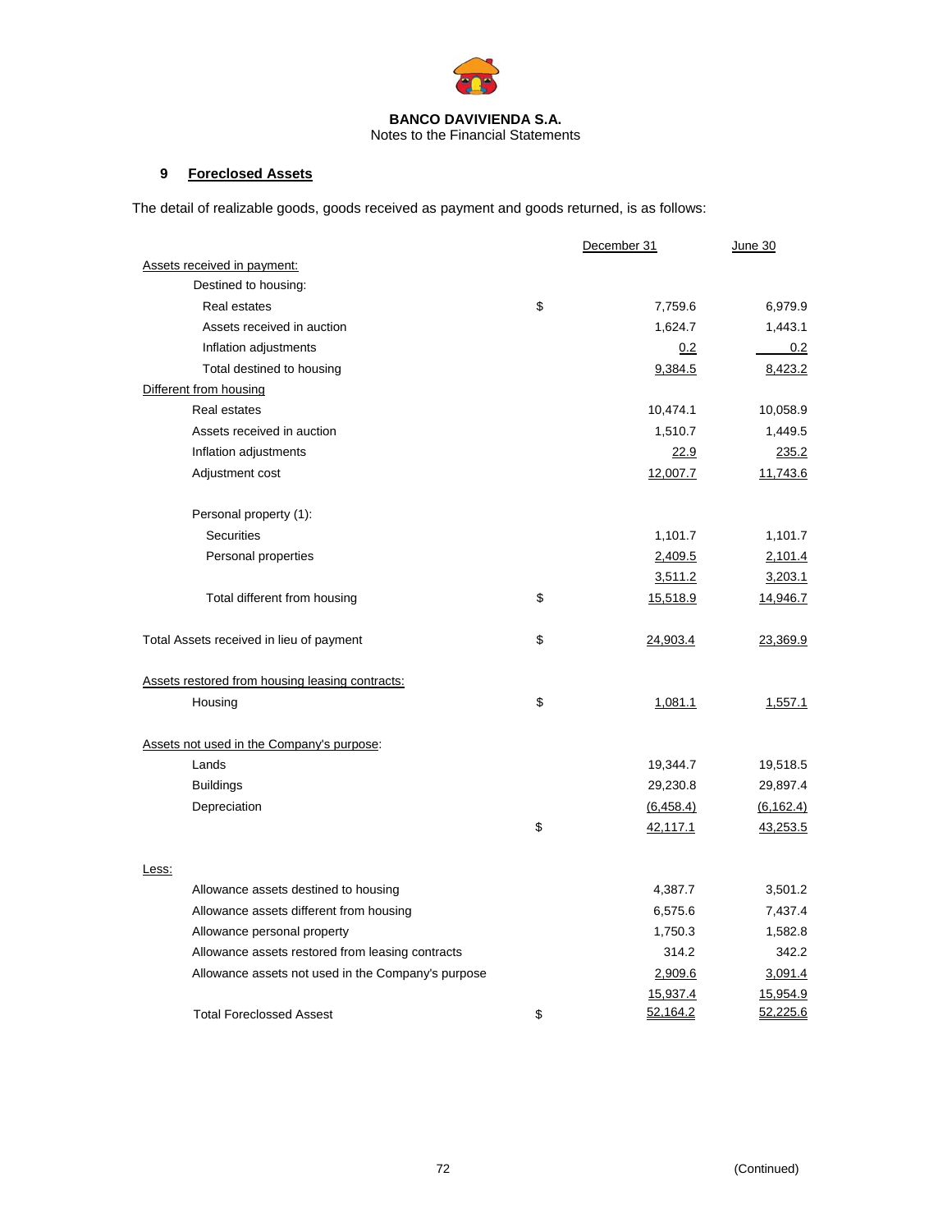**BANCO DAVIVIENDA S.A.**
Notes to the Financial Statements

## 9 Foreclosed Assets

The detail of realizable goods, goods received as payment and goods returned, is as follows:

| | | December 31 | June 30 |
|---|---|---|---|
| Assets received in payment: | | | |
| Destined to housing: | | | |
| Real estates | $ | 7,759.6 | 6,979.9 |
| Assets received in auction | | 1,624.7 | 1,443.1 |
| Inflation adjustments | | 0.2 | 0.2 |
| Total destined to housing | | 9,384.5 | 8,423.2 |
| Different from housing | | | |
| Real estates | | 10,474.1 | 10,058.9 |
| Assets received in auction | | 1,510.7 | 1,449.5 |
| Inflation adjustments | | 22.9 | 235.2 |
| Adjustment cost | | 12,007.7 | 11,743.6 |
| Personal property (1): | | | |
| Securities | | 1,101.7 | 1,101.7 |
| Personal properties | | 2,409.5 | 2,101.4 |
| | | 3,511.2 | 3,203.1 |
| Total different from housing | $ | 15,518.9 | 14,946.7 |
| Total Assets received in lieu of payment | $ | 24,903.4 | 23,369.9 |
| Assets restored from housing leasing contracts: | | | |
| Housing | $ | 1,081.1 | 1,557.1 |
| Assets not used in the Company's purpose: | | | |
| Lands | | 19,344.7 | 19,518.5 |
| Buildings | | 29,230.8 | 29,897.4 |
| Depreciation | | (6,458.4) | (6,162.4) |
| | $ | 42,117.1 | 43,253.5 |
| Less: | | | |
| Allowance assets destined to housing | | 4,387.7 | 3,501.2 |
| Allowance assets different from housing | | 6,575.6 | 7,437.4 |
| Allowance personal property | | 1,750.3 | 1,582.8 |
| Allowance assets restored from leasing contracts | | 314.2 | 342.2 |
| Allowance assets not used in the Company's purpose | | 2,909.6 | 3,091.4 |
| | | 15,937.4 | 15,954.9 |
| Total Foreclossed Assest | $ | 52,164.2 | 52,225.6 |

(Continued)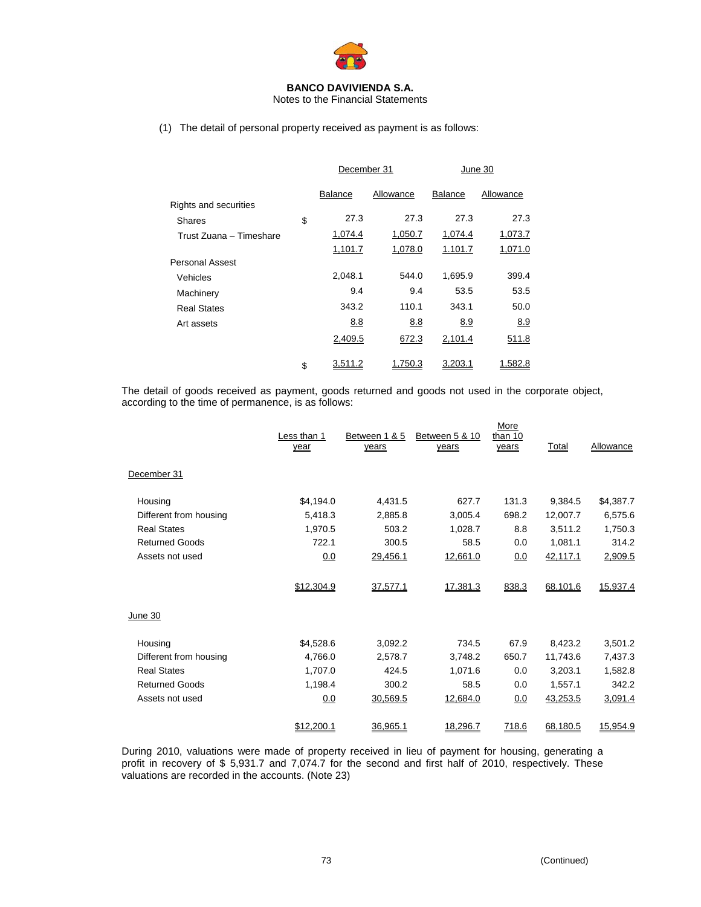**BANCO DAVIVIENDA S.A.**
Notes to the Financial Statements

(1) The detail of personal property received as payment is as follows:

| | | December 31 | | June 30 | |
|---|---|---|---|---|---|
| | | Balance | Allowance | Balance | Allowance |
| Rights and securities | | | | | |
| Shares | $ | 27.3 | 27.3 | 27.3 | 27.3 |
| Trust Zuana – Timeshare | | 1,074.4 | 1,050.7 | 1,074.4 | 1,073.7 |
| | | 1,101.7 | 1,078.0 | 1,101.7 | 1,071.0 |
| Personal Assest | | | | | |
| Vehicles | | 2,048.1 | 544.0 | 1,695.9 | 399.4 |
| Machinery | | 9.4 | 9.4 | 53.5 | 53.5 |
| Real States | | 343.2 | 110.1 | 343.1 | 50.0 |
| Art assets | | 8.8 | 8.8 | 8.9 | 8.9 |
| | | 2,409.5 | 672.3 | 2,101.4 | 511.8 |
| | $ | 3,511.2 | 1,750.3 | 3,203.1 | 1,582.8 |

The detail of goods received as payment, goods returned and goods not used in the corporate object, according to the time of permanence, is as follows:

| | Less than 1 year | Between 1 & 5 years | Between 5 & 10 years | More than 10 years | Total | Allowance |
|---|---|---|---|---|---|---|
| December 31 | | | | | | |
| Housing | $4,194.0 | 4,431.5 | 627.7 | 131.3 | 9,384.5 | $4,387.7 |
| Different from housing | 5,418.3 | 2,885.8 | 3,005.4 | 698.2 | 12,007.7 | 6,575.6 |
| Real States | 1,970.5 | 503.2 | 1,028.7 | 8.8 | 3,511.2 | 1,750.3 |
| Returned Goods | 722.1 | 300.5 | 58.5 | 0.0 | 1,081.1 | 314.2 |
| Assets not used | 0.0 | 29,456.1 | 12,661.0 | 0.0 | 42,117.1 | 2,909.5 |
| | $12,304.9 | 37,577.1 | 17,381.3 | 838.3 | 68,101.6 | 15,937.4 |
| June 30 | | | | | | |
| Housing | $4,528.6 | 3,092.2 | 734.5 | 67.9 | 8,423.2 | 3,501.2 |
| Different from housing | 4,766.0 | 2,578.7 | 3,748.2 | 650.7 | 11,743.6 | 7,437.3 |
| Real States | 1,707.0 | 424.5 | 1,071.6 | 0.0 | 3,203.1 | 1,582.8 |
| Returned Goods | 1,198.4 | 300.2 | 58.5 | 0.0 | 1,557.1 | 342.2 |
| Assets not used | 0.0 | 30,569.5 | 12,684.0 | 0.0 | 43,253.5 | 3,091.4 |
| | $12,200.1 | 36,965.1 | 18,296.7 | 718.6 | 68,180.5 | 15,954.9 |

During 2010, valuations were made of property received in lieu of payment for housing, generating a profit in recovery of $ 5,931.7 and 7,074.7 for the second and first half of 2010, respectively. These valuations are recorded in the accounts. (Note 23)

(Continued)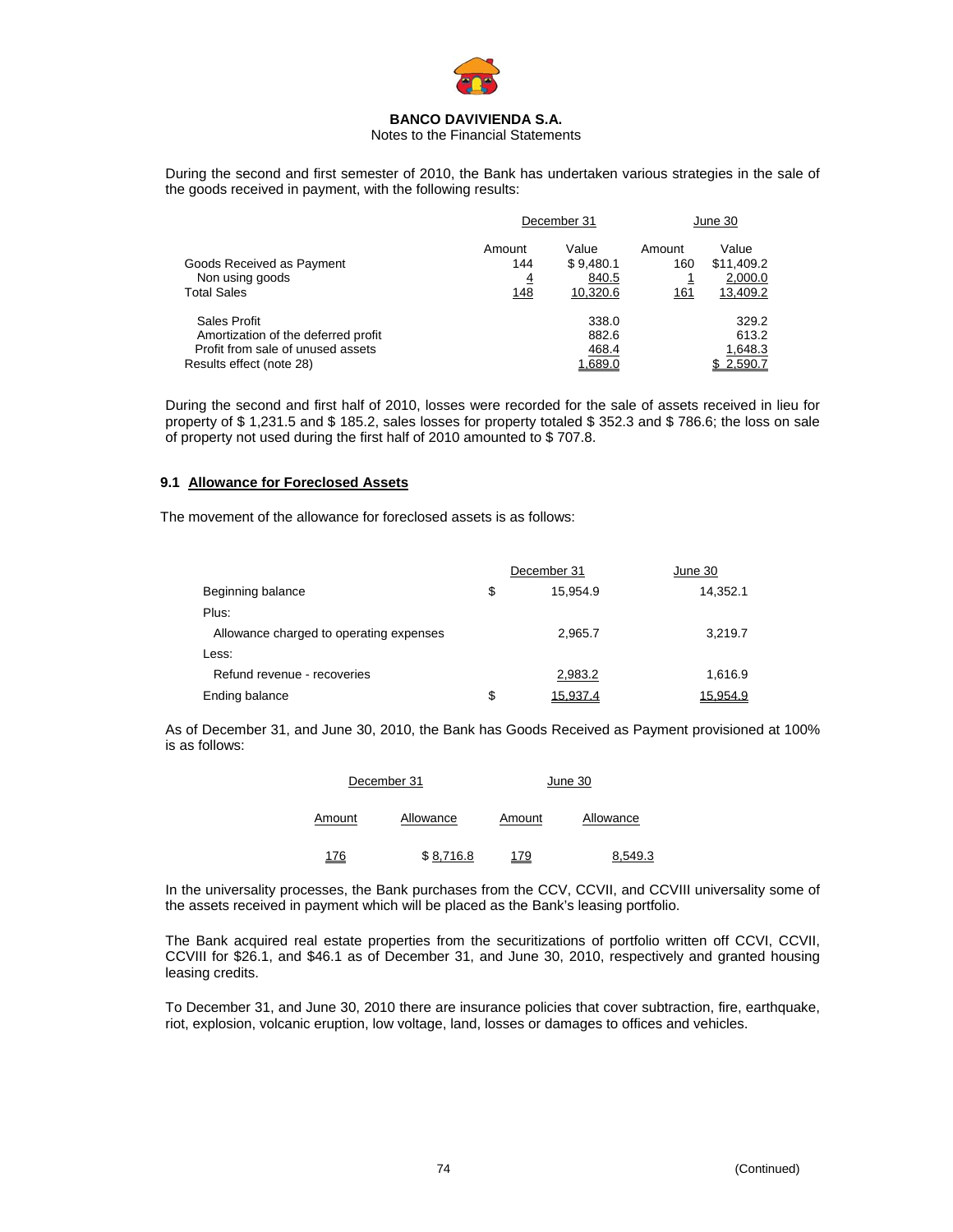**BANCO DAVIVIENDA S.A.**
Notes to the Financial Statements

During the second and first semester of 2010, the Bank has undertaken various strategies in the sale of the goods received in payment, with the following results:

| | December 31 | | June 30 | |
|---|---|---|---|---|
| | Amount | Value | Amount | Value |
| Goods Received as Payment | 144 | $ 9,480.1 | 160 | $11,409.2 |
| Non using goods | 4 | 840.5 | 1 | 2,000.0 |
| Total Sales | 148 | 10,320.6 | 161 | 13,409.2 |
| Sales Profit | | 338.0 | | 329.2 |
| Amortization of the deferred profit | | 882.6 | | 613.2 |
| Profit from sale of unused assets | | 468.4 | | 1,648.3 |
| Results effect (note 28) | | 1,689.0 | | $ 2,590.7 |

During the second and first half of 2010, losses were recorded for the sale of assets received in lieu for property of $ 1,231.5 and $ 185.2, sales losses for property totaled $ 352.3 and $ 786.6; the loss on sale of property not used during the first half of 2010 amounted to $ 707.8.

### 9.1 Allowance for Foreclosed Assets

The movement of the allowance for foreclosed assets is as follows:

| | | December 31 | June 30 |
|---|---|---|---|
| Beginning balance | $ | 15,954.9 | 14,352.1 |
| Plus: | | | |
| Allowance charged to operating expenses | | 2,965.7 | 3,219.7 |
| Less: | | | |
| Refund revenue - recoveries | | 2,983.2 | 1,616.9 |
| Ending balance | $ | 15,937.4 | 15,954.9 |

As of December 31, and June 30, 2010, the Bank has Goods Received as Payment provisioned at 100% is as follows:

| December 31 | | June 30 | |
|---|---|---|---|
| Amount | Allowance | Amount | Allowance |
| 176 | $ 8,716.8 | 179 | 8,549.3 |

In the universality processes, the Bank purchases from the CCV, CCVII, and CCVIII universality some of the assets received in payment which will be placed as the Bank's leasing portfolio.

The Bank acquired real estate properties from the securitizations of portfolio written off CCVI, CCVII, CCVIII for $26.1, and $46.1 as of December 31, and June 30, 2010, respectively and granted housing leasing credits.

To December 31, and June 30, 2010 there are insurance policies that cover subtraction, fire, earthquake, riot, explosion, volcanic eruption, low voltage, land, losses or damages to offices and vehicles.

(Continued)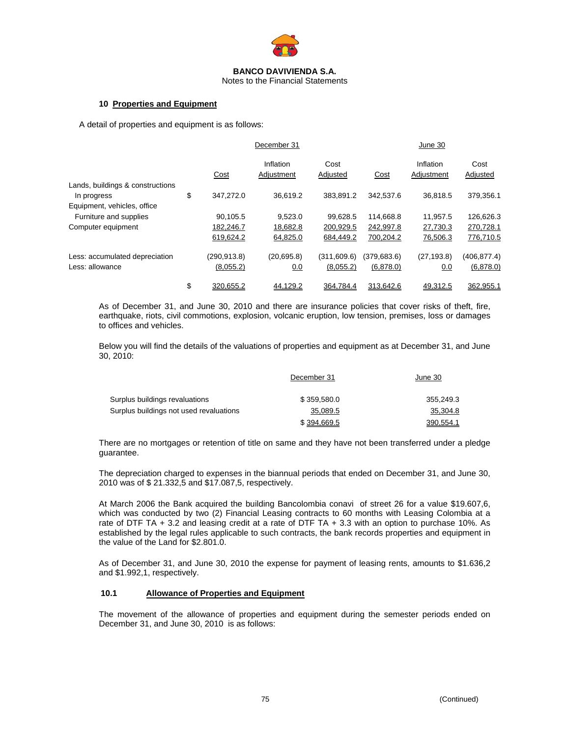**BANCO DAVIVIENDA S.A.**
Notes to the Financial Statements

## 10 Properties and Equipment

A detail of properties and equipment is as follows:

| | | December 31 | | | June 30 | | |
|---|---|---|---|---|---|---|---|
| | | Cost | Inflation Adjustment | Cost Adjusted | Cost | Inflation Adjustment | Cost Adjusted |
| Lands, buildings & constructions In progress | $ | 347,272.0 | 36,619.2 | 383,891.2 | 342,537.6 | 36,818.5 | 379,356.1 |
| Equipment, vehicles, office Furniture and supplies | | 90,105.5 | 9,523.0 | 99,628.5 | 114,668.8 | 11,957.5 | 126,626.3 |
| Computer equipment | | 182,246.7 | 18,682.8 | 200,929.5 | 242,997.8 | 27,730.3 | 270,728.1 |
| | | 619,624.2 | 64,825.0 | 684,449.2 | 700,204.2 | 76,506.3 | 776,710.5 |
| Less: accumulated depreciation | | (290,913.8) | (20,695.8) | (311,609.6) | (379,683.6) | (27,193.8) | (406,877.4) |
| Less: allowance | | (8,055.2) | 0.0 | (8,055.2) | (6,878.0) | 0.0 | (6,878.0) |
| | $ | 320,655.2 | 44,129.2 | 364,784.4 | 313,642.6 | 49,312.5 | 362,955.1 |

As of December 31, and June 30, 2010 and there are insurance policies that cover risks of theft, fire, earthquake, riots, civil commotions, explosion, volcanic eruption, low tension, premises, loss or damages to offices and vehicles.

Below you will find the details of the valuations of properties and equipment as at December 31, and June 30, 2010:

| | December 31 | June 30 |
|---|---|---|
| Surplus buildings revaluations | $ 359,580.0 | 355,249.3 |
| Surplus buildings not used revaluations | 35,089.5 | 35,304.8 |
| | $ 394,669.5 | 390,554.1 |

There are no mortgages or retention of title on same and they have not been transferred under a pledge guarantee.

The depreciation charged to expenses in the biannual periods that ended on December 31, and June 30, 2010 was of $ 21.332,5 and $17.087,5, respectively.

At March 2006 the Bank acquired the building Bancolombia conavi of street 26 for a value $19.607,6, which was conducted by two (2) Financial Leasing contracts to 60 months with Leasing Colombia at a rate of DTF TA + 3.2 and leasing credit at a rate of DTF TA + 3.3 with an option to purchase 10%. As established by the legal rules applicable to such contracts, the bank records properties and equipment in the value of the Land for $2.801.0.

As of December 31, and June 30, 2010 the expense for payment of leasing rents, amounts to $1.636,2 and $1.992,1, respectively.

### 10.1 Allowance of Properties and Equipment

The movement of the allowance of properties and equipment during the semester periods ended on December 31, and June 30, 2010 is as follows:

(Continued)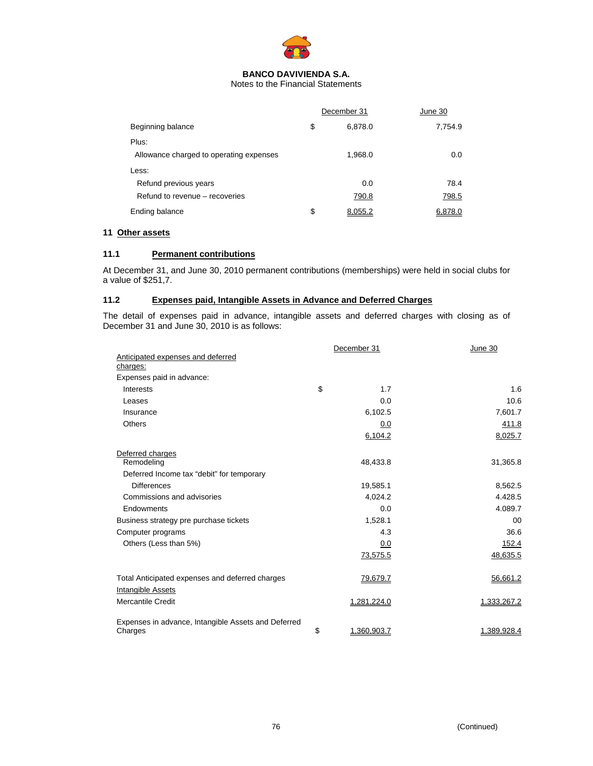**BANCO DAVIVIENDA S.A.**
Notes to the Financial Statements

| | | December 31 | June 30 |
|---|---|---|---|
| Beginning balance | $ | 6,878.0 | 7,754.9 |
| Plus: | | | |
| Allowance charged to operating expenses | | 1,968.0 | 0.0 |
| Less: | | | |
| Refund previous years | | 0.0 | 78.4 |
| Refund to revenue – recoveries | | 790.8 | 798.5 |
| Ending balance | $ | 8,055.2 | 6,878.0 |

## 11 Other assets

### 11.1 Permanent contributions

At December 31, and June 30, 2010 permanent contributions (memberships) were held in social clubs for a value of $251,7.

### 11.2 Expenses paid, Intangible Assets in Advance and Deferred Charges

The detail of expenses paid in advance, intangible assets and deferred charges with closing as of December 31 and June 30, 2010 is as follows:

| | | December 31 | June 30 |
|---|---|---|---|
| Anticipated expenses and deferred charges: | | | |
| Expenses paid in advance: | | | |
| Interests | $ | 1.7 | 1.6 |
| Leases | | 0.0 | 10.6 |
| Insurance | | 6,102.5 | 7,601.7 |
| Others | | 0.0 | 411.8 |
| | | 6,104.2 | 8,025.7 |
| Deferred charges | | | |
| Remodeling | | 48,433.8 | 31,365.8 |
| Deferred Income tax "debit" for temporary Differences | | 19,585.1 | 8,562.5 |
| Commissions and advisories | | 4,024.2 | 4.428.5 |
| Endowments | | 0.0 | 4.089.7 |
| Business strategy pre purchase tickets | | 1,528.1 | 00 |
| Computer programs | | 4.3 | 36.6 |
| Others (Less than 5%) | | 0.0 | 152.4 |
| | | 73,575.5 | 48,635.5 |
| Total Anticipated expenses and deferred charges | | 79,679.7 | 56,661.2 |
| Intangible Assets | | | |
| Mercantile Credit | | 1,281,224.0 | 1,333,267.2 |
| Expenses in advance, Intangible Assets and Deferred Charges | $ | 1,360,903.7 | 1,389,928.4 |

(Continued)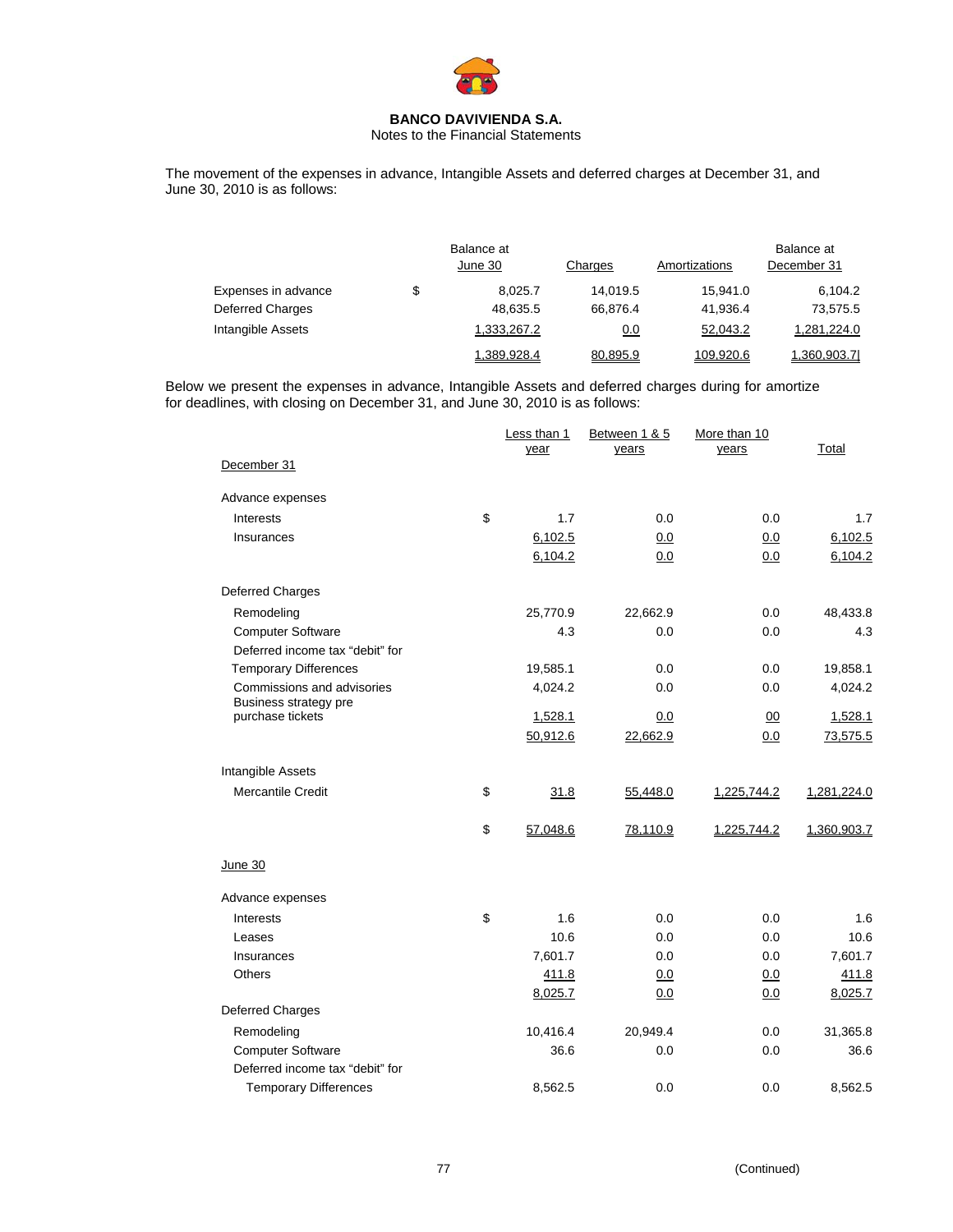**BANCO DAVIVIENDA S.A.**
Notes to the Financial Statements

The movement of the expenses in advance, Intangible Assets and deferred charges at December 31, and June 30, 2010 is as follows:

| | | Balance at June 30 | Charges | Amortizations | Balance at December 31 |
|---|---|---|---|---|---|
| Expenses in advance | $ | 8,025.7 | 14,019.5 | 15,941.0 | 6,104.2 |
| Deferred Charges | | 48,635.5 | 66,876.4 | 41,936.4 | 73,575.5 |
| Intangible Assets | | 1,333,267.2 | 0.0 | 52,043.2 | 1,281,224.0 |
| | | 1,389,928.4 | 80,895.9 | 109,920.6 | 1,360,903.7 |

Below we present the expenses in advance, Intangible Assets and deferred charges during for amortize for deadlines, with closing on December 31, and June 30, 2010 is as follows:

| | | Less than 1 year | Between 1 & 5 years | More than 10 years | Total |
|---|---|---|---|---|---|
| December 31 | | | | | |
| Advance expenses | | | | | |
| Interests | $ | 1.7 | 0.0 | 0.0 | 1.7 |
| Insurances | | 6,102.5 | 0.0 | 0.0 | 6,102.5 |
| | | 6,104.2 | 0.0 | 0.0 | 6,104.2 |
| Deferred Charges | | | | | |
| Remodeling | | 25,770.9 | 22,662.9 | 0.0 | 48,433.8 |
| Computer Software | | 4.3 | 0.0 | 0.0 | 4.3 |
| Deferred income tax "debit" for Temporary Differences | | 19,585.1 | 0.0 | 0.0 | 19,858.1 |
| Commissions and advisories | | 4,024.2 | 0.0 | 0.0 | 4,024.2 |
| Business strategy pre purchase tickets | | 1,528.1 | 0.0 | 00 | 1,528.1 |
| | | 50,912.6 | 22,662.9 | 0.0 | 73,575.5 |
| Intangible Assets | | | | | |
| Mercantile Credit | $ | 31.8 | 55,448.0 | 1,225,744.2 | 1,281,224.0 |
| | $ | 57,048.6 | 78,110.9 | 1,225,744.2 | 1,360,903.7 |
| June 30 | | | | | |
| Advance expenses | | | | | |
| Interests | $ | 1.6 | 0.0 | 0.0 | 1.6 |
| Leases | | 10.6 | 0.0 | 0.0 | 10.6 |
| Insurances | | 7,601.7 | 0.0 | 0.0 | 7,601.7 |
| Others | | 411.8 | 0.0 | 0.0 | 411.8 |
| | | 8,025.7 | 0.0 | 0.0 | 8,025.7 |
| Deferred Charges | | | | | |
| Remodeling | | 10,416.4 | 20,949.4 | 0.0 | 31,365.8 |
| Computer Software | | 36.6 | 0.0 | 0.0 | 36.6 |
| Deferred income tax "debit" for Temporary Differences | | 8,562.5 | 0.0 | 0.0 | 8,562.5 |

(Continued)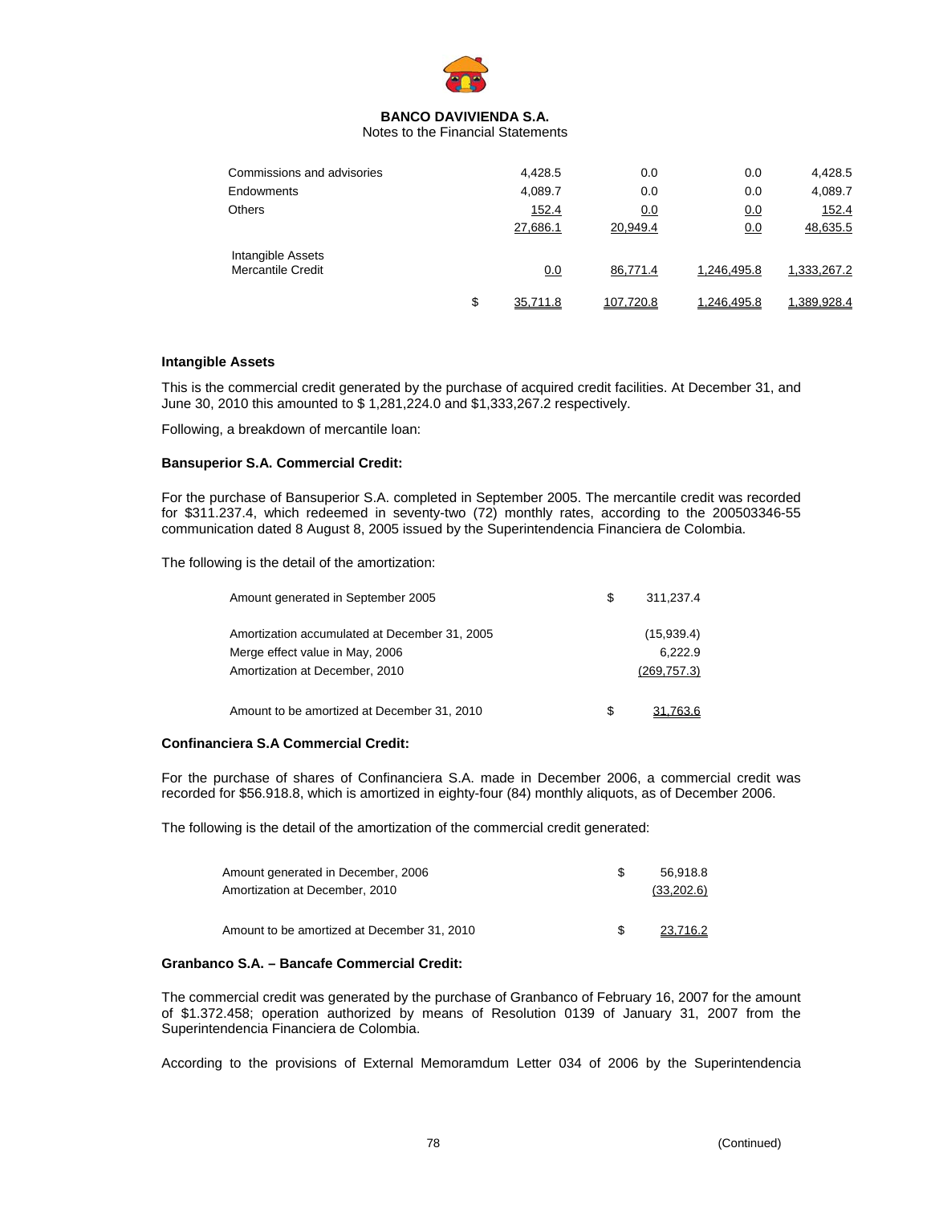**BANCO DAVIVIENDA S.A.**
Notes to the Financial Statements

| | | | | | |
|---|---|---|---|---|---|
| Commissions and advisories | | 4,428.5 | 0.0 | 0.0 | 4,428.5 |
| Endowments | | 4,089.7 | 0.0 | 0.0 | 4,089.7 |
| Others | | 152.4 | 0.0 | 0.0 | 152.4 |
| | | 27,686.1 | 20,949.4 | 0.0 | 48,635.5 |
| Intangible Assets<br>Mercantile Credit | | 0.0 | 86,771.4 | 1,246,495.8 | 1,333,267.2 |
| | $ | 35,711.8 | 107,720.8 | 1,246,495.8 | 1,389,928.4 |

**Intangible Assets**

This is the commercial credit generated by the purchase of acquired credit facilities. At December 31, and June 30, 2010 this amounted to $ 1,281,224.0 and $1,333,267.2 respectively.

Following, a breakdown of mercantile loan:

**Bansuperior S.A. Commercial Credit:**

For the purchase of Bansuperior S.A. completed in September 2005. The mercantile credit was recorded for $311.237.4, which redeemed in seventy-two (72) monthly rates, according to the 200503346-55 communication dated 8 August 8, 2005 issued by the Superintendencia Financiera de Colombia.

The following is the detail of the amortization:

| | | |
|---|---|---|
| Amount generated in September 2005 | $ | 311,237.4 |
| Amortization accumulated at December 31, 2005 | | (15,939.4) |
| Merge effect value in May, 2006 | | 6,222.9 |
| Amortization at December, 2010 | | (269,757.3) |
| Amount to be amortized at December 31, 2010 | $ | 31,763.6 |

**Confinanciera S.A Commercial Credit:**

For the purchase of shares of Confinanciera S.A. made in December 2006, a commercial credit was recorded for $56.918.8, which is amortized in eighty-four (84) monthly aliquots, as of December 2006.

The following is the detail of the amortization of the commercial credit generated:

| | | |
|---|---|---|
| Amount generated in December, 2006 | $ | 56,918.8 |
| Amortization at December, 2010 | | (33,202.6) |
| Amount to be amortized at December 31, 2010 | $ | 23,716.2 |

**Granbanco S.A. – Bancafe Commercial Credit:**

The commercial credit was generated by the purchase of Granbanco of February 16, 2007 for the amount of $1.372.458; operation authorized by means of Resolution 0139 of January 31, 2007 from the Superintendencia Financiera de Colombia.

According to the provisions of External Memoramdum Letter 034 of 2006 by the Superintendencia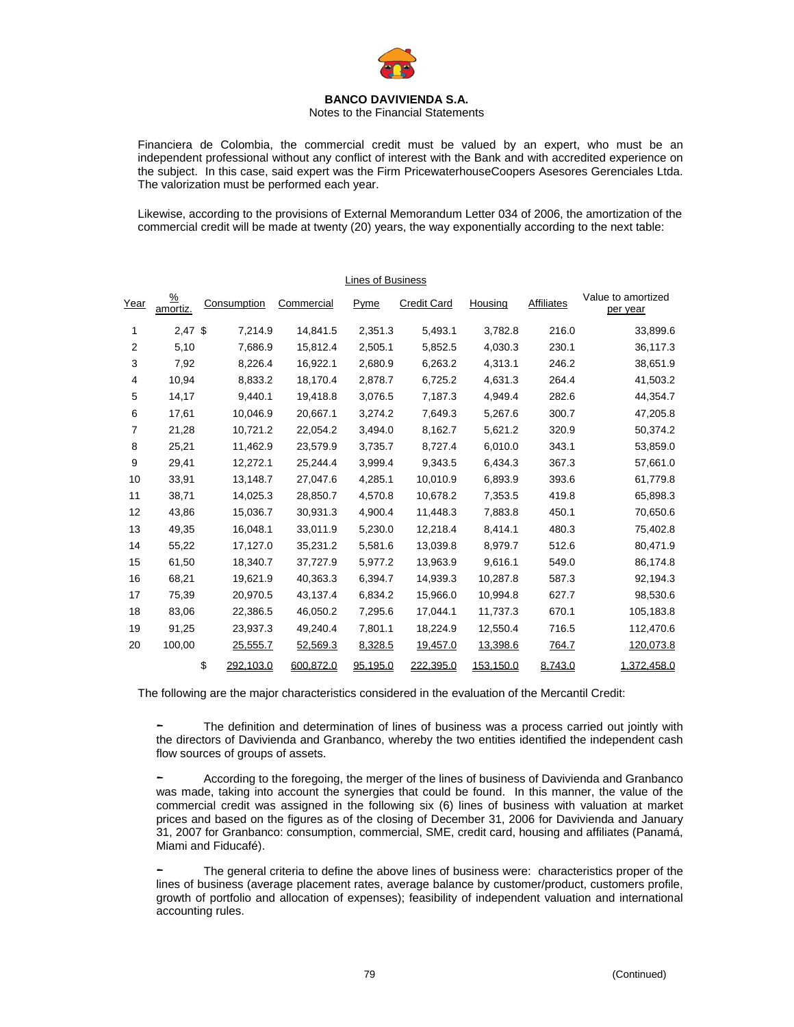Financiera de Colombia, the commercial credit must be valued by an expert, who must be an independent professional without any conflict of interest with the Bank and with accredited experience on the subject. In this case, said expert was the Firm PricewaterhouseCoopers Asesores Gerenciales Ltda. The valorization must be performed each year.

Likewise, according to the provisions of External Memorandum Letter 034 of 2006, the amortization of the commercial credit will be made at twenty (20) years, the way exponentially according to the next table:

| | | Lines of Business | | | | | | |
|---|---|---|---|---|---|---|---|---|
| Year | % amortiz. | Consumption | Commercial | Pyme | Credit Card | Housing | Affiliates | Value to amortized per year |
| 1 | 2,47 | $ 7,214.9 | 14,841.5 | 2,351.3 | 5,493.1 | 3,782.8 | 216.0 | 33,899.6 |
| 2 | 5,10 | 7,686.9 | 15,812.4 | 2,505.1 | 5,852.5 | 4,030.3 | 230.1 | 36,117.3 |
| 3 | 7,92 | 8,226.4 | 16,922.1 | 2,680.9 | 6,263.2 | 4,313.1 | 246.2 | 38,651.9 |
| 4 | 10,94 | 8,833.2 | 18,170.4 | 2,878.7 | 6,725.2 | 4,631.3 | 264.4 | 41,503.2 |
| 5 | 14,17 | 9,440.1 | 19,418.8 | 3,076.5 | 7,187.3 | 4,949.4 | 282.6 | 44,354.7 |
| 6 | 17,61 | 10,046.9 | 20,667.1 | 3,274.2 | 7,649.3 | 5,267.6 | 300.7 | 47,205.8 |
| 7 | 21,28 | 10,721.2 | 22,054.2 | 3,494.0 | 8,162.7 | 5,621.2 | 320.9 | 50,374.2 |
| 8 | 25,21 | 11,462.9 | 23,579.9 | 3,735.7 | 8,727.4 | 6,010.0 | 343.1 | 53,859.0 |
| 9 | 29,41 | 12,272.1 | 25,244.4 | 3,999.4 | 9,343.5 | 6,434.3 | 367.3 | 57,661.0 |
| 10 | 33,91 | 13,148.7 | 27,047.6 | 4,285.1 | 10,010.9 | 6,893.9 | 393.6 | 61,779.8 |
| 11 | 38,71 | 14,025.3 | 28,850.7 | 4,570.8 | 10,678.2 | 7,353.5 | 419.8 | 65,898.3 |
| 12 | 43,86 | 15,036.7 | 30,931.3 | 4,900.4 | 11,448.3 | 7,883.8 | 450.1 | 70,650.6 |
| 13 | 49,35 | 16,048.1 | 33,011.9 | 5,230.0 | 12,218.4 | 8,414.1 | 480.3 | 75,402.8 |
| 14 | 55,22 | 17,127.0 | 35,231.2 | 5,581.6 | 13,039.8 | 8,979.7 | 512.6 | 80,471.9 |
| 15 | 61,50 | 18,340.7 | 37,727.9 | 5,977.2 | 13,963.9 | 9,616.1 | 549.0 | 86,174.8 |
| 16 | 68,21 | 19,621.9 | 40,363.3 | 6,394.7 | 14,939.3 | 10,287.8 | 587.3 | 92,194.3 |
| 17 | 75,39 | 20,970.5 | 43,137.4 | 6,834.2 | 15,966.0 | 10,994.8 | 627.7 | 98,530.6 |
| 18 | 83,06 | 22,386.5 | 46,050.2 | 7,295.6 | 17,044.1 | 11,737.3 | 670.1 | 105,183.8 |
| 19 | 91,25 | 23,937.3 | 49,240.4 | 7,801.1 | 18,224.9 | 12,550.4 | 716.5 | 112,470.6 |
| 20 | 100,00 | 25,555.7 | 52,569.3 | 8,328.5 | 19,457.0 | 13,398.6 | 764.7 | 120,073.8 |
| | | $ 292,103.0 | 600,872.0 | 95,195.0 | 222,395.0 | 153,150.0 | 8,743.0 | 1,372,458.0 |

The following are the major characteristics considered in the evaluation of the Mercantil Credit:

- The definition and determination of lines of business was a process carried out jointly with the directors of Davivienda and Granbanco, whereby the two entities identified the independent cash flow sources of groups of assets.

- According to the foregoing, the merger of the lines of business of Davivienda and Granbanco was made, taking into account the synergies that could be found. In this manner, the value of the commercial credit was assigned in the following six (6) lines of business with valuation at market prices and based on the figures as of the closing of December 31, 2006 for Davivienda and January 31, 2007 for Granbanco: consumption, commercial, SME, credit card, housing and affiliates (Panamá, Miami and Fiducafé).

- The general criteria to define the above lines of business were: characteristics proper of the lines of business (average placement rates, average balance by customer/product, customers profile, growth of portfolio and allocation of expenses); feasibility of independent valuation and international accounting rules.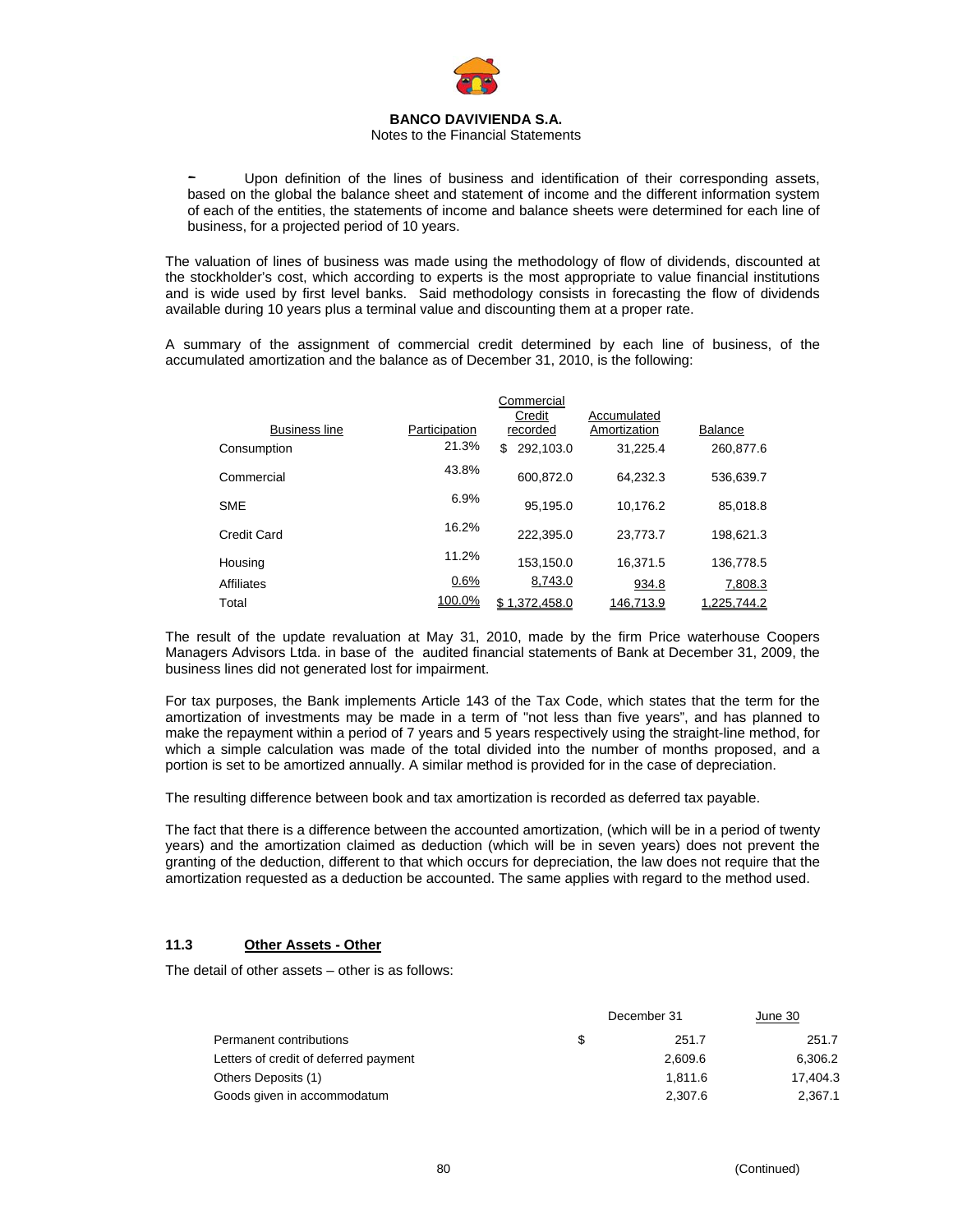- Upon definition of the lines of business and identification of their corresponding assets, based on the global the balance sheet and statement of income and the different information system of each of the entities, the statements of income and balance sheets were determined for each line of business, for a projected period of 10 years.

The valuation of lines of business was made using the methodology of flow of dividends, discounted at the stockholder's cost, which according to experts is the most appropriate to value financial institutions and is wide used by first level banks. Said methodology consists in forecasting the flow of dividends available during 10 years plus a terminal value and discounting them at a proper rate.

A summary of the assignment of commercial credit determined by each line of business, of the accumulated amortization and the balance as of December 31, 2010, is the following:

| Business line | Participation | Commercial Credit recorded | Accumulated Amortization | Balance |
|---|---|---|---|---|
| Consumption | 21.3% | $ 292,103.0 | 31,225.4 | 260,877.6 |
| Commercial | 43.8% | 600,872.0 | 64,232.3 | 536,639.7 |
| SME | 6.9% | 95,195.0 | 10,176.2 | 85,018.8 |
| Credit Card | 16.2% | 222,395.0 | 23,773.7 | 198,621.3 |
| Housing | 11.2% | 153,150.0 | 16,371.5 | 136,778.5 |
| Affiliates | 0.6% | 8,743.0 | 934.8 | 7,808.3 |
| Total | 100.0% | $ 1,372,458.0 | 146,713.9 | 1,225,744.2 |

The result of the update revaluation at May 31, 2010, made by the firm Price waterhouse Coopers Managers Advisors Ltda. in base of the audited financial statements of Bank at December 31, 2009, the business lines did not generated lost for impairment.

For tax purposes, the Bank implements Article 143 of the Tax Code, which states that the term for the amortization of investments may be made in a term of "not less than five years", and has planned to make the repayment within a period of 7 years and 5 years respectively using the straight-line method, for which a simple calculation was made of the total divided into the number of months proposed, and a portion is set to be amortized annually. A similar method is provided for in the case of depreciation.

The resulting difference between book and tax amortization is recorded as deferred tax payable.

The fact that there is a difference between the accounted amortization, (which will be in a period of twenty years) and the amortization claimed as deduction (which will be in seven years) does not prevent the granting of the deduction, different to that which occurs for depreciation, the law does not require that the amortization requested as a deduction be accounted. The same applies with regard to the method used.

## 11.3 Other Assets - Other

The detail of other assets – other is as follows:

| | December 31 | June 30 |
|---|---|---|
| Permanent contributions | $ 251.7 | 251.7 |
| Letters of credit of deferred payment | 2,609.6 | 6,306.2 |
| Others Deposits (1) | 1,811.6 | 17,404.3 |
| Goods given in accommodatum | 2,307.6 | 2,367.1 |

(Continued)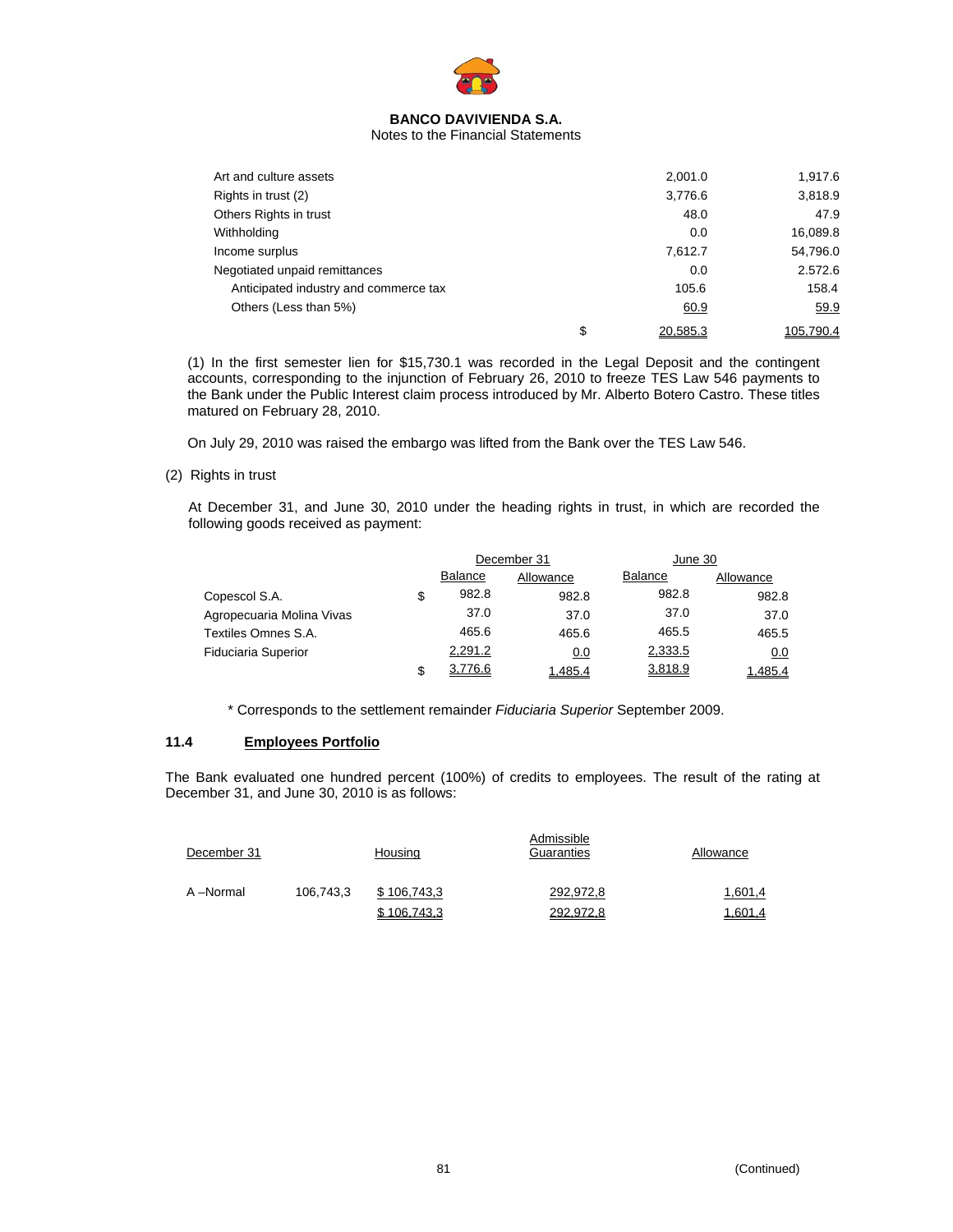**BANCO DAVIVIENDA S.A.**
Notes to the Financial Statements

| | | | |
|---|---|---|---|
| Art and culture assets | | 2,001.0 | 1,917.6 |
| Rights in trust (2) | | 3,776.6 | 3,818.9 |
| Others Rights in trust | | 48.0 | 47.9 |
| Withholding | | 0.0 | 16,089.8 |
| Income surplus | | 7,612.7 | 54,796.0 |
| Negotiated unpaid remittances | | 0.0 | 2.572.6 |
| Anticipated industry and commerce tax | | 105.6 | 158.4 |
| Others (Less than 5%) | | 60.9 | 59.9 |
| | $ | 20,585.3 | 105,790.4 |

(1) In the first semester lien for $15,730.1 was recorded in the Legal Deposit and the contingent accounts, corresponding to the injunction of February 26, 2010 to freeze TES Law 546 payments to the Bank under the Public Interest claim process introduced by Mr. Alberto Botero Castro. These titles matured on February 28, 2010.

On July 29, 2010 was raised the embargo was lifted from the Bank over the TES Law 546.

(2) Rights in trust

At December 31, and June 30, 2010 under the heading rights in trust, in which are recorded the following goods received as payment:

| | | December 31 | | June 30 | |
|---|---|---|---|---|---|
| | | Balance | Allowance | Balance | Allowance |
| Copescol S.A. | $ | 982.8 | 982.8 | 982.8 | 982.8 |
| Agropecuaria Molina Vivas | | 37.0 | 37.0 | 37.0 | 37.0 |
| Textiles Omnes S.A. | | 465.6 | 465.6 | 465.5 | 465.5 |
| Fiduciaria Superior | | 2,291.2 | 0.0 | 2,333.5 | 0.0 |
| | $ | 3,776.6 | 1,485.4 | 3,818.9 | 1,485.4 |

\* Corresponds to the settlement remainder *Fiduciaria Superior* September 2009.

### 11.4 Employees Portfolio

The Bank evaluated one hundred percent (100%) of credits to employees. The result of the rating at December 31, and June 30, 2010 is as follows:

| December 31 | | Housing | Admissible Guarantees | Allowance |
|---|---|---|---|---|
| A –Normal | 106,743,3 | $ 106,743,3 | 292,972,8 | 1,601,4 |
| | | $ 106,743,3 | 292,972,8 | 1,601,4 |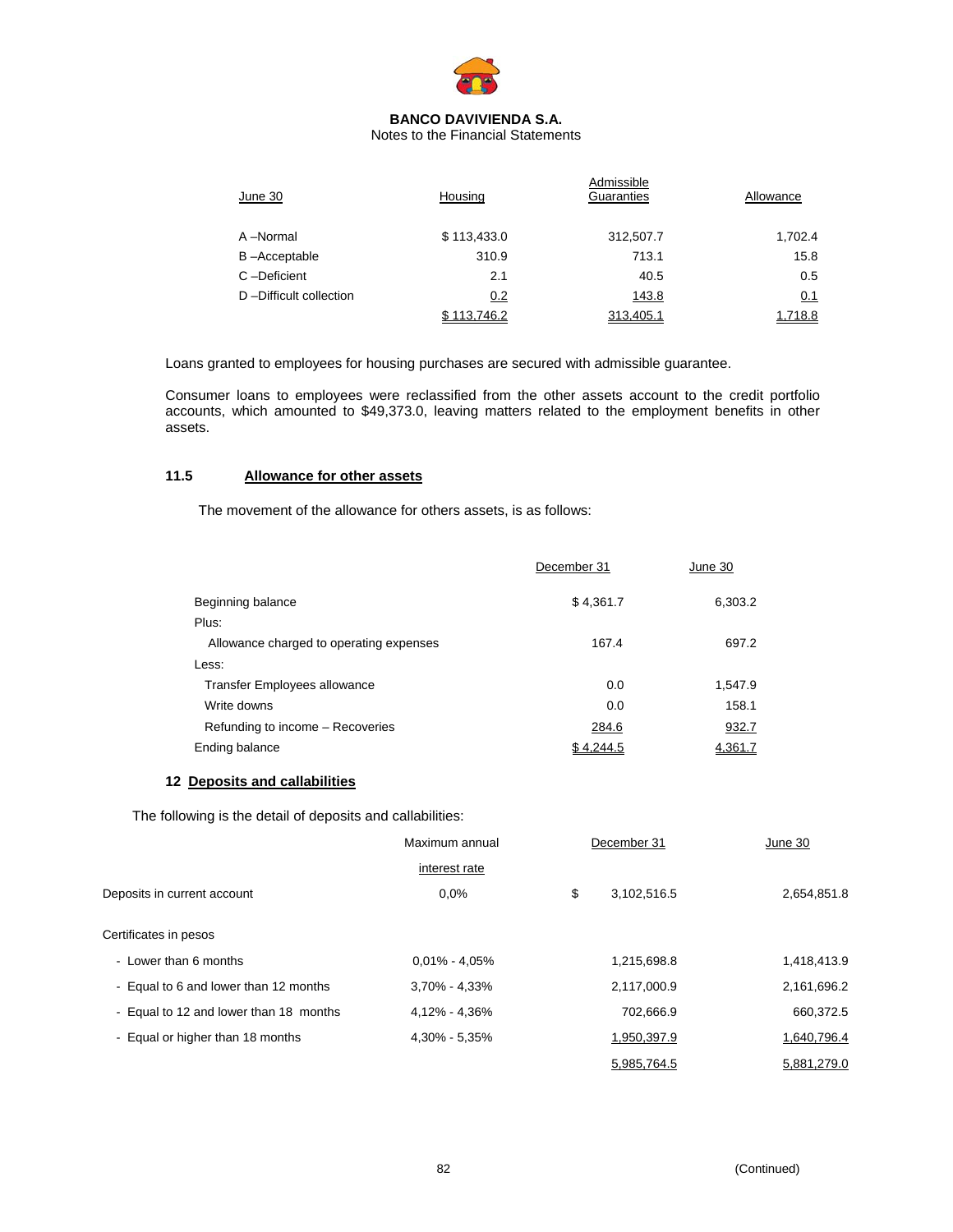**BANCO DAVIVIENDA S.A.**
Notes to the Financial Statements

| June 30 | Housing | Admissible Guaranties | Allowance |
|---|---|---|---|
| A –Normal | $ 113,433.0 | 312,507.7 | 1,702.4 |
| B –Acceptable | 310.9 | 713.1 | 15.8 |
| C –Deficient | 2.1 | 40.5 | 0.5 |
| D –Difficult collection | 0.2 | 143.8 | 0.1 |
| | $ 113,746.2 | 313,405.1 | 1,718.8 |

Loans granted to employees for housing purchases are secured with admissible guarantee.

Consumer loans to employees were reclassified from the other assets account to the credit portfolio accounts, which amounted to $49,373.0, leaving matters related to the employment benefits in other assets.

### 11.5 Allowance for other assets

The movement of the allowance for others assets, is as follows:

| | December 31 | June 30 |
|---|---|---|
| Beginning balance | $ 4,361.7 | 6,303.2 |
| Plus: | | |
| Allowance charged to operating expenses | 167.4 | 697.2 |
| Less: | | |
| Transfer Employees allowance | 0.0 | 1,547.9 |
| Write downs | 0.0 | 158.1 |
| Refunding to income – Recoveries | 284.6 | 932.7 |
| Ending balance | $ 4,244.5 | 4,361.7 |

## 12 Deposits and callabilities

The following is the detail of deposits and callabilities:

| | Maximum annual interest rate | December 31 | June 30 |
|---|---|---|---|
| Deposits in current account | 0,0% | $ 3,102,516.5 | 2,654,851.8 |
| Certificates in pesos | | | |
| - Lower than 6 months | 0,01% - 4,05% | 1,215,698.8 | 1,418,413.9 |
| - Equal to 6 and lower than 12 months | 3,70% - 4,33% | 2,117,000.9 | 2,161,696.2 |
| - Equal to 12 and lower than 18 months | 4,12% - 4,36% | 702,666.9 | 660,372.5 |
| - Equal or higher than 18 months | 4,30% - 5,35% | 1,950,397.9 | 1,640,796.4 |
| | | 5,985,764.5 | 5,881,279.0 |

(Continued)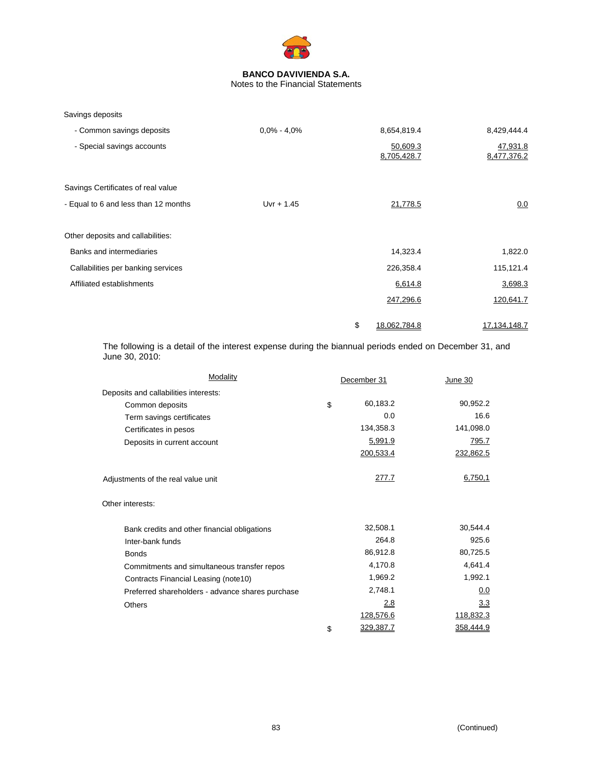**BANCO DAVIVIENDA S.A.**
Notes to the Financial Statements

| | | | |
|---|---|---|---|
| Savings deposits | | | |
| - Common savings deposits | 0,0% - 4,0% | 8,654,819.4 | 8,429,444.4 |
| - Special savings accounts | | 50,609.3 | 47,931.8 |
| | | 8,705,428.7 | 8,477,376.2 |
| Savings Certificates of real value | | | |
| - Equal to 6 and less than 12 months | Uvr + 1.45 | 21,778.5 | 0.0 |
| Other deposits and callabilities: | | | |
| Banks and intermediaries | | 14,323.4 | 1,822.0 |
| Callabilities per banking services | | 226,358.4 | 115,121.4 |
| Affiliated establishments | | 6,614.8 | 3,698.3 |
| | | 247,296.6 | 120,641.7 |
| | | $ 18,062,784.8 | 17,134,148.7 |

The following is a detail of the interest expense during the biannual periods ended on December 31, and June 30, 2010:

| Modality | December 31 | June 30 |
|---|---|---|
| Deposits and callabilities interests: | | |
| Common deposits | $ 60,183.2 | 90,952.2 |
| Term savings certificates | 0.0 | 16.6 |
| Certificates in pesos | 134,358.3 | 141,098.0 |
| Deposits in current account | 5,991.9 | 795.7 |
| | 200,533.4 | 232,862.5 |
| Adjustments of the real value unit | 277.7 | 6,750,1 |
| Other interests: | | |
| Bank credits and other financial obligations | 32,508.1 | 30,544.4 |
| Inter-bank funds | 264.8 | 925.6 |
| Bonds | 86,912.8 | 80,725.5 |
| Commitments and simultaneous transfer repos | 4,170.8 | 4,641.4 |
| Contracts Financial Leasing (note10) | 1,969.2 | 1,992.1 |
| Preferred shareholders - advance shares purchase | 2,748.1 | 0.0 |
| Others | 2.8 | 3.3 |
| | 128,576.6 | 118,832.3 |
| | $ 329,387.7 | 358,444.9 |

(Continued)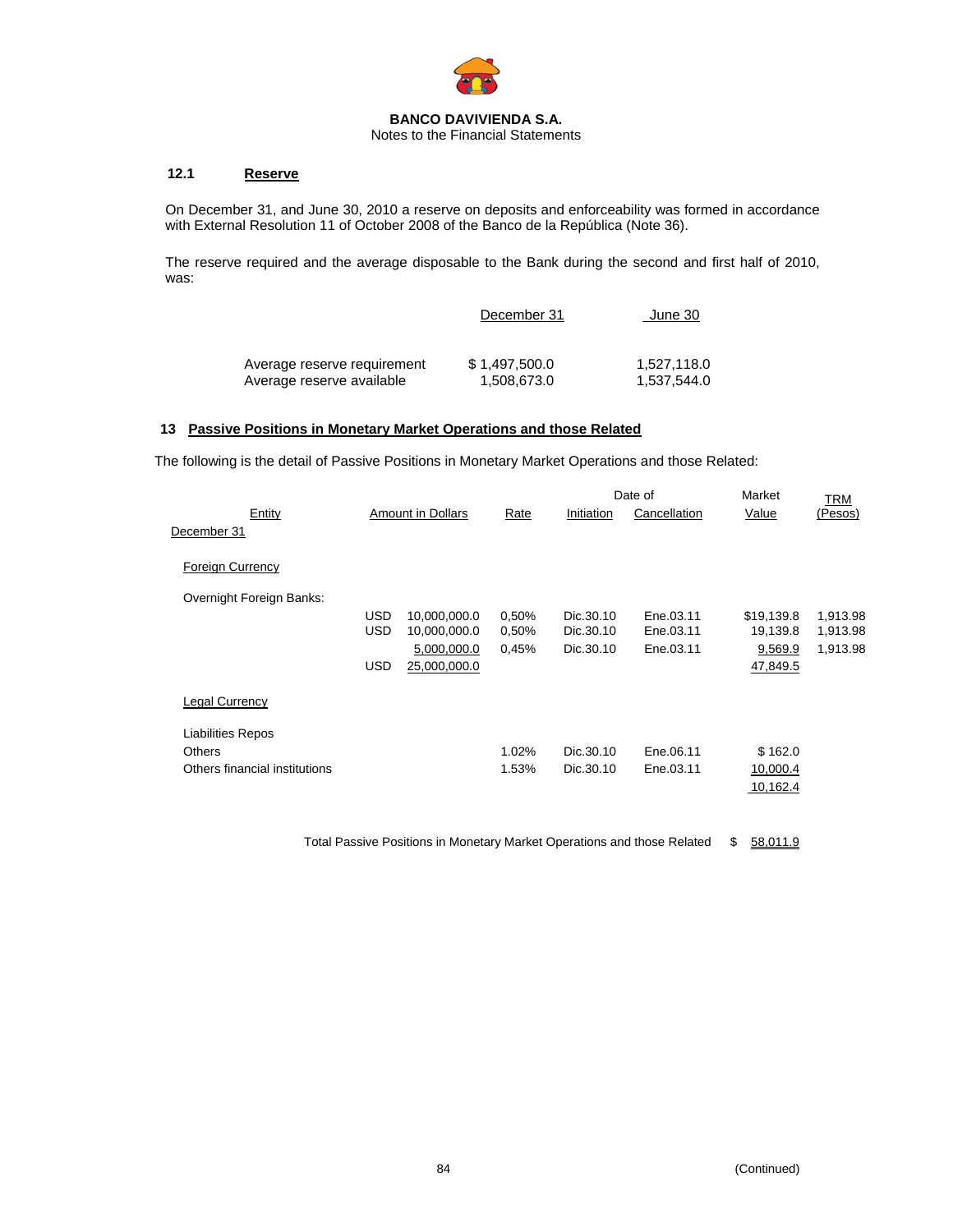**BANCO DAVIVIENDA S.A.**
Notes to the Financial Statements

### 12.1 Reserve

On December 31, and June 30, 2010 a reserve on deposits and enforceability was formed in accordance with External Resolution 11 of October 2008 of the Banco de la República (Note 36).

The reserve required and the average disposable to the Bank during the second and first half of 2010, was:

| | December 31 | June 30 |
|---|---|---|
| Average reserve requirement | $ 1,497,500.0 | 1,527,118.0 |
| Average reserve available | 1,508,673.0 | 1,537,544.0 |

## 13 Passive Positions in Monetary Market Operations and those Related

The following is the detail of Passive Positions in Monetary Market Operations and those Related:

| Entity | | Amount in Dollars | Rate | Date of Initiation | Date of Cancellation | Market Value | TRM (Pesos) |
|---|---|---|---|---|---|---|---|
| December 31 | | | | | | | |
| Foreign Currency | | | | | | | |
| Overnight Foreign Banks: | | | | | | | |
| | USD | 10,000,000.0 | 0,50% | Dic.30.10 | Ene.03.11 | $19,139.8 | 1,913.98 |
| | USD | 10,000,000.0 | 0,50% | Dic.30.10 | Ene.03.11 | 19,139.8 | 1,913.98 |
| | | 5,000,000.0 | 0,45% | Dic.30.10 | Ene.03.11 | 9,569.9 | 1,913.98 |
| | USD | 25,000,000.0 | | | | 47,849.5 | |
| Legal Currency | | | | | | | |
| Liabilities Repos | | | | | | | |
| Others | | | 1.02% | Dic.30.10 | Ene.06.11 | $ 162.0 | |
| Others financial institutions | | | 1.53% | Dic.30.10 | Ene.03.11 | 10,000.4 | |
| | | | | | | 10,162.4 | |

Total Passive Positions in Monetary Market Operations and those Related $ 58,011.9

(Continued)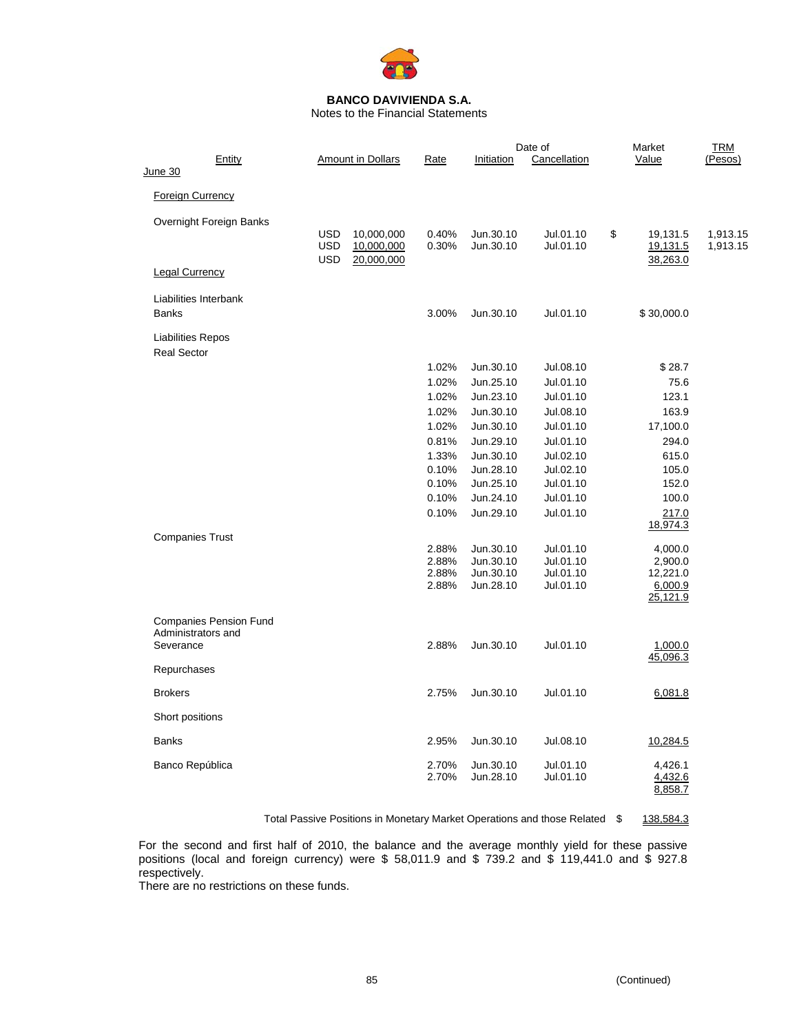**BANCO DAVIVIENDA S.A.**
Notes to the Financial Statements

| Entity | Amount in Dollars | Rate | Date of Initiation | Date of Cancellation | Market Value | TRM (Pesos) |
|---|---|---|---|---|---|---|
| June 30 | | | | | | |
| Foreign Currency | | | | | | |
| Overnight Foreign Banks | | | | | | |
| | USD 10,000,000 | 0.40% | Jun.30.10 | Jul.01.10 | $ 19,131.5 | 1,913.15 |
| | USD 10,000,000 | 0.30% | Jun.30.10 | Jul.01.10 | 19,131.5 | 1,913.15 |
| | USD 20,000,000 | | | | 38,263.0 | |
| Legal Currency | | | | | | |
| Liabilities Interbank Banks | | 3.00% | Jun.30.10 | Jul.01.10 | $ 30,000.0 | |
| Liabilities Repos Real Sector | | | | | | |
| | | 1.02% | Jun.30.10 | Jul.08.10 | $ 28.7 | |
| | | 1.02% | Jun.25.10 | Jul.01.10 | 75.6 | |
| | | 1.02% | Jun.23.10 | Jul.01.10 | 123.1 | |
| | | 1.02% | Jun.30.10 | Jul.08.10 | 163.9 | |
| | | 1.02% | Jun.30.10 | Jul.01.10 | 17,100.0 | |
| | | 0.81% | Jun.29.10 | Jul.01.10 | 294.0 | |
| | | 1.33% | Jun.30.10 | Jul.02.10 | 615.0 | |
| | | 0.10% | Jun.28.10 | Jul.02.10 | 105.0 | |
| | | 0.10% | Jun.25.10 | Jul.01.10 | 152.0 | |
| | | 0.10% | Jun.24.10 | Jul.01.10 | 100.0 | |
| | | 0.10% | Jun.29.10 | Jul.01.10 | 217.0 | |
| | | | | | 18,974.3 | |
| Companies Trust | | | | | | |
| | | 2.88% | Jun.30.10 | Jul.01.10 | 4,000.0 | |
| | | 2.88% | Jun.30.10 | Jul.01.10 | 2,900.0 | |
| | | 2.88% | Jun.30.10 | Jul.01.10 | 12,221.0 | |
| | | 2.88% | Jun.28.10 | Jul.01.10 | 6,000.9 | |
| | | | | | 25,121.9 | |
| Companies Pension Fund Administrators and Severance | | 2.88% | Jun.30.10 | Jul.01.10 | 1,000.0 | |
| | | | | | 45,096.3 | |
| Repurchases | | | | | | |
| Brokers | | 2.75% | Jun.30.10 | Jul.01.10 | 6,081.8 | |
| Short positions | | | | | | |
| Banks | | 2.95% | Jun.30.10 | Jul.08.10 | 10,284.5 | |
| Banco República | | 2.70% | Jun.30.10 | Jul.01.10 | 4,426.1 | |
| | | 2.70% | Jun.28.10 | Jul.01.10 | 4,432.6 | |
| | | | | | 8,858.7 | |
| Total Passive Positions in Monetary Market Operations and those Related | | | | | $ 138,584.3 | |

For the second and first half of 2010, the balance and the average monthly yield for these passive positions (local and foreign currency) were $ 58,011.9 and $ 739.2 and $ 119,441.0 and $ 927.8 respectively.
There are no restrictions on these funds.

(Continued)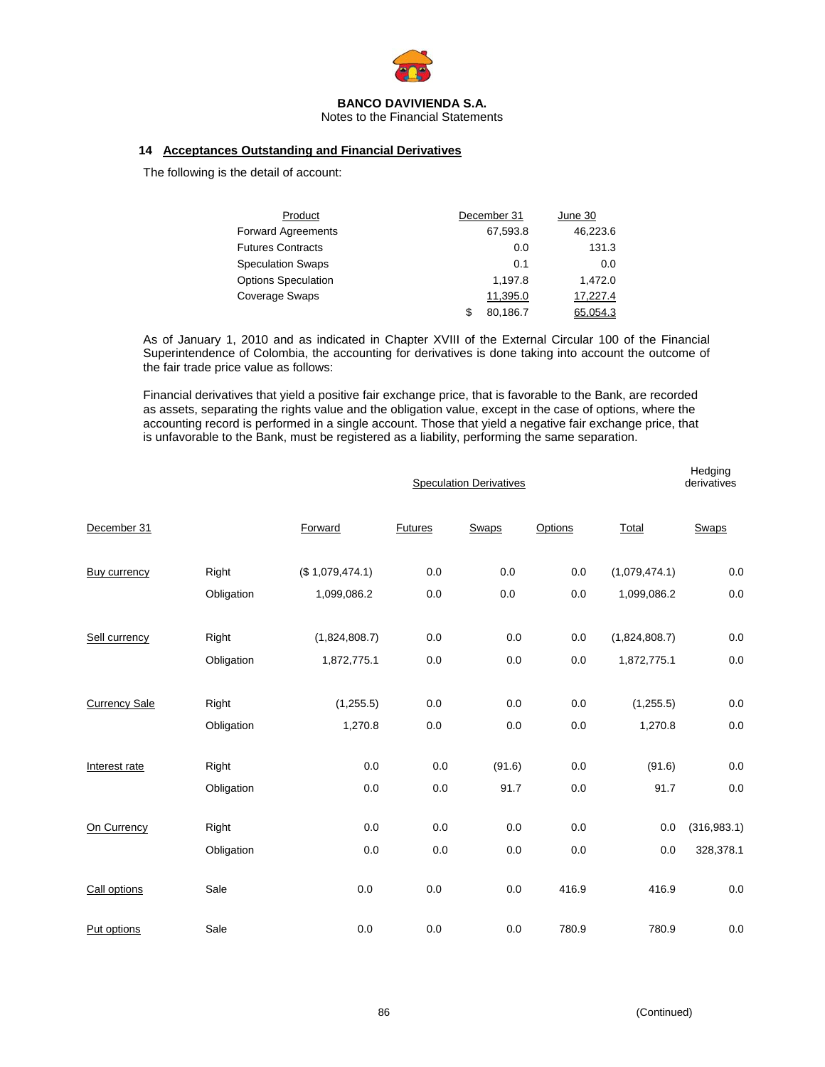BANCO DAVIVIENDA S.A.
Notes to the Financial Statements

## 14 Acceptances Outstanding and Financial Derivatives

The following is the detail of account:

| Product | December 31 | June 30 |
|---|---|---|
| Forward Agreements | 67,593.8 | 46,223.6 |
| Futures Contracts | 0.0 | 131.3 |
| Speculation Swaps | 0.1 | 0.0 |
| Options Speculation | 1,197.8 | 1,472.0 |
| Coverage Swaps | 11,395.0 | 17,227.4 |
| | $ 80,186.7 | 65,054.3 |

As of January 1, 2010 and as indicated in Chapter XVIII of the External Circular 100 of the Financial Superintendence of Colombia, the accounting for derivatives is done taking into account the outcome of the fair trade price value as follows:

Financial derivatives that yield a positive fair exchange price, that is favorable to the Bank, are recorded as assets, separating the rights value and the obligation value, except in the case of options, where the accounting record is performed in a single account. Those that yield a negative fair exchange price, that is unfavorable to the Bank, must be registered as a liability, performing the same separation.

| | | Speculation Derivatives | | | | | Hedging derivatives |
|---|---|---|---|---|---|---|---|
| December 31 | | Forward | Futures | Swaps | Options | Total | Swaps |
| Buy currency | Right | ($ 1,079,474.1) | 0.0 | 0.0 | 0.0 | (1,079,474.1) | 0.0 |
| | Obligation | 1,099,086.2 | 0.0 | 0.0 | 0.0 | 1,099,086.2 | 0.0 |
| Sell currency | Right | (1,824,808.7) | 0.0 | 0.0 | 0.0 | (1,824,808.7) | 0.0 |
| | Obligation | 1,872,775.1 | 0.0 | 0.0 | 0.0 | 1,872,775.1 | 0.0 |
| Currency Sale | Right | (1,255.5) | 0.0 | 0.0 | 0.0 | (1,255.5) | 0.0 |
| | Obligation | 1,270.8 | 0.0 | 0.0 | 0.0 | 1,270.8 | 0.0 |
| Interest rate | Right | 0.0 | 0.0 | (91.6) | 0.0 | (91.6) | 0.0 |
| | Obligation | 0.0 | 0.0 | 91.7 | 0.0 | 91.7 | 0.0 |
| On Currency | Right | 0.0 | 0.0 | 0.0 | 0.0 | 0.0 | (316,983.1) |
| | Obligation | 0.0 | 0.0 | 0.0 | 0.0 | 0.0 | 328,378.1 |
| Call options | Sale | 0.0 | 0.0 | 0.0 | 416.9 | 416.9 | 0.0 |
| Put options | Sale | 0.0 | 0.0 | 0.0 | 780.9 | 780.9 | 0.0 |

(Continued)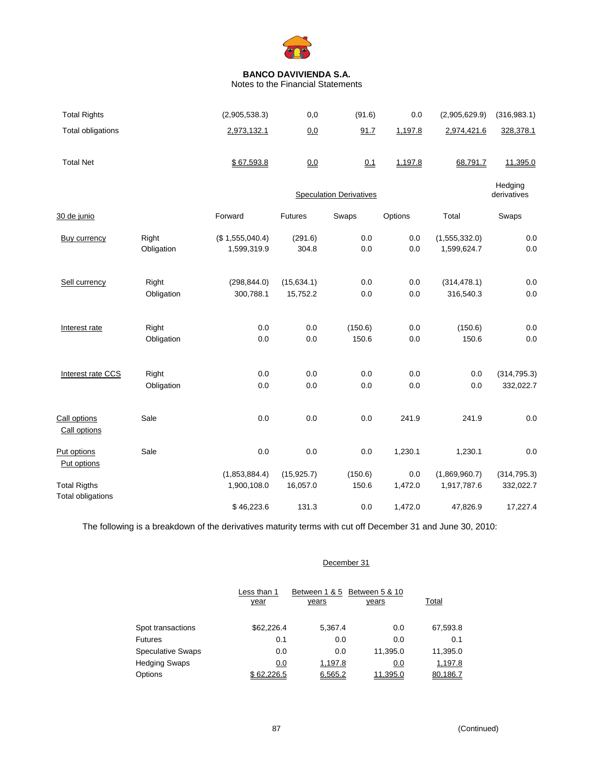**BANCO DAVIVIENDA S.A.**
Notes to the Financial Statements

| | | Forward | Futures | Swaps | Options | Total | Swaps |
|---|---|---|---|---|---|---|---|
| Total Rights | | (2,905,538.3) | 0,0 | (91.6) | 0.0 | (2,905,629.9) | (316,983.1) |
| Total obligations | | 2,973,132.1 | 0,0 | 91.7 | 1,197.8 | 2,974,421.6 | 328,378.1 |
| Total Net | | $ 67,593.8 | 0,0 | 0.1 | 1,197.8 | 68,791.7 | 11,395.0 |

| | | Speculation Derivatives | | | | | Hedging derivatives |
|---|---|---|---|---|---|---|---|
| 30 de junio | | Forward | Futures | Swaps | Options | Total | Swaps |
| Buy currency | Right | ($ 1,555,040.4) | (291.6) | 0.0 | 0.0 | (1,555,332.0) | 0.0 |
| | Obligation | 1,599,319.9 | 304.8 | 0.0 | 0.0 | 1,599,624.7 | 0.0 |
| Sell currency | Right | (298,844.0) | (15,634.1) | 0.0 | 0.0 | (314,478.1) | 0.0 |
| | Obligation | 300,788.1 | 15,752.2 | 0.0 | 0.0 | 316,540.3 | 0.0 |
| Interest rate | Right | 0.0 | 0.0 | (150.6) | 0.0 | (150.6) | 0.0 |
| | Obligation | 0.0 | 0.0 | 150.6 | 0.0 | 150.6 | 0.0 |
| Interest rate CCS | Right | 0.0 | 0.0 | 0.0 | 0.0 | 0.0 | (314,795.3) |
| | Obligation | 0.0 | 0.0 | 0.0 | 0.0 | 0.0 | 332,022.7 |
| Call options<br>Call options | Sale | 0.0 | 0.0 | 0.0 | 241.9 | 241.9 | 0.0 |
| Put options<br>Put options | Sale | 0.0 | 0.0 | 0.0 | 1,230.1 | 1,230.1 | 0.0 |
| Total Rigths | | (1,853,884.4) | (15,925.7) | (150.6) | 0.0 | (1,869,960.7) | (314,795.3) |
| Total obligations | | 1,900,108.0 | 16,057.0 | 150.6 | 1,472.0 | 1,917,787.6 | 332,022.7 |
| | | $ 46,223.6 | 131.3 | 0.0 | 1,472.0 | 47,826.9 | 17,227.4 |

The following is a breakdown of the derivatives maturity terms with cut off December 31 and June 30, 2010:

| | December 31 | | | |
|---|---|---|---|---|
| | Less than 1 year | Between 1 & 5 years | Between 5 & 10 years | Total |
| Spot transactions | $62,226.4 | 5,367.4 | 0.0 | 67,593.8 |
| Futures | 0.1 | 0.0 | 0.0 | 0.1 |
| Speculative Swaps | 0.0 | 0.0 | 11,395.0 | 11,395.0 |
| Hedging Swaps | 0.0 | 1,197.8 | 0.0 | 1,197.8 |
| Options | $ 62,226.5 | 6,565.2 | 11,395.0 | 80,186.7 |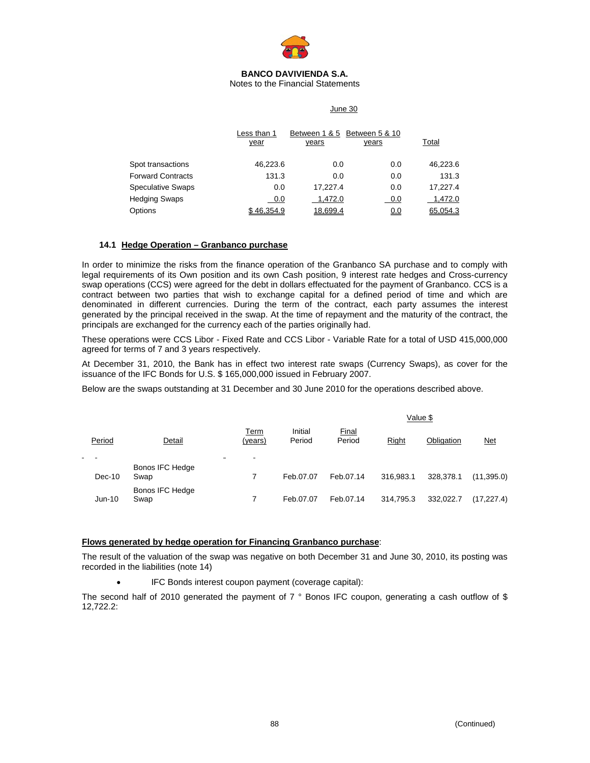**BANCO DAVIVIENDA S.A.**
Notes to the Financial Statements

| | June 30 | | | |
|---|---|---|---|---|
| | Less than 1 year | Between 1 & 5 years | Between 5 & 10 years | Total |
| Spot transactions | 46,223.6 | 0.0 | 0.0 | 46,223.6 |
| Forward Contracts | 131.3 | 0.0 | 0.0 | 131.3 |
| Speculative Swaps | 0.0 | 17,227.4 | 0.0 | 17,227.4 |
| Hedging Swaps | 0.0 | 1,472.0 | 0.0 | 1,472.0 |
| Options | $ 46,354.9 | 18,699.4 | 0.0 | 65,054.3 |

### 14.1 Hedge Operation – Granbanco purchase

In order to minimize the risks from the finance operation of the Granbanco SA purchase and to comply with legal requirements of its Own position and its own Cash position, 9 interest rate hedges and Cross-currency swap operations (CCS) were agreed for the debt in dollars effectuated for the payment of Granbanco. CCS is a contract between two parties that wish to exchange capital for a defined period of time and which are denominated in different currencies. During the term of the contract, each party assumes the interest generated by the principal received in the swap. At the time of repayment and the maturity of the contract, the principals are exchanged for the currency each of the parties originally had.

These operations were CCS Libor - Fixed Rate and CCS Libor - Variable Rate for a total of USD 415,000,000 agreed for terms of 7 and 3 years respectively.

At December 31, 2010, the Bank has in effect two interest rate swaps (Currency Swaps), as cover for the issuance of the IFC Bonds for U.S. $ 165,000,000 issued in February 2007.

Below are the swaps outstanding at 31 December and 30 June 2010 for the operations described above.

| | | | | | Value $ | | |
|---|---|---|---|---|---|---|---|
| Period | Detail | Term (years) | Initial Period | Final Period | Right | Obligation | Net |
| Dec-10 | Bonos IFC Hedge Swap | 7 | Feb.07.07 | Feb.07.14 | 316,983.1 | 328,378.1 | (11,395.0) |
| Jun-10 | Bonos IFC Hedge Swap | 7 | Feb.07.07 | Feb.07.14 | 314,795.3 | 332,022.7 | (17,227.4) |

**Flows generated by hedge operation for Financing Granbanco purchase**:

The result of the valuation of the swap was negative on both December 31 and June 30, 2010, its posting was recorded in the liabilities (note 14)

- IFC Bonds interest coupon payment (coverage capital):

The second half of 2010 generated the payment of 7 ° Bonos IFC coupon, generating a cash outflow of $ 12,722.2: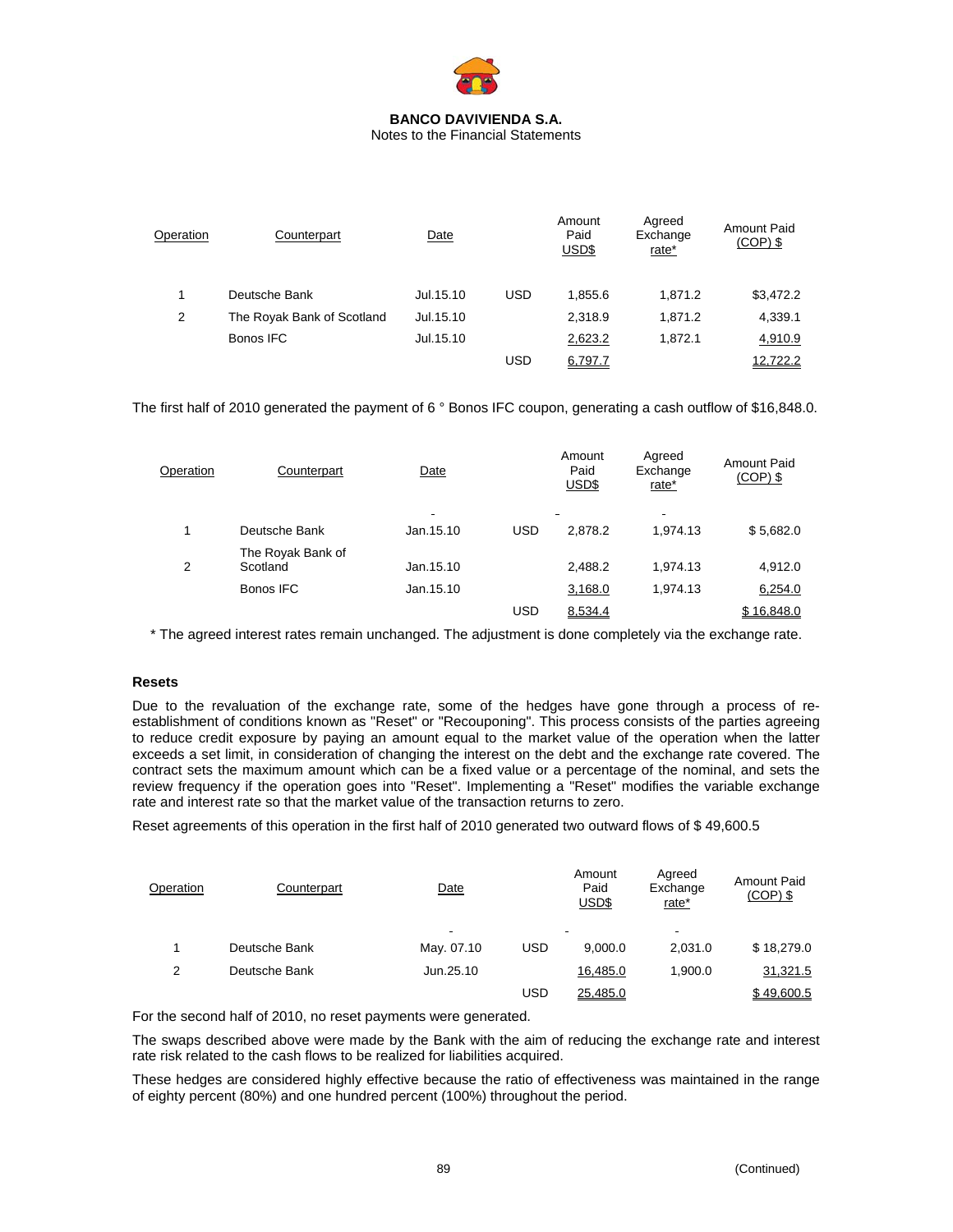**BANCO DAVIVIENDA S.A.**
Notes to the Financial Statements

| Operation | Counterpart | Date | | Amount Paid USD$ | Agreed Exchange rate* | Amount Paid (COP) $ |
|---|---|---|---|---|---|---|
| 1 | Deutsche Bank | Jul.15.10 | USD | 1,855.6 | 1,871.2 | $3,472.2 |
| 2 | The Royak Bank of Scotland | Jul.15.10 | | 2,318.9 | 1,871.2 | 4,339.1 |
| | Bonos IFC | Jul.15.10 | | 2,623.2 | 1,872.1 | 4,910.9 |
| | | | USD | 6,797.7 | | 12,722.2 |

The first half of 2010 generated the payment of 6 ° Bonos IFC coupon, generating a cash outflow of $16,848.0.

| Operation | Counterpart | Date | | Amount Paid USD$ | Agreed Exchange rate* | Amount Paid (COP) $ |
|---|---|---|---|---|---|---|
| | | - | | - | - | |
| 1 | Deutsche Bank | Jan.15.10 | USD | 2,878.2 | 1,974.13 | $ 5,682.0 |
| 2 | The Royak Bank of Scotland | Jan.15.10 | | 2,488.2 | 1,974.13 | 4,912.0 |
| | Bonos IFC | Jan.15.10 | | 3,168.0 | 1,974.13 | 6,254.0 |
| | | | USD | 8,534.4 | | $ 16,848.0 |

* The agreed interest rates remain unchanged. The adjustment is done completely via the exchange rate.

**Resets**

Due to the revaluation of the exchange rate, some of the hedges have gone through a process of re-establishment of conditions known as "Reset" or "Recouponing". This process consists of the parties agreeing to reduce credit exposure by paying an amount equal to the market value of the operation when the latter exceeds a set limit, in consideration of changing the interest on the debt and the exchange rate covered. The contract sets the maximum amount which can be a fixed value or a percentage of the nominal, and sets the review frequency if the operation goes into "Reset". Implementing a "Reset" modifies the variable exchange rate and interest rate so that the market value of the transaction returns to zero.

Reset agreements of this operation in the first half of 2010 generated two outward flows of $ 49,600.5

| Operation | Counterpart | Date | | Amount Paid USD$ | Agreed Exchange rate* | Amount Paid (COP) $ |
|---|---|---|---|---|---|---|
| | | - | | - | - | |
| 1 | Deutsche Bank | May. 07.10 | USD | 9,000.0 | 2,031.0 | $ 18,279.0 |
| 2 | Deutsche Bank | Jun.25.10 | | 16,485.0 | 1,900.0 | 31,321.5 |
| | | | USD | 25,485.0 | | $ 49,600.5 |

For the second half of 2010, no reset payments were generated.

The swaps described above were made by the Bank with the aim of reducing the exchange rate and interest rate risk related to the cash flows to be realized for liabilities acquired.

These hedges are considered highly effective because the ratio of effectiveness was maintained in the range of eighty percent (80%) and one hundred percent (100%) throughout the period.

(Continued)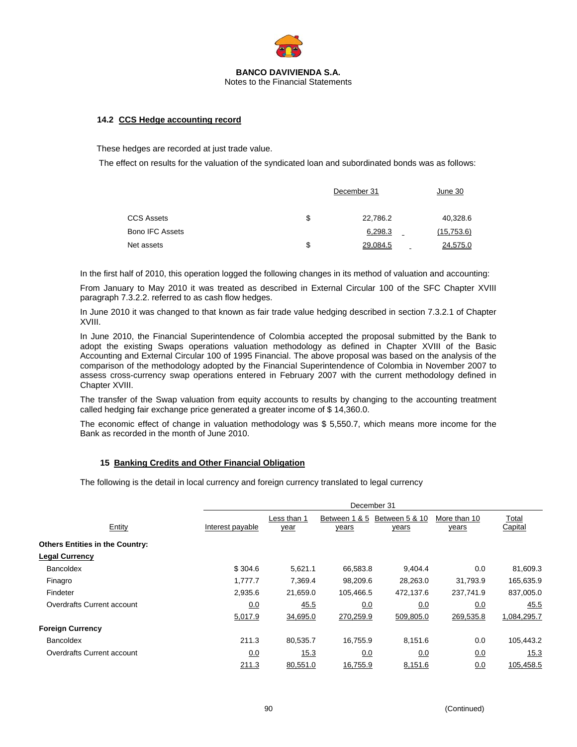**BANCO DAVIVIENDA S.A.**
Notes to the Financial Statements

### 14.2 CCS Hedge accounting record

These hedges are recorded at just trade value.

The effect on results for the valuation of the syndicated loan and subordinated bonds was as follows:

| | | December 31 | June 30 |
|---|---|---|---|
| CCS Assets | $ | 22,786.2 | 40,328.6 |
| Bono IFC Assets | | 6,298.3 | (15,753.6) |
| Net assets | $ | 29,084.5 | 24,575.0 |

In the first half of 2010, this operation logged the following changes in its method of valuation and accounting:

From January to May 2010 it was treated as described in External Circular 100 of the SFC Chapter XVIII paragraph 7.3.2.2. referred to as cash flow hedges.

In June 2010 it was changed to that known as fair trade value hedging described in section 7.3.2.1 of Chapter XVIII.

In June 2010, the Financial Superintendence of Colombia accepted the proposal submitted by the Bank to adopt the existing Swaps operations valuation methodology as defined in Chapter XVIII of the Basic Accounting and External Circular 100 of 1995 Financial. The above proposal was based on the analysis of the comparison of the methodology adopted by the Financial Superintendence of Colombia in November 2007 to assess cross-currency swap operations entered in February 2007 with the current methodology defined in Chapter XVIII.

The transfer of the Swap valuation from equity accounts to results by changing to the accounting treatment called hedging fair exchange price generated a greater income of $ 14,360.0.

The economic effect of change in valuation methodology was $ 5,550.7, which means more income for the Bank as recorded in the month of June 2010.

## 15 Banking Credits and Other Financial Obligation

The following is the detail in local currency and foreign currency translated to legal currency

| | December 31 | | | | | |
|---|---|---|---|---|---|---|
| Entity | Interest payable | Less than 1 year | Between 1 & 5 years | Between 5 & 10 years | More than 10 years | Total Capital |
| **Others Entities in the Country:** | | | | | | |
| **Legal Currency** | | | | | | |
| Bancoldex | $ 304.6 | 5,621.1 | 66,583.8 | 9,404.4 | 0.0 | 81,609.3 |
| Finagro | 1,777.7 | 7,369.4 | 98,209.6 | 28,263.0 | 31,793.9 | 165,635.9 |
| Findeter | 2,935.6 | 21,659.0 | 105,466.5 | 472,137.6 | 237,741.9 | 837,005.0 |
| Overdrafts Current account | 0.0 | 45.5 | 0.0 | 0.0 | 0.0 | 45.5 |
| | 5,017.9 | 34,695.0 | 270,259.9 | 509,805.0 | 269,535.8 | 1,084,295.7 |
| **Foreign Currency** | | | | | | |
| Bancoldex | 211.3 | 80,535.7 | 16,755.9 | 8,151.6 | 0.0 | 105,443.2 |
| Overdrafts Current account | 0.0 | 15.3 | 0.0 | 0.0 | 0.0 | 15.3 |
| | 211.3 | 80,551.0 | 16,755.9 | 8,151.6 | 0.0 | 105,458.5 |

(Continued)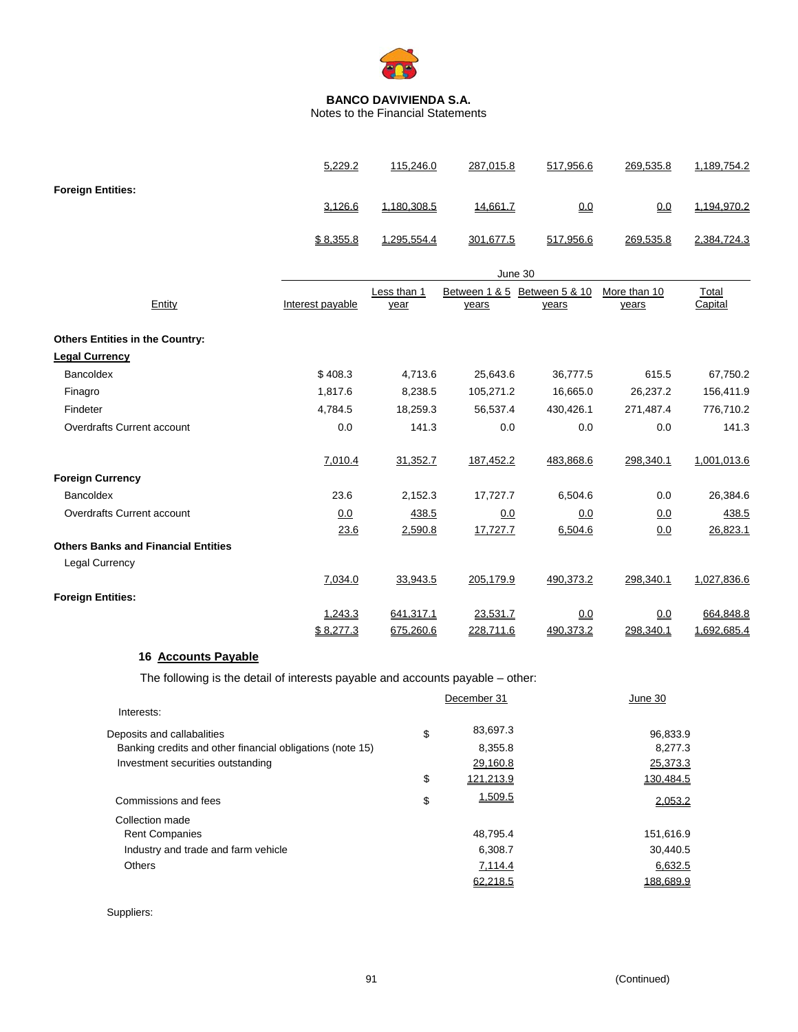**BANCO DAVIVIENDA S.A.**
Notes to the Financial Statements

| | | | | | | |
|---|---|---|---|---|---|---|
| | 5,229.2 | 115,246.0 | 287,015.8 | 517,956.6 | 269,535.8 | 1,189,754.2 |
| **Foreign Entities:** | | | | | | |
| | 3,126.6 | 1,180,308.5 | 14,661.7 | 0.0 | 0.0 | 1,194,970.2 |
| | $ 8,355.8 | 1,295,554.4 | 301,677.5 | 517,956.6 | 269,535.8 | 2,384,724.3 |

| | June 30 | | | | | |
|---|---|---|---|---|---|---|
| Entity | Interest payable | Less than 1 year | Between 1 & 5 years | Between 5 & 10 years | More than 10 years | Total Capital |
| **Others Entities in the Country:** | | | | | | |
| **Legal Currency** | | | | | | |
| Bancoldex | $ 408.3 | 4,713.6 | 25,643.6 | 36,777.5 | 615.5 | 67,750.2 |
| Finagro | 1,817.6 | 8,238.5 | 105,271.2 | 16,665.0 | 26,237.2 | 156,411.9 |
| Findeter | 4,784.5 | 18,259.3 | 56,537.4 | 430,426.1 | 271,487.4 | 776,710.2 |
| Overdrafts Current account | 0.0 | 141.3 | 0.0 | 0.0 | 0.0 | 141.3 |
| | 7,010.4 | 31,352.7 | 187,452.2 | 483,868.6 | 298,340.1 | 1,001,013.6 |
| **Foreign Currency** | | | | | | |
| Bancoldex | 23.6 | 2,152.3 | 17,727.7 | 6,504.6 | 0.0 | 26,384.6 |
| Overdrafts Current account | 0.0 | 438.5 | 0.0 | 0.0 | 0.0 | 438.5 |
| | 23.6 | 2,590.8 | 17,727.7 | 6,504.6 | 0.0 | 26,823.1 |
| **Others Banks and Financial Entities** | | | | | | |
| Legal Currency | | | | | | |
| | 7,034.0 | 33,943.5 | 205,179.9 | 490,373.2 | 298,340.1 | 1,027,836.6 |
| **Foreign Entities:** | | | | | | |
| | 1,243.3 | 641,317.1 | 23,531.7 | 0.0 | 0.0 | 664,848.8 |
| | $ 8,277.3 | 675,260.6 | 228,711.6 | 490,373.2 | 298,340.1 | 1,692,685.4 |

## 16 Accounts Payable

The following is the detail of interests payable and accounts payable – other:

| | | December 31 | June 30 |
|---|---|---|---|
| Interests: | | | |
| Deposits and callabalities | $ | 83,697.3 | 96,833.9 |
| Banking credits and other financial obligations (note 15) | | 8,355.8 | 8,277.3 |
| Investment securities outstanding | | 29,160.8 | 25,373.3 |
| | $ | 121,213.9 | 130,484.5 |
| Commissions and fees | $ | 1,509.5 | 2,053.2 |
| Collection made | | | |
| Rent Companies | | 48,795.4 | 151,616.9 |
| Industry and trade and farm vehicle | | 6,308.7 | 30,440.5 |
| Others | | 7,114.4 | 6,632.5 |
| | | 62,218.5 | 188,689.9 |

Suppliers: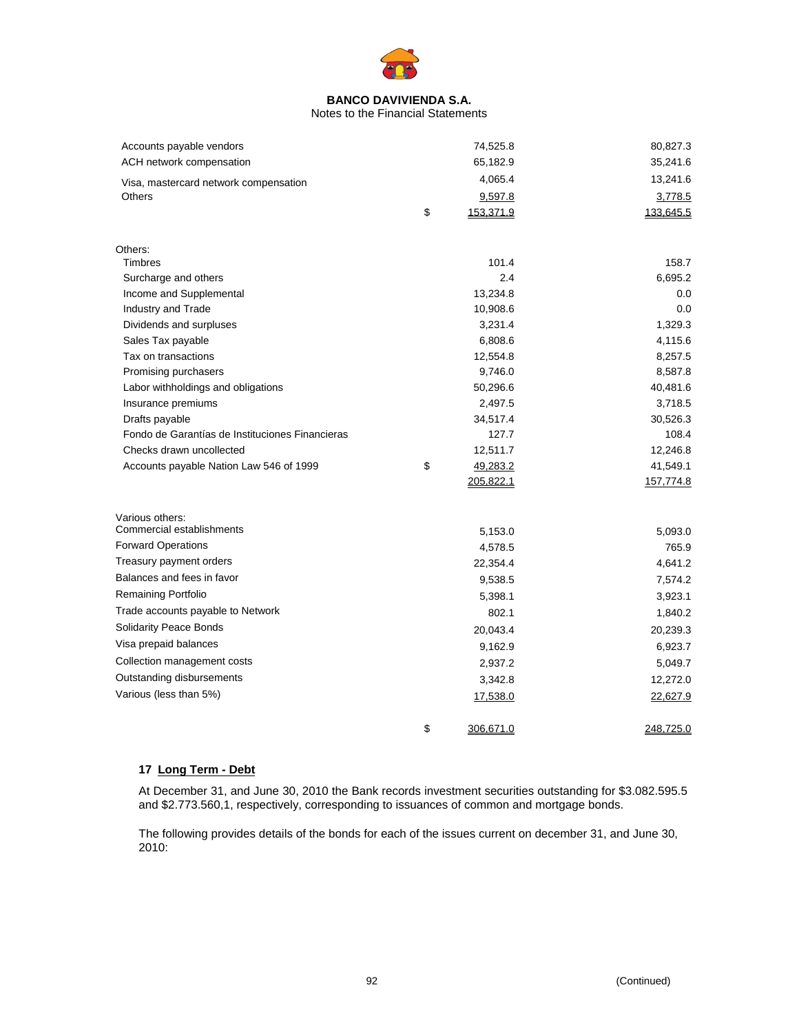|  |  |  |  |
|---|---|---|---|
| Accounts payable vendors |  | 74,525.8 | 80,827.3 |
| ACH network compensation |  | 65,182.9 | 35,241.6 |
| Visa, mastercard network compensation |  | 4,065.4 | 13,241.6 |
| Others |  | 9,597.8 | 3,778.5 |
|  | $ | 153,371.9 | 133,645.5 |
| Others: |  |  |  |
| Timbres |  | 101.4 | 158.7 |
| Surcharge and others |  | 2.4 | 6,695.2 |
| Income and Supplemental |  | 13,234.8 | 0.0 |
| Industry and Trade |  | 10,908.6 | 0.0 |
| Dividends and surpluses |  | 3,231.4 | 1,329.3 |
| Sales Tax payable |  | 6,808.6 | 4,115.6 |
| Tax on transactions |  | 12,554.8 | 8,257.5 |
| Promising purchasers |  | 9,746.0 | 8,587.8 |
| Labor withholdings and obligations |  | 50,296.6 | 40,481.6 |
| Insurance premiums |  | 2,497.5 | 3,718.5 |
| Drafts payable |  | 34,517.4 | 30,526.3 |
| Fondo de Garantías de Instituciones Financieras |  | 127.7 | 108.4 |
| Checks drawn uncollected |  | 12,511.7 | 12,246.8 |
| Accounts payable Nation Law 546 of 1999 | $ | 49,283.2 | 41,549.1 |
|  |  | 205,822.1 | 157,774.8 |
| Various others: |  |  |  |
| Commercial establishments |  | 5,153.0 | 5,093.0 |
| Forward Operations |  | 4,578.5 | 765.9 |
| Treasury payment orders |  | 22,354.4 | 4,641.2 |
| Balances and fees in favor |  | 9,538.5 | 7,574.2 |
| Remaining Portfolio |  | 5,398.1 | 3,923.1 |
| Trade accounts payable to Network |  | 802.1 | 1,840.2 |
| Solidarity Peace Bonds |  | 20,043.4 | 20,239.3 |
| Visa prepaid balances |  | 9,162.9 | 6,923.7 |
| Collection management costs |  | 2,937.2 | 5,049.7 |
| Outstanding disbursements |  | 3,342.8 | 12,272.0 |
| Various (less than 5%) |  | 17,538.0 | 22,627.9 |
|  | $ | 306,671.0 | 248,725.0 |

## 17 Long Term - Debt

At December 31, and June 30, 2010 the Bank records investment securities outstanding for $3.082.595.5 and $2.773.560,1, respectively, corresponding to issuances of common and mortgage bonds.

The following provides details of the bonds for each of the issues current on december 31, and June 30, 2010: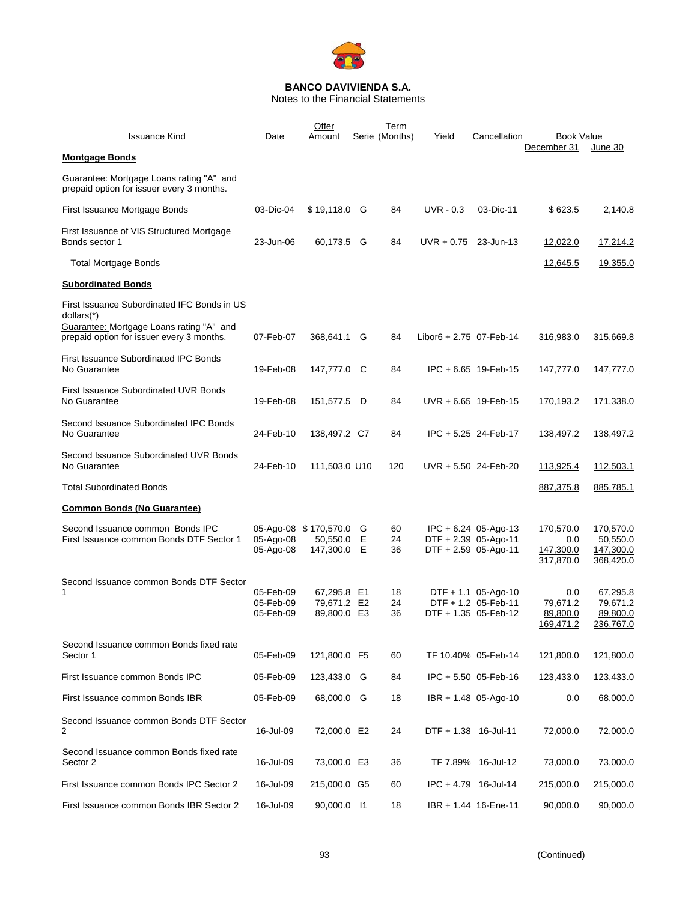**BANCO DAVIVIENDA S.A.**
Notes to the Financial Statements

| Issuance Kind | Date | Offer Amount | Serie | Term (Months) | Yield | Cancellation | Book Value December 31 | Book Value June 30 |
|---|---|---|---|---|---|---|---|---|
| **Montgage Bonds** | | | | | | | | |
| Guarantee: Mortgage Loans rating "A" and prepaid option for issuer every 3 months. | | | | | | | | |
| First Issuance Mortgage Bonds | 03-Dic-04 | $ 19,118.0 | G | 84 | UVR - 0.3 | 03-Dic-11 | $ 623.5 | 2,140.8 |
| First Issuance of VIS Structured Mortgage Bonds sector 1 | 23-Jun-06 | 60,173.5 | G | 84 | UVR + 0.75 | 23-Jun-13 | 12,022.0 | 17,214.2 |
| Total Mortgage Bonds | | | | | | | 12,645.5 | 19,355.0 |
| **Subordinated Bonds** | | | | | | | | |
| First Issuance Subordinated IFC Bonds in US dollars(*) Guarantee: Mortgage Loans rating "A" and prepaid option for issuer every 3 months. | 07-Feb-07 | 368,641.1 | G | 84 | Libor6 + 2.75 | 07-Feb-14 | 316,983.0 | 315,669.8 |
| First Issuance Subordinated IPC Bonds No Guarantee | 19-Feb-08 | 147,777.0 | C | 84 | IPC + 6.65 | 19-Feb-15 | 147,777.0 | 147,777.0 |
| First Issuance Subordinated UVR Bonds No Guarantee | 19-Feb-08 | 151,577.5 | D | 84 | UVR + 6.65 | 19-Feb-15 | 170,193.2 | 171,338.0 |
| Second Issuance Subordinated IPC Bonds No Guarantee | 24-Feb-10 | 138,497.2 | C7 | 84 | IPC + 5.25 | 24-Feb-17 | 138,497.2 | 138,497.2 |
| Second Issuance Subordinated UVR Bonds No Guarantee | 24-Feb-10 | 111,503.0 | U10 | 120 | UVR + 5.50 | 24-Feb-20 | 113,925.4 | 112,503.1 |
| Total Subordinated Bonds | | | | | | | 887,375.8 | 885,785.1 |
| **Common Bonds (No Guarantee)** | | | | | | | | |
| Second Issuance common Bonds IPC | 05-Ago-08 | $ 170,570.0 | G | 60 | IPC + 6.24 | 05-Ago-13 | 170,570.0 | 170,570.0 |
| First Issuance common Bonds DTF Sector 1 | 05-Ago-08 | 50,550.0 | E | 24 | DTF + 2.39 | 05-Ago-11 | 0.0 | 50,550.0 |
| | 05-Ago-08 | 147,300.0 | E | 36 | DTF + 2.59 | 05-Ago-11 | 147,300.0 | 147,300.0 |
| | | | | | | | 317,870.0 | 368,420.0 |
| Second Issuance common Bonds DTF Sector 1 | 05-Feb-09 | 67,295.8 | E1 | 18 | DTF + 1.1 | 05-Ago-10 | 0.0 | 67,295.8 |
| | 05-Feb-09 | 79,671.2 | E2 | 24 | DTF + 1.2 | 05-Feb-11 | 79,671.2 | 79,671.2 |
| | 05-Feb-09 | 89,800.0 | E3 | 36 | DTF + 1.35 | 05-Feb-12 | 89,800.0 | 89,800.0 |
| | | | | | | | 169,471.2 | 236,767.0 |
| Second Issuance common Bonds fixed rate Sector 1 | 05-Feb-09 | 121,800.0 | F5 | 60 | TF 10.40% | 05-Feb-14 | 121,800.0 | 121,800.0 |
| First Issuance common Bonds IPC | 05-Feb-09 | 123,433.0 | G | 84 | IPC + 5.50 | 05-Feb-16 | 123,433.0 | 123,433.0 |
| First Issuance common Bonds IBR | 05-Feb-09 | 68,000.0 | G | 18 | IBR + 1.48 | 05-Ago-10 | 0.0 | 68,000.0 |
| Second Issuance common Bonds DTF Sector 2 | 16-Jul-09 | 72,000.0 | E2 | 24 | DTF + 1.38 | 16-Jul-11 | 72,000.0 | 72,000.0 |
| Second Issuance common Bonds fixed rate Sector 2 | 16-Jul-09 | 73,000.0 | E3 | 36 | TF 7.89% | 16-Jul-12 | 73,000.0 | 73,000.0 |
| First Issuance common Bonds IPC Sector 2 | 16-Jul-09 | 215,000.0 | G5 | 60 | IPC + 4.79 | 16-Jul-14 | 215,000.0 | 215,000.0 |
| First Issuance common Bonds IBR Sector 2 | 16-Jul-09 | 90,000.0 | I1 | 18 | IBR + 1.44 | 16-Ene-11 | 90,000.0 | 90,000.0 |

(Continued)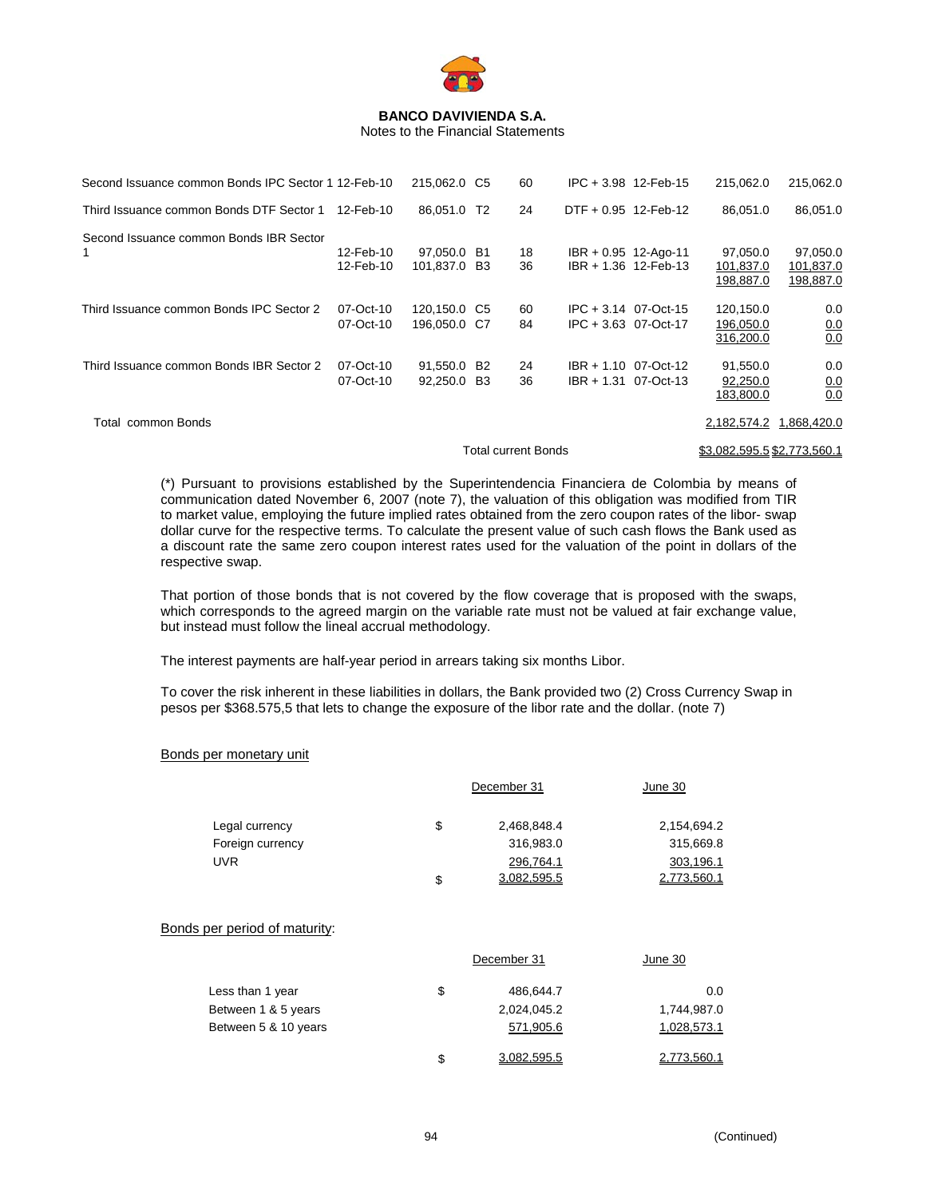**BANCO DAVIVIENDA S.A.**
Notes to the Financial Statements

| | | | | | | | | |
|---|---|---|---|---|---|---|---|---|
| Second Issuance common Bonds IPC Sector 1 | 12-Feb-10 | 215,062.0 | C5 | 60 | IPC + 3.98 | 12-Feb-15 | 215,062.0 | 215,062.0 |
| Third Issuance common Bonds DTF Sector 1 | 12-Feb-10 | 86,051.0 | T2 | 24 | DTF + 0.95 | 12-Feb-12 | 86,051.0 | 86,051.0 |
| Second Issuance common Bonds IBR Sector 1 | 12-Feb-10 | 97,050.0 | B1 | 18 | IBR + 0.95 | 12-Ago-11 | 97,050.0 | 97,050.0 |
| | 12-Feb-10 | 101,837.0 | B3 | 36 | IBR + 1.36 | 12-Feb-13 | 101,837.0 | 101,837.0 |
| | | | | | | | 198,887.0 | 198,887.0 |
| Third Issuance common Bonds IPC Sector 2 | 07-Oct-10 | 120,150.0 | C5 | 60 | IPC + 3.14 | 07-Oct-15 | 120,150.0 | 0.0 |
| | 07-Oct-10 | 196,050.0 | C7 | 84 | IPC + 3.63 | 07-Oct-17 | 196,050.0 | 0.0 |
| | | | | | | | 316,200.0 | 0.0 |
| Third Issuance common Bonds IBR Sector 2 | 07-Oct-10 | 91,550.0 | B2 | 24 | IBR + 1.10 | 07-Oct-12 | 91,550.0 | 0.0 |
| | 07-Oct-10 | 92,250.0 | B3 | 36 | IBR + 1.31 | 07-Oct-13 | 92,250.0 | 0.0 |
| | | | | | | | 183,800.0 | 0.0 |
| Total common Bonds | | | | | | | 2,182,574.2 | 1,868,420.0 |
| | | | | Total current Bonds | | | $3,082,595.5 | $2,773,560.1 |

(*) Pursuant to provisions established by the Superintendencia Financiera de Colombia by means of communication dated November 6, 2007 (note 7), the valuation of this obligation was modified from TIR to market value, employing the future implied rates obtained from the zero coupon rates of the libor- swap dollar curve for the respective terms. To calculate the present value of such cash flows the Bank used as a discount rate the same zero coupon interest rates used for the valuation of the point in dollars of the respective swap.

That portion of those bonds that is not covered by the flow coverage that is proposed with the swaps, which corresponds to the agreed margin on the variable rate must not be valued at fair exchange value, but instead must follow the lineal accrual methodology.

The interest payments are half-year period in arrears taking six months Libor.

To cover the risk inherent in these liabilities in dollars, the Bank provided two (2) Cross Currency Swap in pesos per $368.575,5 that lets to change the exposure of the libor rate and the dollar. (note 7)

Bonds per monetary unit

| | | December 31 | June 30 |
|---|---|---|---|
| Legal currency | $ | 2,468,848.4 | 2,154,694.2 |
| Foreign currency | | 316,983.0 | 315,669.8 |
| UVR | | 296,764.1 | 303,196.1 |
| | $ | 3,082,595.5 | 2,773,560.1 |

Bonds per period of maturity:

| | | December 31 | June 30 |
|---|---|---|---|
| Less than 1 year | $ | 486,644.7 | 0.0 |
| Between 1 & 5 years | | 2,024,045.2 | 1,744,987.0 |
| Between 5 & 10 years | | 571,905.6 | 1,028,573.1 |
| | $ | 3,082,595.5 | 2,773,560.1 |

(Continued)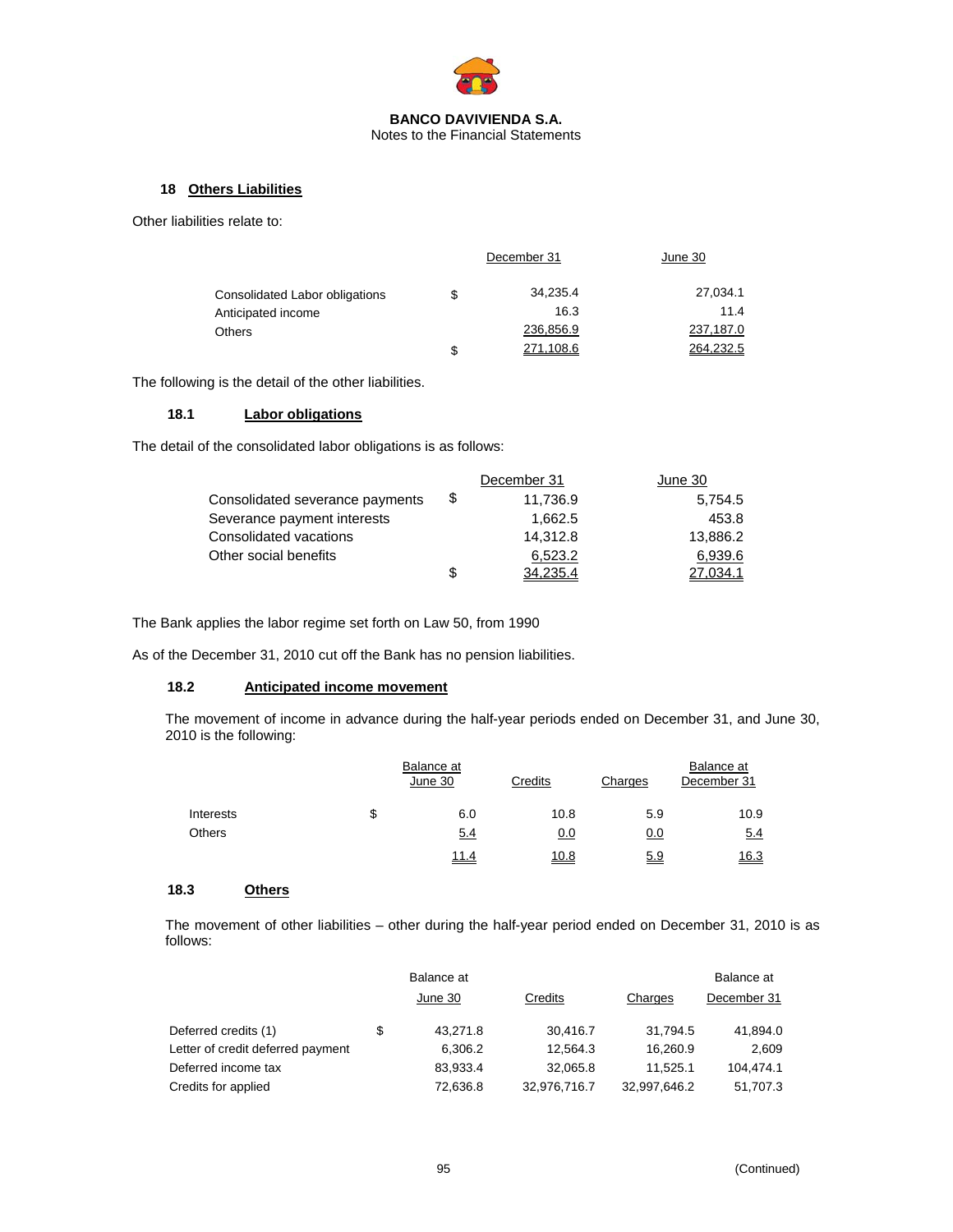**BANCO DAVIVIENDA S.A.**
Notes to the Financial Statements

## 18 Others Liabilities

Other liabilities relate to:

| | | December 31 | June 30 |
|---|---|---|---|
| Consolidated Labor obligations | $ | 34,235.4 | 27,034.1 |
| Anticipated income | | 16.3 | 11.4 |
| Others | | 236,856.9 | 237,187.0 |
| | $ | 271,108.6 | 264,232.5 |

The following is the detail of the other liabilities.

### 18.1 Labor obligations

The detail of the consolidated labor obligations is as follows:

| | | December 31 | June 30 |
|---|---|---|---|
| Consolidated severance payments | $ | 11,736.9 | 5,754.5 |
| Severance payment interests | | 1,662.5 | 453.8 |
| Consolidated vacations | | 14,312.8 | 13,886.2 |
| Other social benefits | | 6,523.2 | 6,939.6 |
| | $ | 34,235.4 | 27,034.1 |

The Bank applies the labor regime set forth on Law 50, from 1990

As of the December 31, 2010 cut off the Bank has no pension liabilities.

### 18.2 Anticipated income movement

The movement of income in advance during the half-year periods ended on December 31, and June 30, 2010 is the following:

| | | Balance at June 30 | Credits | Charges | Balance at December 31 |
|---|---|---|---|---|---|
| Interests | $ | 6.0 | 10.8 | 5.9 | 10.9 |
| Others | | 5.4 | 0.0 | 0.0 | 5.4 |
| | | 11.4 | 10.8 | 5.9 | 16.3 |

### 18.3 Others

The movement of other liabilities – other during the half-year period ended on December 31, 2010 is as follows:

| | | Balance at June 30 | Credits | Charges | Balance at December 31 |
|---|---|---|---|---|---|
| Deferred credits (1) | $ | 43,271.8 | 30,416.7 | 31,794.5 | 41,894.0 |
| Letter of credit deferred payment | | 6,306.2 | 12,564.3 | 16,260.9 | 2,609 |
| Deferred income tax | | 83,933.4 | 32,065.8 | 11,525.1 | 104,474.1 |
| Credits for applied | | 72,636.8 | 32,976,716.7 | 32,997,646.2 | 51,707.3 |

(Continued)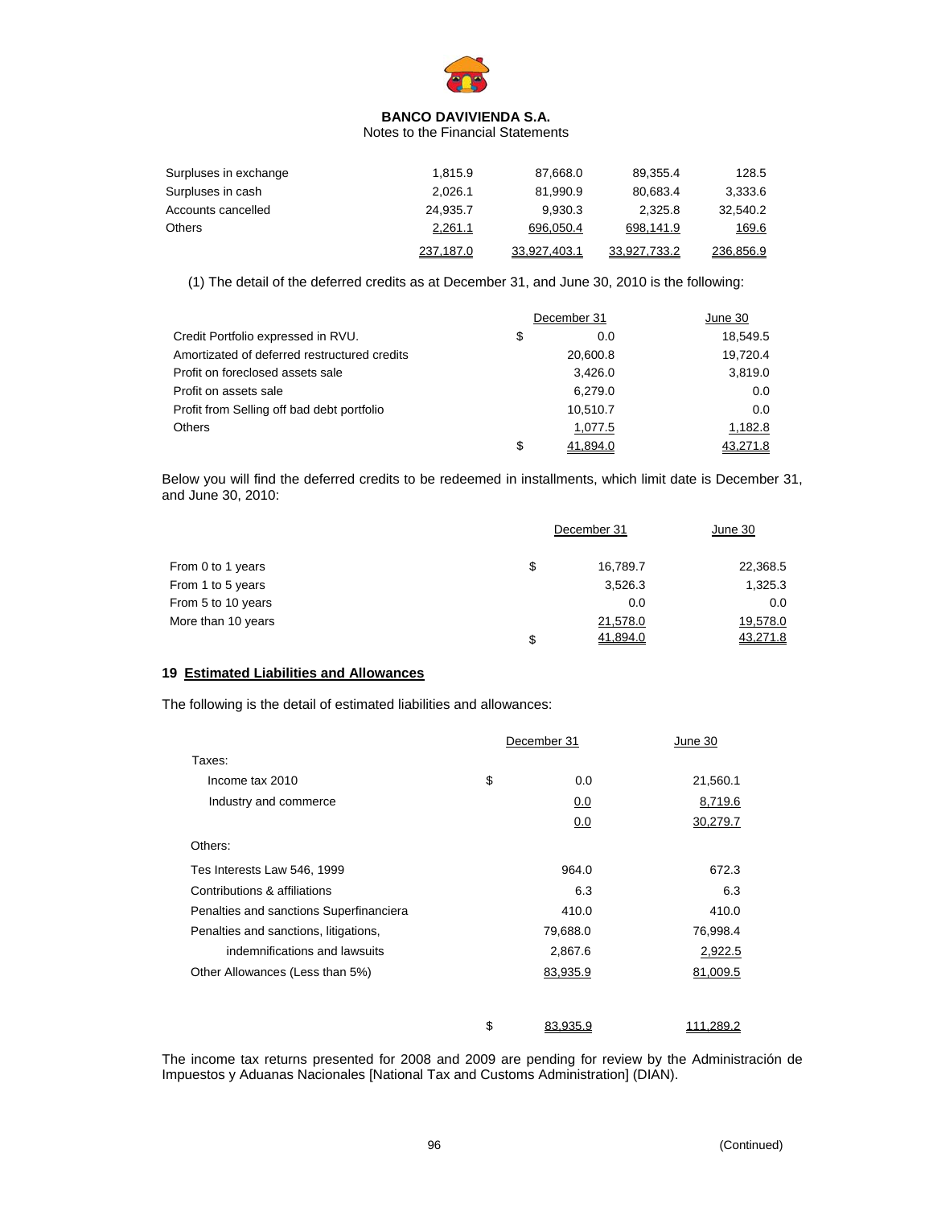| | | | | |
|---|---|---|---|---|
| Surpluses in exchange | 1,815.9 | 87,668.0 | 89,355.4 | 128.5 |
| Surpluses in cash | 2,026.1 | 81,990.9 | 80,683.4 | 3,333.6 |
| Accounts cancelled | 24,935.7 | 9,930.3 | 2,325.8 | 32,540.2 |
| Others | 2,261.1 | 696,050.4 | 698,141.9 | 169.6 |
| | 237,187.0 | 33,927,403.1 | 33,927,733.2 | 236,856.9 |

(1) The detail of the deferred credits as at December 31, and June 30, 2010 is the following:

| | December 31 | June 30 |
|---|---|---|
| Credit Portfolio expressed in RVU. | $ 0.0 | 18,549.5 |
| Amortized of deferred restructured credits | 20,600.8 | 19,720.4 |
| Profit on foreclosed assets sale | 3,426.0 | 3,819.0 |
| Profit on assets sale | 6,279.0 | 0.0 |
| Profit from Selling off bad debt portfolio | 10,510.7 | 0.0 |
| Others | 1,077.5 | 1,182.8 |
| | $ 41,894.0 | 43,271.8 |

Below you will find the deferred credits to be redeemed in installments, which limit date is December 31, and June 30, 2010:

| | December 31 | June 30 |
|---|---|---|
| From 0 to 1 years | $ 16,789.7 | 22,368.5 |
| From 1 to 5 years | 3,526.3 | 1,325.3 |
| From 5 to 10 years | 0.0 | 0.0 |
| More than 10 years | 21,578.0 | 19,578.0 |
| | $ 41,894.0 | 43,271.8 |

## 19 Estimated Liabilities and Allowances

The following is the detail of estimated liabilities and allowances:

| | December 31 | June 30 |
|---|---|---|
| Taxes: | | |
| Income tax 2010 | $ 0.0 | 21,560.1 |
| Industry and commerce | 0.0 | 8,719.6 |
| | 0.0 | 30,279.7 |
| Others: | | |
| Tes Interests Law 546, 1999 | 964.0 | 672.3 |
| Contributions & affiliations | 6.3 | 6.3 |
| Penalties and sanctions Superfinanciera | 410.0 | 410.0 |
| Penalties and sanctions, litigations, | 79,688.0 | 76,998.4 |
| indemnifications and lawsuits | 2,867.6 | 2,922.5 |
| Other Allowances (Less than 5%) | 83,935.9 | 81,009.5 |
| | $ 83,935.9 | 111,289.2 |

The income tax returns presented for 2008 and 2009 are pending for review by the Administración de Impuestos y Aduanas Nacionales [National Tax and Customs Administration] (DIAN).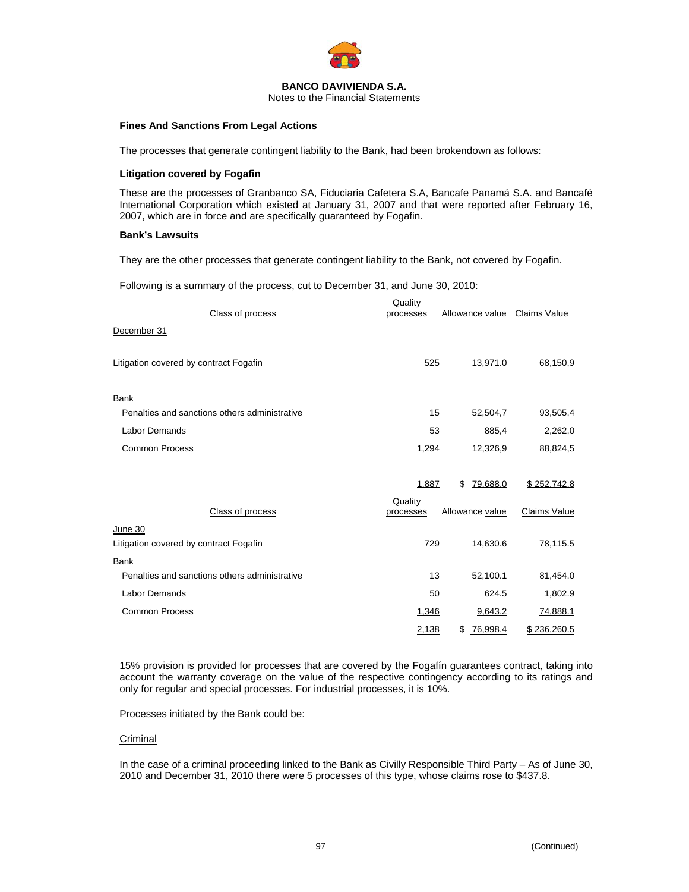BANCO DAVIVIENDA S.A.
Notes to the Financial Statements

### Fines And Sanctions From Legal Actions

The processes that generate contingent liability to the Bank, had been brokendown as follows:

### Litigation covered by Fogafin

These are the processes of Granbanco SA, Fiduciaria Cafetera S.A, Bancafe Panamá S.A. and Bancafé International Corporation which existed at January 31, 2007 and that were reported after February 16, 2007, which are in force and are specifically guaranteed by Fogafin.

### Bank's Lawsuits

They are the other processes that generate contingent liability to the Bank, not covered by Fogafin.

Following is a summary of the process, cut to December 31, and June 30, 2010:

| Class of process | Quality processes | Allowance value | Claims Value |
|---|---|---|---|
| December 31 | | | |
| Litigation covered by contract Fogafin | 525 | 13,971.0 | 68,150,9 |
| Bank | | | |
| Penalties and sanctions others administrative | 15 | 52,504,7 | 93,505,4 |
| Labor Demands | 53 | 885,4 | 2,262,0 |
| Common Process | 1,294 | 12,326,9 | 88,824,5 |
| | 1,887 | $ 79,688.0 | $ 252,742.8 |

| Class of process | Quality processes | Allowance value | Claims Value |
|---|---|---|---|
| June 30 | | | |
| Litigation covered by contract Fogafin | 729 | 14,630.6 | 78,115.5 |
| Bank | | | |
| Penalties and sanctions others administrative | 13 | 52,100.1 | 81,454.0 |
| Labor Demands | 50 | 624.5 | 1,802.9 |
| Common Process | 1,346 | 9,643.2 | 74,888.1 |
| | 2,138 | $ 76,998.4 | $ 236,260.5 |

15% provision is provided for processes that are covered by the Fogafín guarantees contract, taking into account the warranty coverage on the value of the respective contingency according to its ratings and only for regular and special processes. For industrial processes, it is 10%.

Processes initiated by the Bank could be:

Criminal

In the case of a criminal proceeding linked to the Bank as Civilly Responsible Third Party – As of June 30, 2010 and December 31, 2010 there were 5 processes of this type, whose claims rose to $437.8.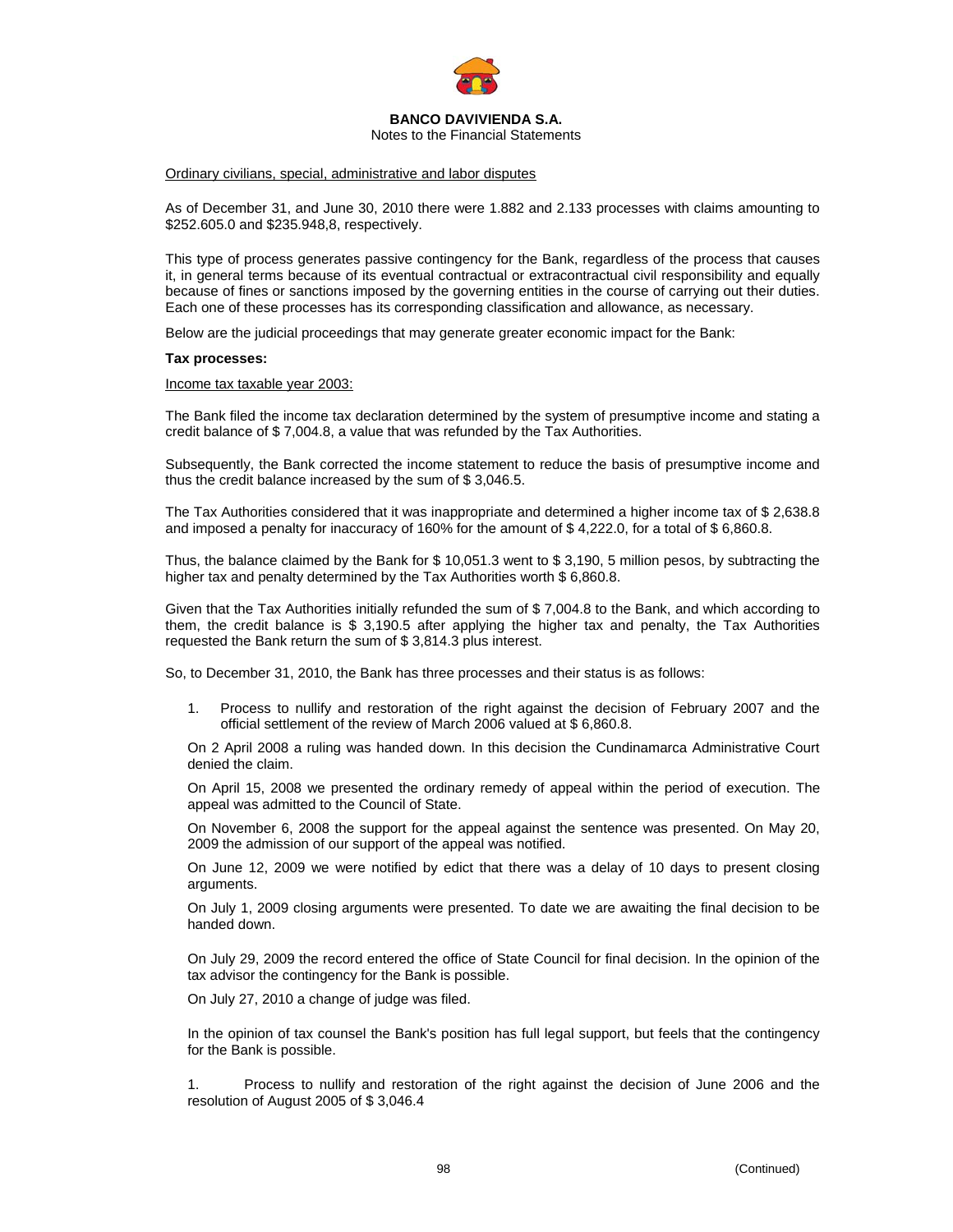Ordinary civilians, special, administrative and labor disputes

As of December 31, and June 30, 2010 there were 1.882 and 2.133 processes with claims amounting to $252.605.0 and $235.948,8, respectively.

This type of process generates passive contingency for the Bank, regardless of the process that causes it, in general terms because of its eventual contractual or extracontractual civil responsibility and equally because of fines or sanctions imposed by the governing entities in the course of carrying out their duties. Each one of these processes has its corresponding classification and allowance, as necessary.

Below are the judicial proceedings that may generate greater economic impact for the Bank:

**Tax processes:**

Income tax taxable year 2003:

The Bank filed the income tax declaration determined by the system of presumptive income and stating a credit balance of $ 7,004.8, a value that was refunded by the Tax Authorities.

Subsequently, the Bank corrected the income statement to reduce the basis of presumptive income and thus the credit balance increased by the sum of $ 3,046.5.

The Tax Authorities considered that it was inappropriate and determined a higher income tax of $ 2,638.8 and imposed a penalty for inaccuracy of 160% for the amount of $ 4,222.0, for a total of $ 6,860.8.

Thus, the balance claimed by the Bank for $ 10,051.3 went to $ 3,190, 5 million pesos, by subtracting the higher tax and penalty determined by the Tax Authorities worth $ 6,860.8.

Given that the Tax Authorities initially refunded the sum of $ 7,004.8 to the Bank, and which according to them, the credit balance is $ 3,190.5 after applying the higher tax and penalty, the Tax Authorities requested the Bank return the sum of $ 3,814.3 plus interest.

So, to December 31, 2010, the Bank has three processes and their status is as follows:

1. Process to nullify and restoration of the right against the decision of February 2007 and the official settlement of the review of March 2006 valued at $ 6,860.8.

   On 2 April 2008 a ruling was handed down. In this decision the Cundinamarca Administrative Court denied the claim.

   On April 15, 2008 we presented the ordinary remedy of appeal within the period of execution. The appeal was admitted to the Council of State.

   On November 6, 2008 the support for the appeal against the sentence was presented. On May 20, 2009 the admission of our support of the appeal was notified.

   On June 12, 2009 we were notified by edict that there was a delay of 10 days to present closing arguments.

   On July 1, 2009 closing arguments were presented. To date we are awaiting the final decision to be handed down.

   On July 29, 2009 the record entered the office of State Council for final decision. In the opinion of the tax advisor the contingency for the Bank is possible.

   On July 27, 2010 a change of judge was filed.

   In the opinion of tax counsel the Bank's position has full legal support, but feels that the contingency for the Bank is possible.

1. Process to nullify and restoration of the right against the decision of June 2006 and the resolution of August 2005 of $ 3,046.4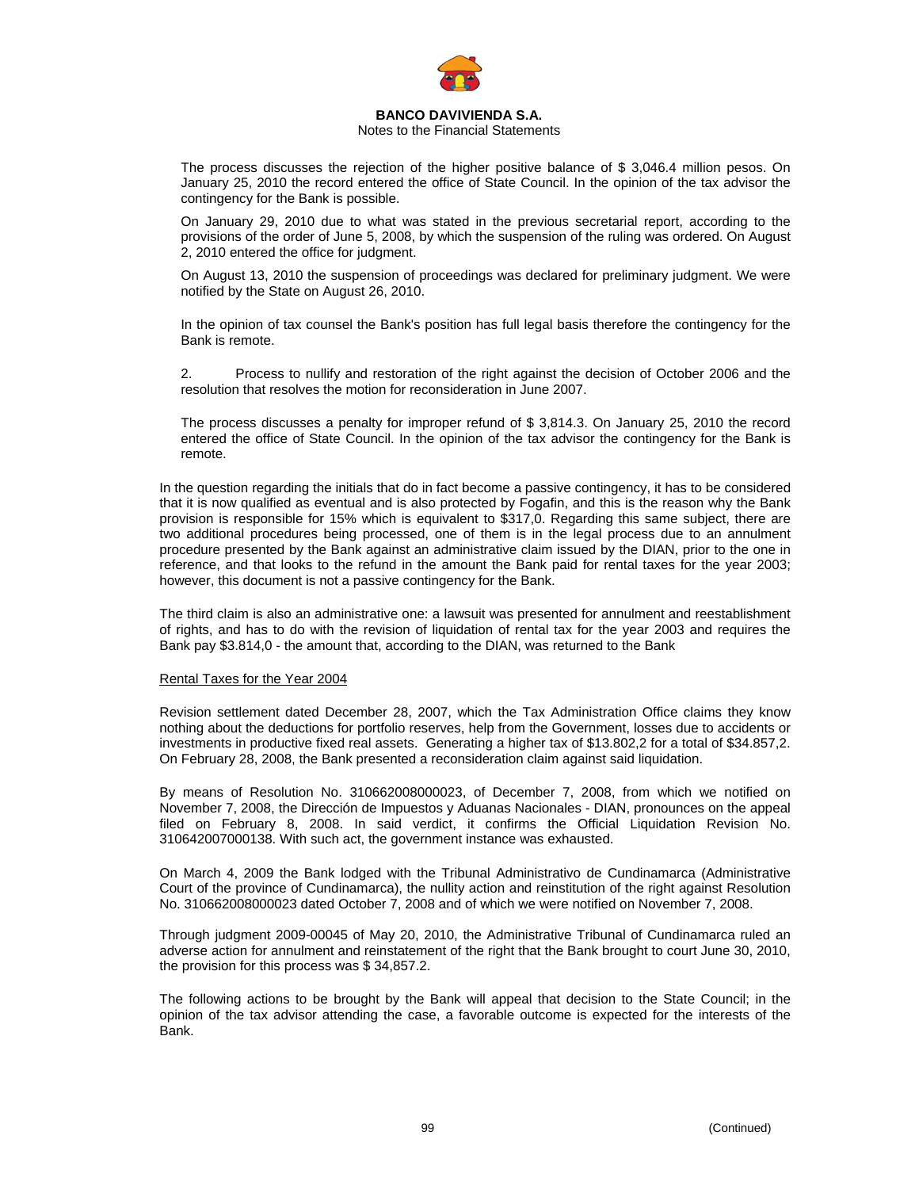The process discusses the rejection of the higher positive balance of $ 3,046.4 million pesos. On January 25, 2010 the record entered the office of State Council. In the opinion of the tax advisor the contingency for the Bank is possible.

On January 29, 2010 due to what was stated in the previous secretarial report, according to the provisions of the order of June 5, 2008, by which the suspension of the ruling was ordered. On August 2, 2010 entered the office for judgment.

On August 13, 2010 the suspension of proceedings was declared for preliminary judgment. We were notified by the State on August 26, 2010.

In the opinion of tax counsel the Bank's position has full legal basis therefore the contingency for the Bank is remote.

2. Process to nullify and restoration of the right against the decision of October 2006 and the resolution that resolves the motion for reconsideration in June 2007.

The process discusses a penalty for improper refund of $ 3,814.3. On January 25, 2010 the record entered the office of State Council. In the opinion of the tax advisor the contingency for the Bank is remote.

In the question regarding the initials that do in fact become a passive contingency, it has to be considered that it is now qualified as eventual and is also protected by Fogafin, and this is the reason why the Bank provision is responsible for 15% which is equivalent to $317,0. Regarding this same subject, there are two additional procedures being processed, one of them is in the legal process due to an annulment procedure presented by the Bank against an administrative claim issued by the DIAN, prior to the one in reference, and that looks to the refund in the amount the Bank paid for rental taxes for the year 2003; however, this document is not a passive contingency for the Bank.

The third claim is also an administrative one: a lawsuit was presented for annulment and reestablishment of rights, and has to do with the revision of liquidation of rental tax for the year 2003 and requires the Bank pay $3.814,0 - the amount that, according to the DIAN, was returned to the Bank

Rental Taxes for the Year 2004

Revision settlement dated December 28, 2007, which the Tax Administration Office claims they know nothing about the deductions for portfolio reserves, help from the Government, losses due to accidents or investments in productive fixed real assets. Generating a higher tax of $13.802,2 for a total of $34.857,2. On February 28, 2008, the Bank presented a reconsideration claim against said liquidation.

By means of Resolution No. 310662008000023, of December 7, 2008, from which we notified on November 7, 2008, the Dirección de Impuestos y Aduanas Nacionales - DIAN, pronounces on the appeal filed on February 8, 2008. In said verdict, it confirms the Official Liquidation Revision No. 310642007000138. With such act, the government instance was exhausted.

On March 4, 2009 the Bank lodged with the Tribunal Administrativo de Cundinamarca (Administrative Court of the province of Cundinamarca), the nullity action and reinstitution of the right against Resolution No. 310662008000023 dated October 7, 2008 and of which we were notified on November 7, 2008.

Through judgment 2009-00045 of May 20, 2010, the Administrative Tribunal of Cundinamarca ruled an adverse action for annulment and reinstatement of the right that the Bank brought to court June 30, 2010, the provision for this process was $ 34,857.2.

The following actions to be brought by the Bank will appeal that decision to the State Council; in the opinion of the tax advisor attending the case, a favorable outcome is expected for the interests of the Bank.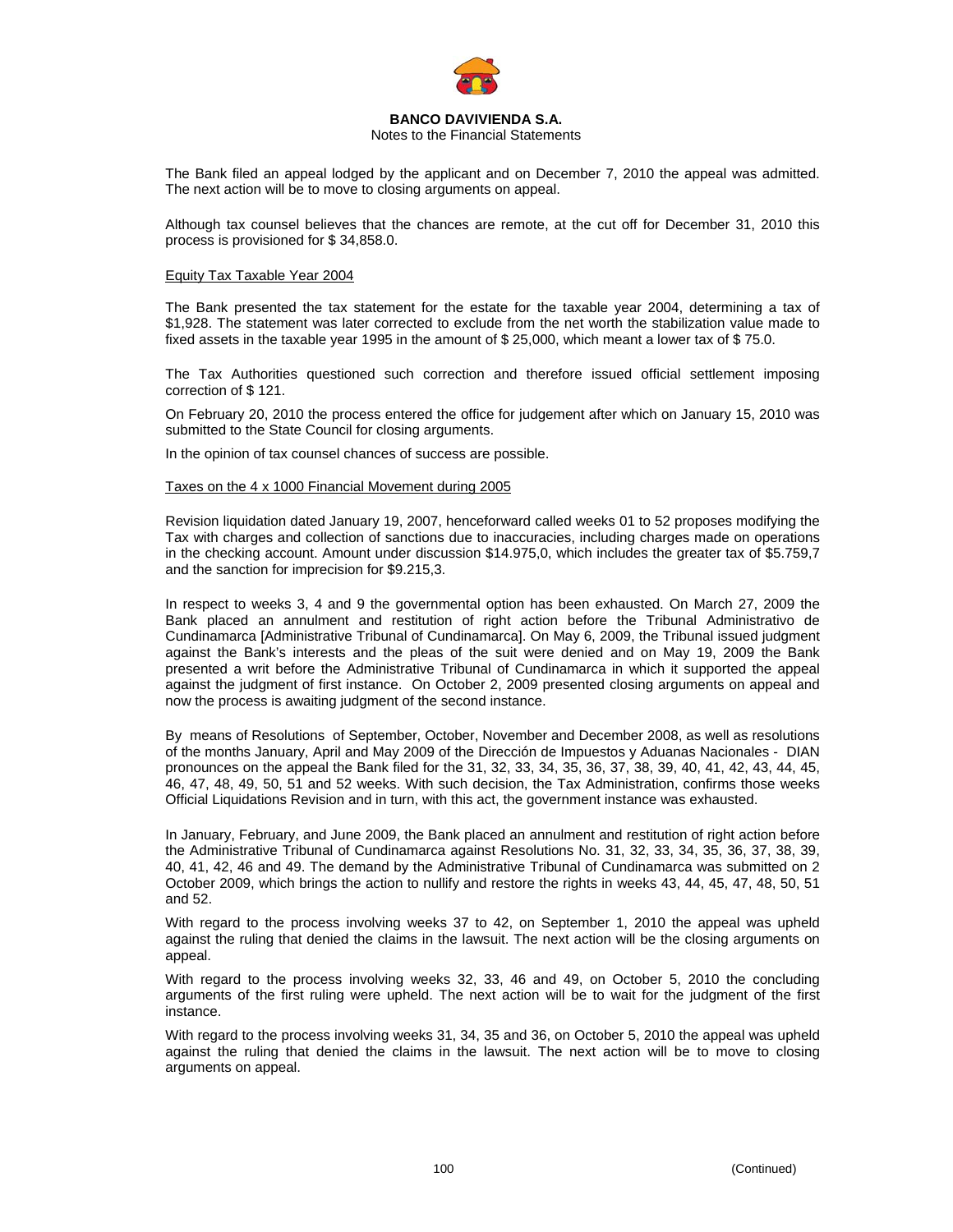The Bank filed an appeal lodged by the applicant and on December 7, 2010 the appeal was admitted. The next action will be to move to closing arguments on appeal.

Although tax counsel believes that the chances are remote, at the cut off for December 31, 2010 this process is provisioned for $ 34,858.0.

Equity Tax Taxable Year 2004

The Bank presented the tax statement for the estate for the taxable year 2004, determining a tax of $1,928. The statement was later corrected to exclude from the net worth the stabilization value made to fixed assets in the taxable year 1995 in the amount of $ 25,000, which meant a lower tax of $ 75.0.

The Tax Authorities questioned such correction and therefore issued official settlement imposing correction of $ 121.

On February 20, 2010 the process entered the office for judgement after which on January 15, 2010 was submitted to the State Council for closing arguments.

In the opinion of tax counsel chances of success are possible.

Taxes on the 4 x 1000 Financial Movement during 2005

Revision liquidation dated January 19, 2007, henceforward called weeks 01 to 52 proposes modifying the Tax with charges and collection of sanctions due to inaccuracies, including charges made on operations in the checking account. Amount under discussion $14.975,0, which includes the greater tax of $5.759,7 and the sanction for imprecision for $9.215,3.

In respect to weeks 3, 4 and 9 the governmental option has been exhausted. On March 27, 2009 the Bank placed an annulment and restitution of right action before the Tribunal Administrativo de Cundinamarca [Administrative Tribunal of Cundinamarca]. On May 6, 2009, the Tribunal issued judgment against the Bank's interests and the pleas of the suit were denied and on May 19, 2009 the Bank presented a writ before the Administrative Tribunal of Cundinamarca in which it supported the appeal against the judgment of first instance. On October 2, 2009 presented closing arguments on appeal and now the process is awaiting judgment of the second instance.

By means of Resolutions of September, October, November and December 2008, as well as resolutions of the months January, April and May 2009 of the Dirección de Impuestos y Aduanas Nacionales - DIAN pronounces on the appeal the Bank filed for the 31, 32, 33, 34, 35, 36, 37, 38, 39, 40, 41, 42, 43, 44, 45, 46, 47, 48, 49, 50, 51 and 52 weeks. With such decision, the Tax Administration, confirms those weeks Official Liquidations Revision and in turn, with this act, the government instance was exhausted.

In January, February, and June 2009, the Bank placed an annulment and restitution of right action before the Administrative Tribunal of Cundinamarca against Resolutions No. 31, 32, 33, 34, 35, 36, 37, 38, 39, 40, 41, 42, 46 and 49. The demand by the Administrative Tribunal of Cundinamarca was submitted on 2 October 2009, which brings the action to nullify and restore the rights in weeks 43, 44, 45, 47, 48, 50, 51 and 52.

With regard to the process involving weeks 37 to 42, on September 1, 2010 the appeal was upheld against the ruling that denied the claims in the lawsuit. The next action will be the closing arguments on appeal.

With regard to the process involving weeks 32, 33, 46 and 49, on October 5, 2010 the concluding arguments of the first ruling were upheld. The next action will be to wait for the judgment of the first instance.

With regard to the process involving weeks 31, 34, 35 and 36, on October 5, 2010 the appeal was upheld against the ruling that denied the claims in the lawsuit. The next action will be to move to closing arguments on appeal.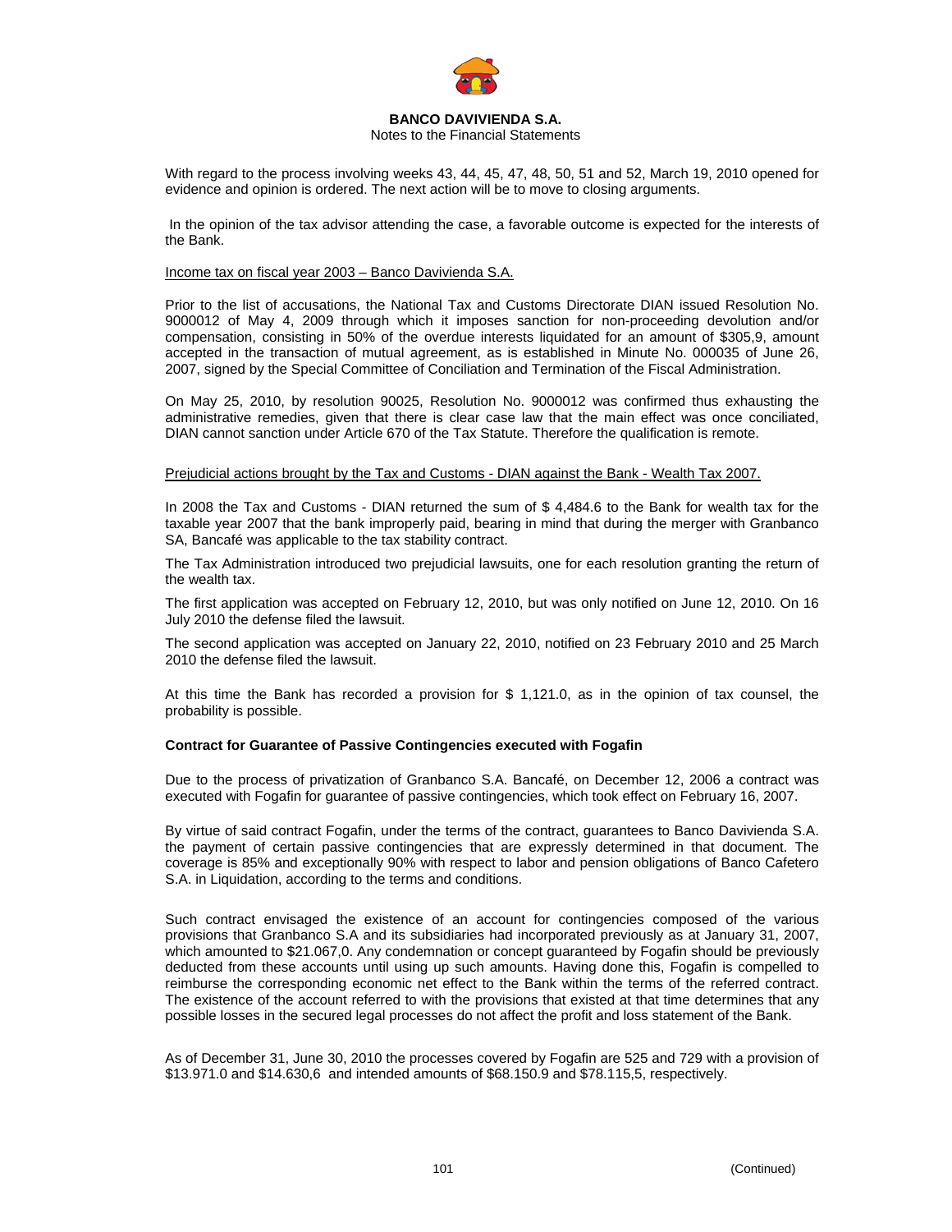With regard to the process involving weeks 43, 44, 45, 47, 48, 50, 51 and 52, March 19, 2010 opened for evidence and opinion is ordered. The next action will be to move to closing arguments.

In the opinion of the tax advisor attending the case, a favorable outcome is expected for the interests of the Bank.

Income tax on fiscal year 2003 – Banco Davivienda S.A.

Prior to the list of accusations, the National Tax and Customs Directorate DIAN issued Resolution No. 9000012 of May 4, 2009 through which it imposes sanction for non-proceeding devolution and/or compensation, consisting in 50% of the overdue interests liquidated for an amount of $305,9, amount accepted in the transaction of mutual agreement, as is established in Minute No. 000035 of June 26, 2007, signed by the Special Committee of Conciliation and Termination of the Fiscal Administration.

On May 25, 2010, by resolution 90025, Resolution No. 9000012 was confirmed thus exhausting the administrative remedies, given that there is clear case law that the main effect was once conciliated, DIAN cannot sanction under Article 670 of the Tax Statute. Therefore the qualification is remote.

Prejudicial actions brought by the Tax and Customs - DIAN against the Bank - Wealth Tax 2007.

In 2008 the Tax and Customs - DIAN returned the sum of $ 4,484.6 to the Bank for wealth tax for the taxable year 2007 that the bank improperly paid, bearing in mind that during the merger with Granbanco SA, Bancafé was applicable to the tax stability contract.

The Tax Administration introduced two prejudicial lawsuits, one for each resolution granting the return of the wealth tax.

The first application was accepted on February 12, 2010, but was only notified on June 12, 2010. On 16 July 2010 the defense filed the lawsuit.

The second application was accepted on January 22, 2010, notified on 23 February 2010 and 25 March 2010 the defense filed the lawsuit.

At this time the Bank has recorded a provision for $ 1,121.0, as in the opinion of tax counsel, the probability is possible.

**Contract for Guarantee of Passive Contingencies executed with Fogafin**

Due to the process of privatization of Granbanco S.A. Bancafé, on December 12, 2006 a contract was executed with Fogafin for guarantee of passive contingencies, which took effect on February 16, 2007.

By virtue of said contract Fogafin, under the terms of the contract, guarantees to Banco Davivienda S.A. the payment of certain passive contingencies that are expressly determined in that document. The coverage is 85% and exceptionally 90% with respect to labor and pension obligations of Banco Cafetero S.A. in Liquidation, according to the terms and conditions.

Such contract envisaged the existence of an account for contingencies composed of the various provisions that Granbanco S.A and its subsidiaries had incorporated previously as at January 31, 2007, which amounted to $21.067,0. Any condemnation or concept guaranteed by Fogafin should be previously deducted from these accounts until using up such amounts. Having done this, Fogafin is compelled to reimburse the corresponding economic net effect to the Bank within the terms of the referred contract. The existence of the account referred to with the provisions that existed at that time determines that any possible losses in the secured legal processes do not affect the profit and loss statement of the Bank.

As of December 31, June 30, 2010 the processes covered by Fogafin are 525 and 729 with a provision of $13.971.0 and $14.630,6 and intended amounts of $68.150.9 and $78.115,5, respectively.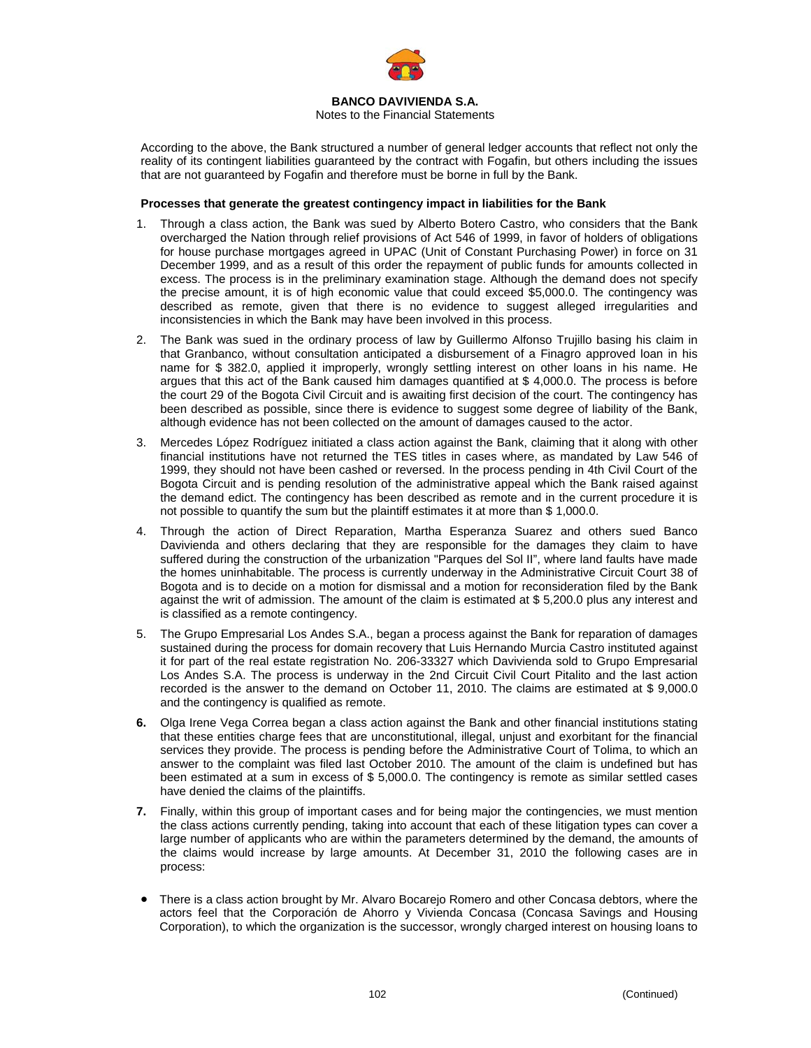According to the above, the Bank structured a number of general ledger accounts that reflect not only the reality of its contingent liabilities guaranteed by the contract with Fogafin, but others including the issues that are not guaranteed by Fogafin and therefore must be borne in full by the Bank.

**Processes that generate the greatest contingency impact in liabilities for the Bank**

1. Through a class action, the Bank was sued by Alberto Botero Castro, who considers that the Bank overcharged the Nation through relief provisions of Act 546 of 1999, in favor of holders of obligations for house purchase mortgages agreed in UPAC (Unit of Constant Purchasing Power) in force on 31 December 1999, and as a result of this order the repayment of public funds for amounts collected in excess. The process is in the preliminary examination stage. Although the demand does not specify the precise amount, it is of high economic value that could exceed $5,000.0. The contingency was described as remote, given that there is no evidence to suggest alleged irregularities and inconsistencies in which the Bank may have been involved in this process.

2. The Bank was sued in the ordinary process of law by Guillermo Alfonso Trujillo basing his claim in that Granbanco, without consultation anticipated a disbursement of a Finagro approved loan in his name for $ 382.0, applied it improperly, wrongly settling interest on other loans in his name. He argues that this act of the Bank caused him damages quantified at $ 4,000.0. The process is before the court 29 of the Bogota Civil Circuit and is awaiting first decision of the court. The contingency has been described as possible, since there is evidence to suggest some degree of liability of the Bank, although evidence has not been collected on the amount of damages caused to the actor.

3. Mercedes López Rodríguez initiated a class action against the Bank, claiming that it along with other financial institutions have not returned the TES titles in cases where, as mandated by Law 546 of 1999, they should not have been cashed or reversed. In the process pending in 4th Civil Court of the Bogota Circuit and is pending resolution of the administrative appeal which the Bank raised against the demand edict. The contingency has been described as remote and in the current procedure it is not possible to quantify the sum but the plaintiff estimates it at more than $ 1,000.0.

4. Through the action of Direct Reparation, Martha Esperanza Suarez and others sued Banco Davivienda and others declaring that they are responsible for the damages they claim to have suffered during the construction of the urbanization "Parques del Sol II", where land faults have made the homes uninhabitable. The process is currently underway in the Administrative Circuit Court 38 of Bogota and is to decide on a motion for dismissal and a motion for reconsideration filed by the Bank against the writ of admission. The amount of the claim is estimated at $ 5,200.0 plus any interest and is classified as a remote contingency.

5. The Grupo Empresarial Los Andes S.A., began a process against the Bank for reparation of damages sustained during the process for domain recovery that Luis Hernando Murcia Castro instituted against it for part of the real estate registration No. 206-33327 which Davivienda sold to Grupo Empresarial Los Andes S.A. The process is underway in the 2nd Circuit Civil Court Pitalito and the last action recorded is the answer to the demand on October 11, 2010. The claims are estimated at $ 9,000.0 and the contingency is qualified as remote.

6. Olga Irene Vega Correa began a class action against the Bank and other financial institutions stating that these entities charge fees that are unconstitutional, illegal, unjust and exorbitant for the financial services they provide. The process is pending before the Administrative Court of Tolima, to which an answer to the complaint was filed last October 2010. The amount of the claim is undefined but has been estimated at a sum in excess of $ 5,000.0. The contingency is remote as similar settled cases have denied the claims of the plaintiffs.

7. Finally, within this group of important cases and for being major the contingencies, we must mention the class actions currently pending, taking into account that each of these litigation types can cover a large number of applicants who are within the parameters determined by the demand, the amounts of the claims would increase by large amounts. At December 31, 2010 the following cases are in process:

- There is a class action brought by Mr. Alvaro Bocarejo Romero and other Concasa debtors, where the actors feel that the Corporación de Ahorro y Vivienda Concasa (Concasa Savings and Housing Corporation), to which the organization is the successor, wrongly charged interest on housing loans to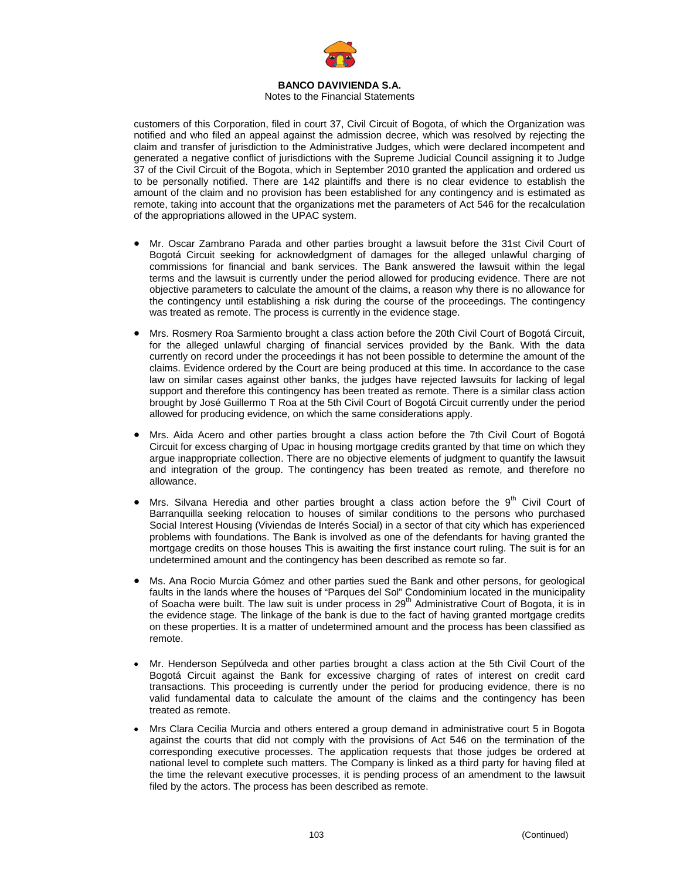customers of this Corporation, filed in court 37, Civil Circuit of Bogota, of which the Organization was notified and who filed an appeal against the admission decree, which was resolved by rejecting the claim and transfer of jurisdiction to the Administrative Judges, which were declared incompetent and generated a negative conflict of jurisdictions with the Supreme Judicial Council assigning it to Judge 37 of the Civil Circuit of the Bogota, which in September 2010 granted the application and ordered us to be personally notified. There are 142 plaintiffs and there is no clear evidence to establish the amount of the claim and no provision has been established for any contingency and is estimated as remote, taking into account that the organizations met the parameters of Act 546 for the recalculation of the appropriations allowed in the UPAC system.

- Mr. Oscar Zambrano Parada and other parties brought a lawsuit before the 31st Civil Court of Bogotá Circuit seeking for acknowledgment of damages for the alleged unlawful charging of commissions for financial and bank services. The Bank answered the lawsuit within the legal terms and the lawsuit is currently under the period allowed for producing evidence. There are not objective parameters to calculate the amount of the claims, a reason why there is no allowance for the contingency until establishing a risk during the course of the proceedings. The contingency was treated as remote. The process is currently in the evidence stage.

- Mrs. Rosmery Roa Sarmiento brought a class action before the 20th Civil Court of Bogotá Circuit, for the alleged unlawful charging of financial services provided by the Bank. With the data currently on record under the proceedings it has not been possible to determine the amount of the claims. Evidence ordered by the Court are being produced at this time. In accordance to the case law on similar cases against other banks, the judges have rejected lawsuits for lacking of legal support and therefore this contingency has been treated as remote. There is a similar class action brought by José Guillermo T Roa at the 5th Civil Court of Bogotá Circuit currently under the period allowed for producing evidence, on which the same considerations apply.

- Mrs. Aida Acero and other parties brought a class action before the 7th Civil Court of Bogotá Circuit for excess charging of Upac in housing mortgage credits granted by that time on which they argue inappropriate collection. There are no objective elements of judgment to quantify the lawsuit and integration of the group. The contingency has been treated as remote, and therefore no allowance.

- Mrs. Silvana Heredia and other parties brought a class action before the 9th Civil Court of Barranquilla seeking relocation to houses of similar conditions to the persons who purchased Social Interest Housing (Viviendas de Interés Social) in a sector of that city which has experienced problems with foundations. The Bank is involved as one of the defendants for having granted the mortgage credits on those houses This is awaiting the first instance court ruling. The suit is for an undetermined amount and the contingency has been described as remote so far.

- Ms. Ana Rocio Murcia Gómez and other parties sued the Bank and other persons, for geological faults in the lands where the houses of "Parques del Sol" Condominium located in the municipality of Soacha were built. The law suit is under process in 29th Administrative Court of Bogota, it is in the evidence stage. The linkage of the bank is due to the fact of having granted mortgage credits on these properties. It is a matter of undetermined amount and the process has been classified as remote.

- Mr. Henderson Sepúlveda and other parties brought a class action at the 5th Civil Court of the Bogotá Circuit against the Bank for excessive charging of rates of interest on credit card transactions. This proceeding is currently under the period for producing evidence, there is no valid fundamental data to calculate the amount of the claims and the contingency has been treated as remote.

- Mrs Clara Cecilia Murcia and others entered a group demand in administrative court 5 in Bogota against the courts that did not comply with the provisions of Act 546 on the termination of the corresponding executive processes. The application requests that those judges be ordered at national level to complete such matters. The Company is linked as a third party for having filed at the time the relevant executive processes, it is pending process of an amendment to the lawsuit filed by the actors. The process has been described as remote.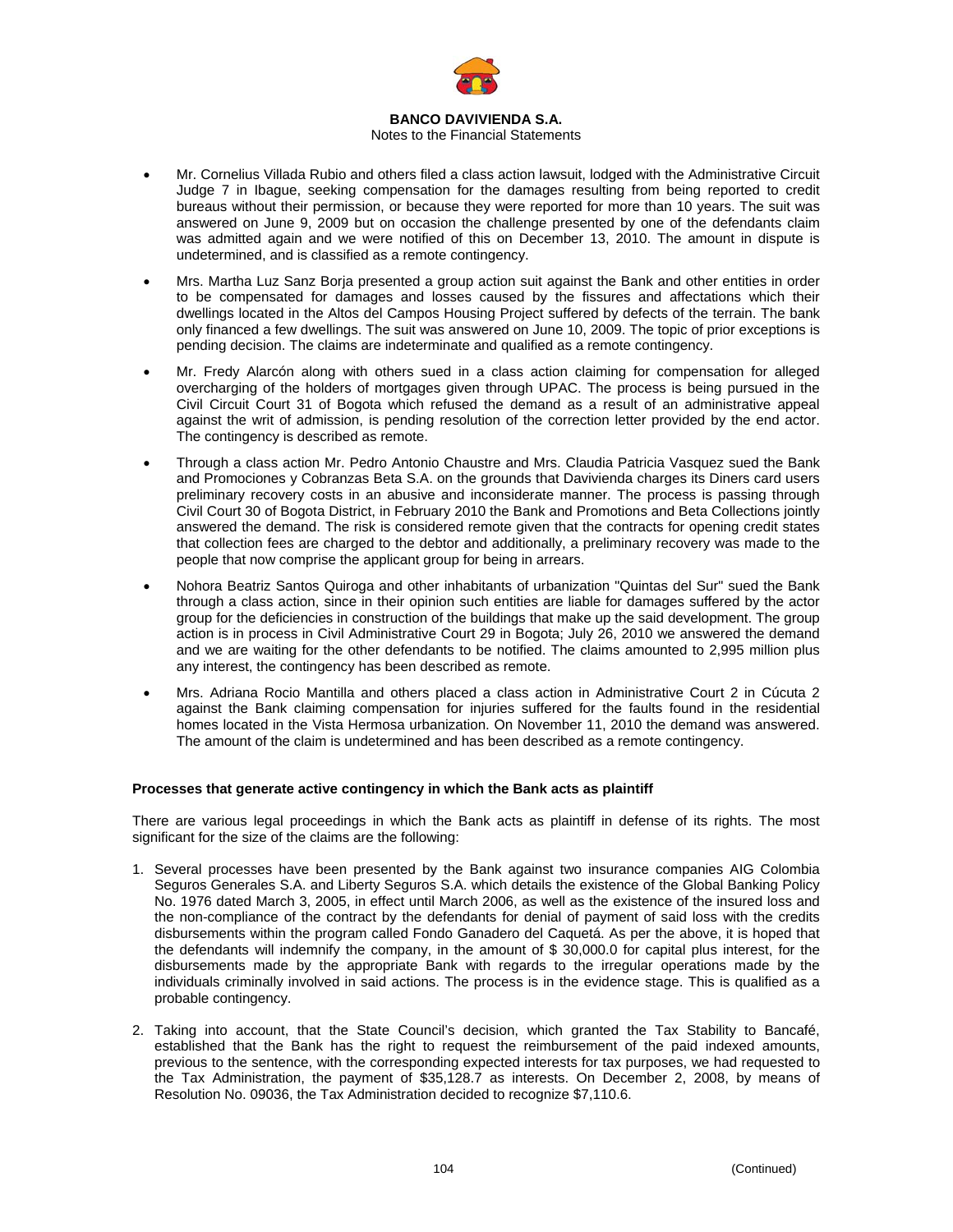- Mr. Cornelius Villada Rubio and others filed a class action lawsuit, lodged with the Administrative Circuit Judge 7 in Ibague, seeking compensation for the damages resulting from being reported to credit bureaus without their permission, or because they were reported for more than 10 years. The suit was answered on June 9, 2009 but on occasion the challenge presented by one of the defendants claim was admitted again and we were notified of this on December 13, 2010. The amount in dispute is undetermined, and is classified as a remote contingency.
- Mrs. Martha Luz Sanz Borja presented a group action suit against the Bank and other entities in order to be compensated for damages and losses caused by the fissures and affectations which their dwellings located in the Altos del Campos Housing Project suffered by defects of the terrain. The bank only financed a few dwellings. The suit was answered on June 10, 2009. The topic of prior exceptions is pending decision. The claims are indeterminate and qualified as a remote contingency.
- Mr. Fredy Alarcón along with others sued in a class action claiming for compensation for alleged overcharging of the holders of mortgages given through UPAC. The process is being pursued in the Civil Circuit Court 31 of Bogota which refused the demand as a result of an administrative appeal against the writ of admission, is pending resolution of the correction letter provided by the end actor. The contingency is described as remote.
- Through a class action Mr. Pedro Antonio Chaustre and Mrs. Claudia Patricia Vasquez sued the Bank and Promociones y Cobranzas Beta S.A. on the grounds that Davivienda charges its Diners card users preliminary recovery costs in an abusive and inconsiderate manner. The process is passing through Civil Court 30 of Bogota District, in February 2010 the Bank and Promotions and Beta Collections jointly answered the demand. The risk is considered remote given that the contracts for opening credit states that collection fees are charged to the debtor and additionally, a preliminary recovery was made to the people that now comprise the applicant group for being in arrears.
- Nohora Beatriz Santos Quiroga and other inhabitants of urbanization "Quintas del Sur" sued the Bank through a class action, since in their opinion such entities are liable for damages suffered by the actor group for the deficiencies in construction of the buildings that make up the said development. The group action is in process in Civil Administrative Court 29 in Bogota; July 26, 2010 we answered the demand and we are waiting for the other defendants to be notified. The claims amounted to 2,995 million plus any interest, the contingency has been described as remote.
- Mrs. Adriana Rocio Mantilla and others placed a class action in Administrative Court 2 in Cúcuta 2 against the Bank claiming compensation for injuries suffered for the faults found in the residential homes located in the Vista Hermosa urbanization. On November 11, 2010 the demand was answered. The amount of the claim is undetermined and has been described as a remote contingency.

**Processes that generate active contingency in which the Bank acts as plaintiff**

There are various legal proceedings in which the Bank acts as plaintiff in defense of its rights. The most significant for the size of the claims are the following:

1. Several processes have been presented by the Bank against two insurance companies AIG Colombia Seguros Generales S.A. and Liberty Seguros S.A. which details the existence of the Global Banking Policy No. 1976 dated March 3, 2005, in effect until March 2006, as well as the existence of the insured loss and the non-compliance of the contract by the defendants for denial of payment of said loss with the credits disbursements within the program called Fondo Ganadero del Caquetá. As per the above, it is hoped that the defendants will indemnify the company, in the amount of $ 30,000.0 for capital plus interest, for the disbursements made by the appropriate Bank with regards to the irregular operations made by the individuals criminally involved in said actions. The process is in the evidence stage. This is qualified as a probable contingency.
2. Taking into account, that the State Council's decision, which granted the Tax Stability to Bancafé, established that the Bank has the right to request the reimbursement of the paid indexed amounts, previous to the sentence, with the corresponding expected interests for tax purposes, we had requested to the Tax Administration, the payment of $35,128.7 as interests. On December 2, 2008, by means of Resolution No. 09036, the Tax Administration decided to recognize $7,110.6.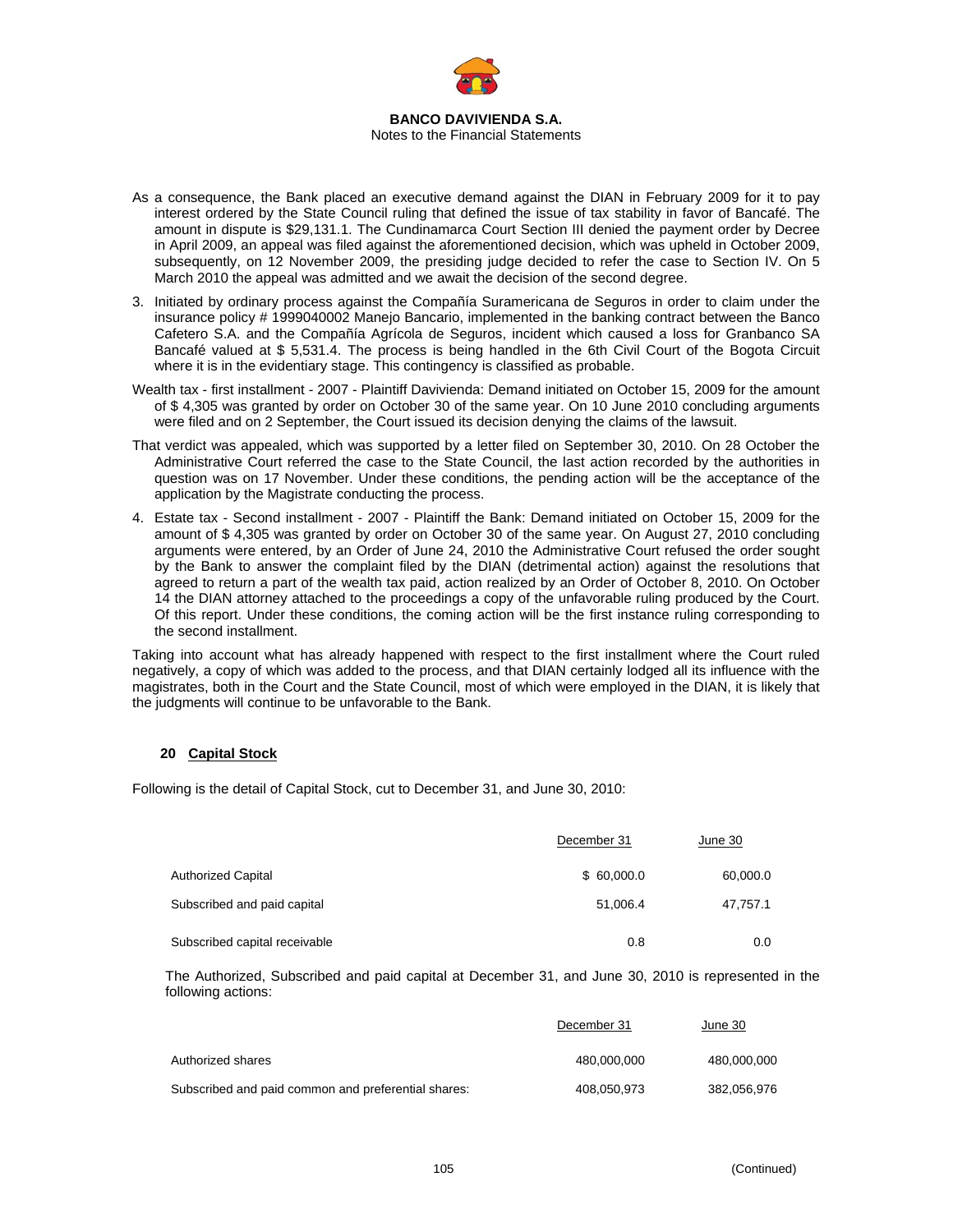As a consequence, the Bank placed an executive demand against the DIAN in February 2009 for it to pay interest ordered by the State Council ruling that defined the issue of tax stability in favor of Bancafé. The amount in dispute is $29,131.1. The Cundinamarca Court Section III denied the payment order by Decree in April 2009, an appeal was filed against the aforementioned decision, which was upheld in October 2009, subsequently, on 12 November 2009, the presiding judge decided to refer the case to Section IV. On 5 March 2010 the appeal was admitted and we await the decision of the second degree.

3. Initiated by ordinary process against the Compañía Suramericana de Seguros in order to claim under the insurance policy # 1999040002 Manejo Bancario, implemented in the banking contract between the Banco Cafetero S.A. and the Compañía Agrícola de Seguros, incident which caused a loss for Granbanco SA Bancafé valued at $ 5,531.4. The process is being handled in the 6th Civil Court of the Bogota Circuit where it is in the evidentiary stage. This contingency is classified as probable.

Wealth tax - first installment - 2007 - Plaintiff Davivienda: Demand initiated on October 15, 2009 for the amount of $ 4,305 was granted by order on October 30 of the same year. On 10 June 2010 concluding arguments were filed and on 2 September, the Court issued its decision denying the claims of the lawsuit.

That verdict was appealed, which was supported by a letter filed on September 30, 2010. On 28 October the Administrative Court referred the case to the State Council, the last action recorded by the authorities in question was on 17 November. Under these conditions, the pending action will be the acceptance of the application by the Magistrate conducting the process.

4. Estate tax - Second installment - 2007 - Plaintiff the Bank: Demand initiated on October 15, 2009 for the amount of $ 4,305 was granted by order on October 30 of the same year. On August 27, 2010 concluding arguments were entered, by an Order of June 24, 2010 the Administrative Court refused the order sought by the Bank to answer the complaint filed by the DIAN (detrimental action) against the resolutions that agreed to return a part of the wealth tax paid, action realized by an Order of October 8, 2010. On October 14 the DIAN attorney attached to the proceedings a copy of the unfavorable ruling produced by the Court. Of this report. Under these conditions, the coming action will be the first instance ruling corresponding to the second installment.

Taking into account what has already happened with respect to the first installment where the Court ruled negatively, a copy of which was added to the process, and that DIAN certainly lodged all its influence with the magistrates, both in the Court and the State Council, most of which were employed in the DIAN, it is likely that the judgments will continue to be unfavorable to the Bank.

## 20 Capital Stock

Following is the detail of Capital Stock, cut to December 31, and June 30, 2010:

| | December 31 | June 30 |
|---|---|---|
| Authorized Capital | $ 60,000.0 | 60,000.0 |
| Subscribed and paid capital | 51,006.4 | 47,757.1 |
| Subscribed capital receivable | 0.8 | 0.0 |

The Authorized, Subscribed and paid capital at December 31, and June 30, 2010 is represented in the following actions:

| | December 31 | June 30 |
|---|---|---|
| Authorized shares | 480,000,000 | 480,000,000 |
| Subscribed and paid common and preferential shares: | 408,050,973 | 382,056,976 |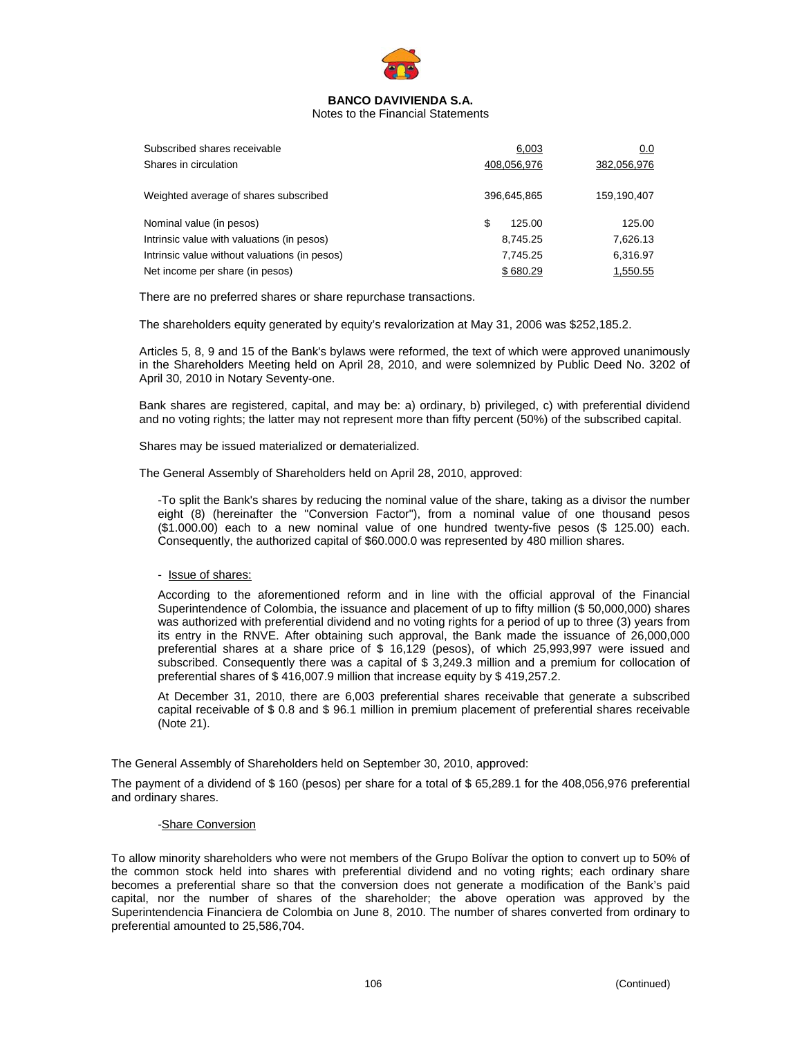| | | |
|---|---|---|
| Subscribed shares receivable | 6,003 | 0.0 |
| Shares in circulation | 408,056,976 | 382,056,976 |
| Weighted average of shares subscribed | 396,645,865 | 159,190,407 |
| Nominal value (in pesos) | $ 125.00 | 125.00 |
| Intrinsic value with valuations (in pesos) | 8,745.25 | 7,626.13 |
| Intrinsic value without valuations (in pesos) | 7,745.25 | 6,316.97 |
| Net income per share (in pesos) | $ 680.29 | 1,550.55 |

There are no preferred shares or share repurchase transactions.

The shareholders equity generated by equity's revalorization at May 31, 2006 was $252,185.2.

Articles 5, 8, 9 and 15 of the Bank's bylaws were reformed, the text of which were approved unanimously in the Shareholders Meeting held on April 28, 2010, and were solemnized by Public Deed No. 3202 of April 30, 2010 in Notary Seventy-one.

Bank shares are registered, capital, and may be: a) ordinary, b) privileged, c) with preferential dividend and no voting rights; the latter may not represent more than fifty percent (50%) of the subscribed capital.

Shares may be issued materialized or dematerialized.

The General Assembly of Shareholders held on April 28, 2010, approved:

-To split the Bank's shares by reducing the nominal value of the share, taking as a divisor the number eight (8) (hereinafter the "Conversion Factor"), from a nominal value of one thousand pesos ($1.000.00) each to a new nominal value of one hundred twenty-five pesos ($ 125.00) each. Consequently, the authorized capital of $60.000.0 was represented by 480 million shares.

- Issue of shares:

According to the aforementioned reform and in line with the official approval of the Financial Superintendence of Colombia, the issuance and placement of up to fifty million ($ 50,000,000) shares was authorized with preferential dividend and no voting rights for a period of up to three (3) years from its entry in the RNVE. After obtaining such approval, the Bank made the issuance of 26,000,000 preferential shares at a share price of $ 16,129 (pesos), of which 25,993,997 were issued and subscribed. Consequently there was a capital of $ 3,249.3 million and a premium for collocation of preferential shares of $ 416,007.9 million that increase equity by $ 419,257.2.

At December 31, 2010, there are 6,003 preferential shares receivable that generate a subscribed capital receivable of $ 0.8 and $ 96.1 million in premium placement of preferential shares receivable (Note 21).

The General Assembly of Shareholders held on September 30, 2010, approved:

The payment of a dividend of $ 160 (pesos) per share for a total of $ 65,289.1 for the 408,056,976 preferential and ordinary shares.

-Share Conversion

To allow minority shareholders who were not members of the Grupo Bolívar the option to convert up to 50% of the common stock held into shares with preferential dividend and no voting rights; each ordinary share becomes a preferential share so that the conversion does not generate a modification of the Bank's paid capital, nor the number of shares of the shareholder; the above operation was approved by the Superintendencia Financiera de Colombia on June 8, 2010. The number of shares converted from ordinary to preferential amounted to 25,586,704.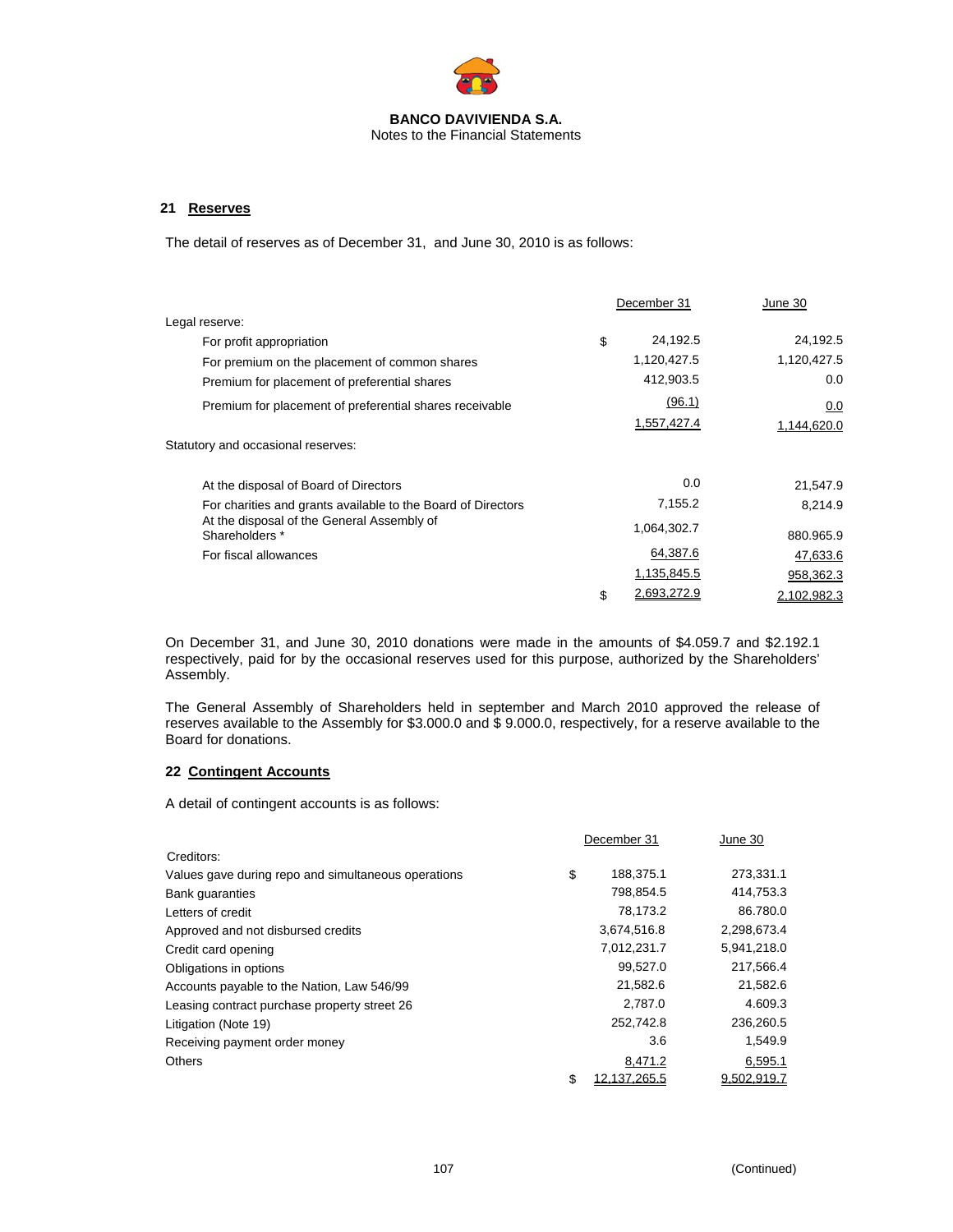**BANCO DAVIVIENDA S.A.**
Notes to the Financial Statements

## 21 Reserves

The detail of reserves as of December 31, and June 30, 2010 is as follows:

| | | December 31 | June 30 |
|---|---|---|---|
| Legal reserve: | | | |
| For profit appropriation | $ | 24,192.5 | 24,192.5 |
| For premium on the placement of common shares | | 1,120,427.5 | 1,120,427.5 |
| Premium for placement of preferential shares | | 412,903.5 | 0.0 |
| Premium for placement of preferential shares receivable | | (96.1) | 0.0 |
| | | 1,557,427.4 | 1,144,620.0 |
| Statutory and occasional reserves: | | | |
| At the disposal of Board of Directors | | 0.0 | 21,547.9 |
| For charities and grants available to the Board of Directors | | 7,155.2 | 8,214.9 |
| At the disposal of the General Assembly of Shareholders * | | 1,064,302.7 | 880.965.9 |
| For fiscal allowances | | 64,387.6 | 47,633.6 |
| | | 1,135,845.5 | 958,362.3 |
| | $ | 2,693,272.9 | 2,102,982.3 |

On December 31, and June 30, 2010 donations were made in the amounts of $4.059.7 and $2.192.1 respectively, paid for by the occasional reserves used for this purpose, authorized by the Shareholders' Assembly.

The General Assembly of Shareholders held in september and March 2010 approved the release of reserves available to the Assembly for $3.000.0 and $ 9.000.0, respectively, for a reserve available to the Board for donations.

## 22 Contingent Accounts

A detail of contingent accounts is as follows:

| | | December 31 | June 30 |
|---|---|---|---|
| Creditors: | | | |
| Values gave during repo and simultaneous operations | $ | 188,375.1 | 273,331.1 |
| Bank guaranties | | 798,854.5 | 414,753.3 |
| Letters of credit | | 78,173.2 | 86.780.0 |
| Approved and not disbursed credits | | 3,674,516.8 | 2,298,673.4 |
| Credit card opening | | 7,012,231.7 | 5,941,218.0 |
| Obligations in options | | 99,527.0 | 217,566.4 |
| Accounts payable to the Nation, Law 546/99 | | 21,582.6 | 21,582.6 |
| Leasing contract purchase property street 26 | | 2,787.0 | 4.609.3 |
| Litigation (Note 19) | | 252,742.8 | 236,260.5 |
| Receiving payment order money | | 3.6 | 1,549.9 |
| Others | | 8,471.2 | 6,595.1 |
| | $ | 12,137,265.5 | 9,502,919.7 |

(Continued)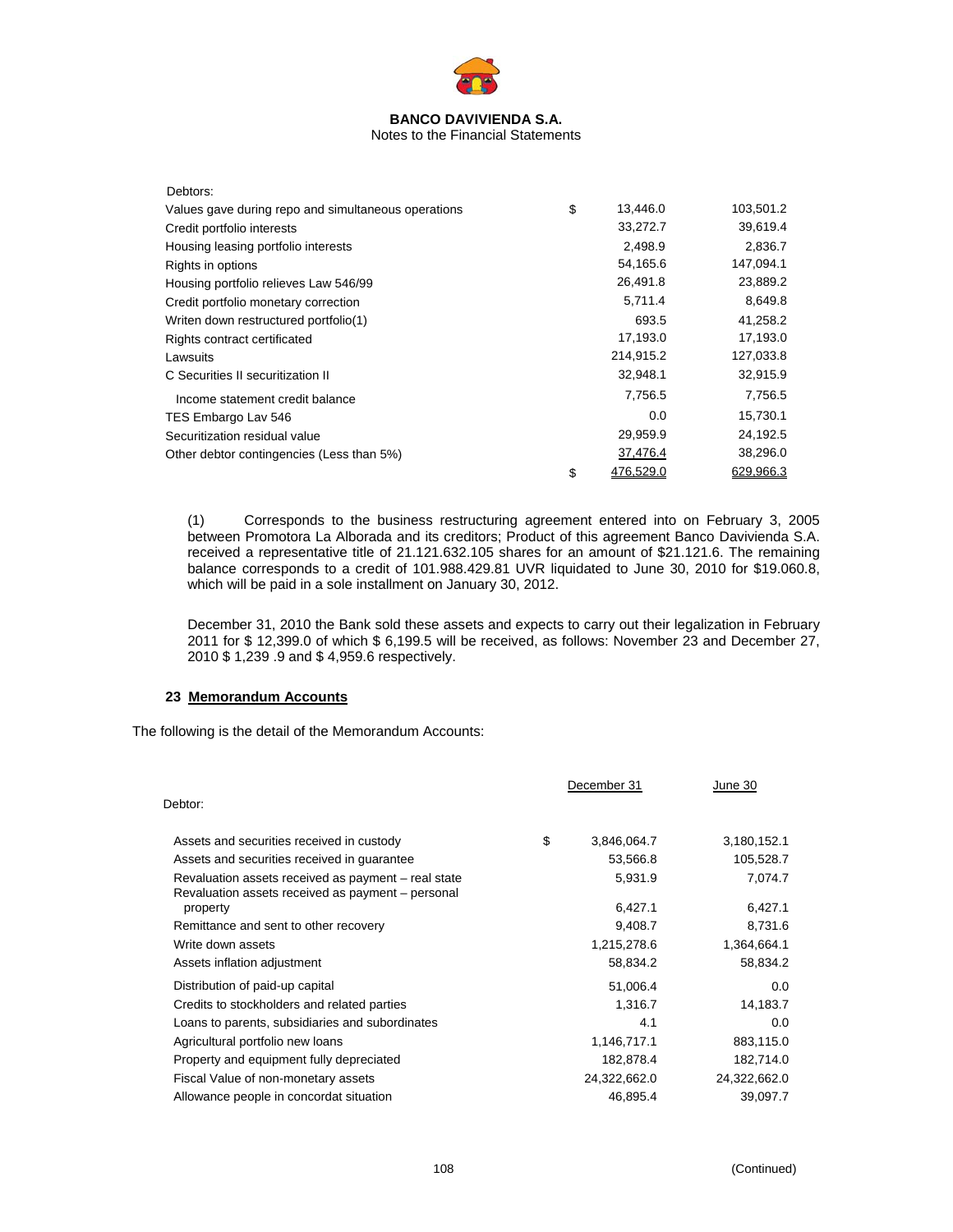**BANCO DAVIVIENDA S.A.**
Notes to the Financial Statements

| | | | |
|---|---|---|---|
| Debtors: | | | |
| Values gave during repo and simultaneous operations | $ | 13,446.0 | 103,501.2 |
| Credit portfolio interests | | 33,272.7 | 39,619.4 |
| Housing leasing portfolio interests | | 2,498.9 | 2,836.7 |
| Rights in options | | 54,165.6 | 147,094.1 |
| Housing portfolio relieves Law 546/99 | | 26,491.8 | 23,889.2 |
| Credit portfolio monetary correction | | 5,711.4 | 8,649.8 |
| Writen down restructured portfolio(1) | | 693.5 | 41,258.2 |
| Rights contract certificated | | 17,193.0 | 17,193.0 |
| Lawsuits | | 214,915.2 | 127,033.8 |
| C Securities II securitization II | | 32,948.1 | 32,915.9 |
| Income statement credit balance | | 7,756.5 | 7,756.5 |
| TES Embargo Lav 546 | | 0.0 | 15,730.1 |
| Securitization residual value | | 29,959.9 | 24,192.5 |
| Other debtor contingencies (Less than 5%) | | 37,476.4 | 38,296.0 |
| | $ | 476,529.0 | 629,966.3 |

(1) Corresponds to the business restructuring agreement entered into on February 3, 2005 between Promotora La Alborada and its creditors; Product of this agreement Banco Davivienda S.A. received a representative title of 21.121.632.105 shares for an amount of $21.121.6. The remaining balance corresponds to a credit of 101.988.429.81 UVR liquidated to June 30, 2010 for $19.060.8, which will be paid in a sole installment on January 30, 2012.

December 31, 2010 the Bank sold these assets and expects to carry out their legalization in February 2011 for $ 12,399.0 of which $ 6,199.5 will be received, as follows: November 23 and December 27, 2010 $ 1,239 .9 and $ 4,959.6 respectively.

## 23 Memorandum Accounts

The following is the detail of the Memorandum Accounts:

| | | December 31 | June 30 |
|---|---|---|---|
| Debtor: | | | |
| Assets and securities received in custody | $ | 3,846,064.7 | 3,180,152.1 |
| Assets and securities received in guarantee | | 53,566.8 | 105,528.7 |
| Revaluation assets received as payment – real state | | 5,931.9 | 7,074.7 |
| Revaluation assets received as payment – personal property | | 6,427.1 | 6,427.1 |
| Remittance and sent to other recovery | | 9,408.7 | 8,731.6 |
| Write down assets | | 1,215,278.6 | 1,364,664.1 |
| Assets inflation adjustment | | 58,834.2 | 58,834.2 |
| Distribution of paid-up capital | | 51,006.4 | 0.0 |
| Credits to stockholders and related parties | | 1,316.7 | 14,183.7 |
| Loans to parents, subsidiaries and subordinates | | 4.1 | 0.0 |
| Agricultural portfolio new loans | | 1,146,717.1 | 883,115.0 |
| Property and equipment fully depreciated | | 182,878.4 | 182,714.0 |
| Fiscal Value of non-monetary assets | | 24,322,662.0 | 24,322,662.0 |
| Allowance people in concordat situation | | 46,895.4 | 39,097.7 |

(Continued)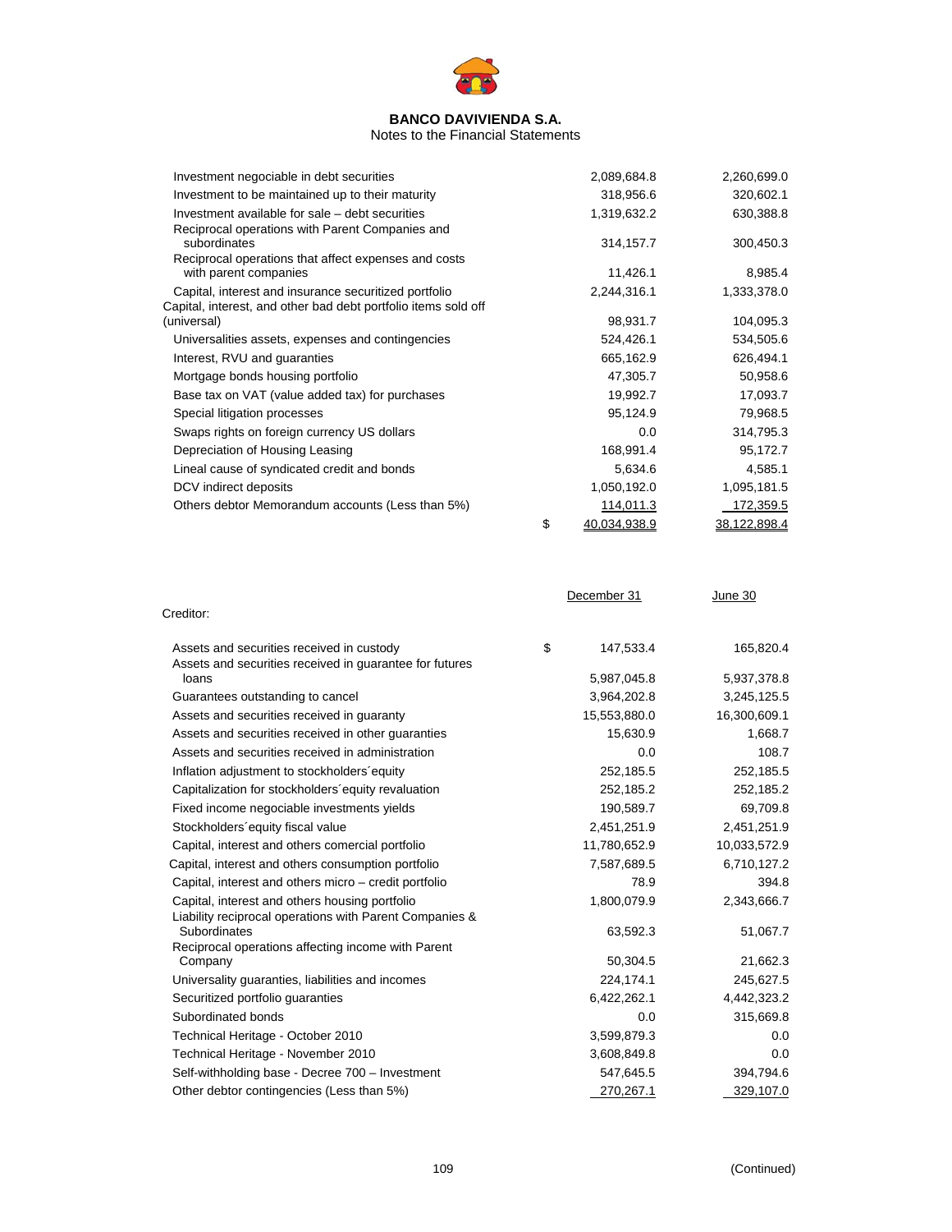**BANCO DAVIVIENDA S.A.**
Notes to the Financial Statements

| | | |
|---|---|---|
| Investment negociable in debt securities | 2,089,684.8 | 2,260,699.0 |
| Investment to be maintained up to their maturity | 318,956.6 | 320,602.1 |
| Investment available for sale – debt securities | 1,319,632.2 | 630,388.8 |
| Reciprocal operations with Parent Companies and subordinates | 314,157.7 | 300,450.3 |
| Reciprocal operations that affect expenses and costs with parent companies | 11,426.1 | 8,985.4 |
| Capital, interest and insurance securitized portfolio | 2,244,316.1 | 1,333,378.0 |
| Capital, interest, and other bad debt portfolio items sold off (universal) | 98,931.7 | 104,095.3 |
| Universalities assets, expenses and contingencies | 524,426.1 | 534,505.6 |
| Interest, RVU and guarantees | 665,162.9 | 626,494.1 |
| Mortgage bonds housing portfolio | 47,305.7 | 50,958.6 |
| Base tax on VAT (value added tax) for purchases | 19,992.7 | 17,093.7 |
| Special litigation processes | 95,124.9 | 79,968.5 |
| Swaps rights on foreign currency US dollars | 0.0 | 314,795.3 |
| Depreciation of Housing Leasing | 168,991.4 | 95,172.7 |
| Lineal cause of syndicated credit and bonds | 5,634.6 | 4,585.1 |
| DCV indirect deposits | 1,050,192.0 | 1,095,181.5 |
| Others debtor Memorandum accounts (Less than 5%) | 114,011.3 | 172,359.5 |
| | $ 40,034,938.9 | 38,122,898.4 |

| Creditor: | December 31 | June 30 |
|---|---|---|
| Assets and securities received in custody | $ 147,533.4 | 165,820.4 |
| Assets and securities received in guarantee for futures loans | 5,987,045.8 | 5,937,378.8 |
| Guarantees outstanding to cancel | 3,964,202.8 | 3,245,125.5 |
| Assets and securities received in guaranty | 15,553,880.0 | 16,300,609.1 |
| Assets and securities received in other guarantees | 15,630.9 | 1,668.7 |
| Assets and securities received in administration | 0.0 | 108.7 |
| Inflation adjustment to stockholders´equity | 252,185.5 | 252,185.5 |
| Capitalization for stockholders´equity revaluation | 252,185.2 | 252,185.2 |
| Fixed income negociable investments yields | 190,589.7 | 69,709.8 |
| Stockholders´equity fiscal value | 2,451,251.9 | 2,451,251.9 |
| Capital, interest and others comercial portfolio | 11,780,652.9 | 10,033,572.9 |
| Capital, interest and others consumption portfolio | 7,587,689.5 | 6,710,127.2 |
| Capital, interest and others micro – credit portfolio | 78.9 | 394.8 |
| Capital, interest and others housing portfolio | 1,800,079.9 | 2,343,666.7 |
| Liability reciprocal operations with Parent Companies & Subordinates | 63,592.3 | 51,067.7 |
| Reciprocal operations affecting income with Parent Company | 50,304.5 | 21,662.3 |
| Universality guaranties, liabilities and incomes | 224,174.1 | 245,627.5 |
| Securitized portfolio guaranties | 6,422,262.1 | 4,442,323.2 |
| Subordinated bonds | 0.0 | 315,669.8 |
| Technical Heritage - October 2010 | 3,599,879.3 | 0.0 |
| Technical Heritage - November 2010 | 3,608,849.8 | 0.0 |
| Self-withholding base - Decree 700 – Investment | 547,645.5 | 394,794.6 |
| Other debtor contingencies (Less than 5%) | 270,267.1 | 329,107.0 |

(Continued)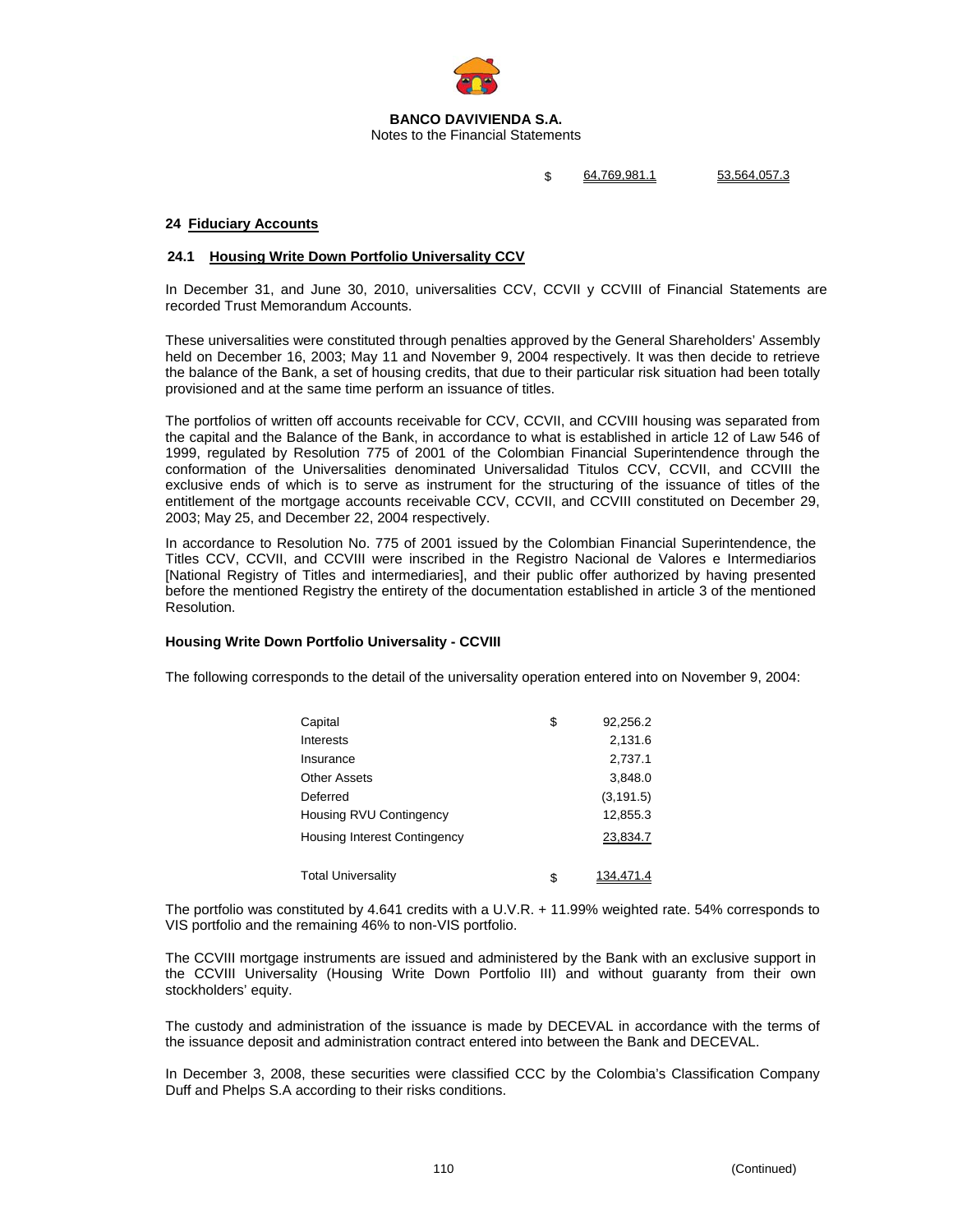| | $ | 64,769,981.1 | 53,564,057.3 |
|---|---|---|---|

## 24 Fiduciary Accounts

### 24.1 Housing Write Down Portfolio Universality CCV

In December 31, and June 30, 2010, universalities CCV, CCVII y CCVIII of Financial Statements are recorded Trust Memorandum Accounts.

These universalities were constituted through penalties approved by the General Shareholders' Assembly held on December 16, 2003; May 11 and November 9, 2004 respectively. It was then decide to retrieve the balance of the Bank, a set of housing credits, that due to their particular risk situation had been totally provisioned and at the same time perform an issuance of titles.

The portfolios of written off accounts receivable for CCV, CCVII, and CCVIII housing was separated from the capital and the Balance of the Bank, in accordance to what is established in article 12 of Law 546 of 1999, regulated by Resolution 775 of 2001 of the Colombian Financial Superintendence through the conformation of the Universalities denominated Universalidad Titulos CCV, CCVII, and CCVIII the exclusive ends of which is to serve as instrument for the structuring of the issuance of titles of the entitlement of the mortgage accounts receivable CCV, CCVII, and CCVIII constituted on December 29, 2003; May 25, and December 22, 2004 respectively.

In accordance to Resolution No. 775 of 2001 issued by the Colombian Financial Superintendence, the Titles CCV, CCVII, and CCVIII were inscribed in the Registro Nacional de Valores e Intermediarios [National Registry of Titles and intermediaries], and their public offer authorized by having presented before the mentioned Registry the entirety of the documentation established in article 3 of the mentioned Resolution.

**Housing Write Down Portfolio Universality - CCVIII**

The following corresponds to the detail of the universality operation entered into on November 9, 2004:

| | | |
|---|---|---|
| Capital | $ | 92,256.2 |
| Interests | | 2,131.6 |
| Insurance | | 2,737.1 |
| Other Assets | | 3,848.0 |
| Deferred | | (3,191.5) |
| Housing RVU Contingency | | 12,855.3 |
| Housing Interest Contingency | | 23,834.7 |
| Total Universality | $ | 134,471.4 |

The portfolio was constituted by 4.641 credits with a U.V.R. + 11.99% weighted rate. 54% corresponds to VIS portfolio and the remaining 46% to non-VIS portfolio.

The CCVIII mortgage instruments are issued and administered by the Bank with an exclusive support in the CCVIII Universality (Housing Write Down Portfolio III) and without guaranty from their own stockholders' equity.

The custody and administration of the issuance is made by DECEVAL in accordance with the terms of the issuance deposit and administration contract entered into between the Bank and DECEVAL.

In December 3, 2008, these securities were classified CCC by the Colombia's Classification Company Duff and Phelps S.A according to their risks conditions.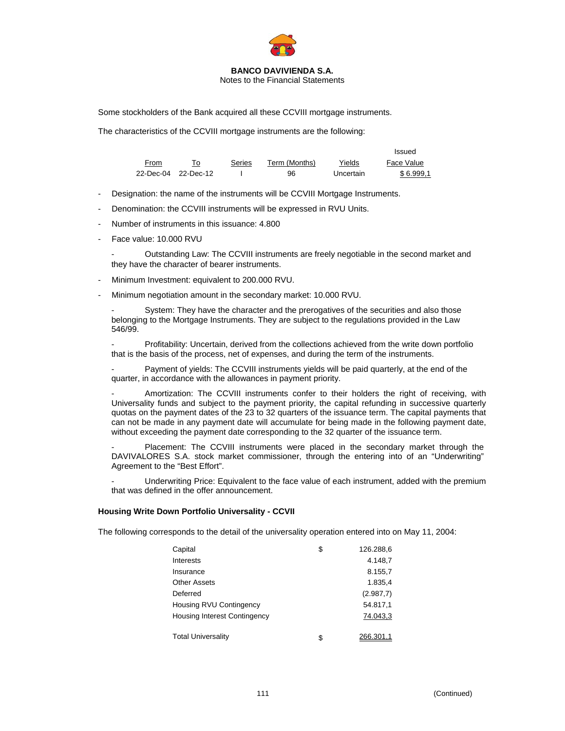Some stockholders of the Bank acquired all these CCVIII mortgage instruments.

The characteristics of the CCVIII mortgage instruments are the following:

| From | To | Series | Term (Months) | Yields | Issued Face Value |
|---|---|---|---|---|---|
| 22-Dec-04 | 22-Dec-12 | I | 96 | Uncertain | $ 6.999,1 |

- Designation: the name of the instruments will be CCVIII Mortgage Instruments.
- Denomination: the CCVIII instruments will be expressed in RVU Units.
- Number of instruments in this issuance: 4.800
- Face value: 10.000 RVU
- Outstanding Law: The CCVIII instruments are freely negotiable in the second market and they have the character of bearer instruments.
- Minimum Investment: equivalent to 200.000 RVU.
- Minimum negotiation amount in the secondary market: 10.000 RVU.
- System: They have the character and the prerogatives of the securities and also those belonging to the Mortgage Instruments. They are subject to the regulations provided in the Law 546/99.
- Profitability: Uncertain, derived from the collections achieved from the write down portfolio that is the basis of the process, net of expenses, and during the term of the instruments.
- Payment of yields: The CCVIII instruments yields will be paid quarterly, at the end of the quarter, in accordance with the allowances in payment priority.
- Amortization: The CCVIII instruments confer to their holders the right of receiving, with Universality funds and subject to the payment priority, the capital refunding in successive quarterly quotas on the payment dates of the 23 to 32 quarters of the issuance term. The capital payments that can not be made in any payment date will accumulate for being made in the following payment date, without exceeding the payment date corresponding to the 32 quarter of the issuance term.
- Placement: The CCVIII instruments were placed in the secondary market through the DAVIVALORES S.A. stock market commissioner, through the entering into of an "Underwriting" Agreement to the "Best Effort".
- Underwriting Price: Equivalent to the face value of each instrument, added with the premium that was defined in the offer announcement.

**Housing Write Down Portfolio Universality - CCVII**

The following corresponds to the detail of the universality operation entered into on May 11, 2004:

| | | |
|---|---|---|
| Capital | $ | 126.288,6 |
| Interests | | 4.148,7 |
| Insurance | | 8.155,7 |
| Other Assets | | 1.835,4 |
| Deferred | | (2.987,7) |
| Housing RVU Contingency | | 54.817,1 |
| Housing Interest Contingency | | 74.043,3 |
| Total Universality | $ | 266.301,1 |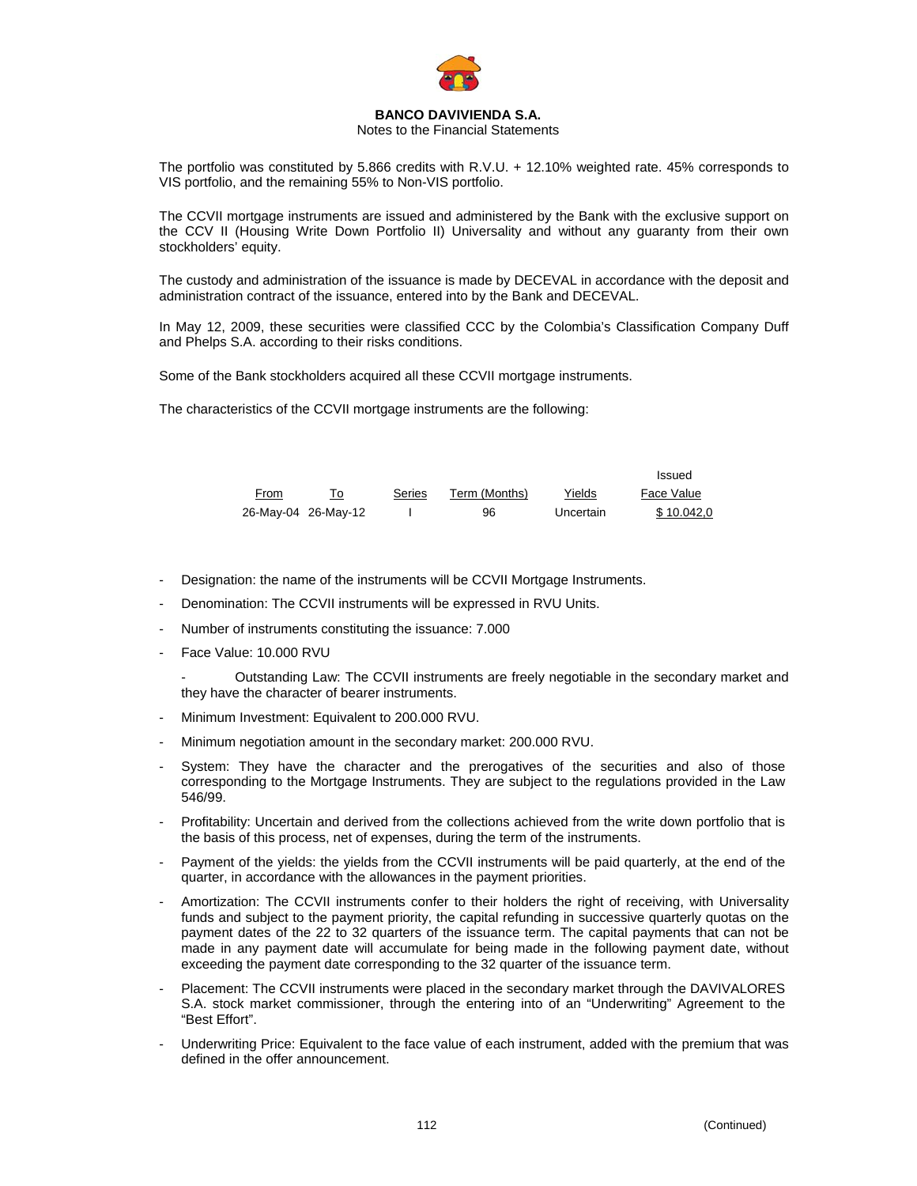**BANCO DAVIVIENDA S.A.**
Notes to the Financial Statements

The portfolio was constituted by 5.866 credits with R.V.U. + 12.10% weighted rate. 45% corresponds to VIS portfolio, and the remaining 55% to Non-VIS portfolio.

The CCVII mortgage instruments are issued and administered by the Bank with the exclusive support on the CCV II (Housing Write Down Portfolio II) Universality and without any guaranty from their own stockholders' equity.

The custody and administration of the issuance is made by DECEVAL in accordance with the deposit and administration contract of the issuance, entered into by the Bank and DECEVAL.

In May 12, 2009, these securities were classified CCC by the Colombia's Classification Company Duff and Phelps S.A. according to their risks conditions.

Some of the Bank stockholders acquired all these CCVII mortgage instruments.

The characteristics of the CCVII mortgage instruments are the following:

| From | To | Series | Term (Months) | Yields | Issued Face Value |
|---|---|---|---|---|---|
| 26-May-04 | 26-May-12 | I | 96 | Uncertain | $ 10.042,0 |

- Designation: the name of the instruments will be CCVII Mortgage Instruments.
- Denomination: The CCVII instruments will be expressed in RVU Units.
- Number of instruments constituting the issuance: 7.000
- Face Value: 10.000 RVU
- Outstanding Law: The CCVII instruments are freely negotiable in the secondary market and they have the character of bearer instruments.
- Minimum Investment: Equivalent to 200.000 RVU.
- Minimum negotiation amount in the secondary market: 200.000 RVU.
- System: They have the character and the prerogatives of the securities and also of those corresponding to the Mortgage Instruments. They are subject to the regulations provided in the Law 546/99.
- Profitability: Uncertain and derived from the collections achieved from the write down portfolio that is the basis of this process, net of expenses, during the term of the instruments.
- Payment of the yields: the yields from the CCVII instruments will be paid quarterly, at the end of the quarter, in accordance with the allowances in the payment priorities.
- Amortization: The CCVII instruments confer to their holders the right of receiving, with Universality funds and subject to the payment priority, the capital refunding in successive quarterly quotas on the payment dates of the 22 to 32 quarters of the issuance term. The capital payments that can not be made in any payment date will accumulate for being made in the following payment date, without exceeding the payment date corresponding to the 32 quarter of the issuance term.
- Placement: The CCVII instruments were placed in the secondary market through the DAVIVALORES S.A. stock market commissioner, through the entering into of an "Underwriting" Agreement to the "Best Effort".
- Underwriting Price: Equivalent to the face value of each instrument, added with the premium that was defined in the offer announcement.

(Continued)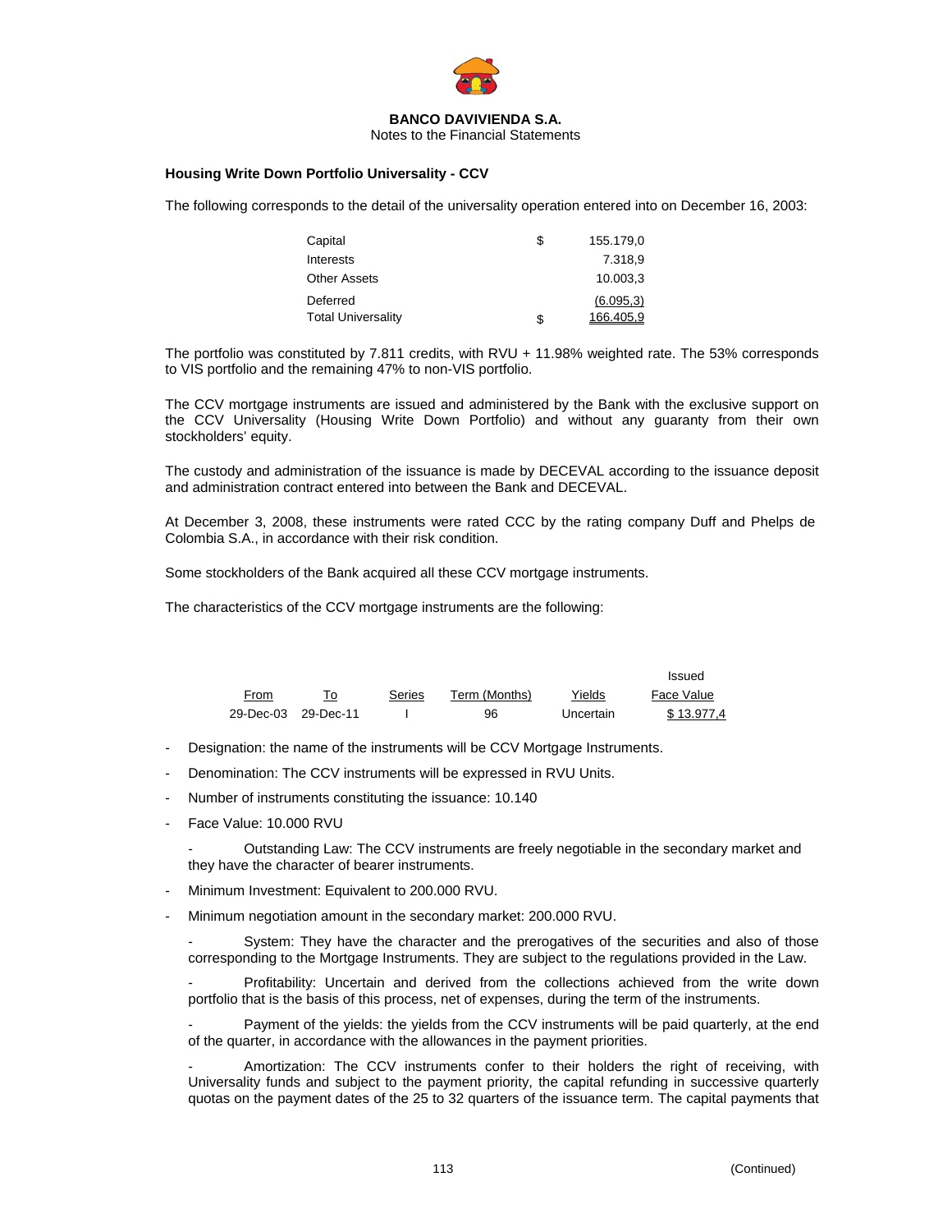**BANCO DAVIVIENDA S.A.**
Notes to the Financial Statements

**Housing Write Down Portfolio Universality - CCV**

The following corresponds to the detail of the universality operation entered into on December 16, 2003:

| | | |
|---|---|---|
| Capital | $ | 155.179,0 |
| Interests | | 7.318,9 |
| Other Assets | | 10.003,3 |
| Deferred | | (6.095,3) |
| Total Universality | $ | 166.405,9 |

The portfolio was constituted by 7.811 credits, with RVU + 11.98% weighted rate. The 53% corresponds to VIS portfolio and the remaining 47% to non-VIS portfolio.

The CCV mortgage instruments are issued and administered by the Bank with the exclusive support on the CCV Universality (Housing Write Down Portfolio) and without any guaranty from their own stockholders' equity.

The custody and administration of the issuance is made by DECEVAL according to the issuance deposit and administration contract entered into between the Bank and DECEVAL.

At December 3, 2008, these instruments were rated CCC by the rating company Duff and Phelps de Colombia S.A., in accordance with their risk condition.

Some stockholders of the Bank acquired all these CCV mortgage instruments.

The characteristics of the CCV mortgage instruments are the following:

| From | To | Series | Term (Months) | Yields | Issued Face Value |
|---|---|---|---|---|---|
| 29-Dec-03 | 29-Dec-11 | I | 96 | Uncertain | $ 13.977,4 |

- Designation: the name of the instruments will be CCV Mortgage Instruments.
- Denomination: The CCV instruments will be expressed in RVU Units.
- Number of instruments constituting the issuance: 10.140
- Face Value: 10.000 RVU
- Outstanding Law: The CCV instruments are freely negotiable in the secondary market and they have the character of bearer instruments.
- Minimum Investment: Equivalent to 200.000 RVU.
- Minimum negotiation amount in the secondary market: 200.000 RVU.
- System: They have the character and the prerogatives of the securities and also of those corresponding to the Mortgage Instruments. They are subject to the regulations provided in the Law.
- Profitability: Uncertain and derived from the collections achieved from the write down portfolio that is the basis of this process, net of expenses, during the term of the instruments.
- Payment of the yields: the yields from the CCV instruments will be paid quarterly, at the end of the quarter, in accordance with the allowances in the payment priorities.
- Amortization: The CCV instruments confer to their holders the right of receiving, with Universality funds and subject to the payment priority, the capital refunding in successive quarterly quotas on the payment dates of the 25 to 32 quarters of the issuance term. The capital payments that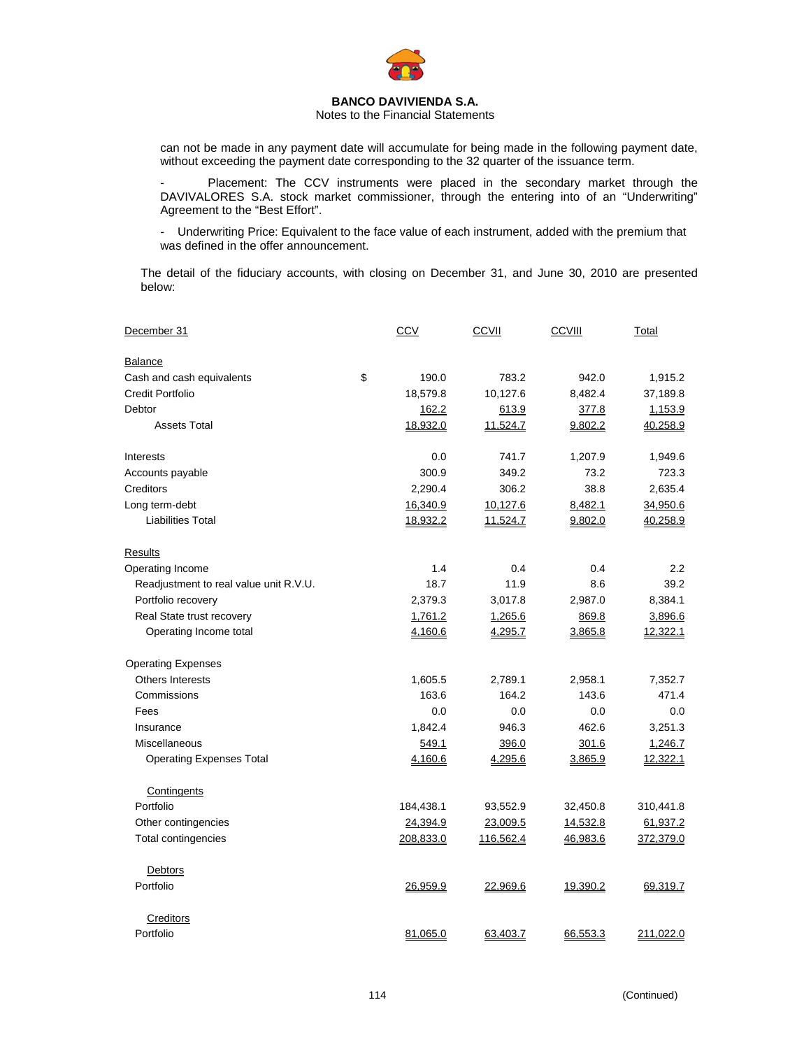can not be made in any payment date will accumulate for being made in the following payment date, without exceeding the payment date corresponding to the 32 quarter of the issuance term.

- Placement: The CCV instruments were placed in the secondary market through the DAVIVALORES S.A. stock market commissioner, through the entering into of an "Underwriting" Agreement to the "Best Effort".

- Underwriting Price: Equivalent to the face value of each instrument, added with the premium that was defined in the offer announcement.

The detail of the fiduciary accounts, with closing on December 31, and June 30, 2010 are presented below:

| December 31 | | CCV | CCVII | CCVIII | Total |
|---|---|---|---|---|---|
| **Balance** | | | | | |
| Cash and cash equivalents | $ | 190.0 | 783.2 | 942.0 | 1,915.2 |
| Credit Portfolio | | 18,579.8 | 10,127.6 | 8,482.4 | 37,189.8 |
| Debtor | | 162.2 | 613.9 | 377.8 | 1,153.9 |
| Assets Total | | 18,932.0 | 11,524.7 | 9,802.2 | 40,258.9 |
| | | | | | |
| Interests | | 0.0 | 741.7 | 1,207.9 | 1,949.6 |
| Accounts payable | | 300.9 | 349.2 | 73.2 | 723.3 |
| Creditors | | 2,290.4 | 306.2 | 38.8 | 2,635.4 |
| Long term-debt | | 16,340.9 | 10,127.6 | 8,482.1 | 34,950.6 |
| Liabilities Total | | 18,932.2 | 11,524.7 | 9,802.0 | 40,258.9 |
| | | | | | |
| **Results** | | | | | |
| Operating Income | | 1.4 | 0.4 | 0.4 | 2.2 |
| Readjustment to real value unit R.V.U. | | 18.7 | 11.9 | 8.6 | 39.2 |
| Portfolio recovery | | 2,379.3 | 3,017.8 | 2,987.0 | 8,384.1 |
| Real State trust recovery | | 1,761.2 | 1,265.6 | 869.8 | 3,896.6 |
| Operating Income total | | 4,160.6 | 4,295.7 | 3,865.8 | 12,322.1 |
| | | | | | |
| Operating Expenses | | | | | |
| Others Interests | | 1,605.5 | 2,789.1 | 2,958.1 | 7,352.7 |
| Commissions | | 163.6 | 164.2 | 143.6 | 471.4 |
| Fees | | 0.0 | 0.0 | 0.0 | 0.0 |
| Insurance | | 1,842.4 | 946.3 | 462.6 | 3,251.3 |
| Miscellaneous | | 549.1 | 396.0 | 301.6 | 1,246.7 |
| Operating Expenses Total | | 4,160.6 | 4,295.6 | 3,865.9 | 12,322.1 |
| | | | | | |
| **Contingents** | | | | | |
| Portfolio | | 184,438.1 | 93,552.9 | 32,450.8 | 310,441.8 |
| Other contingencies | | 24,394.9 | 23,009.5 | 14,532.8 | 61,937.2 |
| Total contingencies | | 208,833.0 | 116,562.4 | 46,983.6 | 372,379.0 |
| | | | | | |
| **Debtors** | | | | | |
| Portfolio | | 26,959.9 | 22,969.6 | 19,390.2 | 69,319.7 |
| | | | | | |
| **Creditors** | | | | | |
| Portfolio | | 81,065.0 | 63,403.7 | 66,553.3 | 211,022.0 |

(Continued)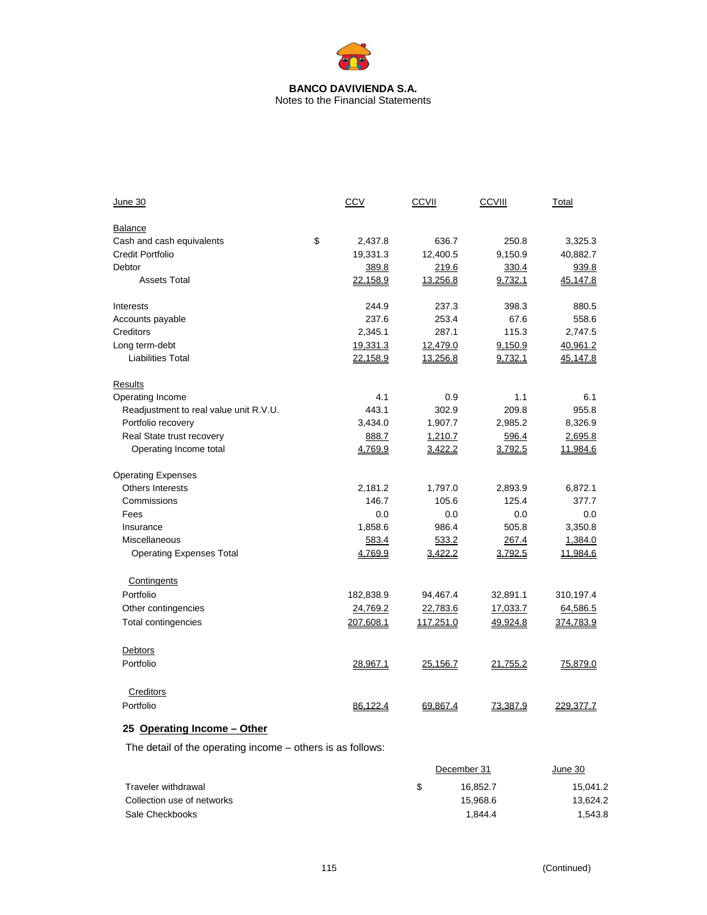**BANCO DAVIVIENDA S.A.**
Notes to the Financial Statements

| June 30 | | CCV | CCVII | CCVIII | Total |
|---|---|---|---|---|---|
| **Balance** | | | | | |
| Cash and cash equivalents | $ | 2,437.8 | 636.7 | 250.8 | 3,325.3 |
| Credit Portfolio | | 19,331.3 | 12,400.5 | 9,150.9 | 40,882.7 |
| Debtor | | 389.8 | 219.6 | 330.4 | 939.8 |
| Assets Total | | 22,158.9 | 13,256.8 | 9,732.1 | 45,147.8 |
| Interests | | 244.9 | 237.3 | 398.3 | 880.5 |
| Accounts payable | | 237.6 | 253.4 | 67.6 | 558.6 |
| Creditors | | 2,345.1 | 287.1 | 115.3 | 2,747.5 |
| Long term-debt | | 19,331.3 | 12,479.0 | 9,150.9 | 40,961.2 |
| Liabilities Total | | 22,158.9 | 13,256.8 | 9,732.1 | 45,147.8 |
| **Results** | | | | | |
| Operating Income | | 4.1 | 0.9 | 1.1 | 6.1 |
| Readjustment to real value unit R.V.U. | | 443.1 | 302.9 | 209.8 | 955.8 |
| Portfolio recovery | | 3,434.0 | 1,907.7 | 2,985.2 | 8,326.9 |
| Real State trust recovery | | 888.7 | 1,210.7 | 596.4 | 2,695.8 |
| Operating Income total | | 4,769.9 | 3,422.2 | 3,792.5 | 11,984.6 |
| Operating Expenses | | | | | |
| Others Interests | | 2,181.2 | 1,797.0 | 2,893.9 | 6,872.1 |
| Commissions | | 146.7 | 105.6 | 125.4 | 377.7 |
| Fees | | 0.0 | 0.0 | 0.0 | 0.0 |
| Insurance | | 1,858.6 | 986.4 | 505.8 | 3,350.8 |
| Miscellaneous | | 583.4 | 533.2 | 267.4 | 1,384.0 |
| Operating Expenses Total | | 4,769.9 | 3,422.2 | 3,792.5 | 11,984.6 |
| **Contingents** | | | | | |
| Portfolio | | 182,838.9 | 94,467.4 | 32,891.1 | 310,197.4 |
| Other contingencies | | 24,769.2 | 22,783.6 | 17,033.7 | 64,586.5 |
| Total contingencies | | 207,608.1 | 117,251.0 | 49,924.8 | 374,783.9 |
| **Debtors** | | | | | |
| Portfolio | | 28,967.1 | 25,156.7 | 21,755.2 | 75,879.0 |
| **Creditors** | | | | | |
| Portfolio | | 86,122.4 | 69,867.4 | 73,387.9 | 229,377.7 |

## 25 Operating Income – Other

The detail of the operating income – others is as follows:

| | | December 31 | June 30 |
|---|---|---|---|
| Traveler withdrawal | $ | 16,852.7 | 15,041.2 |
| Collection use of networks | | 15,968.6 | 13,624.2 |
| Sale Checkbooks | | 1,844.4 | 1,543.8 |

(Continued)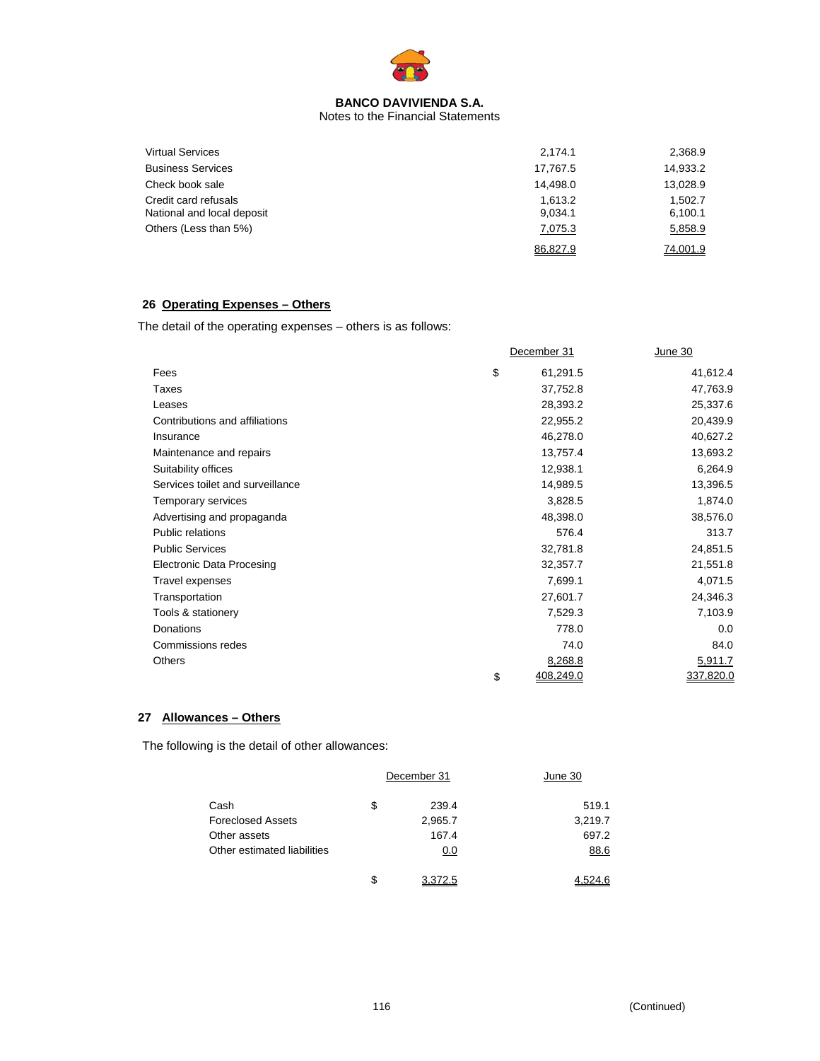| | | |
|---|---|---|
| Virtual Services | 2,174.1 | 2,368.9 |
| Business Services | 17,767.5 | 14,933.2 |
| Check book sale | 14,498.0 | 13,028.9 |
| Credit card refusals | 1,613.2 | 1,502.7 |
| National and local deposit | 9,034.1 | 6,100.1 |
| Others (Less than 5%) | 7,075.3 | 5,858.9 |
| | 86,827.9 | 74,001.9 |

## 26 Operating Expenses – Others

The detail of the operating expenses – others is as follows:

| | | December 31 | June 30 |
|---|---|---|---|
| Fees | $ | 61,291.5 | 41,612.4 |
| Taxes | | 37,752.8 | 47,763.9 |
| Leases | | 28,393.2 | 25,337.6 |
| Contributions and affiliations | | 22,955.2 | 20,439.9 |
| Insurance | | 46,278.0 | 40,627.2 |
| Maintenance and repairs | | 13,757.4 | 13,693.2 |
| Suitability offices | | 12,938.1 | 6,264.9 |
| Services toilet and surveillance | | 14,989.5 | 13,396.5 |
| Temporary services | | 3,828.5 | 1,874.0 |
| Advertising and propaganda | | 48,398.0 | 38,576.0 |
| Public relations | | 576.4 | 313.7 |
| Public Services | | 32,781.8 | 24,851.5 |
| Electronic Data Procesing | | 32,357.7 | 21,551.8 |
| Travel expenses | | 7,699.1 | 4,071.5 |
| Transportation | | 27,601.7 | 24,346.3 |
| Tools & stationery | | 7,529.3 | 7,103.9 |
| Donations | | 778.0 | 0.0 |
| Commissions redes | | 74.0 | 84.0 |
| Others | | 8,268.8 | 5,911.7 |
| | $ | 408,249.0 | 337,820.0 |

## 27 Allowances – Others

The following is the detail of other allowances:

| | | December 31 | June 30 |
|---|---|---|---|
| Cash | $ | 239.4 | 519.1 |
| Foreclosed Assets | | 2,965.7 | 3,219.7 |
| Other assets | | 167.4 | 697.2 |
| Other estimated liabilities | | 0.0 | 88.6 |
| | $ | 3,372.5 | 4,524.6 |

(Continued)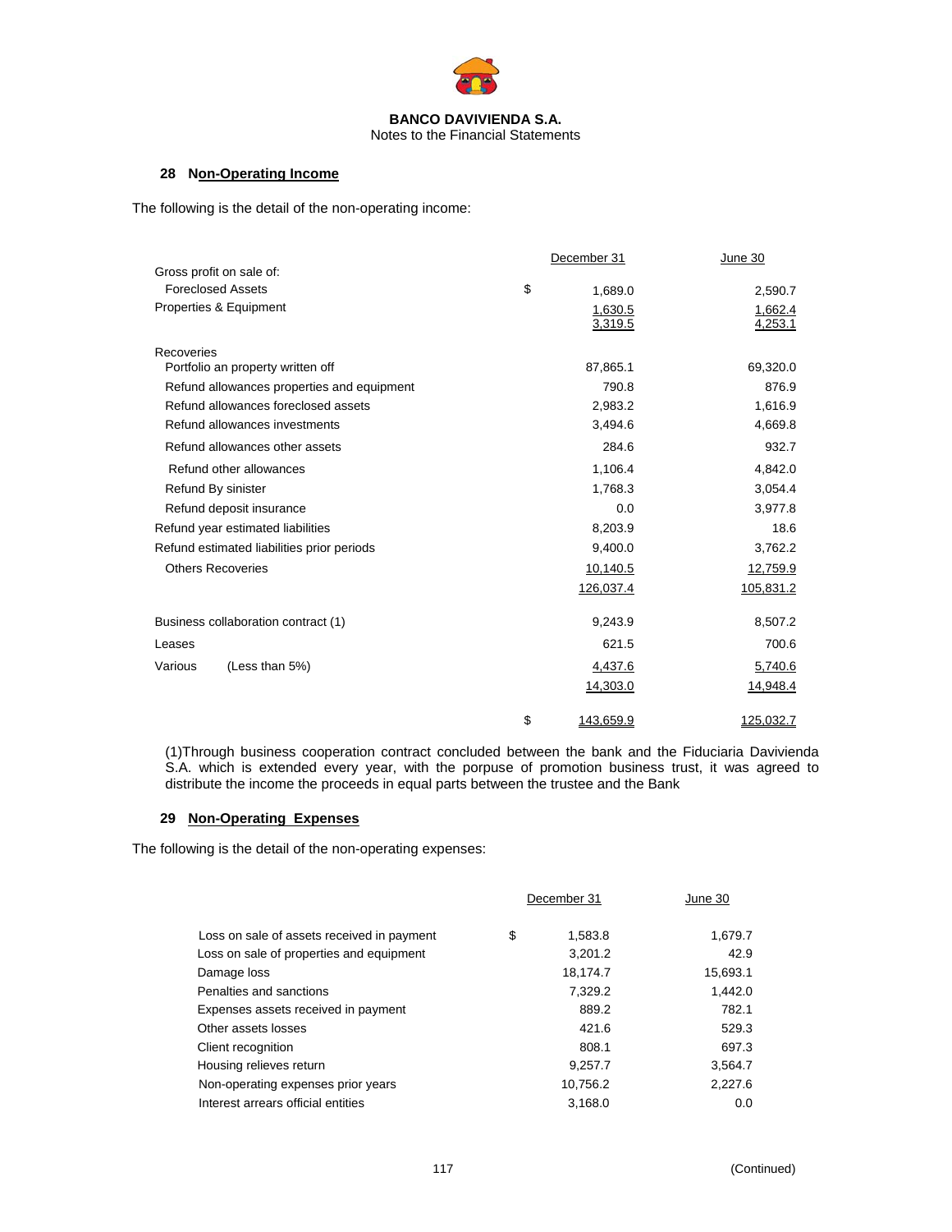**BANCO DAVIVIENDA S.A.**
Notes to the Financial Statements

## 28 Non-Operating Income

The following is the detail of the non-operating income:

| | | December 31 | June 30 |
|---|---|---|---|
| Gross profit on sale of: | | | |
| Foreclosed Assets | $ | 1,689.0 | 2,590.7 |
| Properties & Equipment | | 1,630.5 | 1,662.4 |
| | | 3,319.5 | 4,253.1 |
| Recoveries | | | |
| Portfolio an property written off | | 87,865.1 | 69,320.0 |
| Refund allowances properties and equipment | | 790.8 | 876.9 |
| Refund allowances foreclosed assets | | 2,983.2 | 1,616.9 |
| Refund allowances investments | | 3,494.6 | 4,669.8 |
| Refund allowances other assets | | 284.6 | 932.7 |
| Refund other allowances | | 1,106.4 | 4,842.0 |
| Refund By sinister | | 1,768.3 | 3,054.4 |
| Refund deposit insurance | | 0.0 | 3,977.8 |
| Refund year estimated liabilities | | 8,203.9 | 18.6 |
| Refund estimated liabilities prior periods | | 9,400.0 | 3,762.2 |
| Others Recoveries | | 10,140.5 | 12,759.9 |
| | | 126,037.4 | 105,831.2 |
| Business collaboration contract (1) | | 9,243.9 | 8,507.2 |
| Leases | | 621.5 | 700.6 |
| Various (Less than 5%) | | 4,437.6 | 5,740.6 |
| | | 14,303.0 | 14,948.4 |
| | $ | 143,659.9 | 125,032.7 |

(1)Through business cooperation contract concluded between the bank and the Fiduciaria Davivienda S.A. which is extended every year, with the porpuse of promotion business trust, it was agreed to distribute the income the proceeds in equal parts between the trustee and the Bank

## 29 Non-Operating Expenses

The following is the detail of the non-operating expenses:

| | | December 31 | June 30 |
|---|---|---|---|
| Loss on sale of assets received in payment | $ | 1,583.8 | 1,679.7 |
| Loss on sale of properties and equipment | | 3,201.2 | 42.9 |
| Damage loss | | 18,174.7 | 15,693.1 |
| Penalties and sanctions | | 7,329.2 | 1,442.0 |
| Expenses assets received in payment | | 889.2 | 782.1 |
| Other assets losses | | 421.6 | 529.3 |
| Client recognition | | 808.1 | 697.3 |
| Housing relieves return | | 9,257.7 | 3,564.7 |
| Non-operating expenses prior years | | 10,756.2 | 2,227.6 |
| Interest arrears official entities | | 3,168.0 | 0.0 |

(Continued)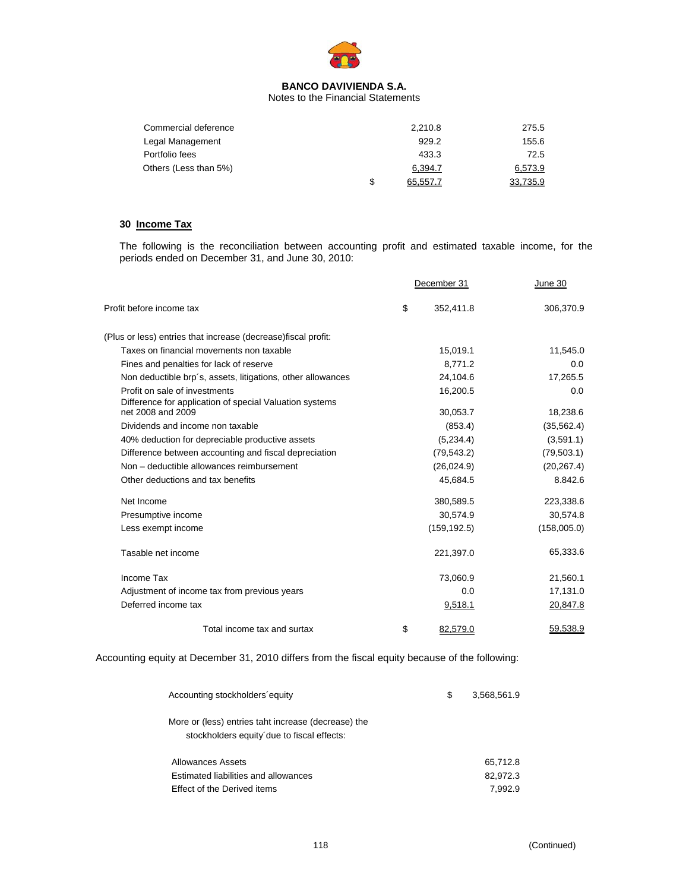| | | | |
|---|---|---|---|
| Commercial deference | | 2,210.8 | 275.5 |
| Legal Management | | 929.2 | 155.6 |
| Portfolio fees | | 433.3 | 72.5 |
| Others (Less than 5%) | | 6,394.7 | 6,573.9 |
| | $ | 65,557.7 | 33,735.9 |

## 30 Income Tax

The following is the reconciliation between accounting profit and estimated taxable income, for the periods ended on December 31, and June 30, 2010:

| | | December 31 | June 30 |
|---|---|---|---|
| Profit before income tax | $ | 352,411.8 | 306,370.9 |
| (Plus or less) entries that increase (decrease)fiscal profit: | | | |
| Taxes on financial movements non taxable | | 15,019.1 | 11,545.0 |
| Fines and penalties for lack of reserve | | 8,771.2 | 0.0 |
| Non deductible brp´s, assets, litigations, other allowances | | 24,104.6 | 17,265.5 |
| Profit on sale of investments | | 16,200.5 | 0.0 |
| Difference for application of special Valuation systems net 2008 and 2009 | | 30,053.7 | 18,238.6 |
| Dividends and income non taxable | | (853.4) | (35,562.4) |
| 40% deduction for depreciable productive assets | | (5,234.4) | (3,591.1) |
| Difference between accounting and fiscal depreciation | | (79,543.2) | (79,503.1) |
| Non – deductible allowances reimbursement | | (26,024.9) | (20,267.4) |
| Other deductions and tax benefits | | 45,684.5 | 8.842.6 |
| Net Income | | 380,589.5 | 223,338.6 |
| Presumptive income | | 30,574.9 | 30,574.8 |
| Less exempt income | | (159,192.5) | (158,005.0) |
| Tasable net income | | 221,397.0 | 65,333.6 |
| Income Tax | | 73,060.9 | 21,560.1 |
| Adjustment of income tax from previous years | | 0.0 | 17,131.0 |
| Deferred income tax | | 9,518.1 | 20,847.8 |
| Total income tax and surtax | $ | 82,579.0 | 59,538.9 |

Accounting equity at December 31, 2010 differs from the fiscal equity because of the following:

| | | |
|---|---|---|
| Accounting stockholders´equity | $ | 3,568,561.9 |
| More or (less) entries taht increase (decrease) the stockholders equity´due to fiscal effects: | | |
| Allowances Assets | | 65,712.8 |
| Estimated liabilities and allowances | | 82,972.3 |
| Effect of the Derived items | | 7,992.9 |

(Continued)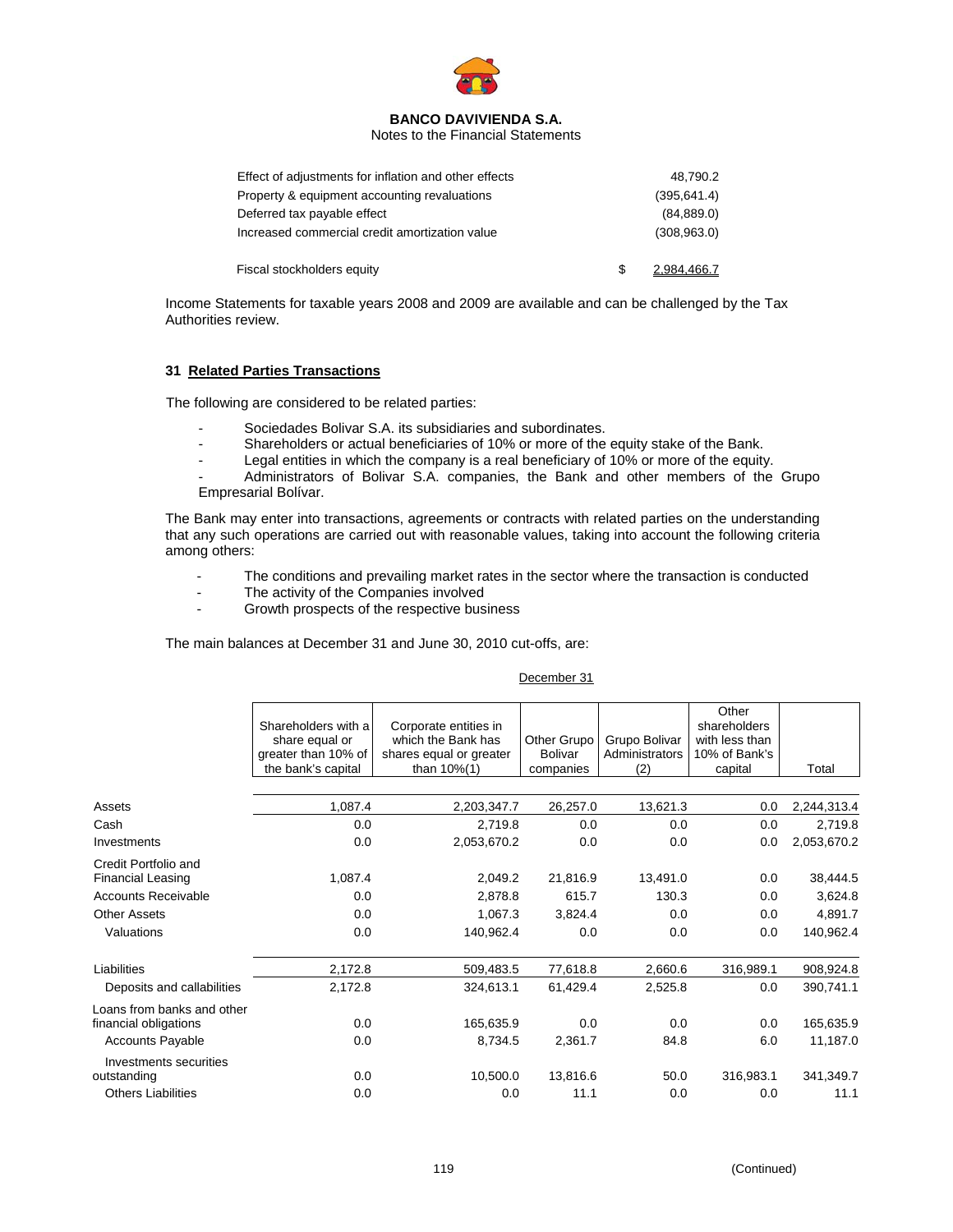| | | |
|---|---|---|
| Effect of adjustments for inflation and other effects | | 48,790.2 |
| Property & equipment accounting revaluations | | (395,641.4) |
| Deferred tax payable effect | | (84,889.0) |
| Increased commercial credit amortization value | | (308,963.0) |
| Fiscal stockholders equity | $ | 2,984,466.7 |

Income Statements for taxable years 2008 and 2009 are available and can be challenged by the Tax Authorities review.

## 31 Related Parties Transactions

The following are considered to be related parties:

- Sociedades Bolivar S.A. its subsidiaries and subordinates.
- Shareholders or actual beneficiaries of 10% or more of the equity stake of the Bank.
- Legal entities in which the company is a real beneficiary of 10% or more of the equity.
- Administrators of Bolivar S.A. companies, the Bank and other members of the Grupo Empresarial Bolívar.

The Bank may enter into transactions, agreements or contracts with related parties on the understanding that any such operations are carried out with reasonable values, taking into account the following criteria among others:

- The conditions and prevailing market rates in the sector where the transaction is conducted
- The activity of the Companies involved
- Growth prospects of the respective business

The main balances at December 31 and June 30, 2010 cut-offs, are:

December 31

| | Shareholders with a share equal or greater than 10% of the bank's capital | Corporate entities in which the Bank has shares equal or greater than 10%(1) | Other Grupo Bolivar companies | Grupo Bolivar Administrators (2) | Other shareholders with less than 10% of Bank's capital | Total |
|---|---|---|---|---|---|---|
| Assets | 1,087.4 | 2,203,347.7 | 26,257.0 | 13,621.3 | 0.0 | 2,244,313.4 |
| Cash | 0.0 | 2,719.8 | 0.0 | 0.0 | 0.0 | 2,719.8 |
| Investments | 0.0 | 2,053,670.2 | 0.0 | 0.0 | 0.0 | 2,053,670.2 |
| Credit Portfolio and Financial Leasing | 1,087.4 | 2,049.2 | 21,816.9 | 13,491.0 | 0.0 | 38,444.5 |
| Accounts Receivable | 0.0 | 2,878.8 | 615.7 | 130.3 | 0.0 | 3,624.8 |
| Other Assets | 0.0 | 1,067.3 | 3,824.4 | 0.0 | 0.0 | 4,891.7 |
| Valuations | 0.0 | 140,962.4 | 0.0 | 0.0 | 0.0 | 140,962.4 |
| Liabilities | 2,172.8 | 509,483.5 | 77,618.8 | 2,660.6 | 316,989.1 | 908,924.8 |
| Deposits and callabilities | 2,172.8 | 324,613.1 | 61,429.4 | 2,525.8 | 0.0 | 390,741.1 |
| Loans from banks and other financial obligations | 0.0 | 165,635.9 | 0.0 | 0.0 | 0.0 | 165,635.9 |
| Accounts Payable | 0.0 | 8,734.5 | 2,361.7 | 84.8 | 6.0 | 11,187.0 |
| Investments securities outstanding | 0.0 | 10,500.0 | 13,816.6 | 50.0 | 316,983.1 | 341,349.7 |
| Others Liabilities | 0.0 | 0.0 | 11.1 | 0.0 | 0.0 | 11.1 |

(Continued)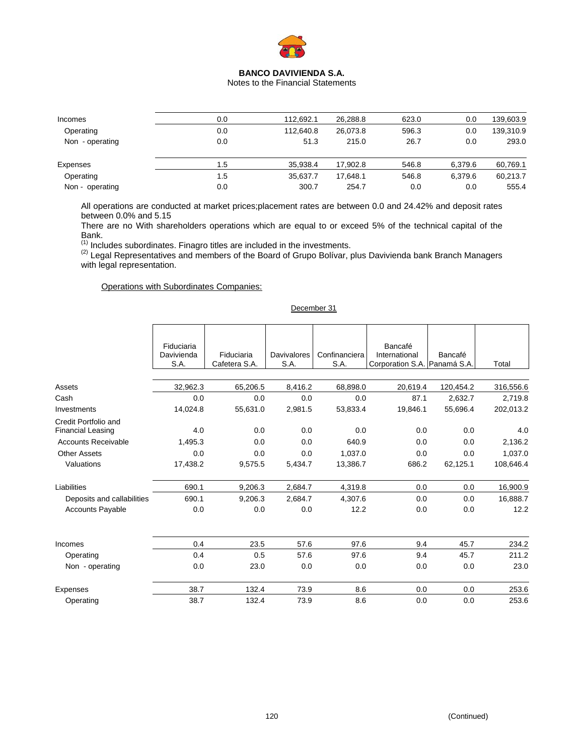**BANCO DAVIVIENDA S.A.**
Notes to the Financial Statements

| | | | | | | |
|---|---|---|---|---|---|---|
| Incomes | 0.0 | 112,692.1 | 26,288.8 | 623.0 | 0.0 | 139,603.9 |
| Operating | 0.0 | 112,640.8 | 26,073.8 | 596.3 | 0.0 | 139,310.9 |
| Non - operating | 0.0 | 51.3 | 215.0 | 26.7 | 0.0 | 293.0 |
| Expenses | 1.5 | 35,938.4 | 17,902.8 | 546.8 | 6,379.6 | 60,769.1 |
| Operating | 1.5 | 35,637.7 | 17,648.1 | 546.8 | 6,379.6 | 60,213.7 |
| Non - operating | 0.0 | 300.7 | 254.7 | 0.0 | 0.0 | 555.4 |

All operations are conducted at market prices;placement rates are between 0.0 and 24.42% and deposit rates between 0.0% and 5.15

There are no With shareholders operations which are equal to or exceed 5% of the technical capital of the Bank.

(1) Includes subordinates. Finagro titles are included in the investments.

(2) Legal Representatives and members of the Board of Grupo Bolívar, plus Davivienda bank Branch Managers with legal representation.

Operations with Subordinates Companies:

December 31

| | Fiduciaria Davivienda S.A. | Fiduciaria Cafetera S.A. | Davivalores S.A. | Confinanciera S.A. | Bancafé International Corporation S.A. | Bancafé Panamá S.A. | Total |
|---|---|---|---|---|---|---|---|
| Assets | 32,962.3 | 65,206.5 | 8,416.2 | 68,898.0 | 20,619.4 | 120,454.2 | 316,556.6 |
| Cash | 0.0 | 0.0 | 0.0 | 0.0 | 87.1 | 2,632.7 | 2,719.8 |
| Investments | 14,024.8 | 55,631.0 | 2,981.5 | 53,833.4 | 19,846.1 | 55,696.4 | 202,013.2 |
| Credit Portfolio and Financial Leasing | 4.0 | 0.0 | 0.0 | 0.0 | 0.0 | 0.0 | 4.0 |
| Accounts Receivable | 1,495.3 | 0.0 | 0.0 | 640.9 | 0.0 | 0.0 | 2,136.2 |
| Other Assets | 0.0 | 0.0 | 0.0 | 1,037.0 | 0.0 | 0.0 | 1,037.0 |
| Valuations | 17,438.2 | 9,575.5 | 5,434.7 | 13,386.7 | 686.2 | 62,125.1 | 108,646.4 |
| Liabilities | 690.1 | 9,206.3 | 2,684.7 | 4,319.8 | 0.0 | 0.0 | 16,900.9 |
| Deposits and callabilities | 690.1 | 9,206.3 | 2,684.7 | 4,307.6 | 0.0 | 0.0 | 16,888.7 |
| Accounts Payable | 0.0 | 0.0 | 0.0 | 12.2 | 0.0 | 0.0 | 12.2 |
| Incomes | 0.4 | 23.5 | 57.6 | 97.6 | 9.4 | 45.7 | 234.2 |
| Operating | 0.4 | 0.5 | 57.6 | 97.6 | 9.4 | 45.7 | 211.2 |
| Non - operating | 0.0 | 23.0 | 0.0 | 0.0 | 0.0 | 0.0 | 23.0 |
| Expenses | 38.7 | 132.4 | 73.9 | 8.6 | 0.0 | 0.0 | 253.6 |
| Operating | 38.7 | 132.4 | 73.9 | 8.6 | 0.0 | 0.0 | 253.6 |

(Continued)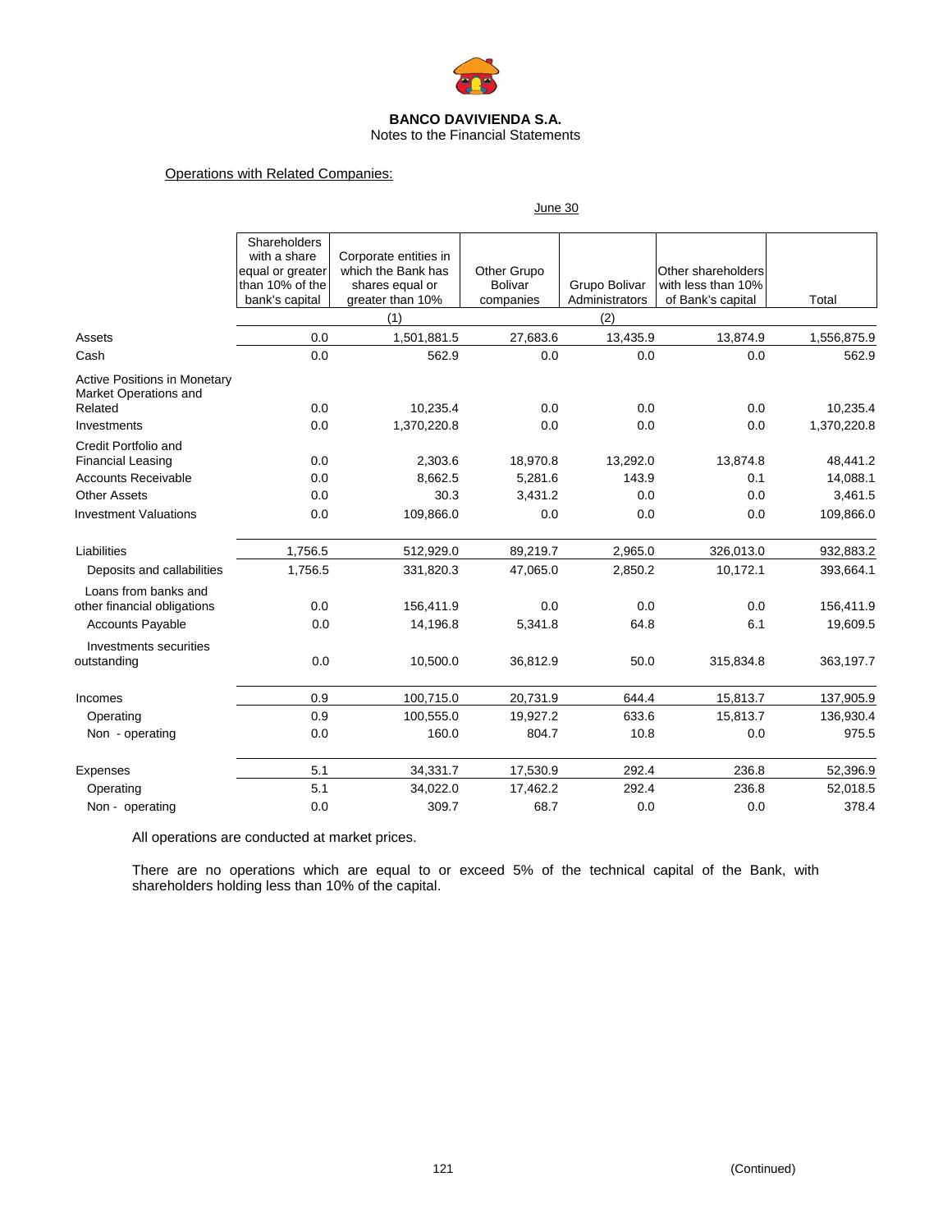**BANCO DAVIVIENDA S.A.**
Notes to the Financial Statements

Operations with Related Companies:

| | June 30 | | | | | |
|---|---|---|---|---|---|---|
| | Shareholders with a share equal or greater than 10% of the bank's capital | Corporate entities in which the Bank has shares equal or greater than 10% (1) | Other Grupo Bolivar companies | Grupo Bolivar Administrators (2) | Other shareholders with less than 10% of Bank's capital | Total |
| Assets | 0.0 | 1,501,881.5 | 27,683.6 | 13,435.9 | 13,874.9 | 1,556,875.9 |
| Cash | 0.0 | 562.9 | 0.0 | 0.0 | 0.0 | 562.9 |
| Active Positions in Monetary Market Operations and Related | 0.0 | 10,235.4 | 0.0 | 0.0 | 0.0 | 10,235.4 |
| Investments | 0.0 | 1,370,220.8 | 0.0 | 0.0 | 0.0 | 1,370,220.8 |
| Credit Portfolio and Financial Leasing | 0.0 | 2,303.6 | 18,970.8 | 13,292.0 | 13,874.8 | 48,441.2 |
| Accounts Receivable | 0.0 | 8,662.5 | 5,281.6 | 143.9 | 0.1 | 14,088.1 |
| Other Assets | 0.0 | 30.3 | 3,431.2 | 0.0 | 0.0 | 3,461.5 |
| Investment Valuations | 0.0 | 109,866.0 | 0.0 | 0.0 | 0.0 | 109,866.0 |
| Liabilities | 1,756.5 | 512,929.0 | 89,219.7 | 2,965.0 | 326,013.0 | 932,883.2 |
| Deposits and callabilities | 1,756.5 | 331,820.3 | 47,065.0 | 2,850.2 | 10,172.1 | 393,664.1 |
| Loans from banks and other financial obligations | 0.0 | 156,411.9 | 0.0 | 0.0 | 0.0 | 156,411.9 |
| Accounts Payable | 0.0 | 14,196.8 | 5,341.8 | 64.8 | 6.1 | 19,609.5 |
| Investments securities outstanding | 0.0 | 10,500.0 | 36,812.9 | 50.0 | 315,834.8 | 363,197.7 |
| Incomes | 0.9 | 100,715.0 | 20,731.9 | 644.4 | 15,813.7 | 137,905.9 |
| Operating | 0.9 | 100,555.0 | 19,927.2 | 633.6 | 15,813.7 | 136,930.4 |
| Non - operating | 0.0 | 160.0 | 804.7 | 10.8 | 0.0 | 975.5 |
| Expenses | 5.1 | 34,331.7 | 17,530.9 | 292.4 | 236.8 | 52,396.9 |
| Operating | 5.1 | 34,022.0 | 17,462.2 | 292.4 | 236.8 | 52,018.5 |
| Non - operating | 0.0 | 309.7 | 68.7 | 0.0 | 0.0 | 378.4 |

All operations are conducted at market prices.

There are no operations which are equal to or exceed 5% of the technical capital of the Bank, with shareholders holding less than 10% of the capital.

(Continued)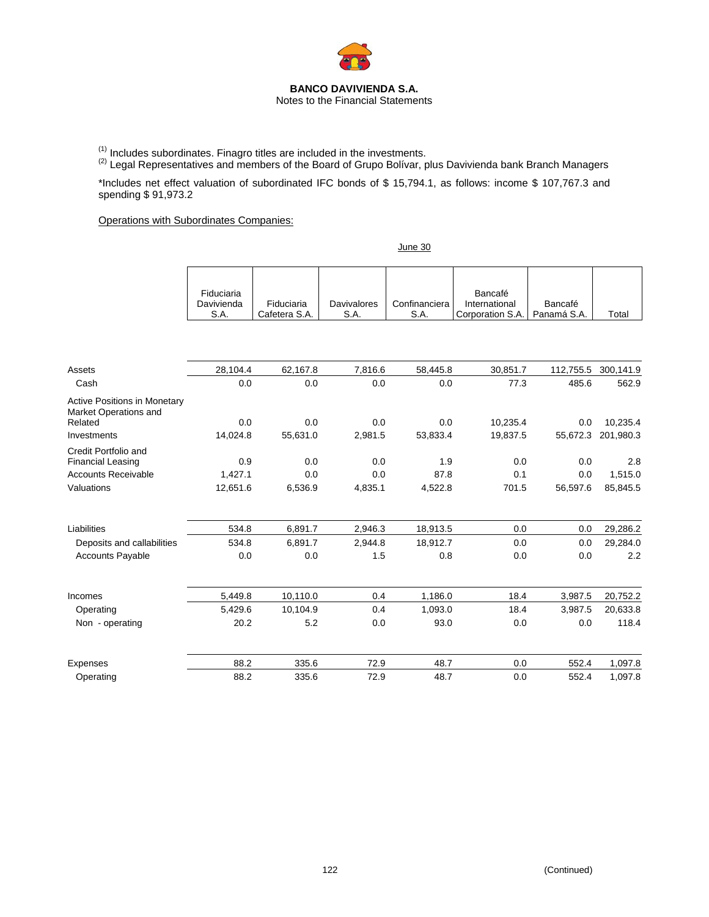**BANCO DAVIVIENDA S.A.**
Notes to the Financial Statements

[1] Includes subordinates. Finagro titles are included in the investments.
[2] Legal Representatives and members of the Board of Grupo Bolívar, plus Davivienda bank Branch Managers

*Includes net effect valuation of subordinated IFC bonds of $ 15,794.1, as follows: income $ 107,767.3 and spending $ 91,973.2

Operations with Subordinates Companies:

June 30

| | Fiduciaria Davivienda S.A. | Fiduciaria Cafetera S.A. | Davivalores S.A. | Confinanciera S.A. | Bancafé International Corporation S.A. | Bancafé Panamá S.A. | Total |
|---|---|---|---|---|---|---|---|
| Assets | 28,104.4 | 62,167.8 | 7,816.6 | 58,445.8 | 30,851.7 | 112,755.5 | 300,141.9 |
| Cash | 0.0 | 0.0 | 0.0 | 0.0 | 77.3 | 485.6 | 562.9 |
| Active Positions in Monetary Market Operations and Related | 0.0 | 0.0 | 0.0 | 0.0 | 10,235.4 | 0.0 | 10,235.4 |
| Investments | 14,024.8 | 55,631.0 | 2,981.5 | 53,833.4 | 19,837.5 | 55,672.3 | 201,980.3 |
| Credit Portfolio and Financial Leasing | 0.9 | 0.0 | 0.0 | 1.9 | 0.0 | 0.0 | 2.8 |
| Accounts Receivable | 1,427.1 | 0.0 | 0.0 | 87.8 | 0.1 | 0.0 | 1,515.0 |
| Valuations | 12,651.6 | 6,536.9 | 4,835.1 | 4,522.8 | 701.5 | 56,597.6 | 85,845.5 |
| Liabilities | 534.8 | 6,891.7 | 2,946.3 | 18,913.5 | 0.0 | 0.0 | 29,286.2 |
| Deposits and callabilities | 534.8 | 6,891.7 | 2,944.8 | 18,912.7 | 0.0 | 0.0 | 29,284.0 |
| Accounts Payable | 0.0 | 0.0 | 1.5 | 0.8 | 0.0 | 0.0 | 2.2 |
| Incomes | 5,449.8 | 10,110.0 | 0.4 | 1,186.0 | 18.4 | 3,987.5 | 20,752.2 |
| Operating | 5,429.6 | 10,104.9 | 0.4 | 1,093.0 | 18.4 | 3,987.5 | 20,633.8 |
| Non - operating | 20.2 | 5.2 | 0.0 | 93.0 | 0.0 | 0.0 | 118.4 |
| Expenses | 88.2 | 335.6 | 72.9 | 48.7 | 0.0 | 552.4 | 1,097.8 |
| Operating | 88.2 | 335.6 | 72.9 | 48.7 | 0.0 | 552.4 | 1,097.8 |

(Continued)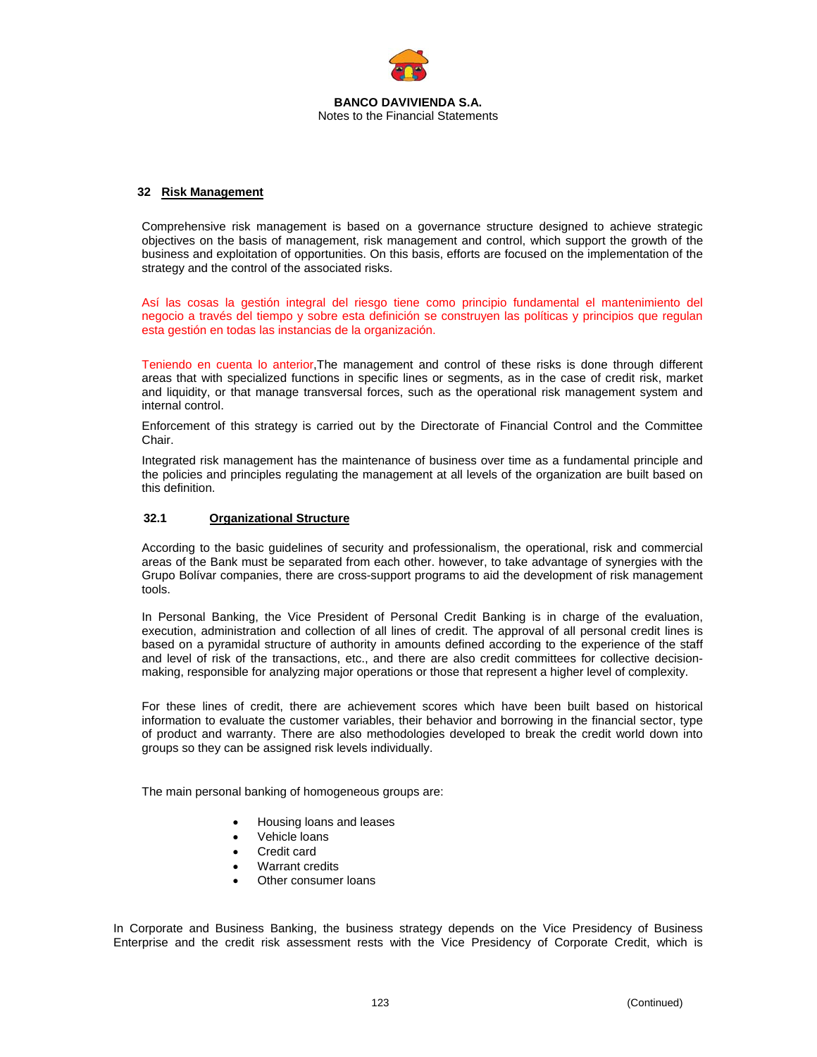## 32 Risk Management

Comprehensive risk management is based on a governance structure designed to achieve strategic objectives on the basis of management, risk management and control, which support the growth of the business and exploitation of opportunities. On this basis, efforts are focused on the implementation of the strategy and the control of the associated risks.

Así las cosas la gestión integral del riesgo tiene como principio fundamental el mantenimiento del negocio a través del tiempo y sobre esta definición se construyen las políticas y principios que regulan esta gestión en todas las instancias de la organización.

Teniendo en cuenta lo anterior,The management and control of these risks is done through different areas that with specialized functions in specific lines or segments, as in the case of credit risk, market and liquidity, or that manage transversal forces, such as the operational risk management system and internal control.

Enforcement of this strategy is carried out by the Directorate of Financial Control and the Committee Chair.

Integrated risk management has the maintenance of business over time as a fundamental principle and the policies and principles regulating the management at all levels of the organization are built based on this definition.

### 32.1 Organizational Structure

According to the basic guidelines of security and professionalism, the operational, risk and commercial areas of the Bank must be separated from each other. however, to take advantage of synergies with the Grupo Bolívar companies, there are cross-support programs to aid the development of risk management tools.

In Personal Banking, the Vice President of Personal Credit Banking is in charge of the evaluation, execution, administration and collection of all lines of credit. The approval of all personal credit lines is based on a pyramidal structure of authority in amounts defined according to the experience of the staff and level of risk of the transactions, etc., and there are also credit committees for collective decision-making, responsible for analyzing major operations or those that represent a higher level of complexity.

For these lines of credit, there are achievement scores which have been built based on historical information to evaluate the customer variables, their behavior and borrowing in the financial sector, type of product and warranty. There are also methodologies developed to break the credit world down into groups so they can be assigned risk levels individually.

The main personal banking of homogeneous groups are:

- Housing loans and leases
- Vehicle loans
- Credit card
- Warrant credits
- Other consumer loans

In Corporate and Business Banking, the business strategy depends on the Vice Presidency of Business Enterprise and the credit risk assessment rests with the Vice Presidency of Corporate Credit, which is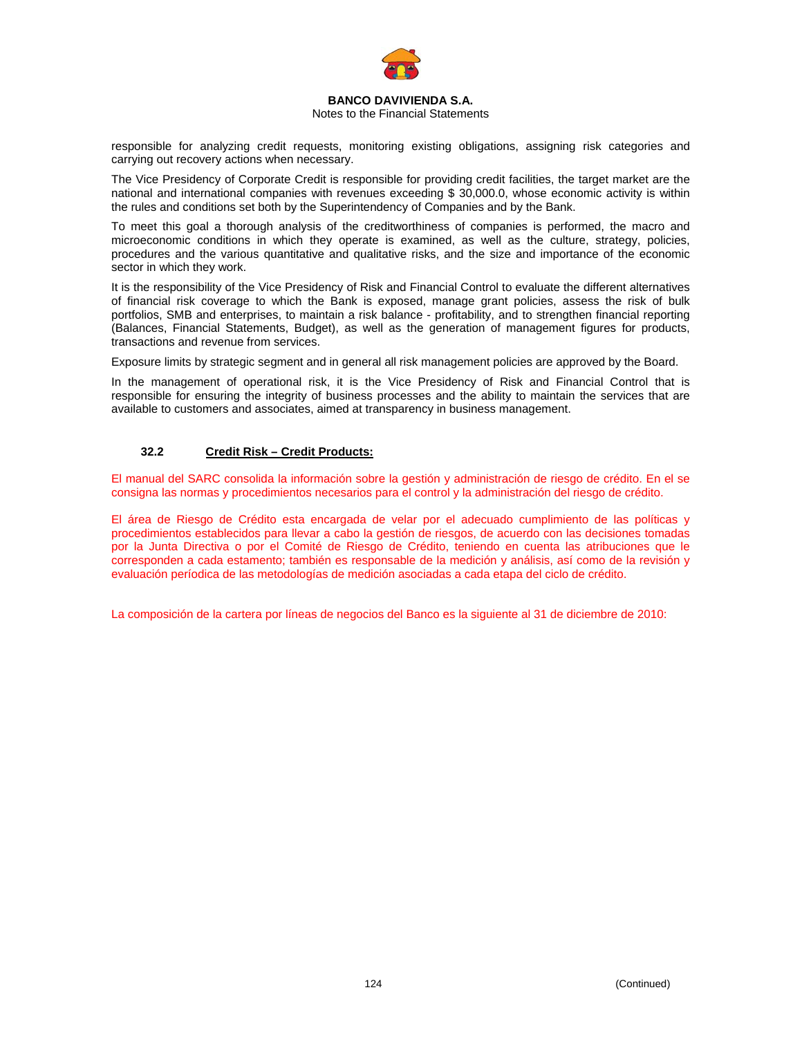responsible for analyzing credit requests, monitoring existing obligations, assigning risk categories and carrying out recovery actions when necessary.

The Vice Presidency of Corporate Credit is responsible for providing credit facilities, the target market are the national and international companies with revenues exceeding $ 30,000.0, whose economic activity is within the rules and conditions set both by the Superintendency of Companies and by the Bank.

To meet this goal a thorough analysis of the creditworthiness of companies is performed, the macro and microeconomic conditions in which they operate is examined, as well as the culture, strategy, policies, procedures and the various quantitative and qualitative risks, and the size and importance of the economic sector in which they work.

It is the responsibility of the Vice Presidency of Risk and Financial Control to evaluate the different alternatives of financial risk coverage to which the Bank is exposed, manage grant policies, assess the risk of bulk portfolios, SMB and enterprises, to maintain a risk balance - profitability, and to strengthen financial reporting (Balances, Financial Statements, Budget), as well as the generation of management figures for products, transactions and revenue from services.

Exposure limits by strategic segment and in general all risk management policies are approved by the Board.

In the management of operational risk, it is the Vice Presidency of Risk and Financial Control that is responsible for ensuring the integrity of business processes and the ability to maintain the services that are available to customers and associates, aimed at transparency in business management.

### 32.2 Credit Risk – Credit Products:

El manual del SARC consolida la información sobre la gestión y administración de riesgo de crédito. En el se consigna las normas y procedimientos necesarios para el control y la administración del riesgo de crédito.

El área de Riesgo de Crédito esta encargada de velar por el adecuado cumplimiento de las políticas y procedimientos establecidos para llevar a cabo la gestión de riesgos, de acuerdo con las decisiones tomadas por la Junta Directiva o por el Comité de Riesgo de Crédito, teniendo en cuenta las atribuciones que le corresponden a cada estamento; también es responsable de la medición y análisis, así como de la revisión y evaluación períodica de las metodologías de medición asociadas a cada etapa del ciclo de crédito.

La composición de la cartera por líneas de negocios del Banco es la siguiente al 31 de diciembre de 2010: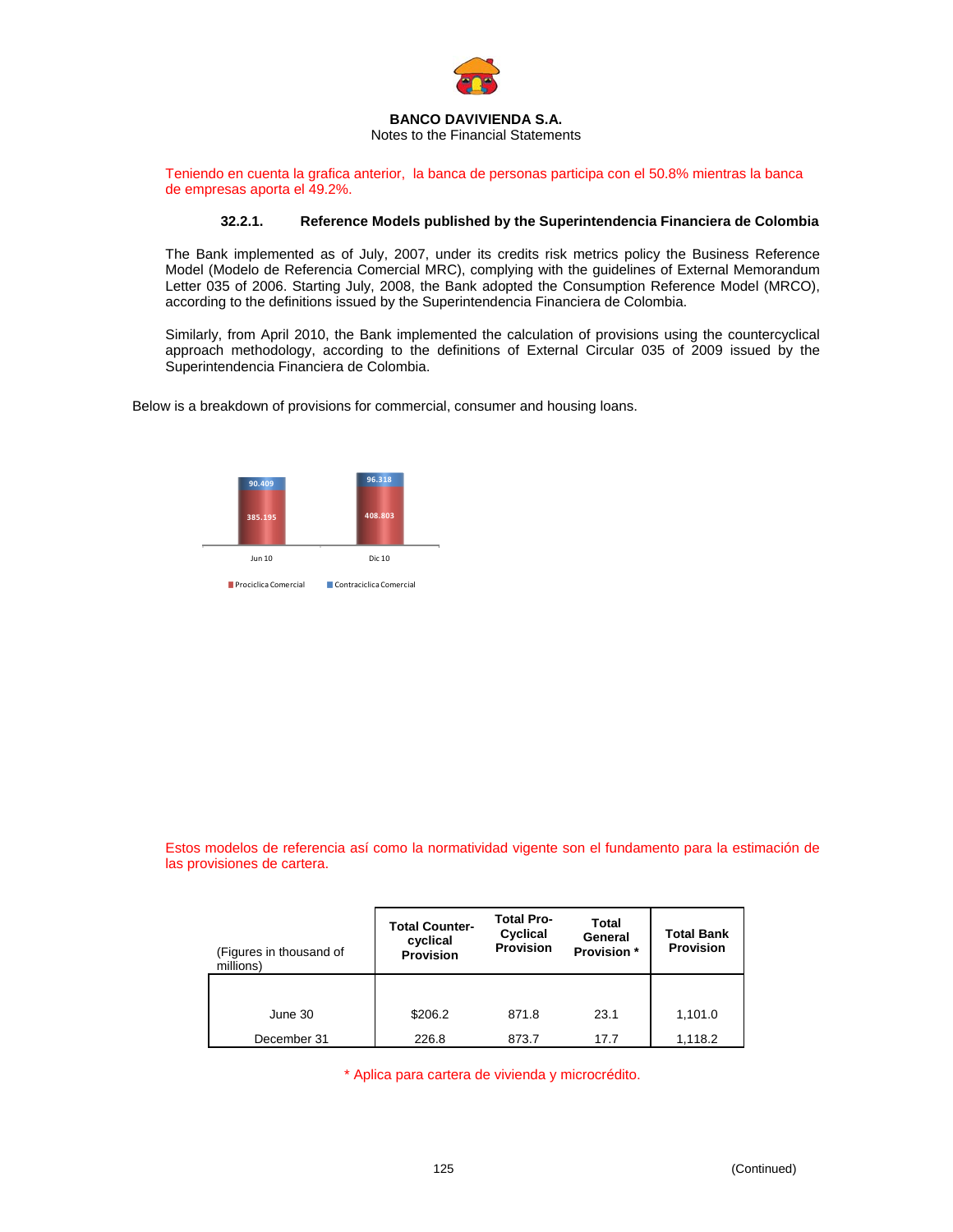**BANCO DAVIVIENDA S.A.**
Notes to the Financial Statements

Teniendo en cuenta la grafica anterior, la banca de personas participa con el 50.8% mientras la banca de empresas aporta el 49.2%.

### 32.2.1. Reference Models published by the Superintendencia Financiera de Colombia

The Bank implemented as of July, 2007, under its credits risk metrics policy the Business Reference Model (Modelo de Referencia Comercial MRC), complying with the guidelines of External Memorandum Letter 035 of 2006. Starting July, 2008, the Bank adopted the Consumption Reference Model (MRCO), according to the definitions issued by the Superintendencia Financiera de Colombia.

Similarly, from April 2010, the Bank implemented the calculation of provisions using the countercyclical approach methodology, according to the definitions of External Circular 035 of 2009 issued by the Superintendencia Financiera de Colombia.

Below is a breakdown of provisions for commercial, consumer and housing loans.

| | Jun 10 | Dic 10 |
|---|---|---|
| Contraciclica Comercial | 90.409 | 96.318 |
| Prociclica Comercial | 385.195 | 408.803 |

Estos modelos de referencia así como la normatividad vigente son el fundamento para la estimación de las provisiones de cartera.

| (Figures in thousand of millions) | Total Counter-cyclical Provision | Total Pro-Cyclical Provision | Total General Provision * | Total Bank Provision |
|---|---|---|---|---|
| June 30 | $206.2 | 871.8 | 23.1 | 1,101.0 |
| December 31 | 226.8 | 873.7 | 17.7 | 1,118.2 |

\* Aplica para cartera de vivienda y microcrédito.

(Continued)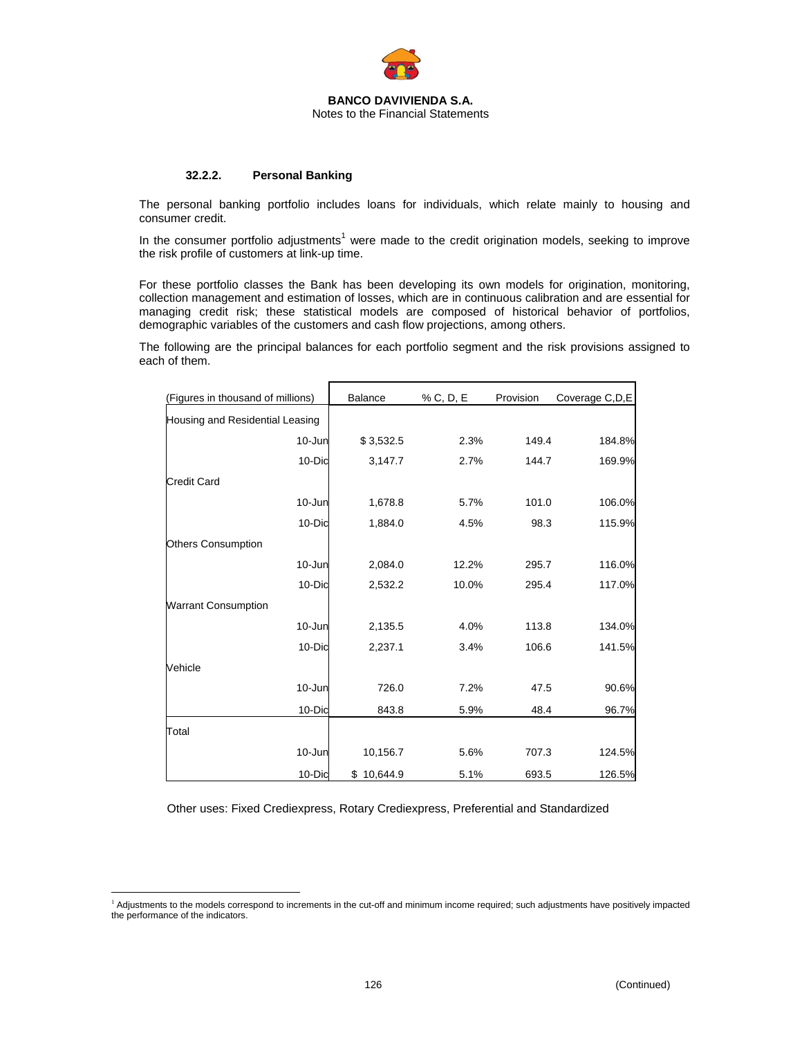**BANCO DAVIVIENDA S.A.**
Notes to the Financial Statements

#### 32.2.2. Personal Banking

The personal banking portfolio includes loans for individuals, which relate mainly to housing and consumer credit.

In the consumer portfolio adjustments[1] were made to the credit origination models, seeking to improve the risk profile of customers at link-up time.

For these portfolio classes the Bank has been developing its own models for origination, monitoring, collection management and estimation of losses, which are in continuous calibration and are essential for managing credit risk; these statistical models are composed of historical behavior of portfolios, demographic variables of the customers and cash flow projections, among others.

The following are the principal balances for each portfolio segment and the risk provisions assigned to each of them.

| (Figures in thousand of millions) | Balance | % C, D, E | Provision | Coverage C,D,E |
|---|---|---|---|---|
| Housing and Residential Leasing | | | | |
| 10-Jun | $ 3,532.5 | 2.3% | 149.4 | 184.8% |
| 10-Dic | 3,147.7 | 2.7% | 144.7 | 169.9% |
| Credit Card | | | | |
| 10-Jun | 1,678.8 | 5.7% | 101.0 | 106.0% |
| 10-Dic | 1,884.0 | 4.5% | 98.3 | 115.9% |
| Others Consumption | | | | |
| 10-Jun | 2,084.0 | 12.2% | 295.7 | 116.0% |
| 10-Dic | 2,532.2 | 10.0% | 295.4 | 117.0% |
| Warrant Consumption | | | | |
| 10-Jun | 2,135.5 | 4.0% | 113.8 | 134.0% |
| 10-Dic | 2,237.1 | 3.4% | 106.6 | 141.5% |
| Vehicle | | | | |
| 10-Jun | 726.0 | 7.2% | 47.5 | 90.6% |
| 10-Dic | 843.8 | 5.9% | 48.4 | 96.7% |
| Total | | | | |
| 10-Jun | 10,156.7 | 5.6% | 707.3 | 124.5% |
| 10-Dic | $ 10,644.9 | 5.1% | 693.5 | 126.5% |

Other uses: Fixed Crediexpress, Rotary Crediexpress, Preferential and Standardized

[1] Adjustments to the models correspond to increments in the cut-off and minimum income required; such adjustments have positively impacted the performance of the indicators.

(Continued)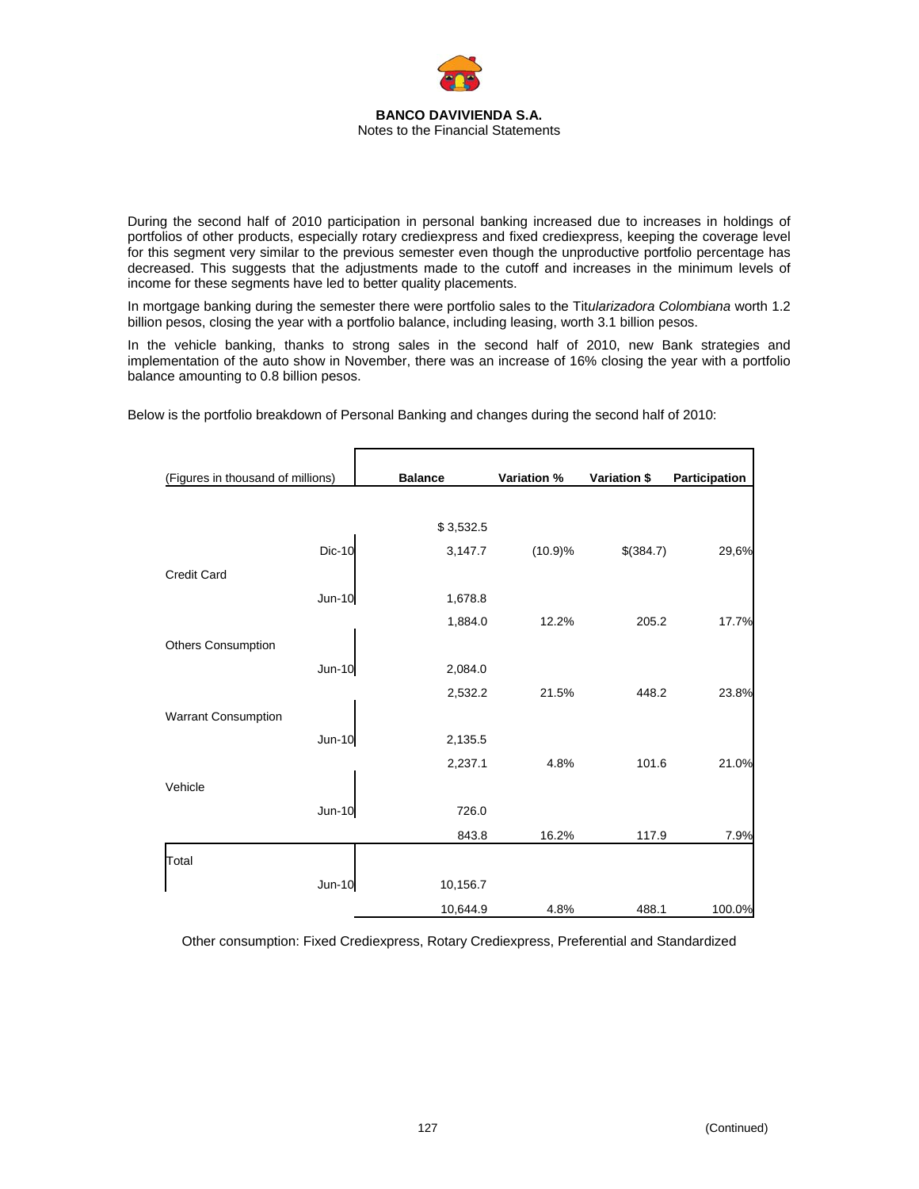**BANCO DAVIVIENDA S.A.**
Notes to the Financial Statements

During the second half of 2010 participation in personal banking increased due to increases in holdings of portfolios of other products, especially rotary crediexpress and fixed crediexpress, keeping the coverage level for this segment very similar to the previous semester even though the unproductive portfolio percentage has decreased. This suggests that the adjustments made to the cutoff and increases in the minimum levels of income for these segments have led to better quality placements.

In mortgage banking during the semester there were portfolio sales to the Tit*ularizadora Colombiana* worth 1.2 billion pesos, closing the year with a portfolio balance, including leasing, worth 3.1 billion pesos.

In the vehicle banking, thanks to strong sales in the second half of 2010, new Bank strategies and implementation of the auto show in November, there was an increase of 16% closing the year with a portfolio balance amounting to 0.8 billion pesos.

Below is the portfolio breakdown of Personal Banking and changes during the second half of 2010:

| (Figures in thousand of millions) | | Balance | Variation % | Variation $ | Participation |
|---|---|---|---|---|---|
| | | $ 3,532.5 | | | |
| | Dic-10 | 3,147.7 | (10.9)% | $(384.7) | 29,6% |
| Credit Card | | | | | |
| | Jun-10 | 1,678.8 | | | |
| | | 1,884.0 | 12.2% | 205.2 | 17.7% |
| Others Consumption | | | | | |
| | Jun-10 | 2,084.0 | | | |
| | | 2,532.2 | 21.5% | 448.2 | 23.8% |
| Warrant Consumption | | | | | |
| | Jun-10 | 2,135.5 | | | |
| | | 2,237.1 | 4.8% | 101.6 | 21.0% |
| Vehicle | | | | | |
| | Jun-10 | 726.0 | | | |
| | | 843.8 | 16.2% | 117.9 | 7.9% |
| Total | | | | | |
| | Jun-10 | 10,156.7 | | | |
| | | 10,644.9 | 4.8% | 488.1 | 100.0% |

Other consumption: Fixed Crediexpress, Rotary Crediexpress, Preferential and Standardized

(Continued)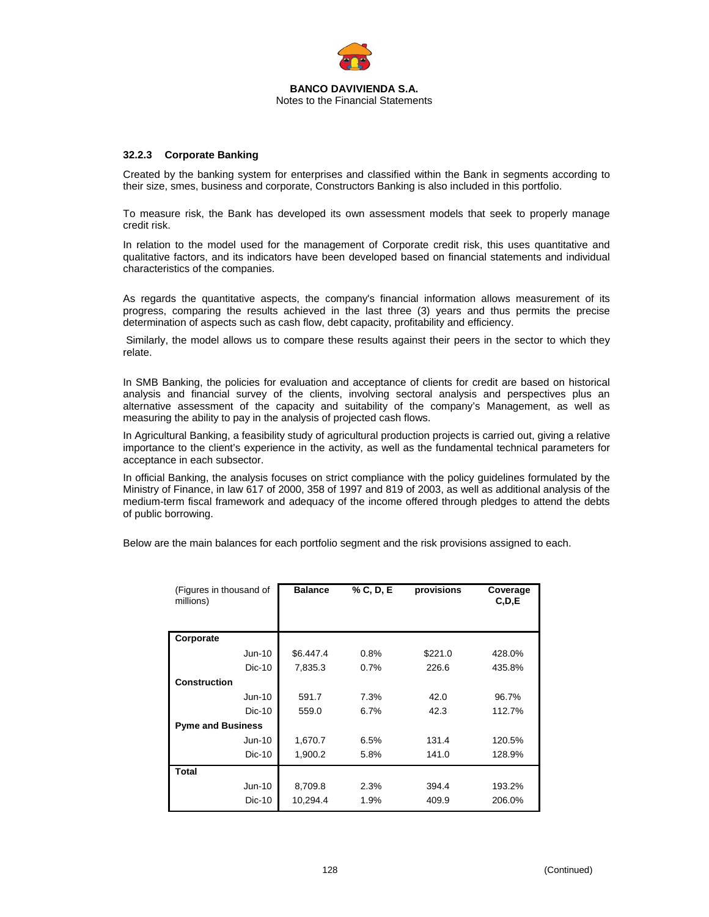### 32.2.3 Corporate Banking

Created by the banking system for enterprises and classified within the Bank in segments according to their size, smes, business and corporate, Constructors Banking is also included in this portfolio.

To measure risk, the Bank has developed its own assessment models that seek to properly manage credit risk.

In relation to the model used for the management of Corporate credit risk, this uses quantitative and qualitative factors, and its indicators have been developed based on financial statements and individual characteristics of the companies.

As regards the quantitative aspects, the company's financial information allows measurement of its progress, comparing the results achieved in the last three (3) years and thus permits the precise determination of aspects such as cash flow, debt capacity, profitability and efficiency.

Similarly, the model allows us to compare these results against their peers in the sector to which they relate.

In SMB Banking, the policies for evaluation and acceptance of clients for credit are based on historical analysis and financial survey of the clients, involving sectoral analysis and perspectives plus an alternative assessment of the capacity and suitability of the company's Management, as well as measuring the ability to pay in the analysis of projected cash flows.

In Agricultural Banking, a feasibility study of agricultural production projects is carried out, giving a relative importance to the client's experience in the activity, as well as the fundamental technical parameters for acceptance in each subsector.

In official Banking, the analysis focuses on strict compliance with the policy guidelines formulated by the Ministry of Finance, in law 617 of 2000, 358 of 1997 and 819 of 2003, as well as additional analysis of the medium-term fiscal framework and adequacy of the income offered through pledges to attend the debts of public borrowing.

Below are the main balances for each portfolio segment and the risk provisions assigned to each.

| (Figures in thousand of millions) | Balance | % C, D, E | provisions | Coverage C,D,E |
|---|---|---|---|---|
| **Corporate** | | | | |
| Jun-10 | $6.447.4 | 0.8% | $221.0 | 428.0% |
| Dic-10 | 7,835.3 | 0.7% | 226.6 | 435.8% |
| **Construction** | | | | |
| Jun-10 | 591.7 | 7.3% | 42.0 | 96.7% |
| Dic-10 | 559.0 | 6.7% | 42.3 | 112.7% |
| **Pyme and Business** | | | | |
| Jun-10 | 1,670.7 | 6.5% | 131.4 | 120.5% |
| Dic-10 | 1,900.2 | 5.8% | 141.0 | 128.9% |
| **Total** | | | | |
| Jun-10 | 8,709.8 | 2.3% | 394.4 | 193.2% |
| Dic-10 | 10,294.4 | 1.9% | 409.9 | 206.0% |

(Continued)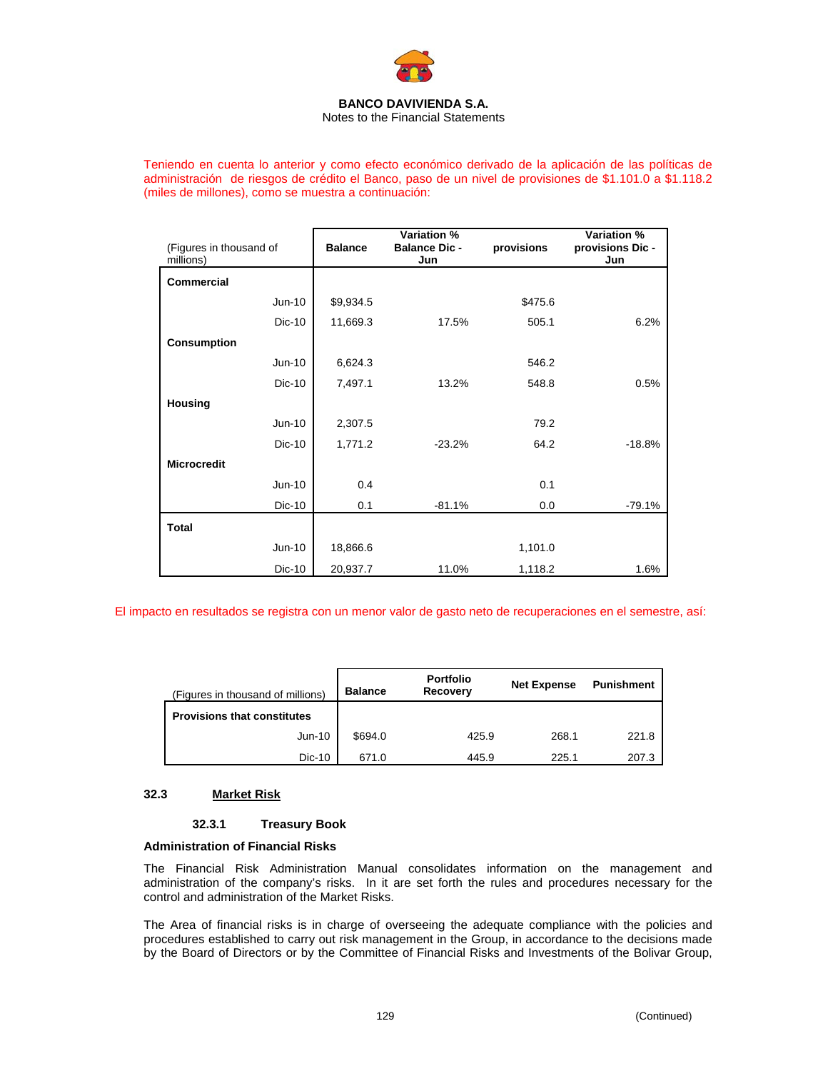Teniendo en cuenta lo anterior y como efecto económico derivado de la aplicación de las políticas de administración de riesgos de crédito el Banco, paso de un nivel de provisiones de $1.101.0 a $1.118.2 (miles de millones), como se muestra a continuación:

| (Figures in thousand of millions) | Balance | Variation % Balance Dic - Jun | provisions | Variation % provisions Dic - Jun |
|---|---|---|---|---|
| **Commercial** | | | | |
| Jun-10 | $9,934.5 | | $475.6 | |
| Dic-10 | 11,669.3 | 17.5% | 505.1 | 6.2% |
| **Consumption** | | | | |
| Jun-10 | 6,624.3 | | 546.2 | |
| Dic-10 | 7,497.1 | 13.2% | 548.8 | 0.5% |
| **Housing** | | | | |
| Jun-10 | 2,307.5 | | 79.2 | |
| Dic-10 | 1,771.2 | -23.2% | 64.2 | -18.8% |
| **Microcredit** | | | | |
| Jun-10 | 0.4 | | 0.1 | |
| Dic-10 | 0.1 | -81.1% | 0.0 | -79.1% |
| **Total** | | | | |
| Jun-10 | 18,866.6 | | 1,101.0 | |
| Dic-10 | 20,937.7 | 11.0% | 1,118.2 | 1.6% |

El impacto en resultados se registra con un menor valor de gasto neto de recuperaciones en el semestre, así:

| (Figures in thousand of millions) | Balance | Portfolio Recovery | Net Expense | Punishment |
|---|---|---|---|---|
| **Provisions that constitutes** | | | | |
| Jun-10 | $694.0 | 425.9 | 268.1 | 221.8 |
| Dic-10 | 671.0 | 445.9 | 225.1 | 207.3 |

## 32.3 Market Risk

### 32.3.1 Treasury Book

**Administration of Financial Risks**

The Financial Risk Administration Manual consolidates information on the management and administration of the company's risks. In it are set forth the rules and procedures necessary for the control and administration of the Market Risks.

The Area of financial risks is in charge of overseeing the adequate compliance with the policies and procedures established to carry out risk management in the Group, in accordance to the decisions made by the Board of Directors or by the Committee of Financial Risks and Investments of the Bolivar Group,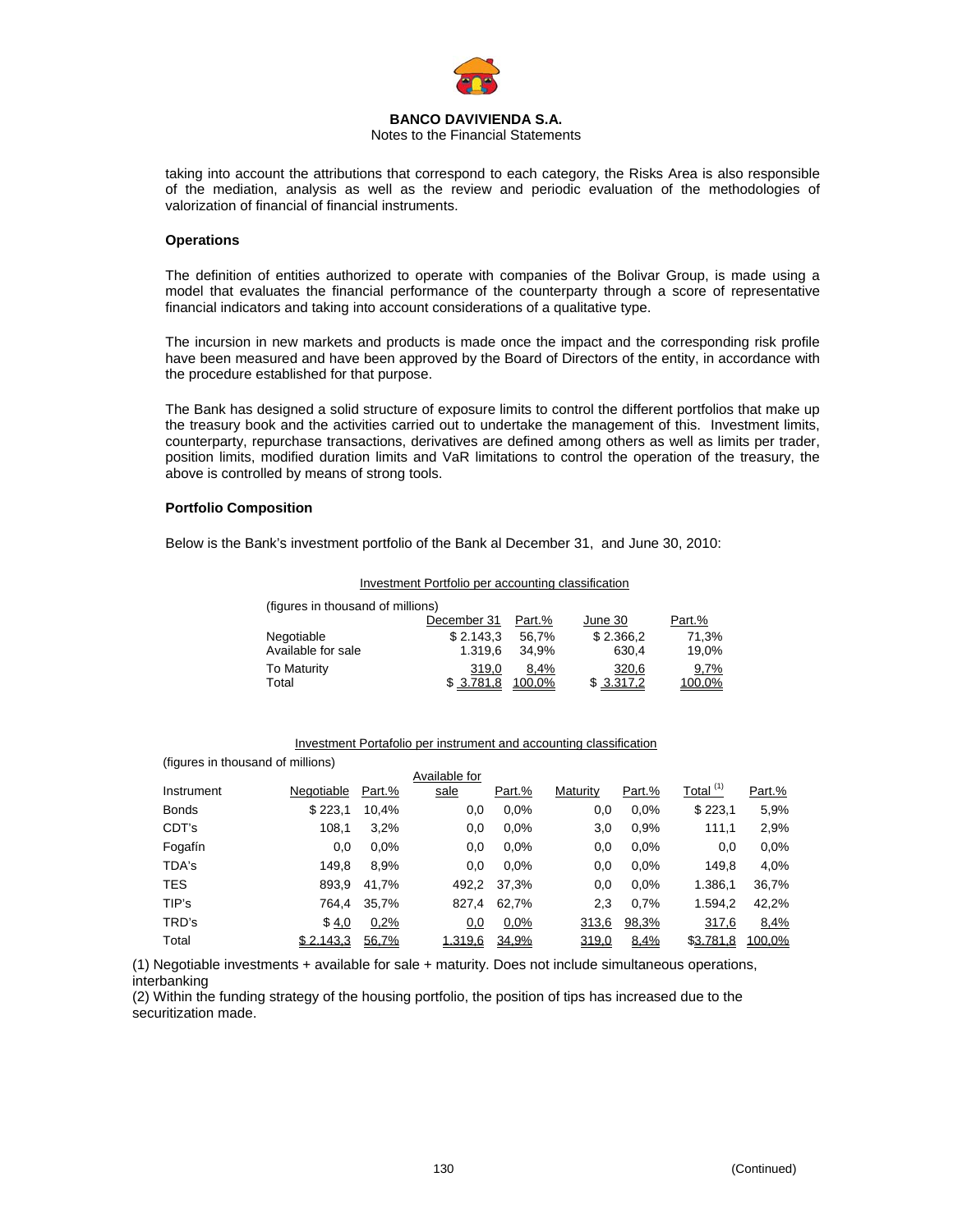taking into account the attributions that correspond to each category, the Risks Area is also responsible of the mediation, analysis as well as the review and periodic evaluation of the methodologies of valorization of financial of financial instruments.

**Operations**

The definition of entities authorized to operate with companies of the Bolivar Group, is made using a model that evaluates the financial performance of the counterparty through a score of representative financial indicators and taking into account considerations of a qualitative type.

The incursion in new markets and products is made once the impact and the corresponding risk profile have been measured and have been approved by the Board of Directors of the entity, in accordance with the procedure established for that purpose.

The Bank has designed a solid structure of exposure limits to control the different portfolios that make up the treasury book and the activities carried out to undertake the management of this. Investment limits, counterparty, repurchase transactions, derivatives are defined among others as well as limits per trader, position limits, modified duration limits and VaR limitations to control the operation of the treasury, the above is controlled by means of strong tools.

**Portfolio Composition**

Below is the Bank's investment portfolio of the Bank al December 31, and June 30, 2010:

Investment Portfolio per accounting classification

(figures in thousand of millions)

| | December 31 | Part.% | June 30 | Part.% |
|---|---|---|---|---|
| Negotiable | $ 2.143,3 | 56,7% | $ 2.366,2 | 71,3% |
| Available for sale | 1.319,6 | 34,9% | 630,4 | 19,0% |
| To Maturity | 319,0 | 8,4% | 320,6 | 9,7% |
| Total | $ 3.781,8 | 100,0% | $ 3.317,2 | 100,0% |

Investment Portafolio per instrument and accounting classification

(figures in thousand of millions)

| Instrument | Negotiable | Part.% | Available for sale | Part.% | Maturity | Part.% | Total [1] | Part.% |
|---|---|---|---|---|---|---|---|---|
| Bonds | $ 223,1 | 10,4% | 0,0 | 0,0% | 0,0 | 0,0% | $ 223,1 | 5,9% |
| CDT's | 108,1 | 3,2% | 0,0 | 0,0% | 3,0 | 0,9% | 111,1 | 2,9% |
| Fogafín | 0,0 | 0,0% | 0,0 | 0,0% | 0,0 | 0,0% | 0,0 | 0,0% |
| TDA's | 149,8 | 8,9% | 0,0 | 0,0% | 0,0 | 0,0% | 149,8 | 4,0% |
| TES | 893,9 | 41,7% | 492,2 | 37,3% | 0,0 | 0,0% | 1.386,1 | 36,7% |
| TIP's | 764,4 | 35,7% | 827,4 | 62,7% | 2,3 | 0,7% | 1.594,2 | 42,2% |
| TRD's | $ 4,0 | 0,2% | 0,0 | 0,0% | 313,6 | 98,3% | 317,6 | 8,4% |
| Total | $ 2.143,3 | 56,7% | 1.319,6 | 34,9% | 319,0 | 8,4% | $3.781,8 | 100,0% |

(1) Negotiable investments + available for sale + maturity. Does not include simultaneous operations, interbanking

(2) Within the funding strategy of the housing portfolio, the position of tips has increased due to the securitization made.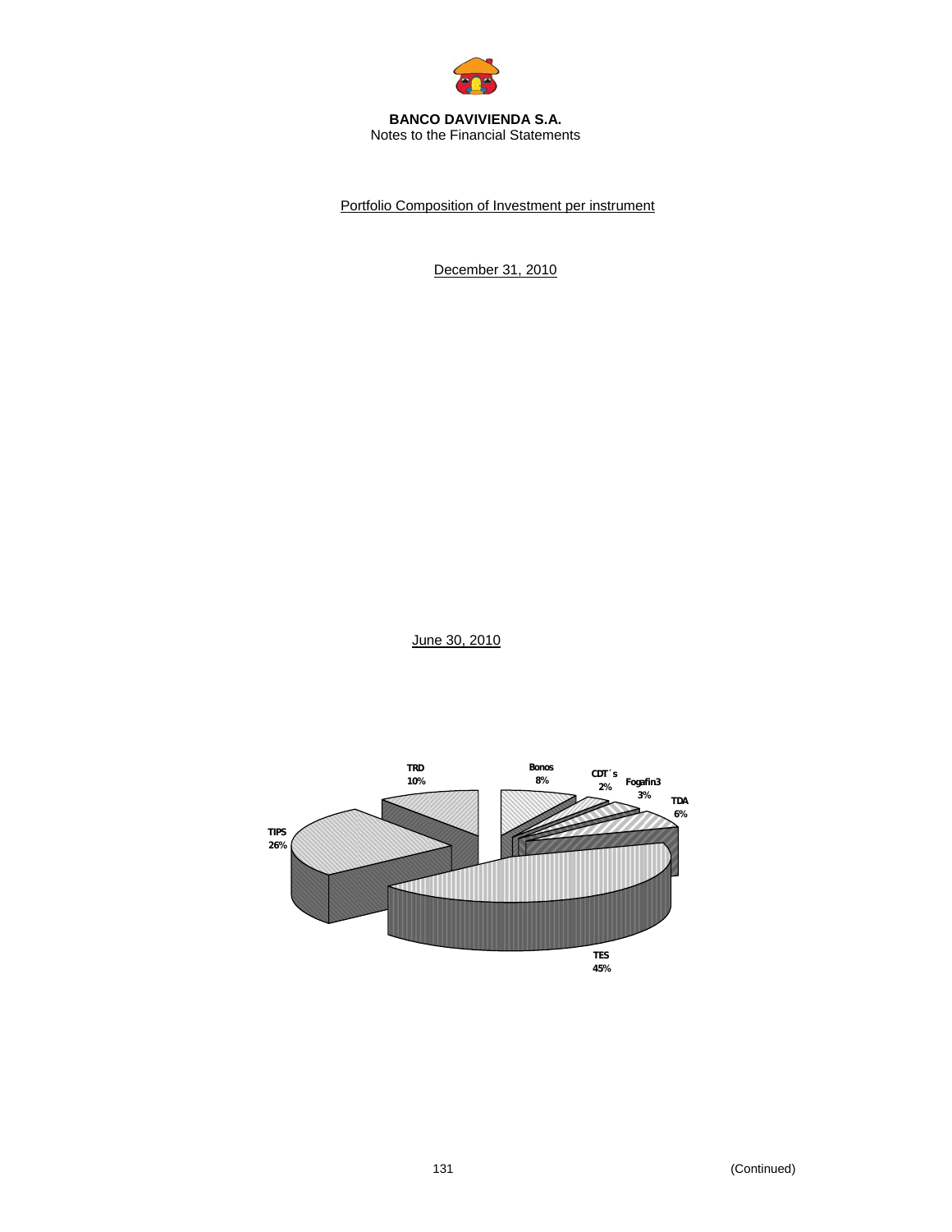**BANCO DAVIVIENDA S.A.**
Notes to the Financial Statements

Portfolio Composition of Investment per instrument

December 31, 2010

June 30, 2010

TRD 10%

Bonos 8%

CDT´s 2%

Fogafin3 3%

TDA 6%

TIPS 26%

TES 45%

(Continued)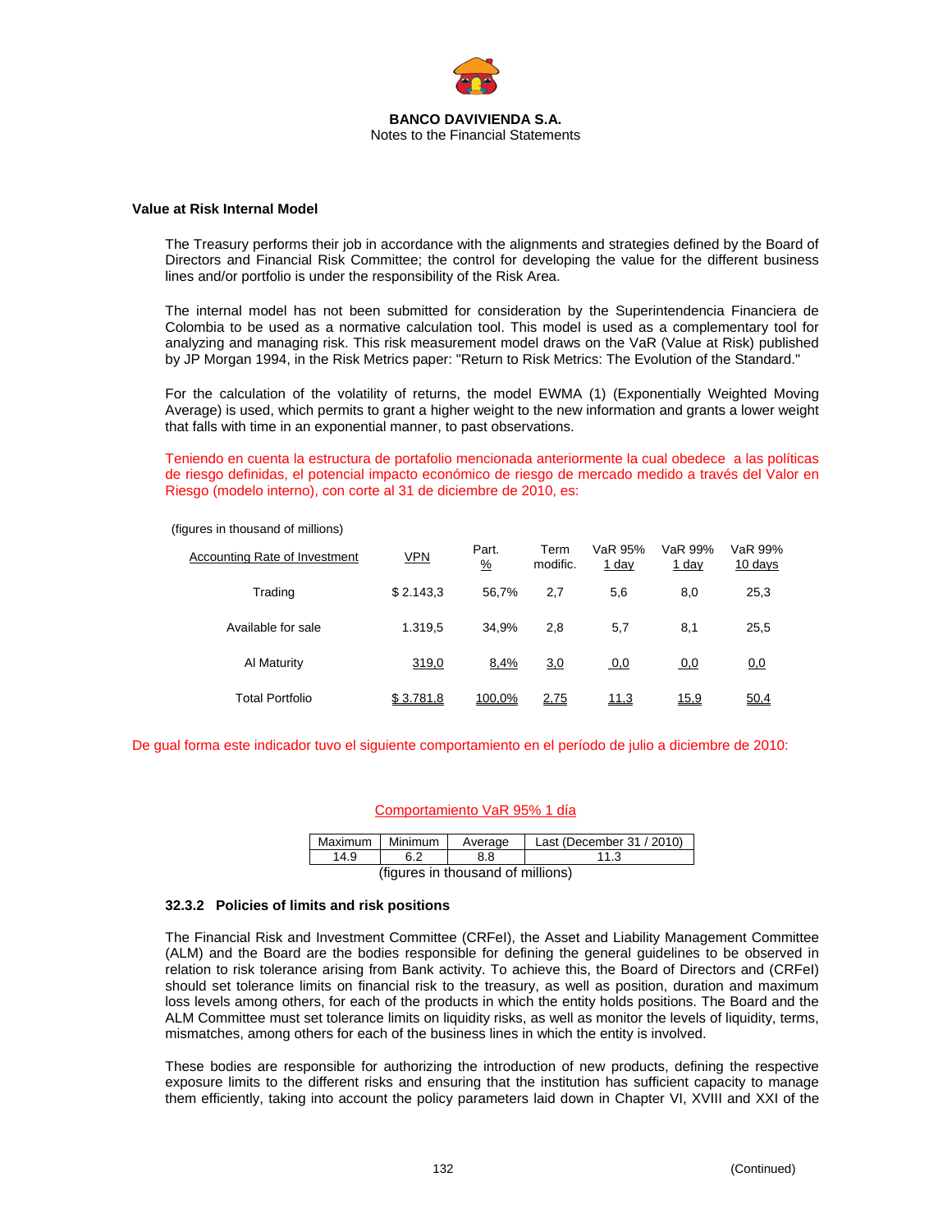**BANCO DAVIVIENDA S.A.**
Notes to the Financial Statements

**Value at Risk Internal Model**

The Treasury performs their job in accordance with the alignments and strategies defined by the Board of Directors and Financial Risk Committee; the control for developing the value for the different business lines and/or portfolio is under the responsibility of the Risk Area.

The internal model has not been submitted for consideration by the Superintendencia Financiera de Colombia to be used as a normative calculation tool. This model is used as a complementary tool for analyzing and managing risk. This risk measurement model draws on the VaR (Value at Risk) published by JP Morgan 1994, in the Risk Metrics paper: "Return to Risk Metrics: The Evolution of the Standard."

For the calculation of the volatility of returns, the model EWMA (1) (Exponentially Weighted Moving Average) is used, which permits to grant a higher weight to the new information and grants a lower weight that falls with time in an exponential manner, to past observations.

Teniendo en cuenta la estructura de portafolio mencionada anteriormente la cual obedece a las políticas de riesgo definidas, el potencial impacto económico de riesgo de mercado medido a través del Valor en Riesgo (modelo interno), con corte al 31 de diciembre de 2010, es:

(figures in thousand of millions)

| Accounting Rate of Investment | VPN | Part. % | Term modific. | VaR 95% 1 day | VaR 99% 1 day | VaR 99% 10 days |
|---|---|---|---|---|---|---|
| Trading | $ 2.143,3 | 56,7% | 2,7 | 5,6 | 8,0 | 25,3 |
| Available for sale | 1.319,5 | 34,9% | 2,8 | 5,7 | 8,1 | 25,5 |
| Al Maturity | 319,0 | 8,4% | 3,0 | 0,0 | 0,0 | 0,0 |
| Total Portfolio | $ 3.781,8 | 100,0% | 2,75 | 11,3 | 15,9 | 50,4 |

De gual forma este indicador tuvo el siguiente comportamiento en el período de julio a diciembre de 2010:

Comportamiento VaR 95% 1 día

| Maximum | Minimum | Average | Last (December 31 / 2010) |
|---|---|---|---|
| 14.9 | 6.2 | 8.8 | 11.3 |

(figures in thousand of millions)

### 32.3.2 Policies of limits and risk positions

The Financial Risk and Investment Committee (CRFeI), the Asset and Liability Management Committee (ALM) and the Board are the bodies responsible for defining the general guidelines to be observed in relation to risk tolerance arising from Bank activity. To achieve this, the Board of Directors and (CRFeI) should set tolerance limits on financial risk to the treasury, as well as position, duration and maximum loss levels among others, for each of the products in which the entity holds positions. The Board and the ALM Committee must set tolerance limits on liquidity risks, as well as monitor the levels of liquidity, terms, mismatches, among others for each of the business lines in which the entity is involved.

These bodies are responsible for authorizing the introduction of new products, defining the respective exposure limits to the different risks and ensuring that the institution has sufficient capacity to manage them efficiently, taking into account the policy parameters laid down in Chapter VI, XVIII and XXI of the

(Continued)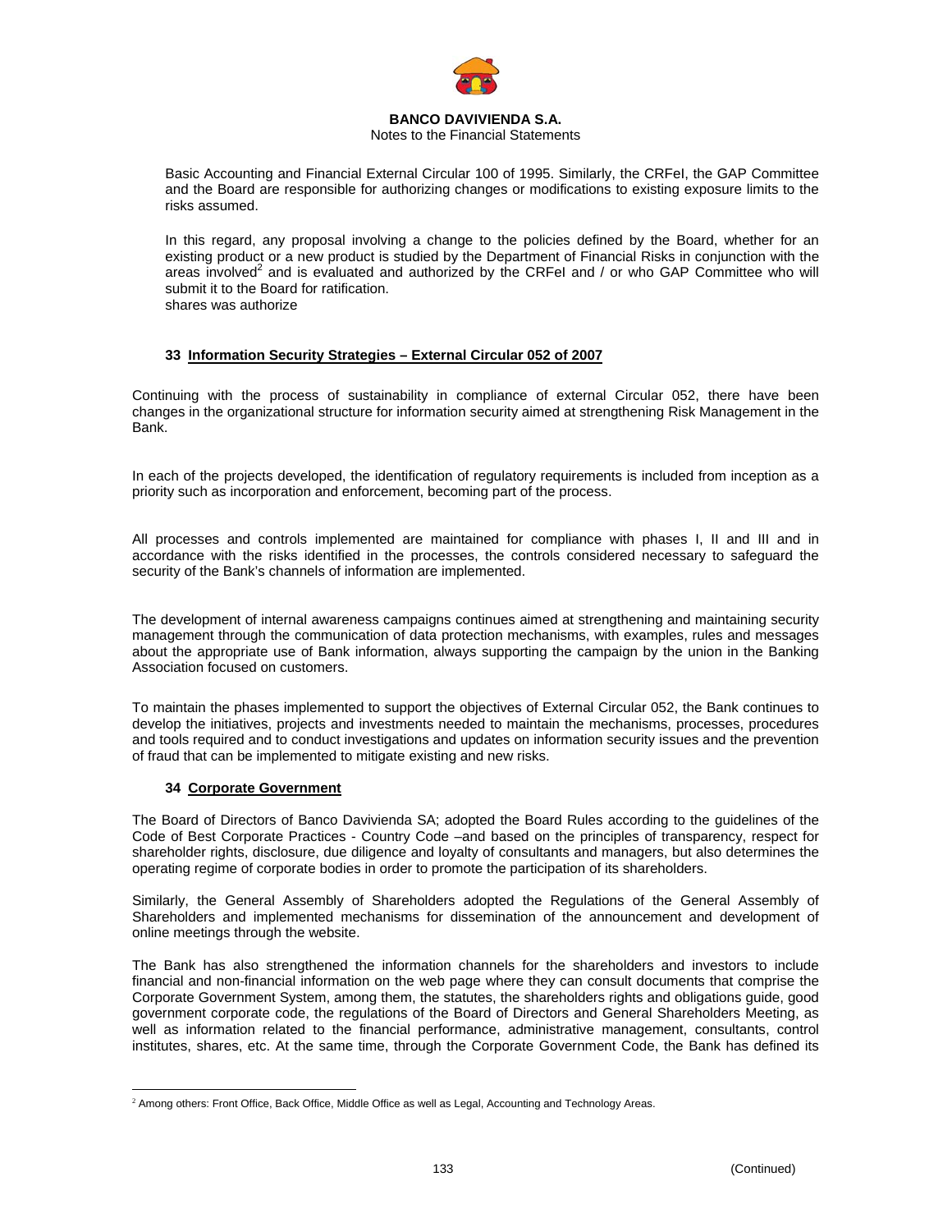Basic Accounting and Financial External Circular 100 of 1995. Similarly, the CRFeI, the GAP Committee and the Board are responsible for authorizing changes or modifications to existing exposure limits to the risks assumed.

In this regard, any proposal involving a change to the policies defined by the Board, whether for an existing product or a new product is studied by the Department of Financial Risks in conjunction with the areas involved[2] and is evaluated and authorized by the CRFeI and / or who GAP Committee who will submit it to the Board for ratification.
shares was authorize

## 33 Information Security Strategies – External Circular 052 of 2007

Continuing with the process of sustainability in compliance of external Circular 052, there have been changes in the organizational structure for information security aimed at strengthening Risk Management in the Bank.

In each of the projects developed, the identification of regulatory requirements is included from inception as a priority such as incorporation and enforcement, becoming part of the process.

All processes and controls implemented are maintained for compliance with phases I, II and III and in accordance with the risks identified in the processes, the controls considered necessary to safeguard the security of the Bank's channels of information are implemented.

The development of internal awareness campaigns continues aimed at strengthening and maintaining security management through the communication of data protection mechanisms, with examples, rules and messages about the appropriate use of Bank information, always supporting the campaign by the union in the Banking Association focused on customers.

To maintain the phases implemented to support the objectives of External Circular 052, the Bank continues to develop the initiatives, projects and investments needed to maintain the mechanisms, processes, procedures and tools required and to conduct investigations and updates on information security issues and the prevention of fraud that can be implemented to mitigate existing and new risks.

## 34 Corporate Government

The Board of Directors of Banco Davivienda SA; adopted the Board Rules according to the guidelines of the Code of Best Corporate Practices - Country Code –and based on the principles of transparency, respect for shareholder rights, disclosure, due diligence and loyalty of consultants and managers, but also determines the operating regime of corporate bodies in order to promote the participation of its shareholders.

Similarly, the General Assembly of Shareholders adopted the Regulations of the General Assembly of Shareholders and implemented mechanisms for dissemination of the announcement and development of online meetings through the website.

The Bank has also strengthened the information channels for the shareholders and investors to include financial and non-financial information on the web page where they can consult documents that comprise the Corporate Government System, among them, the statutes, the shareholders rights and obligations guide, good government corporate code, the regulations of the Board of Directors and General Shareholders Meeting, as well as information related to the financial performance, administrative management, consultants, control institutes, shares, etc. At the same time, through the Corporate Government Code, the Bank has defined its

[2] Among others: Front Office, Back Office, Middle Office as well as Legal, Accounting and Technology Areas.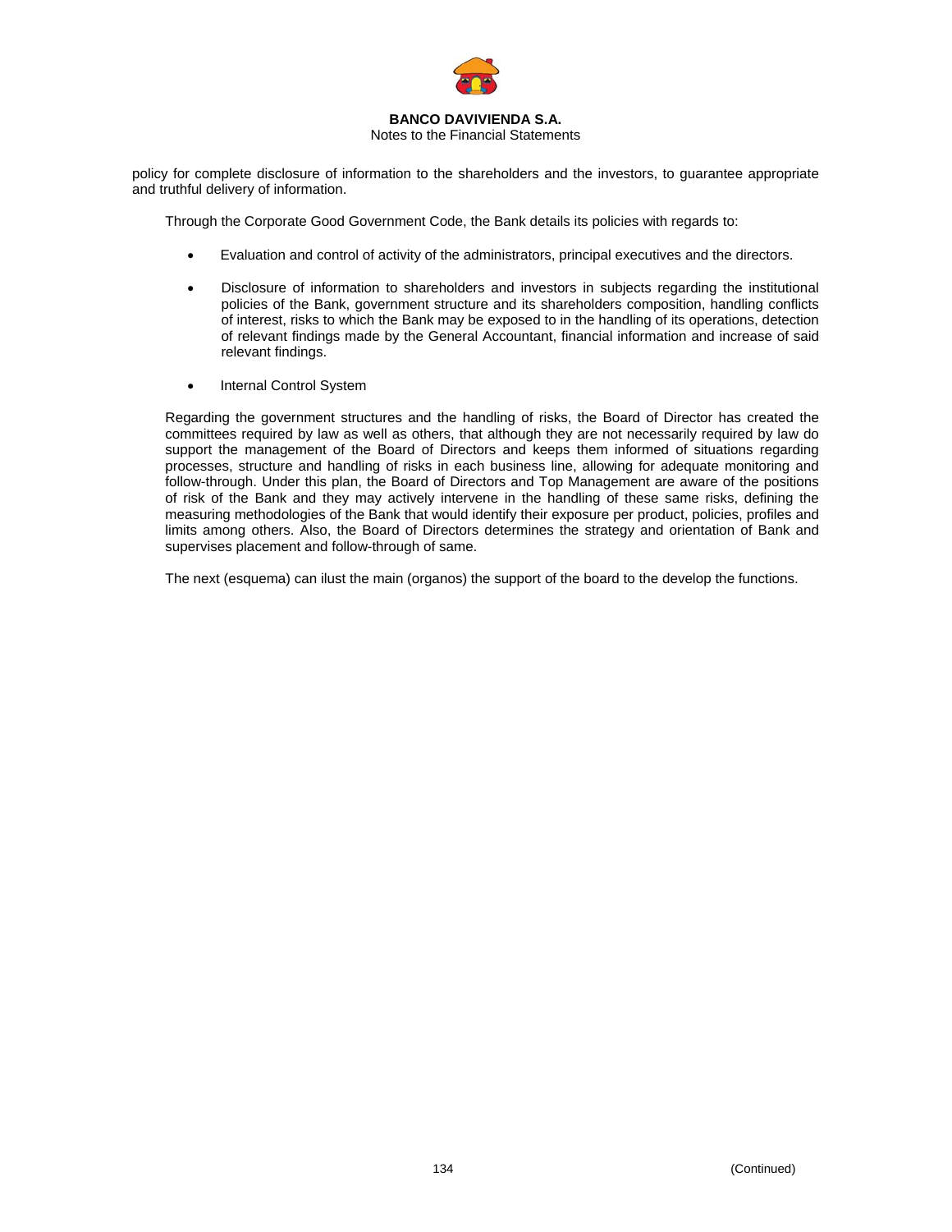policy for complete disclosure of information to the shareholders and the investors, to guarantee appropriate and truthful delivery of information.

Through the Corporate Good Government Code, the Bank details its policies with regards to:

- Evaluation and control of activity of the administrators, principal executives and the directors.

- Disclosure of information to shareholders and investors in subjects regarding the institutional policies of the Bank, government structure and its shareholders composition, handling conflicts of interest, risks to which the Bank may be exposed to in the handling of its operations, detection of relevant findings made by the General Accountant, financial information and increase of said relevant findings.

- Internal Control System

Regarding the government structures and the handling of risks, the Board of Director has created the committees required by law as well as others, that although they are not necessarily required by law do support the management of the Board of Directors and keeps them informed of situations regarding processes, structure and handling of risks in each business line, allowing for adequate monitoring and follow-through. Under this plan, the Board of Directors and Top Management are aware of the positions of risk of the Bank and they may actively intervene in the handling of these same risks, defining the measuring methodologies of the Bank that would identify their exposure per product, policies, profiles and limits among others. Also, the Board of Directors determines the strategy and orientation of Bank and supervises placement and follow-through of same.

The next (esquema) can ilust the main (organos) the support of the board to the develop the functions.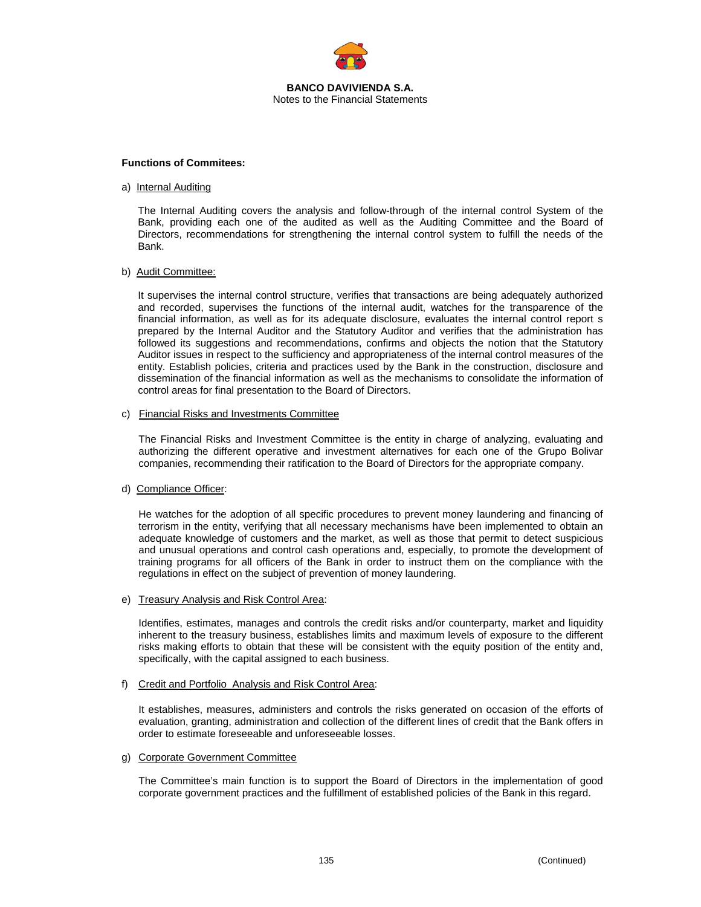**Functions of Commitees:**

a) Internal Auditing

The Internal Auditing covers the analysis and follow-through of the internal control System of the Bank, providing each one of the audited as well as the Auditing Committee and the Board of Directors, recommendations for strengthening the internal control system to fulfill the needs of the Bank.

b) Audit Committee:

It supervises the internal control structure, verifies that transactions are being adequately authorized and recorded, supervises the functions of the internal audit, watches for the transparence of the financial information, as well as for its adequate disclosure, evaluates the internal control report s prepared by the Internal Auditor and the Statutory Auditor and verifies that the administration has followed its suggestions and recommendations, confirms and objects the notion that the Statutory Auditor issues in respect to the sufficiency and appropriateness of the internal control measures of the entity. Establish policies, criteria and practices used by the Bank in the construction, disclosure and dissemination of the financial information as well as the mechanisms to consolidate the information of control areas for final presentation to the Board of Directors.

c) Financial Risks and Investments Committee

The Financial Risks and Investment Committee is the entity in charge of analyzing, evaluating and authorizing the different operative and investment alternatives for each one of the Grupo Bolivar companies, recommending their ratification to the Board of Directors for the appropriate company.

d) Compliance Officer:

He watches for the adoption of all specific procedures to prevent money laundering and financing of terrorism in the entity, verifying that all necessary mechanisms have been implemented to obtain an adequate knowledge of customers and the market, as well as those that permit to detect suspicious and unusual operations and control cash operations and, especially, to promote the development of training programs for all officers of the Bank in order to instruct them on the compliance with the regulations in effect on the subject of prevention of money laundering.

e) Treasury Analysis and Risk Control Area:

Identifies, estimates, manages and controls the credit risks and/or counterparty, market and liquidity inherent to the treasury business, establishes limits and maximum levels of exposure to the different risks making efforts to obtain that these will be consistent with the equity position of the entity and, specifically, with the capital assigned to each business.

f) Credit and Portfolio Analysis and Risk Control Area:

It establishes, measures, administers and controls the risks generated on occasion of the efforts of evaluation, granting, administration and collection of the different lines of credit that the Bank offers in order to estimate foreseeable and unforeseeable losses.

g) Corporate Government Committee

The Committee's main function is to support the Board of Directors in the implementation of good corporate government practices and the fulfillment of established policies of the Bank in this regard.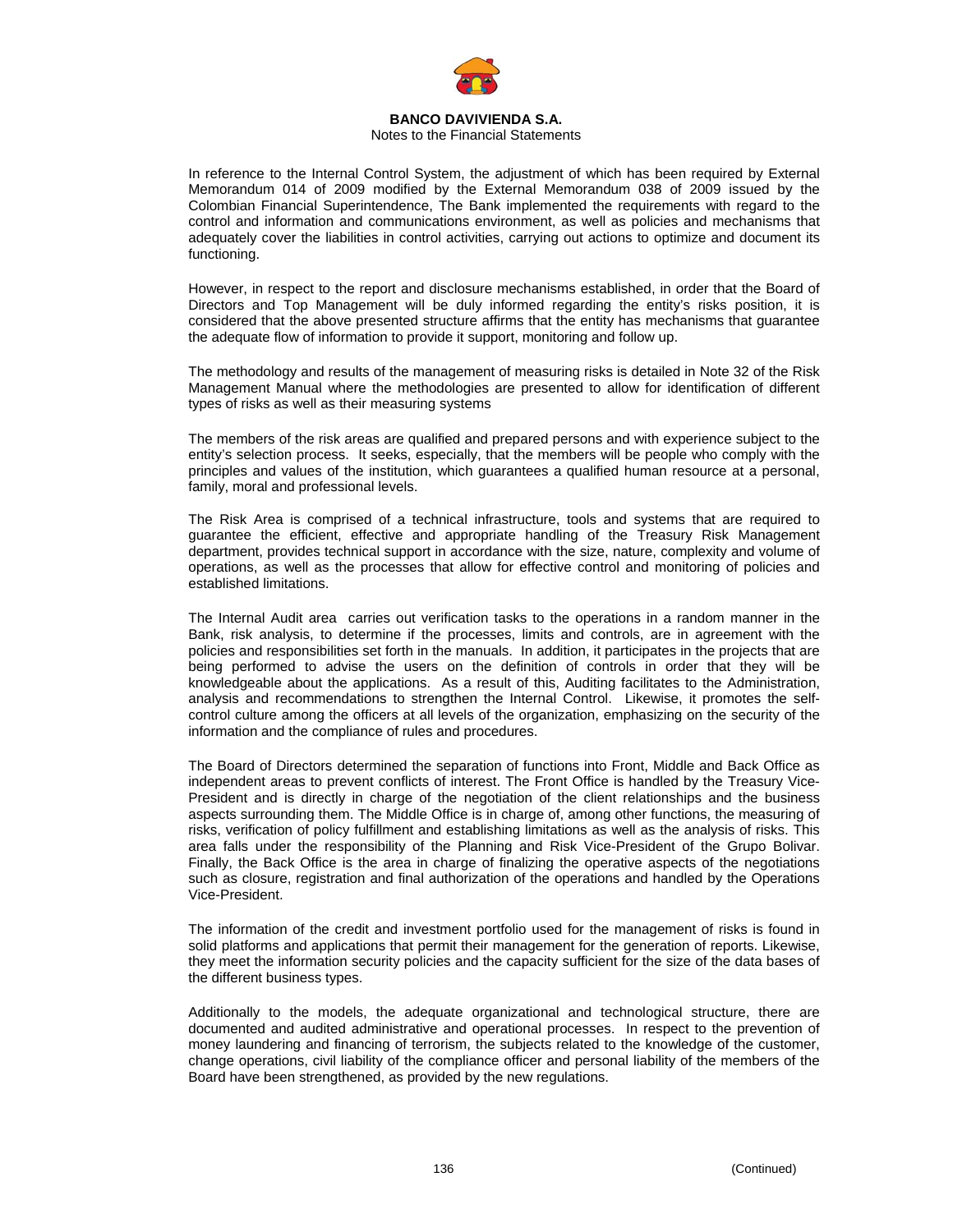In reference to the Internal Control System, the adjustment of which has been required by External Memorandum 014 of 2009 modified by the External Memorandum 038 of 2009 issued by the Colombian Financial Superintendence, The Bank implemented the requirements with regard to the control and information and communications environment, as well as policies and mechanisms that adequately cover the liabilities in control activities, carrying out actions to optimize and document its functioning.

However, in respect to the report and disclosure mechanisms established, in order that the Board of Directors and Top Management will be duly informed regarding the entity's risks position, it is considered that the above presented structure affirms that the entity has mechanisms that guarantee the adequate flow of information to provide it support, monitoring and follow up.

The methodology and results of the management of measuring risks is detailed in Note 32 of the Risk Management Manual where the methodologies are presented to allow for identification of different types of risks as well as their measuring systems

The members of the risk areas are qualified and prepared persons and with experience subject to the entity's selection process. It seeks, especially, that the members will be people who comply with the principles and values of the institution, which guarantees a qualified human resource at a personal, family, moral and professional levels.

The Risk Area is comprised of a technical infrastructure, tools and systems that are required to guarantee the efficient, effective and appropriate handling of the Treasury Risk Management department, provides technical support in accordance with the size, nature, complexity and volume of operations, as well as the processes that allow for effective control and monitoring of policies and established limitations.

The Internal Audit area carries out verification tasks to the operations in a random manner in the Bank, risk analysis, to determine if the processes, limits and controls, are in agreement with the policies and responsibilities set forth in the manuals. In addition, it participates in the projects that are being performed to advise the users on the definition of controls in order that they will be knowledgeable about the applications. As a result of this, Auditing facilitates to the Administration, analysis and recommendations to strengthen the Internal Control. Likewise, it promotes the self-control culture among the officers at all levels of the organization, emphasizing on the security of the information and the compliance of rules and procedures.

The Board of Directors determined the separation of functions into Front, Middle and Back Office as independent areas to prevent conflicts of interest. The Front Office is handled by the Treasury Vice-President and is directly in charge of the negotiation of the client relationships and the business aspects surrounding them. The Middle Office is in charge of, among other functions, the measuring of risks, verification of policy fulfillment and establishing limitations as well as the analysis of risks. This area falls under the responsibility of the Planning and Risk Vice-President of the Grupo Bolivar. Finally, the Back Office is the area in charge of finalizing the operative aspects of the negotiations such as closure, registration and final authorization of the operations and handled by the Operations Vice-President.

The information of the credit and investment portfolio used for the management of risks is found in solid platforms and applications that permit their management for the generation of reports. Likewise, they meet the information security policies and the capacity sufficient for the size of the data bases of the different business types.

Additionally to the models, the adequate organizational and technological structure, there are documented and audited administrative and operational processes. In respect to the prevention of money laundering and financing of terrorism, the subjects related to the knowledge of the customer, change operations, civil liability of the compliance officer and personal liability of the members of the Board have been strengthened, as provided by the new regulations.

(Continued)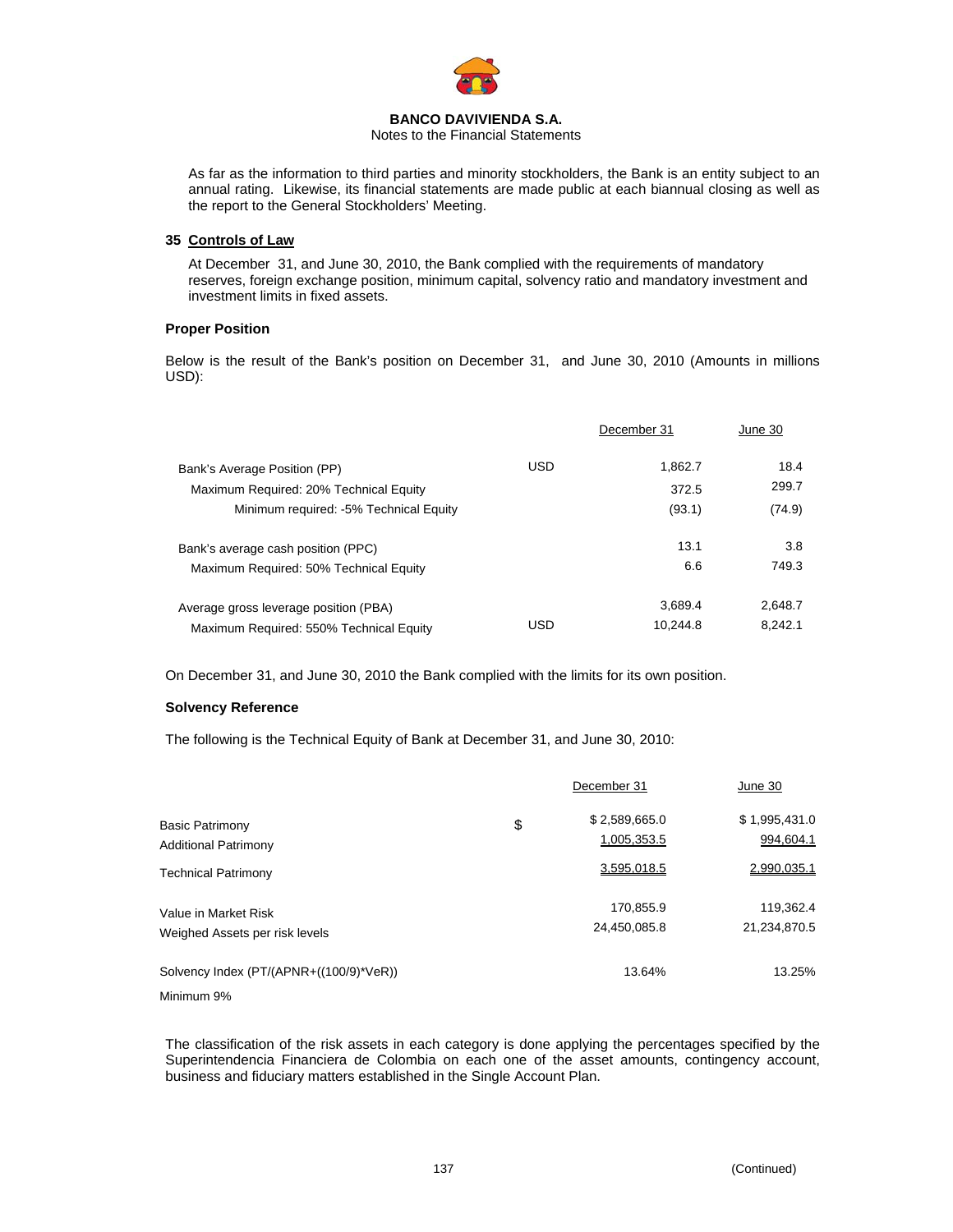BANCO DAVIVIENDA S.A.
Notes to the Financial Statements

As far as the information to third parties and minority stockholders, the Bank is an entity subject to an annual rating. Likewise, its financial statements are made public at each biannual closing as well as the report to the General Stockholders' Meeting.

## 35 Controls of Law

At December 31, and June 30, 2010, the Bank complied with the requirements of mandatory reserves, foreign exchange position, minimum capital, solvency ratio and mandatory investment and investment limits in fixed assets.

**Proper Position**

Below is the result of the Bank's position on December 31, and June 30, 2010 (Amounts in millions USD):

| | | December 31 | June 30 |
|---|---|---|---|
| Bank's Average Position (PP) | USD | 1,862.7 | 18.4 |
| Maximum Required: 20% Technical Equity | | 372.5 | 299.7 |
| Minimum required: -5% Technical Equity | | (93.1) | (74.9) |
| Bank's average cash position (PPC) | | 13.1 | 3.8 |
| Maximum Required: 50% Technical Equity | | 6.6 | 749.3 |
| Average gross leverage position (PBA) | | 3,689.4 | 2,648.7 |
| Maximum Required: 550% Technical Equity | USD | 10,244.8 | 8,242.1 |

On December 31, and June 30, 2010 the Bank complied with the limits for its own position.

**Solvency Reference**

The following is the Technical Equity of Bank at December 31, and June 30, 2010:

| | | December 31 | June 30 |
|---|---|---|---|
| Basic Patrimony | $ | $ 2,589,665.0 | $ 1,995,431.0 |
| Additional Patrimony | | 1,005,353.5 | 994,604.1 |
| Technical Patrimony | | 3,595,018.5 | 2,990,035.1 |
| Value in Market Risk | | 170,855.9 | 119,362.4 |
| Weighed Assets per risk levels | | 24,450,085.8 | 21,234,870.5 |
| Solvency Index (PT/(APNR+((100/9)*VeR)) | | 13.64% | 13.25% |
| Minimum 9% | | | |

The classification of the risk assets in each category is done applying the percentages specified by the Superintendencia Financiera de Colombia on each one of the asset amounts, contingency account, business and fiduciary matters established in the Single Account Plan.

(Continued)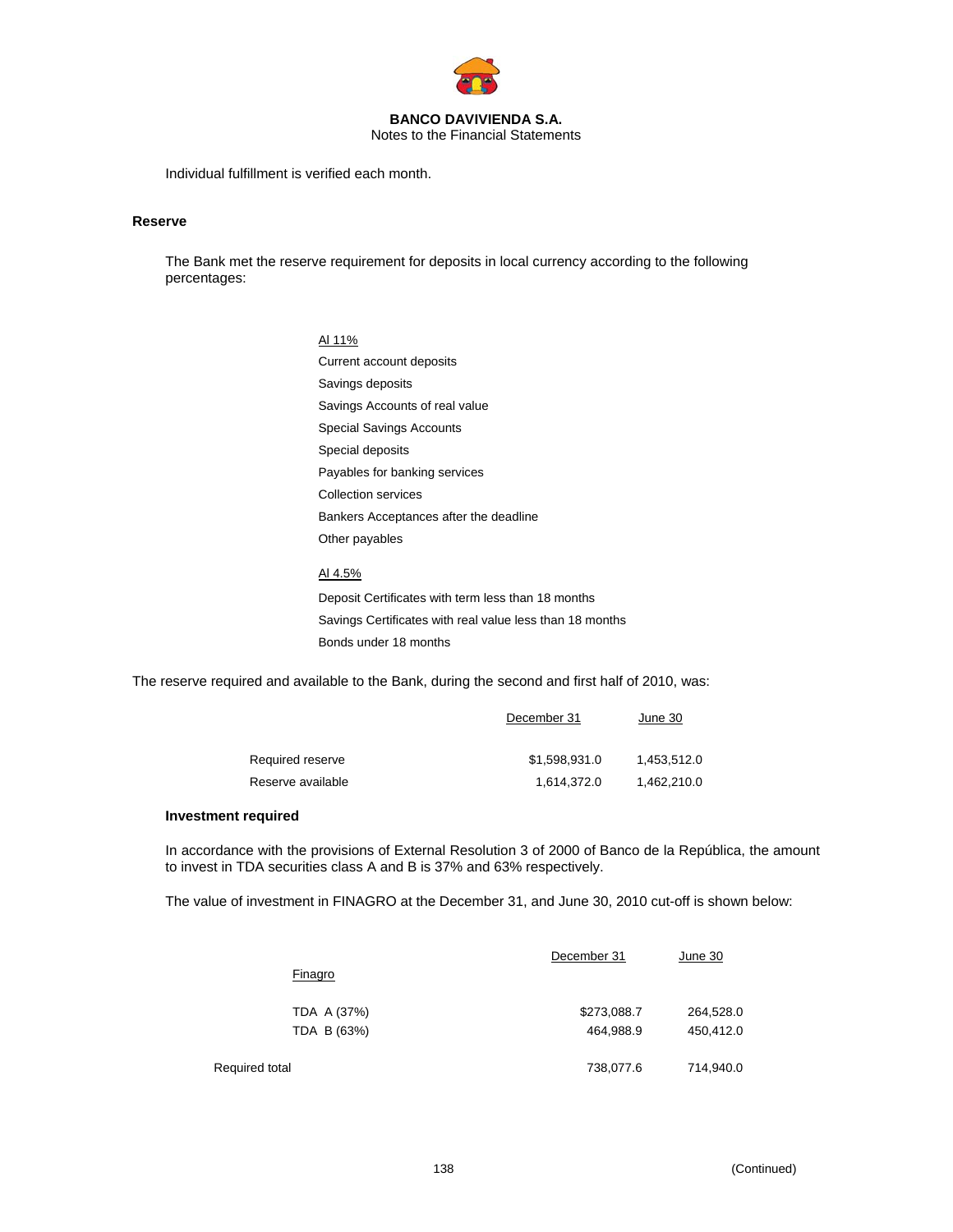Individual fulfillment is verified each month.

## Reserve

The Bank met the reserve requirement for deposits in local currency according to the following percentages:

Al 11%

- Current account deposits
- Savings deposits
- Savings Accounts of real value
- Special Savings Accounts
- Special deposits
- Payables for banking services
- Collection services
- Bankers Acceptances after the deadline
- Other payables

Al 4.5%

- Deposit Certificates with term less than 18 months
- Savings Certificates with real value less than 18 months
- Bonds under 18 months

The reserve required and available to the Bank, during the second and first half of 2010, was:

| | December 31 | June 30 |
|---|---|---|
| Required reserve | $1,598,931.0 | 1,453,512.0 |
| Reserve available | 1,614,372.0 | 1,462,210.0 |

## Investment required

In accordance with the provisions of External Resolution 3 of 2000 of Banco de la República, the amount to invest in TDA securities class A and B is 37% and 63% respectively.

The value of investment in FINAGRO at the December 31, and June 30, 2010 cut-off is shown below:

| Finagro | December 31 | June 30 |
|---|---|---|
| TDA A (37%) | $273,088.7 | 264,528.0 |
| TDA B (63%) | 464,988.9 | 450,412.0 |
| Required total | 738,077.6 | 714,940.0 |

(Continued)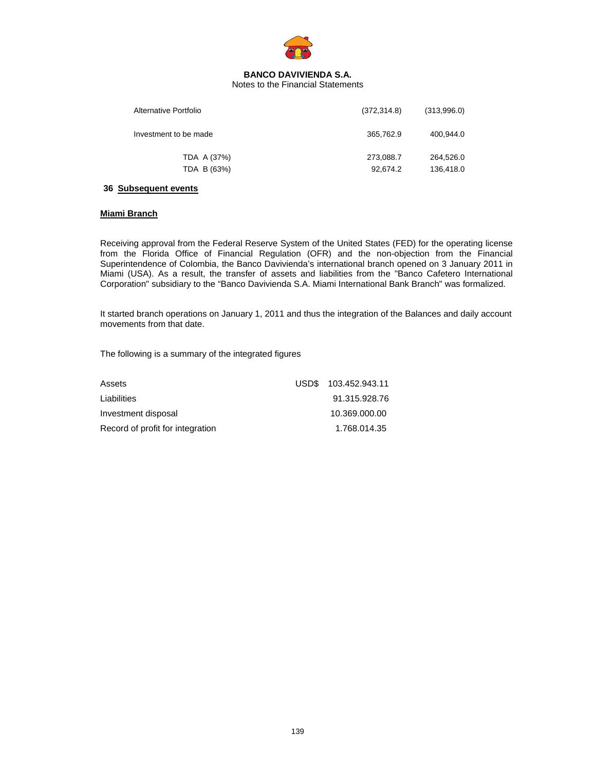| | | |
|---|---|---|
| Alternative Portfolio | (372,314.8) | (313,996.0) |
| Investment to be made | 365,762.9 | 400,944.0 |
| TDA A (37%) | 273,088.7 | 264,526.0 |
| TDA B (63%) | 92,674.2 | 136,418.0 |

## 36 Subsequent events

### Miami Branch

Receiving approval from the Federal Reserve System of the United States (FED) for the operating license from the Florida Office of Financial Regulation (OFR) and the non-objection from the Financial Superintendence of Colombia, the Banco Davivienda's international branch opened on 3 January 2011 in Miami (USA). As a result, the transfer of assets and liabilities from the "Banco Cafetero International Corporation" subsidiary to the "Banco Davivienda S.A. Miami International Bank Branch" was formalized.

It started branch operations on January 1, 2011 and thus the integration of the Balances and daily account movements from that date.

The following is a summary of the integrated figures

| | |
|---|---|
| Assets | USD$ 103.452.943.11 |
| Liabilities | 91.315.928.76 |
| Investment disposal | 10.369.000.00 |
| Record of profit for integration | 1.768.014.35 |